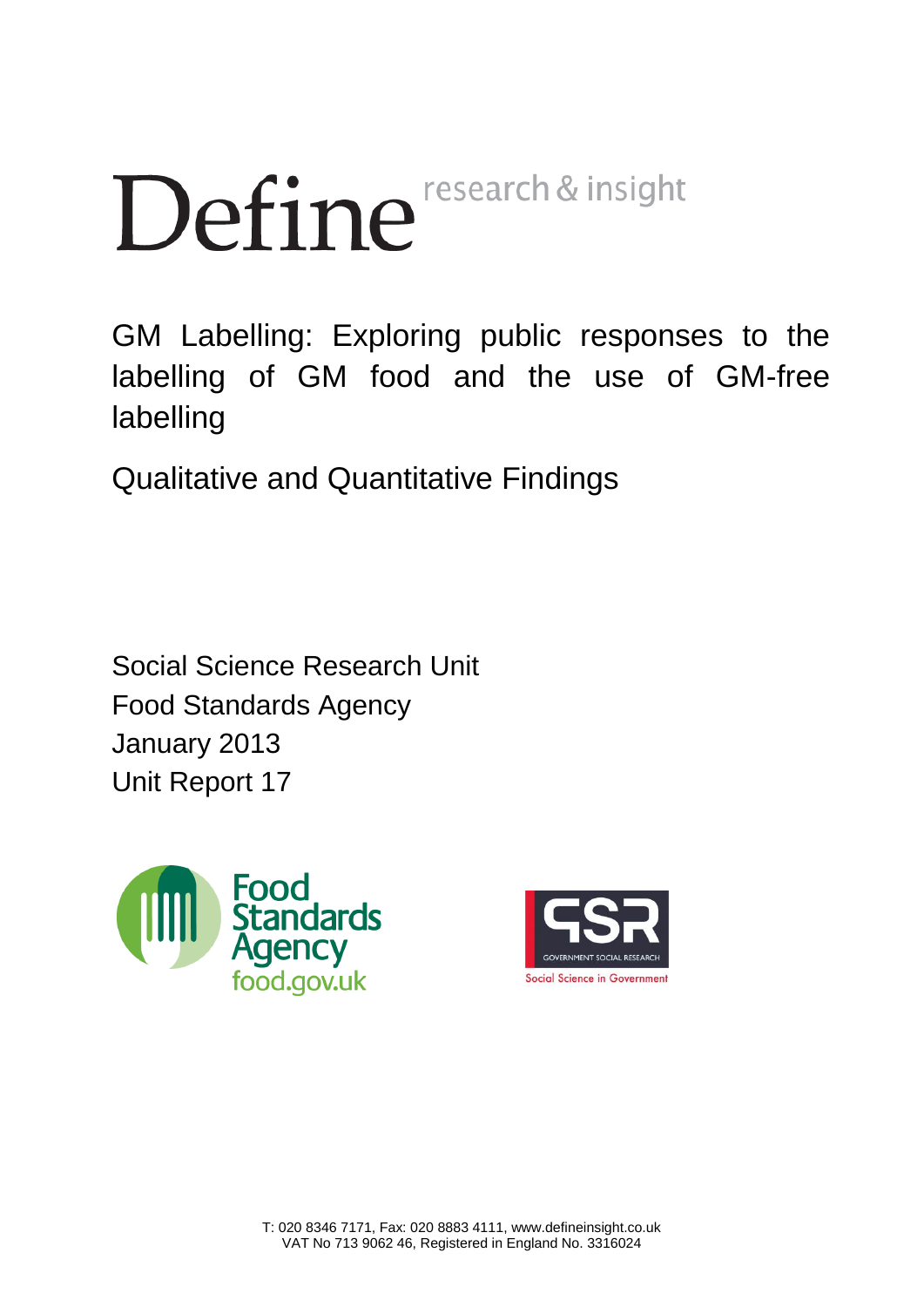Define research & insight

# GM Labelling: Exploring public responses to the labelling of GM food and the use of GM-free labelling

## Qualitative and Quantitative Findings

Social Science Research Unit
Food Standards Agency
January 2013
Unit Report 17

Food Standards Agency
food.gov.uk

GSR
GOVERNMENT SOCIAL RESEARCH
Social Science in Government

T: 020 8346 7171, Fax: 020 8883 4111, www.defineinsight.co.uk
VAT No 713 9062 46, Registered in England No. 3316024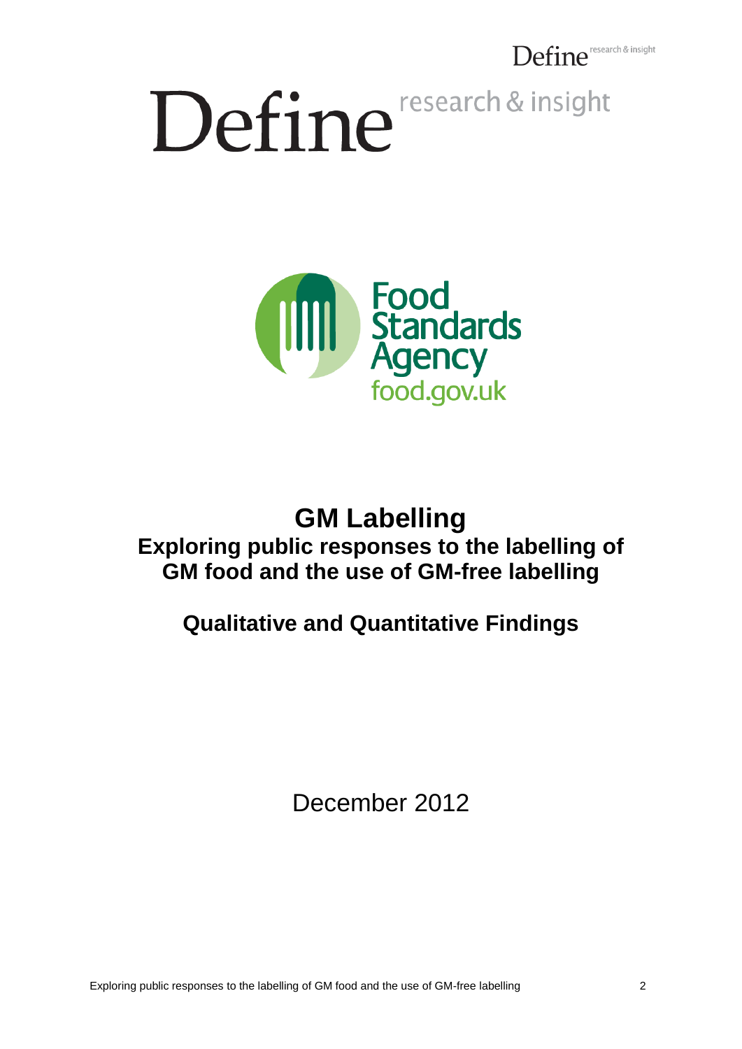# GM Labelling

## Exploring public responses to the labelling of GM food and the use of GM-free labelling

## Qualitative and Quantitative Findings

December 2012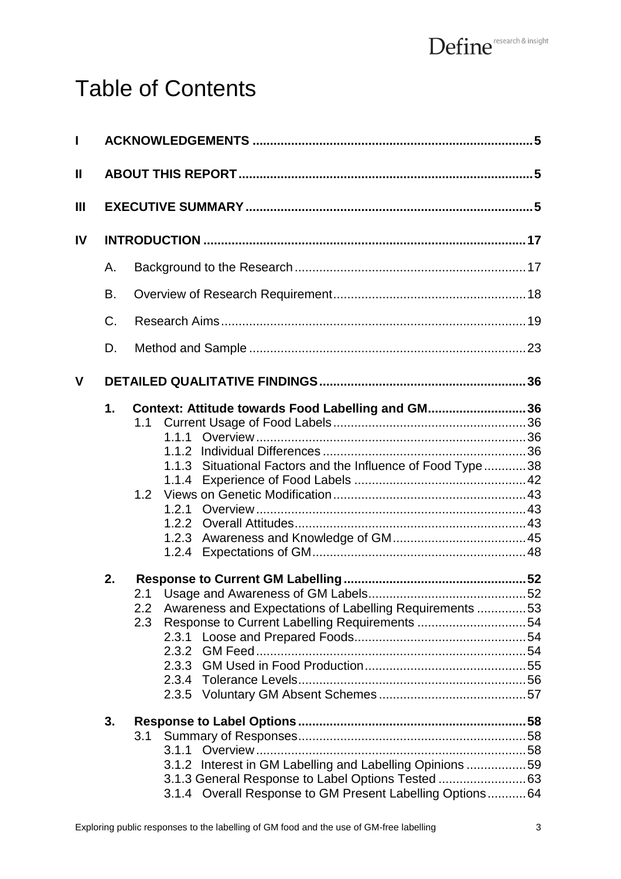# Table of Contents

I ACKNOWLEDGEMENTS ..... 5

II ABOUT THIS REPORT ..... 5

III EXECUTIVE SUMMARY ..... 5

IV INTRODUCTION ..... 17

- A. Background to the Research ..... 17
- B. Overview of Research Requirement ..... 18
- C. Research Aims ..... 19
- D. Method and Sample ..... 23

V DETAILED QUALITATIVE FINDINGS ..... 36

**1. Context: Attitude towards Food Labelling and GM ..... 36**

- 1.1 Current Usage of Food Labels ..... 36
  - 1.1.1 Overview ..... 36
  - 1.1.2 Individual Differences ..... 36
  - 1.1.3 Situational Factors and the Influence of Food Type ..... 38
  - 1.1.4 Experience of Food Labels ..... 42
- 1.2 Views on Genetic Modification ..... 43
  - 1.2.1 Overview ..... 43
  - 1.2.2 Overall Attitudes ..... 43
  - 1.2.3 Awareness and Knowledge of GM ..... 45
  - 1.2.4 Expectations of GM ..... 48

**2. Response to Current GM Labelling ..... 52**

- 2.1 Usage and Awareness of GM Labels ..... 52
- 2.2 Awareness and Expectations of Labelling Requirements ..... 53
- 2.3 Response to Current Labelling Requirements ..... 54
  - 2.3.1 Loose and Prepared Foods ..... 54
  - 2.3.2 GM Feed ..... 54
  - 2.3.3 GM Used in Food Production ..... 55
  - 2.3.4 Tolerance Levels ..... 56
  - 2.3.5 Voluntary GM Absent Schemes ..... 57

**3. Response to Label Options ..... 58**

- 3.1 Summary of Responses ..... 58
  - 3.1.1 Overview ..... 58
  - 3.1.2 Interest in GM Labelling and Labelling Opinions ..... 59
  - 3.1.3 General Response to Label Options Tested ..... 63
  - 3.1.4 Overall Response to GM Present Labelling Options ..... 64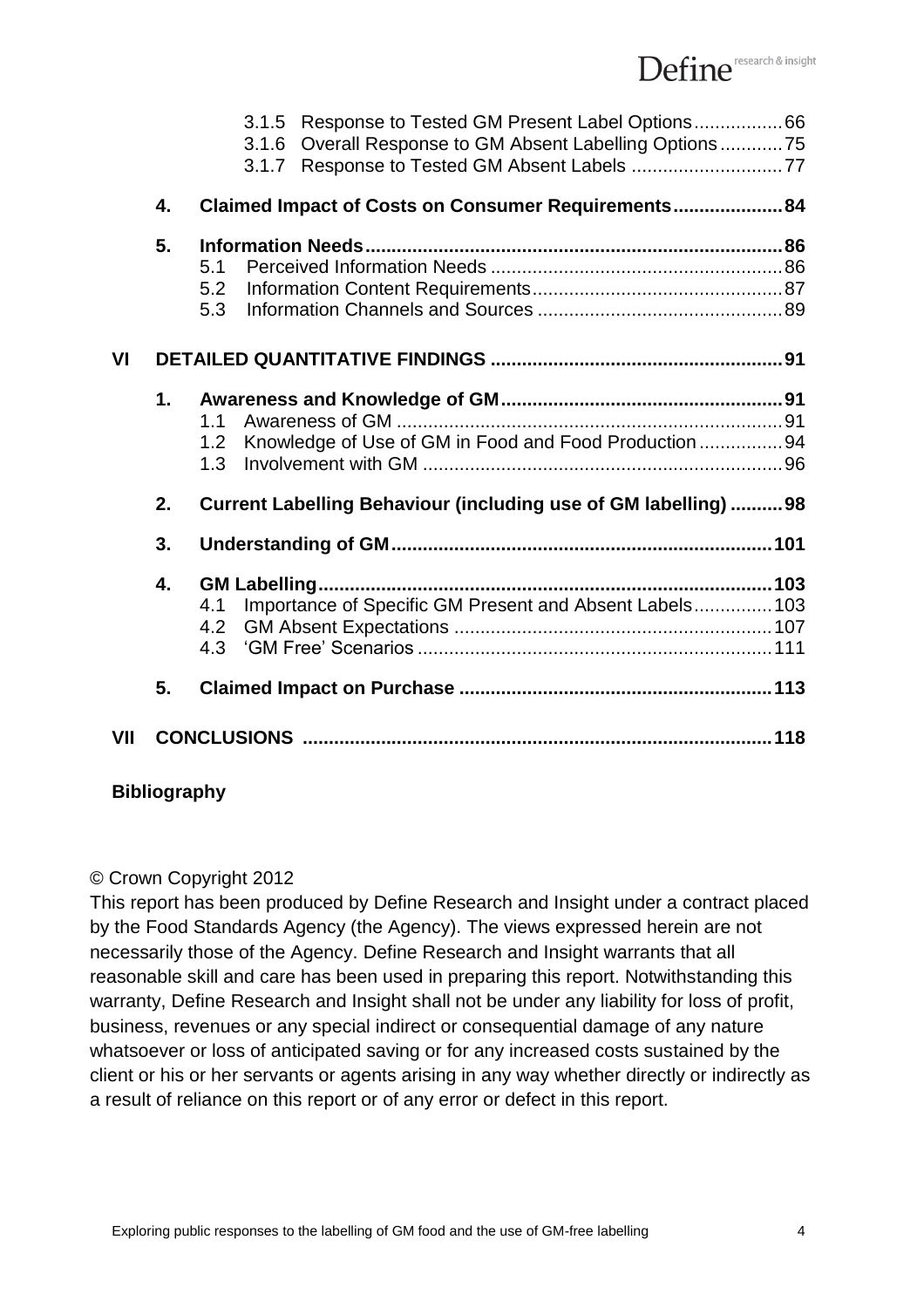- 3.1.5 Response to Tested GM Present Label Options ... 66
- 3.1.6 Overall Response to GM Absent Labelling Options ... 75
- 3.1.7 Response to Tested GM Absent Labels ... 77

**4. Claimed Impact of Costs on Consumer Requirements ... 84**

**5. Information Needs ... 86**
- 5.1 Perceived Information Needs ... 86
- 5.2 Information Content Requirements ... 87
- 5.3 Information Channels and Sources ... 89

**VI DETAILED QUANTITATIVE FINDINGS ... 91**

**1. Awareness and Knowledge of GM ... 91**
- 1.1 Awareness of GM ... 91
- 1.2 Knowledge of Use of GM in Food and Food Production ... 94
- 1.3 Involvement with GM ... 96

**2. Current Labelling Behaviour (including use of GM labelling) ... 98**

**3. Understanding of GM ... 101**

**4. GM Labelling ... 103**
- 4.1 Importance of Specific GM Present and Absent Labels ... 103
- 4.2 GM Absent Expectations ... 107
- 4.3 'GM Free' Scenarios ... 111

**5. Claimed Impact on Purchase ... 113**

**VII CONCLUSIONS ... 118**

**Bibliography**

© Crown Copyright 2012

This report has been produced by Define Research and Insight under a contract placed by the Food Standards Agency (the Agency). The views expressed herein are not necessarily those of the Agency. Define Research and Insight warrants that all reasonable skill and care has been used in preparing this report. Notwithstanding this warranty, Define Research and Insight shall not be under any liability for loss of profit, business, revenues or any special indirect or consequential damage of any nature whatsoever or loss of anticipated saving or for any increased costs sustained by the client or his or her servants or agents arising in any way whether directly or indirectly as a result of reliance on this report or of any error or defect in this report.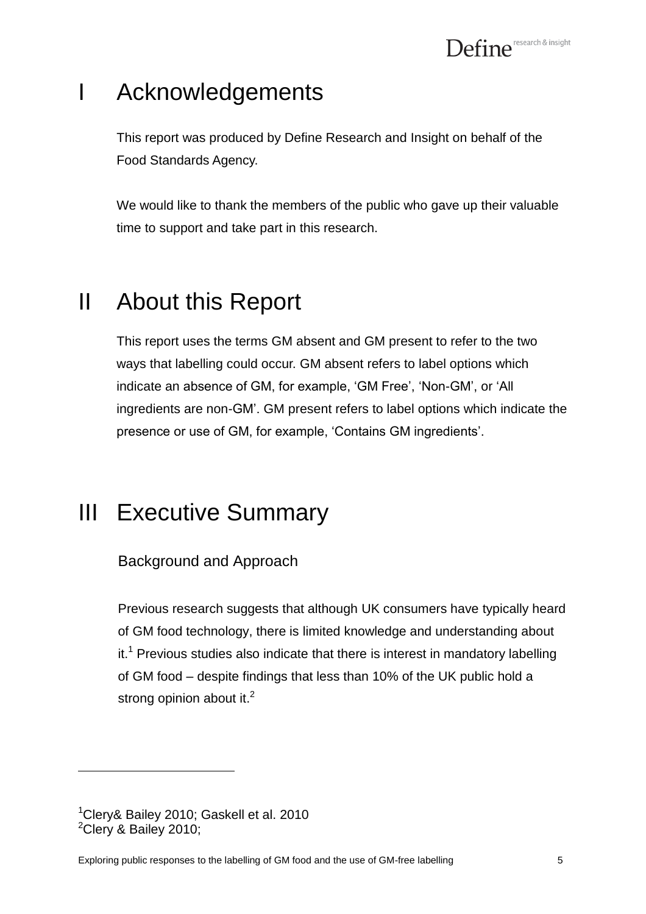# I Acknowledgements

This report was produced by Define Research and Insight on behalf of the Food Standards Agency.

We would like to thank the members of the public who gave up their valuable time to support and take part in this research.

# II About this Report

This report uses the terms GM absent and GM present to refer to the two ways that labelling could occur. GM absent refers to label options which indicate an absence of GM, for example, 'GM Free', 'Non-GM', or 'All ingredients are non-GM'. GM present refers to label options which indicate the presence or use of GM, for example, 'Contains GM ingredients'.

# III Executive Summary

## Background and Approach

Previous research suggests that although UK consumers have typically heard of GM food technology, there is limited knowledge and understanding about it.[1] Previous studies also indicate that there is interest in mandatory labelling of GM food – despite findings that less than 10% of the UK public hold a strong opinion about it.[2]

---

[1]Clery& Bailey 2010; Gaskell et al. 2010
[2]Clery & Bailey 2010;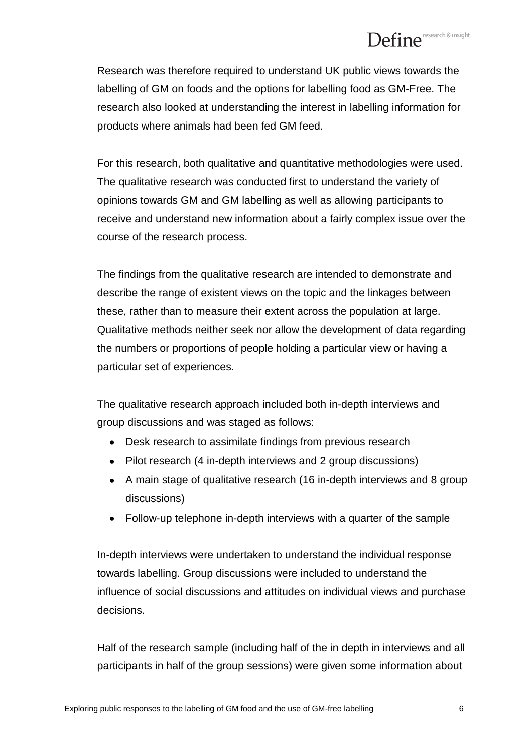Research was therefore required to understand UK public views towards the labelling of GM on foods and the options for labelling food as GM-Free. The research also looked at understanding the interest in labelling information for products where animals had been fed GM feed.

For this research, both qualitative and quantitative methodologies were used. The qualitative research was conducted first to understand the variety of opinions towards GM and GM labelling as well as allowing participants to receive and understand new information about a fairly complex issue over the course of the research process.

The findings from the qualitative research are intended to demonstrate and describe the range of existent views on the topic and the linkages between these, rather than to measure their extent across the population at large. Qualitative methods neither seek nor allow the development of data regarding the numbers or proportions of people holding a particular view or having a particular set of experiences.

The qualitative research approach included both in-depth interviews and group discussions and was staged as follows:

- Desk research to assimilate findings from previous research
- Pilot research (4 in-depth interviews and 2 group discussions)
- A main stage of qualitative research (16 in-depth interviews and 8 group discussions)
- Follow-up telephone in-depth interviews with a quarter of the sample

In-depth interviews were undertaken to understand the individual response towards labelling. Group discussions were included to understand the influence of social discussions and attitudes on individual views and purchase decisions.

Half of the research sample (including half of the in depth in interviews and all participants in half of the group sessions) were given some information about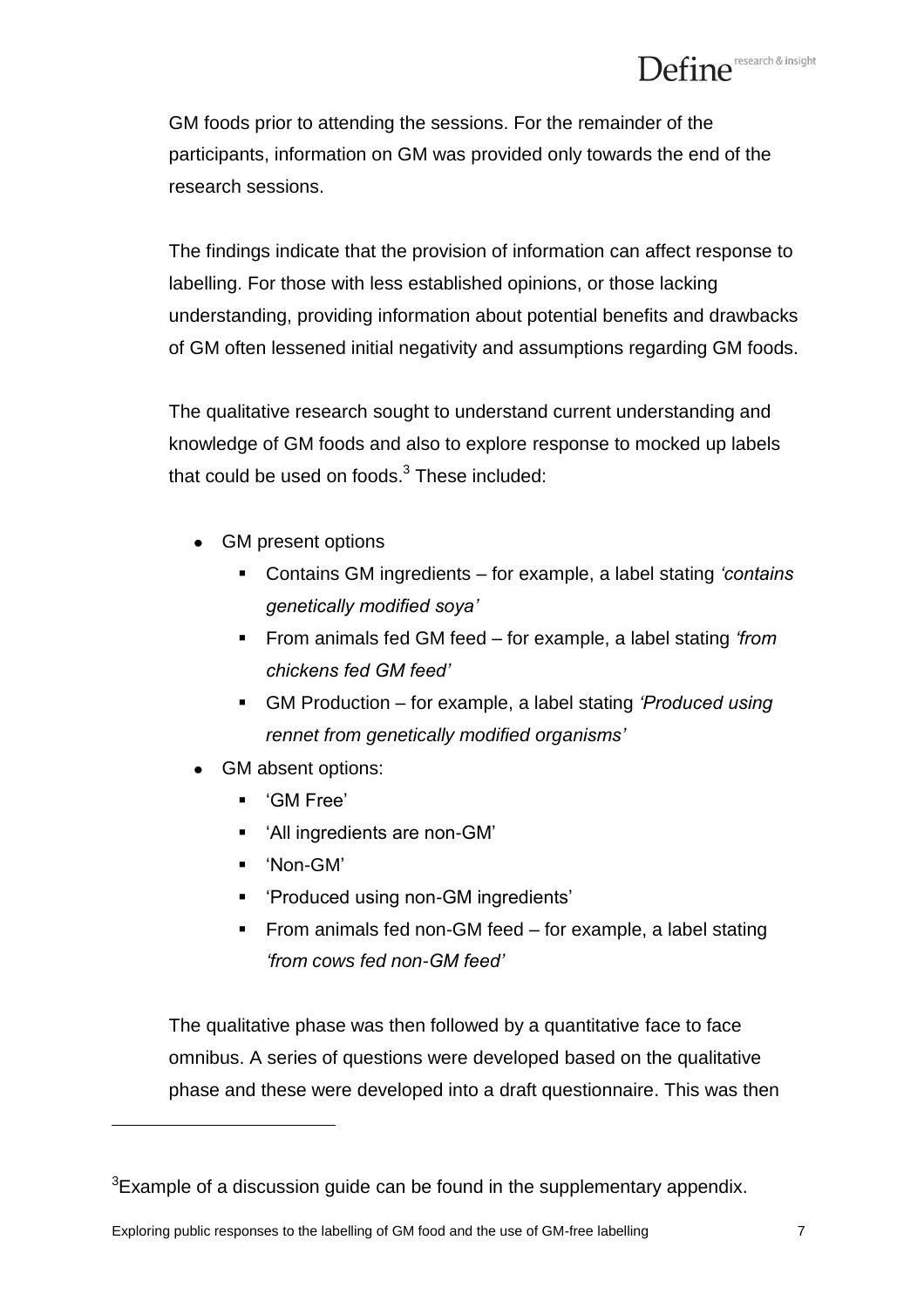GM foods prior to attending the sessions. For the remainder of the participants, information on GM was provided only towards the end of the research sessions.

The findings indicate that the provision of information can affect response to labelling. For those with less established opinions, or those lacking understanding, providing information about potential benefits and drawbacks of GM often lessened initial negativity and assumptions regarding GM foods.

The qualitative research sought to understand current understanding and knowledge of GM foods and also to explore response to mocked up labels that could be used on foods.[3] These included:

- GM present options
    - Contains GM ingredients – for example, a label stating *'contains genetically modified soya'*
    - From animals fed GM feed – for example, a label stating *'from chickens fed GM feed'*
    - GM Production – for example, a label stating *'Produced using rennet from genetically modified organisms'*
- GM absent options:
    - 'GM Free'
    - 'All ingredients are non-GM'
    - 'Non-GM'
    - 'Produced using non-GM ingredients'
    - From animals fed non-GM feed – for example, a label stating *'from cows fed non-GM feed'*

The qualitative phase was then followed by a quantitative face to face omnibus. A series of questions were developed based on the qualitative phase and these were developed into a draft questionnaire. This was then

[3]Example of a discussion guide can be found in the supplementary appendix.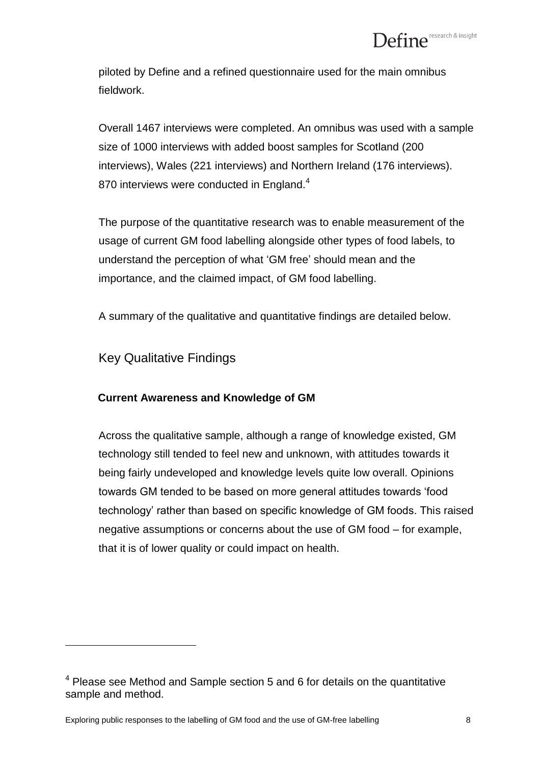piloted by Define and a refined questionnaire used for the main omnibus fieldwork.

Overall 1467 interviews were completed. An omnibus was used with a sample size of 1000 interviews with added boost samples for Scotland (200 interviews), Wales (221 interviews) and Northern Ireland (176 interviews). 870 interviews were conducted in England.[4]

The purpose of the quantitative research was to enable measurement of the usage of current GM food labelling alongside other types of food labels, to understand the perception of what 'GM free' should mean and the importance, and the claimed impact, of GM food labelling.

A summary of the qualitative and quantitative findings are detailed below.

## Key Qualitative Findings

### Current Awareness and Knowledge of GM

Across the qualitative sample, although a range of knowledge existed, GM technology still tended to feel new and unknown, with attitudes towards it being fairly undeveloped and knowledge levels quite low overall. Opinions towards GM tended to be based on more general attitudes towards 'food technology' rather than based on specific knowledge of GM foods. This raised negative assumptions or concerns about the use of GM food – for example, that it is of lower quality or could impact on health.

---

[4] Please see Method and Sample section 5 and 6 for details on the quantitative sample and method.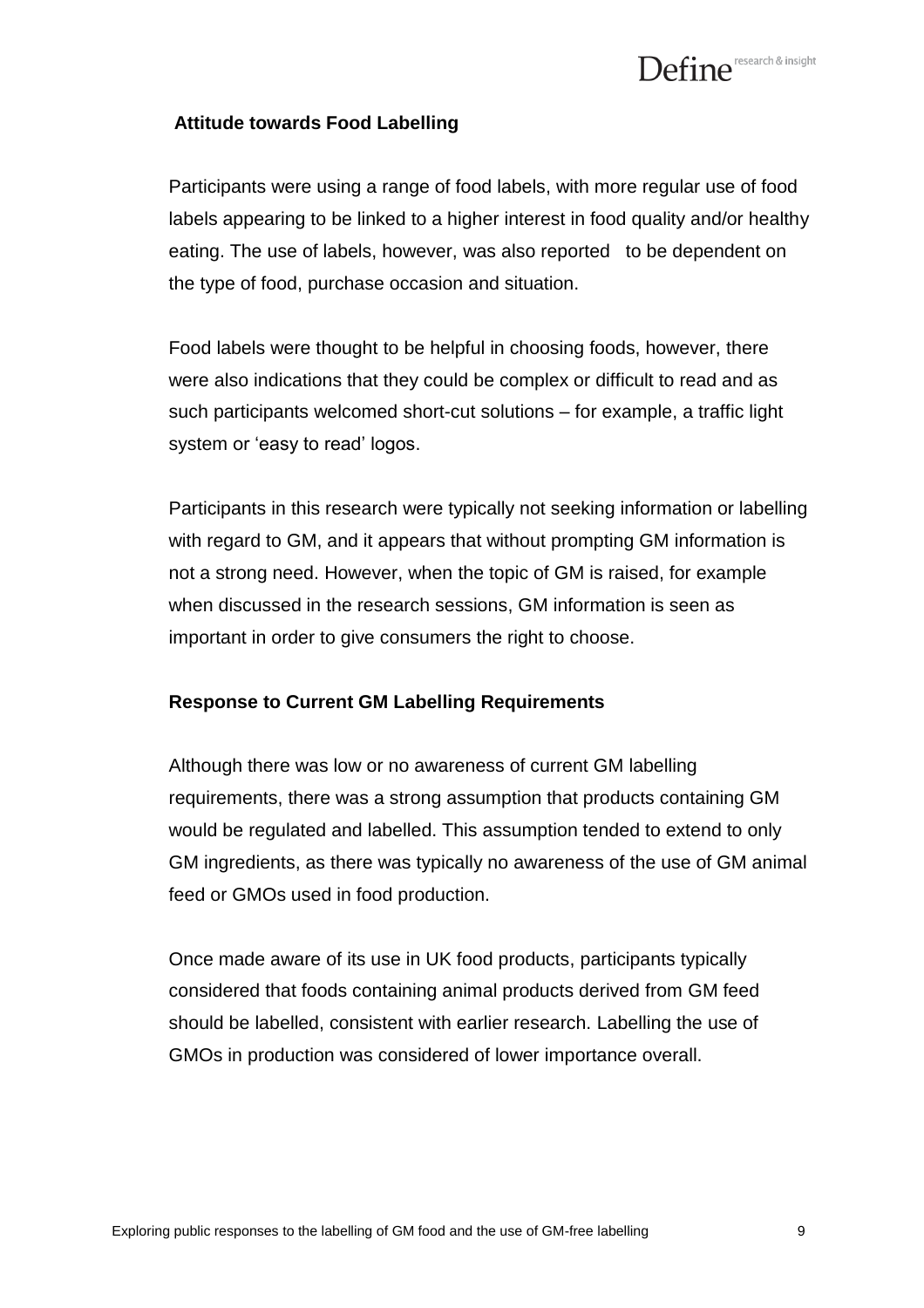### Attitude towards Food Labelling

Participants were using a range of food labels, with more regular use of food labels appearing to be linked to a higher interest in food quality and/or healthy eating. The use of labels, however, was also reported to be dependent on the type of food, purchase occasion and situation.

Food labels were thought to be helpful in choosing foods, however, there were also indications that they could be complex or difficult to read and as such participants welcomed short-cut solutions – for example, a traffic light system or 'easy to read' logos.

Participants in this research were typically not seeking information or labelling with regard to GM, and it appears that without prompting GM information is not a strong need. However, when the topic of GM is raised, for example when discussed in the research sessions, GM information is seen as important in order to give consumers the right to choose.

### Response to Current GM Labelling Requirements

Although there was low or no awareness of current GM labelling requirements, there was a strong assumption that products containing GM would be regulated and labelled. This assumption tended to extend to only GM ingredients, as there was typically no awareness of the use of GM animal feed or GMOs used in food production.

Once made aware of its use in UK food products, participants typically considered that foods containing animal products derived from GM feed should be labelled, consistent with earlier research. Labelling the use of GMOs in production was considered of lower importance overall.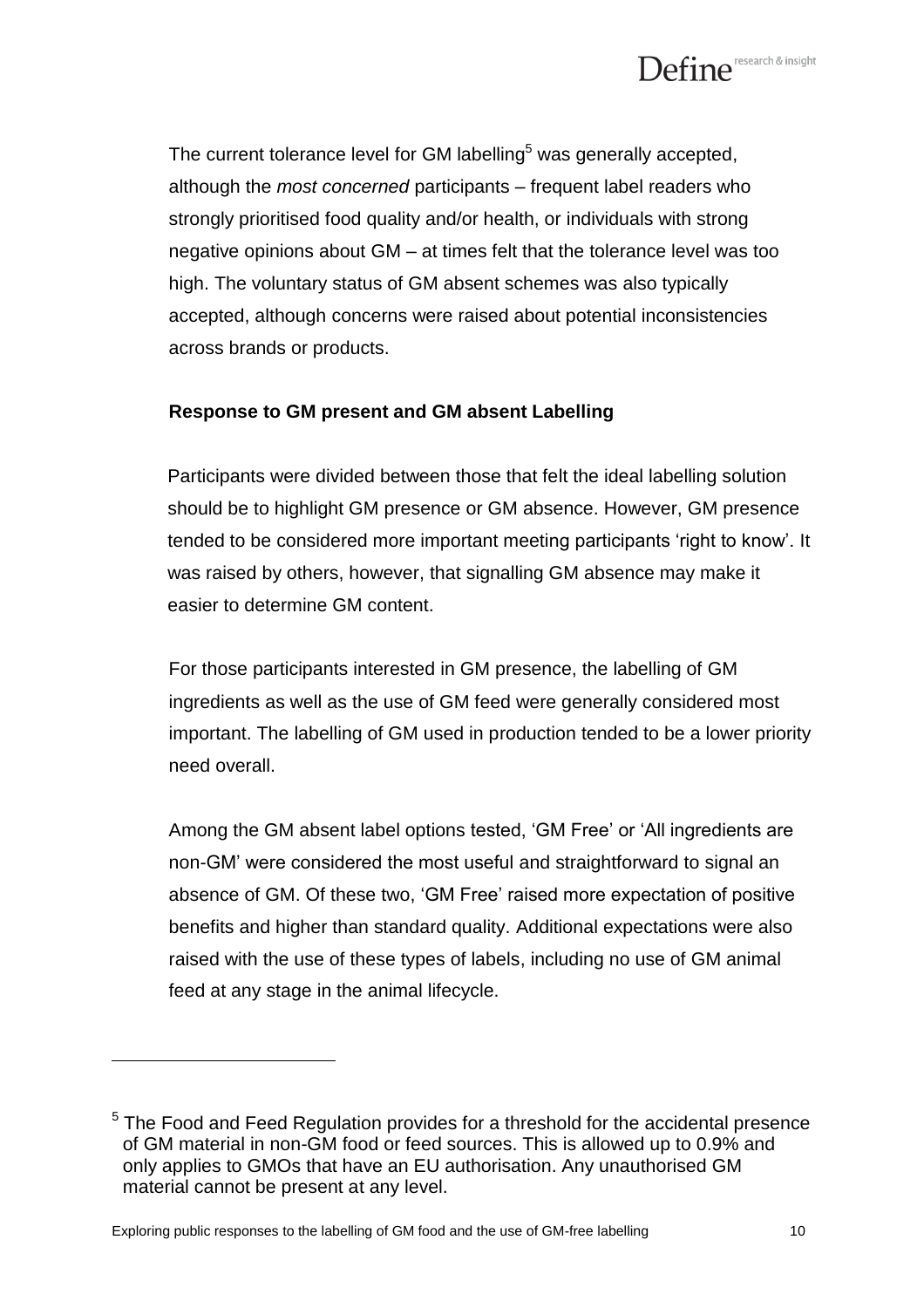The current tolerance level for GM labelling[5] was generally accepted, although the *most concerned* participants – frequent label readers who strongly prioritised food quality and/or health, or individuals with strong negative opinions about GM – at times felt that the tolerance level was too high. The voluntary status of GM absent schemes was also typically accepted, although concerns were raised about potential inconsistencies across brands or products.

**Response to GM present and GM absent Labelling**

Participants were divided between those that felt the ideal labelling solution should be to highlight GM presence or GM absence. However, GM presence tended to be considered more important meeting participants 'right to know'. It was raised by others, however, that signalling GM absence may make it easier to determine GM content.

For those participants interested in GM presence, the labelling of GM ingredients as well as the use of GM feed were generally considered most important. The labelling of GM used in production tended to be a lower priority need overall.

Among the GM absent label options tested, 'GM Free' or 'All ingredients are non-GM' were considered the most useful and straightforward to signal an absence of GM. Of these two, 'GM Free' raised more expectation of positive benefits and higher than standard quality. Additional expectations were also raised with the use of these types of labels, including no use of GM animal feed at any stage in the animal lifecycle.

[5] The Food and Feed Regulation provides for a threshold for the accidental presence of GM material in non-GM food or feed sources. This is allowed up to 0.9% and only applies to GMOs that have an EU authorisation. Any unauthorised GM material cannot be present at any level.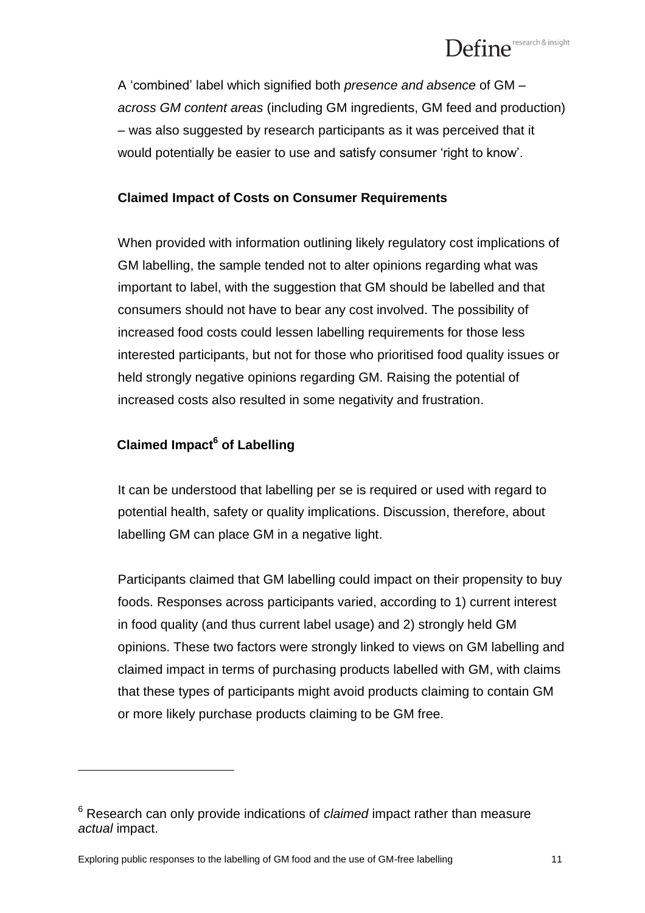A 'combined' label which signified both *presence and absence* of GM – *across GM content areas* (including GM ingredients, GM feed and production) – was also suggested by research participants as it was perceived that it would potentially be easier to use and satisfy consumer 'right to know'.

**Claimed Impact of Costs on Consumer Requirements**

When provided with information outlining likely regulatory cost implications of GM labelling, the sample tended not to alter opinions regarding what was important to label, with the suggestion that GM should be labelled and that consumers should not have to bear any cost involved. The possibility of increased food costs could lessen labelling requirements for those less interested participants, but not for those who prioritised food quality issues or held strongly negative opinions regarding GM. Raising the potential of increased costs also resulted in some negativity and frustration.

**Claimed Impact[6] of Labelling**

It can be understood that labelling per se is required or used with regard to potential health, safety or quality implications. Discussion, therefore, about labelling GM can place GM in a negative light.

Participants claimed that GM labelling could impact on their propensity to buy foods. Responses across participants varied, according to 1) current interest in food quality (and thus current label usage) and 2) strongly held GM opinions. These two factors were strongly linked to views on GM labelling and claimed impact in terms of purchasing products labelled with GM, with claims that these types of participants might avoid products claiming to contain GM or more likely purchase products claiming to be GM free.

---

[6] Research can only provide indications of *claimed* impact rather than measure *actual* impact.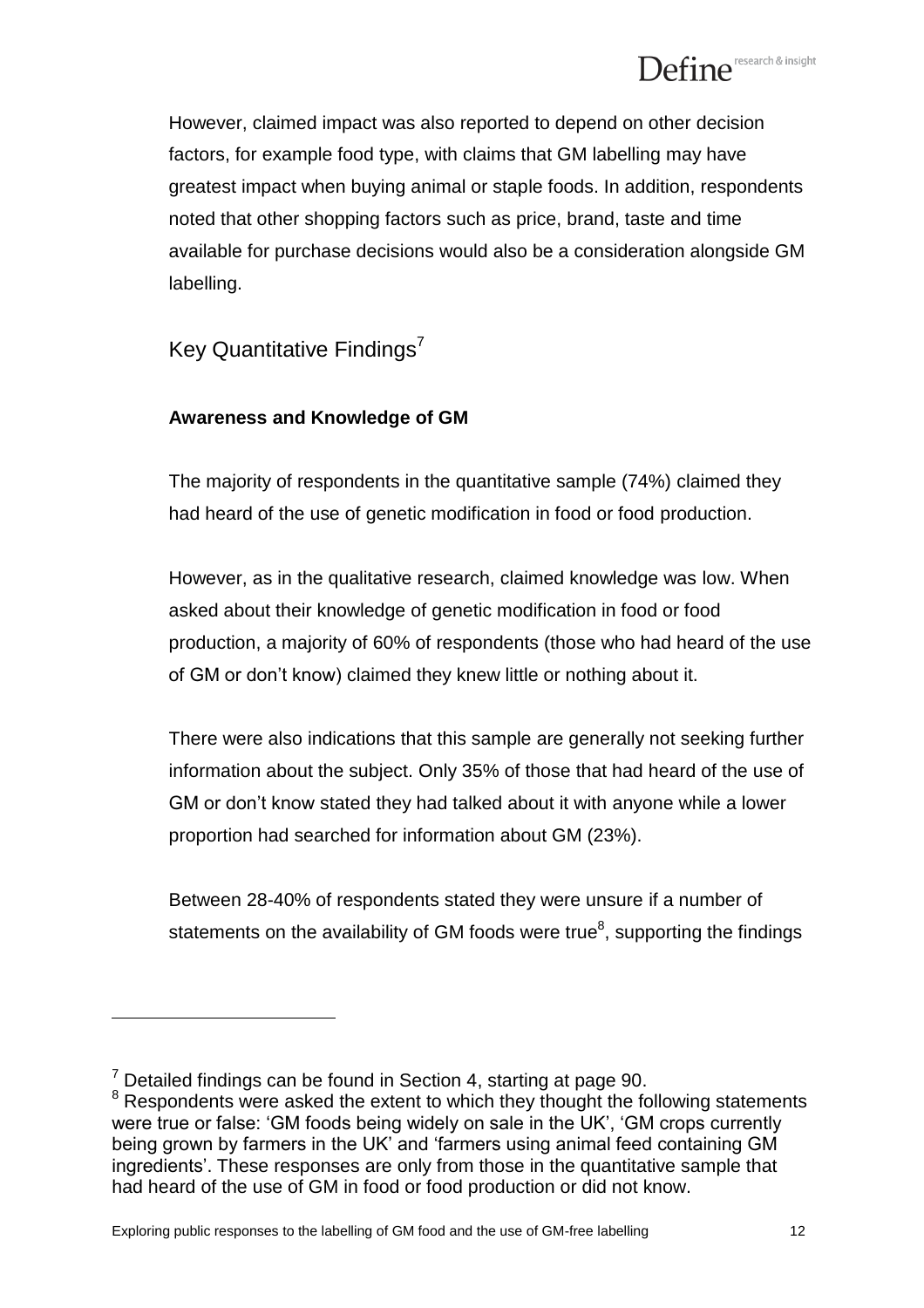However, claimed impact was also reported to depend on other decision factors, for example food type, with claims that GM labelling may have greatest impact when buying animal or staple foods. In addition, respondents noted that other shopping factors such as price, brand, taste and time available for purchase decisions would also be a consideration alongside GM labelling.

## Key Quantitative Findings[7]

### Awareness and Knowledge of GM

The majority of respondents in the quantitative sample (74%) claimed they had heard of the use of genetic modification in food or food production.

However, as in the qualitative research, claimed knowledge was low. When asked about their knowledge of genetic modification in food or food production, a majority of 60% of respondents (those who had heard of the use of GM or don't know) claimed they knew little or nothing about it.

There were also indications that this sample are generally not seeking further information about the subject. Only 35% of those that had heard of the use of GM or don't know stated they had talked about it with anyone while a lower proportion had searched for information about GM (23%).

Between 28-40% of respondents stated they were unsure if a number of statements on the availability of GM foods were true[8], supporting the findings

---

[7] Detailed findings can be found in Section 4, starting at page 90.

[8] Respondents were asked the extent to which they thought the following statements were true or false: 'GM foods being widely on sale in the UK', 'GM crops currently being grown by farmers in the UK' and 'farmers using animal feed containing GM ingredients'. These responses are only from those in the quantitative sample that had heard of the use of GM in food or food production or did not know.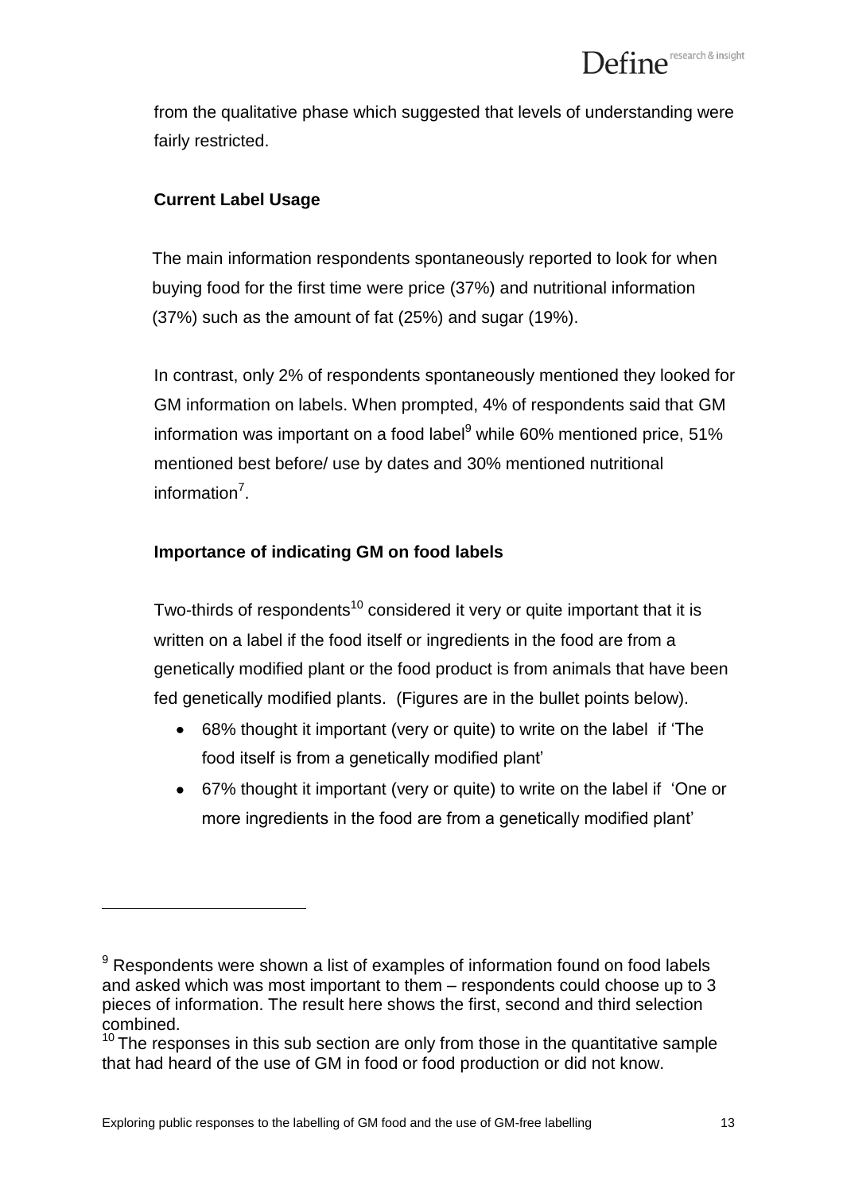from the qualitative phase which suggested that levels of understanding were fairly restricted.

### Current Label Usage

The main information respondents spontaneously reported to look for when buying food for the first time were price (37%) and nutritional information (37%) such as the amount of fat (25%) and sugar (19%).

In contrast, only 2% of respondents spontaneously mentioned they looked for GM information on labels. When prompted, 4% of respondents said that GM information was important on a food label[9] while 60% mentioned price, 51% mentioned best before/ use by dates and 30% mentioned nutritional information[7].

### Importance of indicating GM on food labels

Two-thirds of respondents[10] considered it very or quite important that it is written on a label if the food itself or ingredients in the food are from a genetically modified plant or the food product is from animals that have been fed genetically modified plants. (Figures are in the bullet points below).

- 68% thought it important (very or quite) to write on the label if 'The food itself is from a genetically modified plant'
- 67% thought it important (very or quite) to write on the label if 'One or more ingredients in the food are from a genetically modified plant'

---

[9] Respondents were shown a list of examples of information found on food labels and asked which was most important to them – respondents could choose up to 3 pieces of information. The result here shows the first, second and third selection combined.

[10] The responses in this sub section are only from those in the quantitative sample that had heard of the use of GM in food or food production or did not know.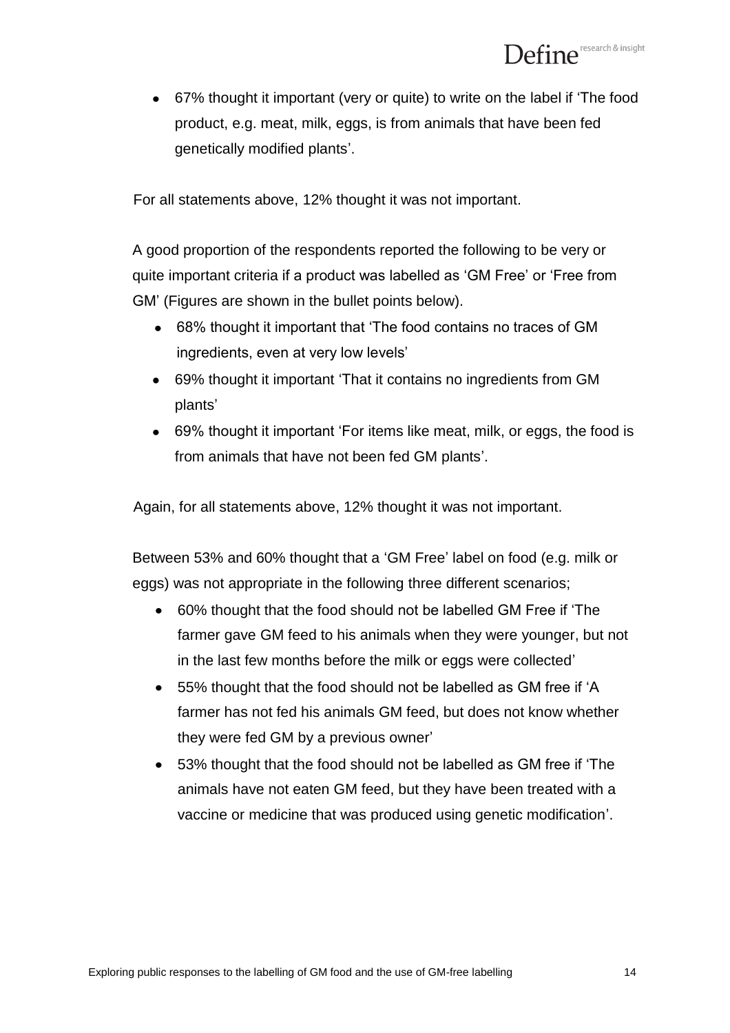- 67% thought it important (very or quite) to write on the label if 'The food product, e.g. meat, milk, eggs, is from animals that have been fed genetically modified plants'.

For all statements above, 12% thought it was not important.

A good proportion of the respondents reported the following to be very or quite important criteria if a product was labelled as 'GM Free' or 'Free from GM' (Figures are shown in the bullet points below).

- 68% thought it important that 'The food contains no traces of GM ingredients, even at very low levels'
- 69% thought it important 'That it contains no ingredients from GM plants'
- 69% thought it important 'For items like meat, milk, or eggs, the food is from animals that have not been fed GM plants'.

Again, for all statements above, 12% thought it was not important.

Between 53% and 60% thought that a 'GM Free' label on food (e.g. milk or eggs) was not appropriate in the following three different scenarios;

- 60% thought that the food should not be labelled GM Free if 'The farmer gave GM feed to his animals when they were younger, but not in the last few months before the milk or eggs were collected'
- 55% thought that the food should not be labelled as GM free if 'A farmer has not fed his animals GM feed, but does not know whether they were fed GM by a previous owner'
- 53% thought that the food should not be labelled as GM free if 'The animals have not eaten GM feed, but they have been treated with a vaccine or medicine that was produced using genetic modification'.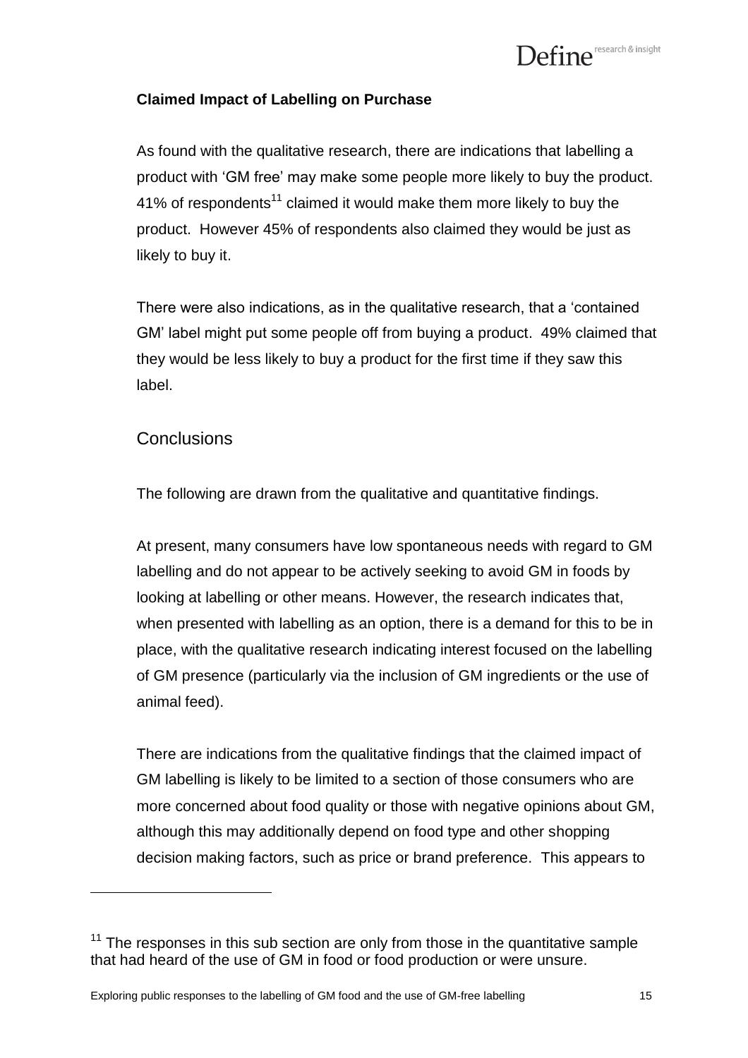**Claimed Impact of Labelling on Purchase**

As found with the qualitative research, there are indications that labelling a product with 'GM free' may make some people more likely to buy the product. 41% of respondents[11] claimed it would make them more likely to buy the product. However 45% of respondents also claimed they would be just as likely to buy it.

There were also indications, as in the qualitative research, that a 'contained GM' label might put some people off from buying a product. 49% claimed that they would be less likely to buy a product for the first time if they saw this label.

## Conclusions

The following are drawn from the qualitative and quantitative findings.

At present, many consumers have low spontaneous needs with regard to GM labelling and do not appear to be actively seeking to avoid GM in foods by looking at labelling or other means. However, the research indicates that, when presented with labelling as an option, there is a demand for this to be in place, with the qualitative research indicating interest focused on the labelling of GM presence (particularly via the inclusion of GM ingredients or the use of animal feed).

There are indications from the qualitative findings that the claimed impact of GM labelling is likely to be limited to a section of those consumers who are more concerned about food quality or those with negative opinions about GM, although this may additionally depend on food type and other shopping decision making factors, such as price or brand preference. This appears to

[11] The responses in this sub section are only from those in the quantitative sample that had heard of the use of GM in food or food production or were unsure.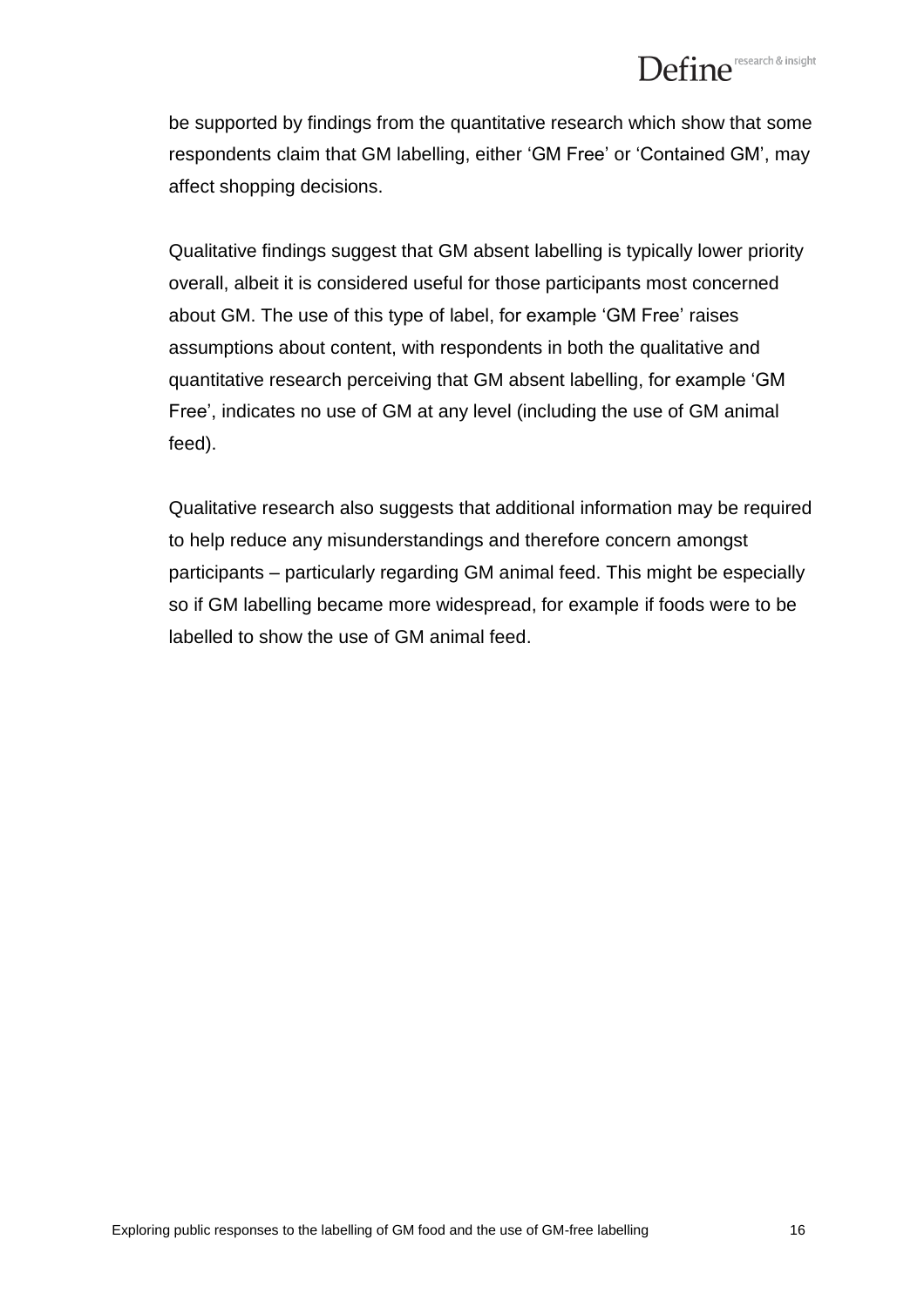be supported by findings from the quantitative research which show that some respondents claim that GM labelling, either 'GM Free' or 'Contained GM', may affect shopping decisions.

Qualitative findings suggest that GM absent labelling is typically lower priority overall, albeit it is considered useful for those participants most concerned about GM. The use of this type of label, for example 'GM Free' raises assumptions about content, with respondents in both the qualitative and quantitative research perceiving that GM absent labelling, for example 'GM Free', indicates no use of GM at any level (including the use of GM animal feed).

Qualitative research also suggests that additional information may be required to help reduce any misunderstandings and therefore concern amongst participants – particularly regarding GM animal feed. This might be especially so if GM labelling became more widespread, for example if foods were to be labelled to show the use of GM animal feed.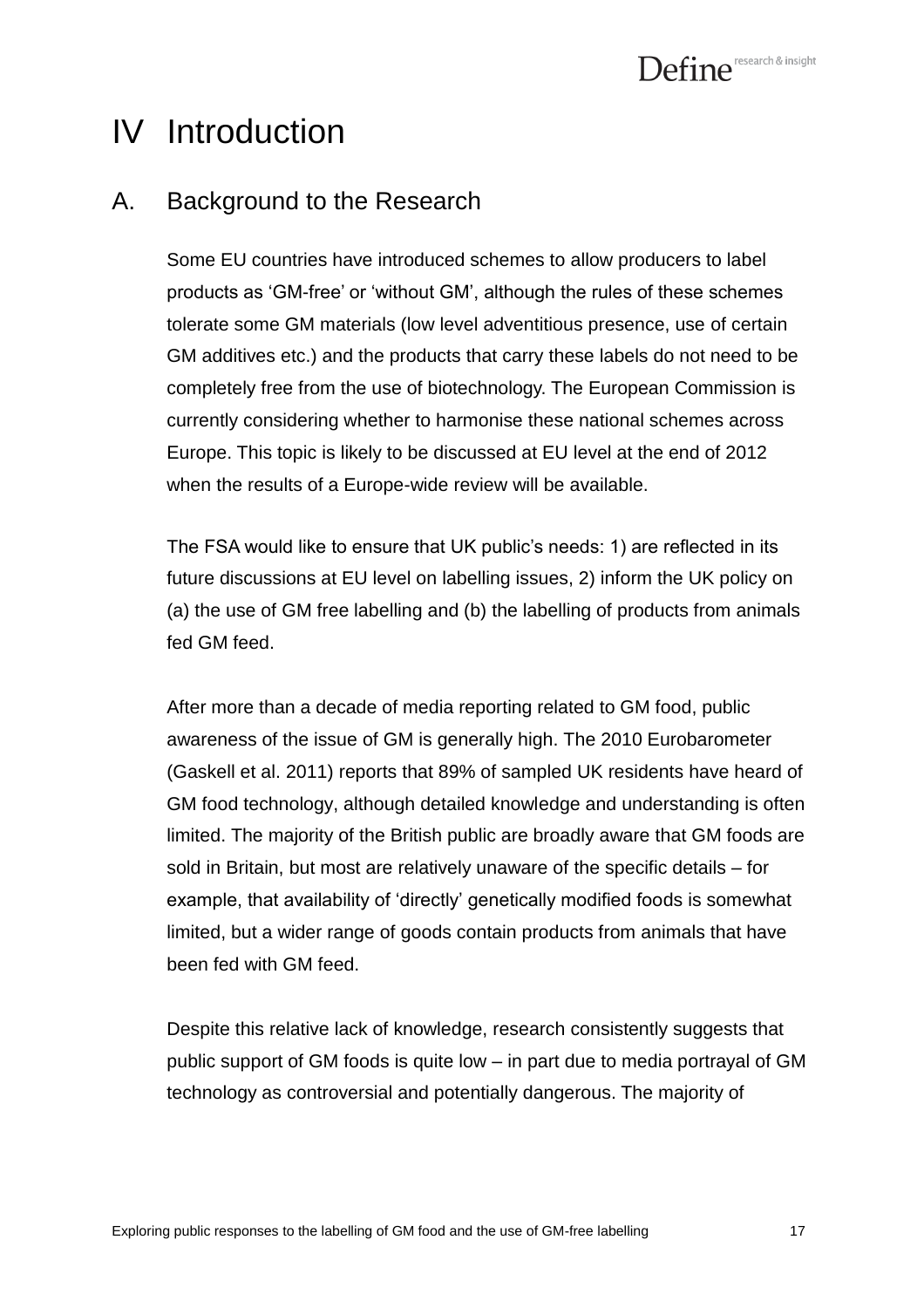# IV Introduction

## A. Background to the Research

Some EU countries have introduced schemes to allow producers to label products as 'GM-free' or 'without GM', although the rules of these schemes tolerate some GM materials (low level adventitious presence, use of certain GM additives etc.) and the products that carry these labels do not need to be completely free from the use of biotechnology. The European Commission is currently considering whether to harmonise these national schemes across Europe. This topic is likely to be discussed at EU level at the end of 2012 when the results of a Europe-wide review will be available.

The FSA would like to ensure that UK public's needs: 1) are reflected in its future discussions at EU level on labelling issues, 2) inform the UK policy on (a) the use of GM free labelling and (b) the labelling of products from animals fed GM feed.

After more than a decade of media reporting related to GM food, public awareness of the issue of GM is generally high. The 2010 Eurobarometer (Gaskell et al. 2011) reports that 89% of sampled UK residents have heard of GM food technology, although detailed knowledge and understanding is often limited. The majority of the British public are broadly aware that GM foods are sold in Britain, but most are relatively unaware of the specific details – for example, that availability of 'directly' genetically modified foods is somewhat limited, but a wider range of goods contain products from animals that have been fed with GM feed.

Despite this relative lack of knowledge, research consistently suggests that public support of GM foods is quite low – in part due to media portrayal of GM technology as controversial and potentially dangerous. The majority of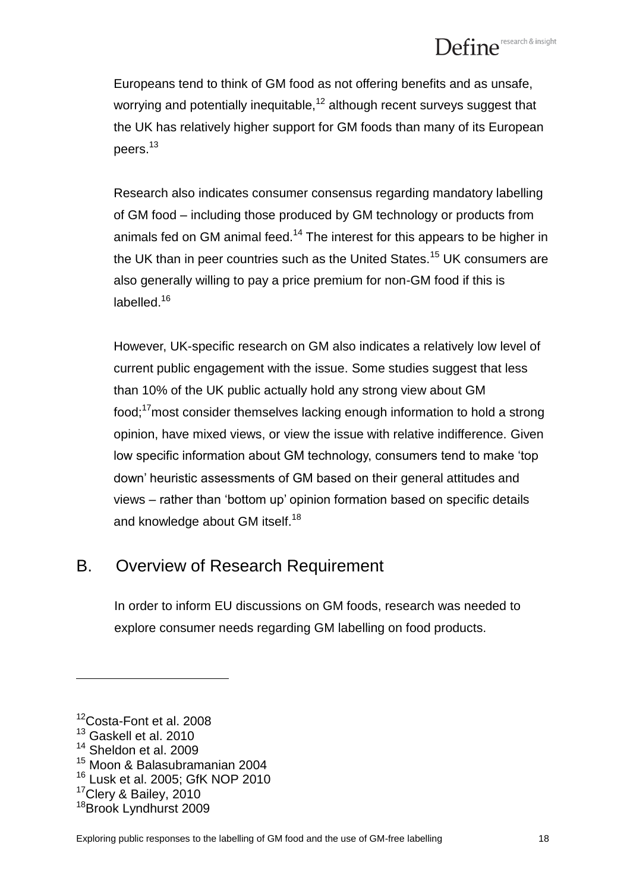Europeans tend to think of GM food as not offering benefits and as unsafe, worrying and potentially inequitable,[12] although recent surveys suggest that the UK has relatively higher support for GM foods than many of its European peers.[13]

Research also indicates consumer consensus regarding mandatory labelling of GM food – including those produced by GM technology or products from animals fed on GM animal feed.[14] The interest for this appears to be higher in the UK than in peer countries such as the United States.[15] UK consumers are also generally willing to pay a price premium for non-GM food if this is labelled.[16]

However, UK-specific research on GM also indicates a relatively low level of current public engagement with the issue. Some studies suggest that less than 10% of the UK public actually hold any strong view about GM food;[17] most consider themselves lacking enough information to hold a strong opinion, have mixed views, or view the issue with relative indifference. Given low specific information about GM technology, consumers tend to make 'top down' heuristic assessments of GM based on their general attitudes and views – rather than 'bottom up' opinion formation based on specific details and knowledge about GM itself.[18]

## B. Overview of Research Requirement

In order to inform EU discussions on GM foods, research was needed to explore consumer needs regarding GM labelling on food products.

---

[12] Costa-Font et al. 2008
[13] Gaskell et al. 2010
[14] Sheldon et al. 2009
[15] Moon & Balasubramanian 2004
[16] Lusk et al. 2005; GfK NOP 2010
[17] Clery & Bailey, 2010
[18] Brook Lyndhurst 2009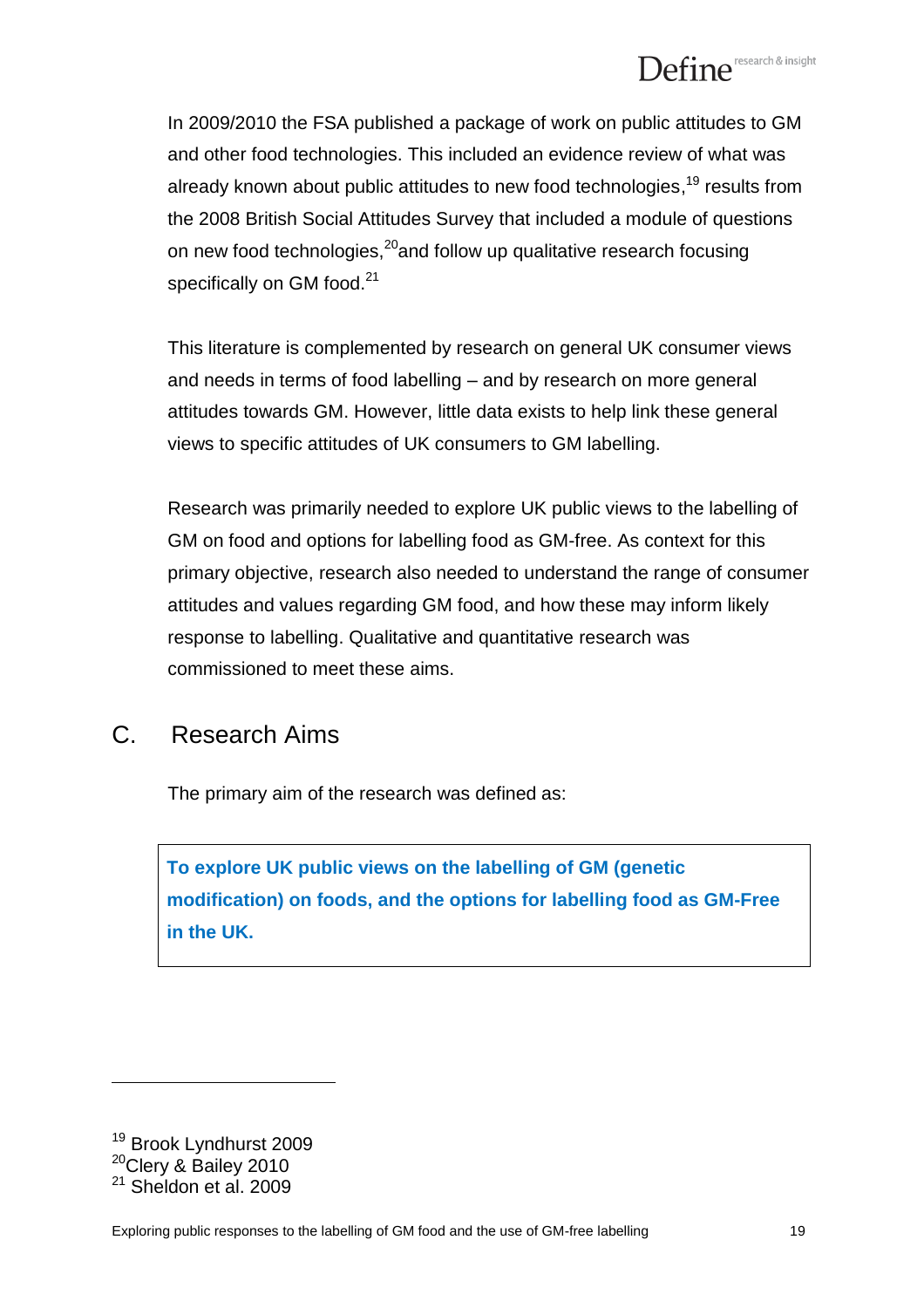In 2009/2010 the FSA published a package of work on public attitudes to GM and other food technologies. This included an evidence review of what was already known about public attitudes to new food technologies,[19] results from the 2008 British Social Attitudes Survey that included a module of questions on new food technologies,[20] and follow up qualitative research focusing specifically on GM food.[21]

This literature is complemented by research on general UK consumer views and needs in terms of food labelling – and by research on more general attitudes towards GM. However, little data exists to help link these general views to specific attitudes of UK consumers to GM labelling.

Research was primarily needed to explore UK public views to the labelling of GM on food and options for labelling food as GM-free. As context for this primary objective, research also needed to understand the range of consumer attitudes and values regarding GM food, and how these may inform likely response to labelling. Qualitative and quantitative research was commissioned to meet these aims.

## C. Research Aims

The primary aim of the research was defined as:

> **To explore UK public views on the labelling of GM (genetic modification) on foods, and the options for labelling food as GM-Free in the UK.**

---

[19] Brook Lyndhurst 2009
[20] Clery & Bailey 2010
[21] Sheldon et al. 2009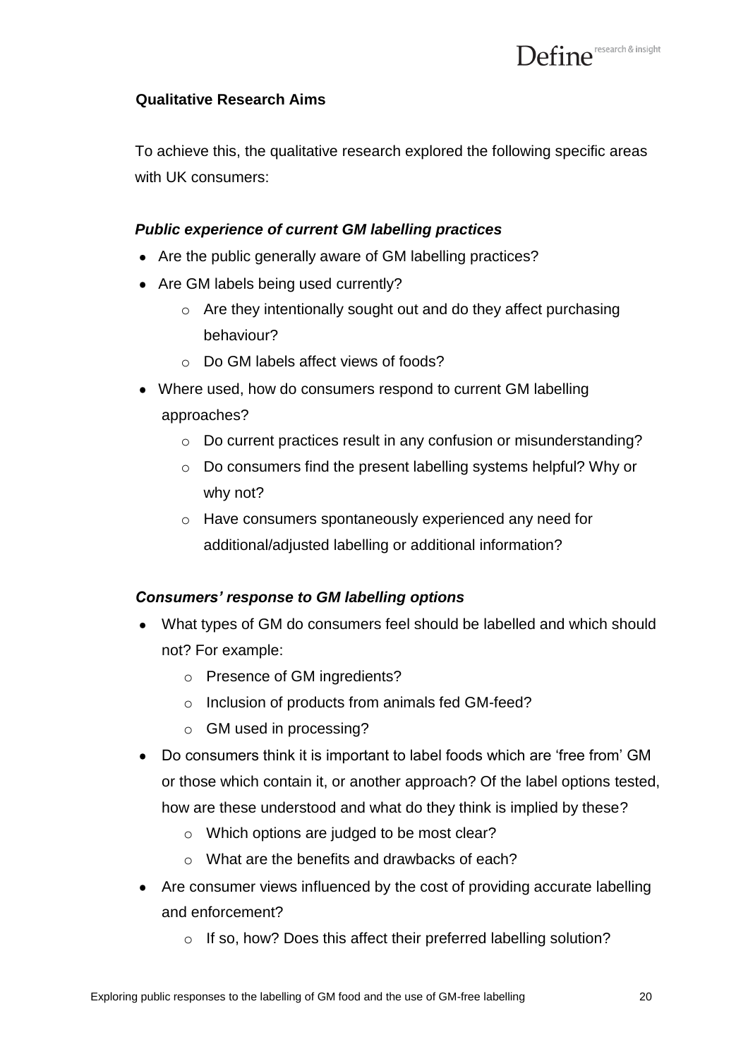## Qualitative Research Aims

To achieve this, the qualitative research explored the following specific areas with UK consumers:

### *Public experience of current GM labelling practices*

- Are the public generally aware of GM labelling practices?
- Are GM labels being used currently?
  - Are they intentionally sought out and do they affect purchasing behaviour?
  - Do GM labels affect views of foods?
- Where used, how do consumers respond to current GM labelling approaches?
  - Do current practices result in any confusion or misunderstanding?
  - Do consumers find the present labelling systems helpful? Why or why not?
  - Have consumers spontaneously experienced any need for additional/adjusted labelling or additional information?

### *Consumers' response to GM labelling options*

- What types of GM do consumers feel should be labelled and which should not? For example:
  - Presence of GM ingredients?
  - Inclusion of products from animals fed GM-feed?
  - GM used in processing?
- Do consumers think it is important to label foods which are 'free from' GM or those which contain it, or another approach? Of the label options tested, how are these understood and what do they think is implied by these?
  - Which options are judged to be most clear?
  - What are the benefits and drawbacks of each?
- Are consumer views influenced by the cost of providing accurate labelling and enforcement?
  - If so, how? Does this affect their preferred labelling solution?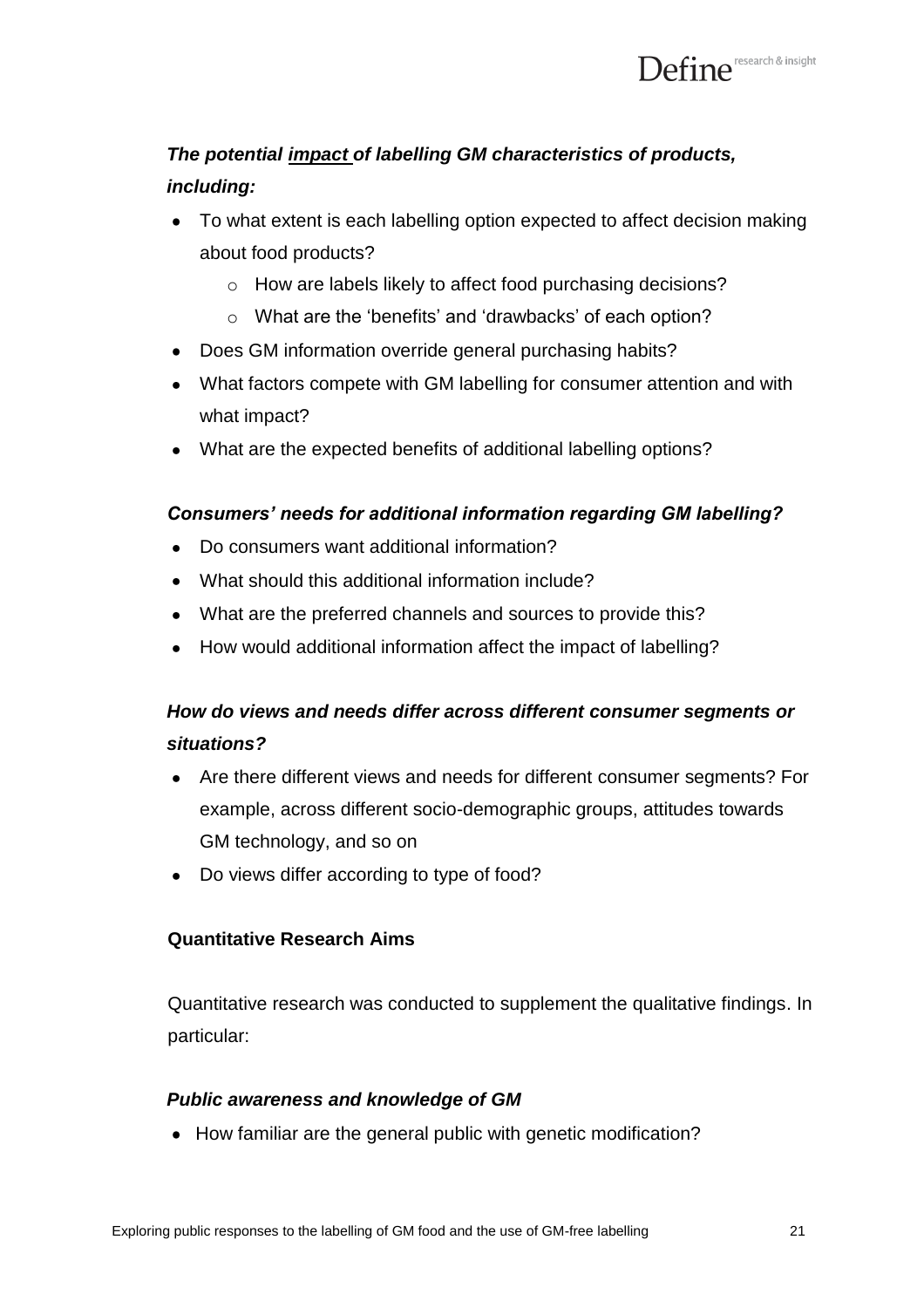***The potential <u>impact</u> of labelling GM characteristics of products, including:***

- To what extent is each labelling option expected to affect decision making about food products?
    - How are labels likely to affect food purchasing decisions?
    - What are the 'benefits' and 'drawbacks' of each option?
- Does GM information override general purchasing habits?
- What factors compete with GM labelling for consumer attention and with what impact?
- What are the expected benefits of additional labelling options?

***Consumers' needs for additional information regarding GM labelling?***

- Do consumers want additional information?
- What should this additional information include?
- What are the preferred channels and sources to provide this?
- How would additional information affect the impact of labelling?

***How do views and needs differ across different consumer segments or situations?***

- Are there different views and needs for different consumer segments? For example, across different socio-demographic groups, attitudes towards GM technology, and so on
- Do views differ according to type of food?

**Quantitative Research Aims**

Quantitative research was conducted to supplement the qualitative findings. In particular:

***Public awareness and knowledge of GM***

- How familiar are the general public with genetic modification?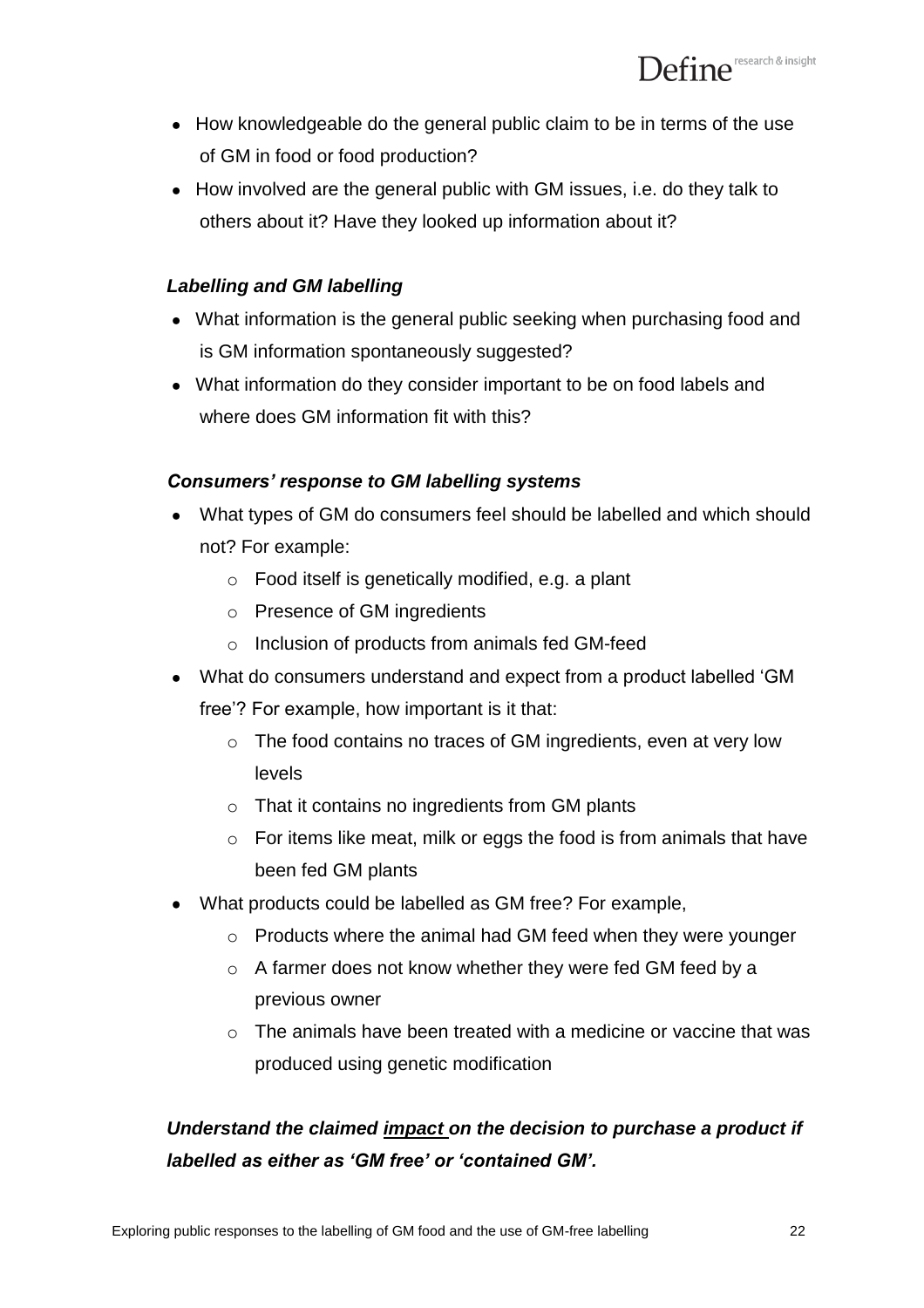- How knowledgeable do the general public claim to be in terms of the use of GM in food or food production?
- How involved are the general public with GM issues, i.e. do they talk to others about it? Have they looked up information about it?

***Labelling and GM labelling***

- What information is the general public seeking when purchasing food and is GM information spontaneously suggested?
- What information do they consider important to be on food labels and where does GM information fit with this?

***Consumers' response to GM labelling systems***

- What types of GM do consumers feel should be labelled and which should not? For example:
    - Food itself is genetically modified, e.g. a plant
    - Presence of GM ingredients
    - Inclusion of products from animals fed GM-feed
- What do consumers understand and expect from a product labelled 'GM free'? For example, how important is it that:
    - The food contains no traces of GM ingredients, even at very low levels
    - That it contains no ingredients from GM plants
    - For items like meat, milk or eggs the food is from animals that have been fed GM plants
- What products could be labelled as GM free? For example,
    - Products where the animal had GM feed when they were younger
    - A farmer does not know whether they were fed GM feed by a previous owner
    - The animals have been treated with a medicine or vaccine that was produced using genetic modification

***Understand the claimed impact on the decision to purchase a product if labelled as either as 'GM free' or 'contained GM'.***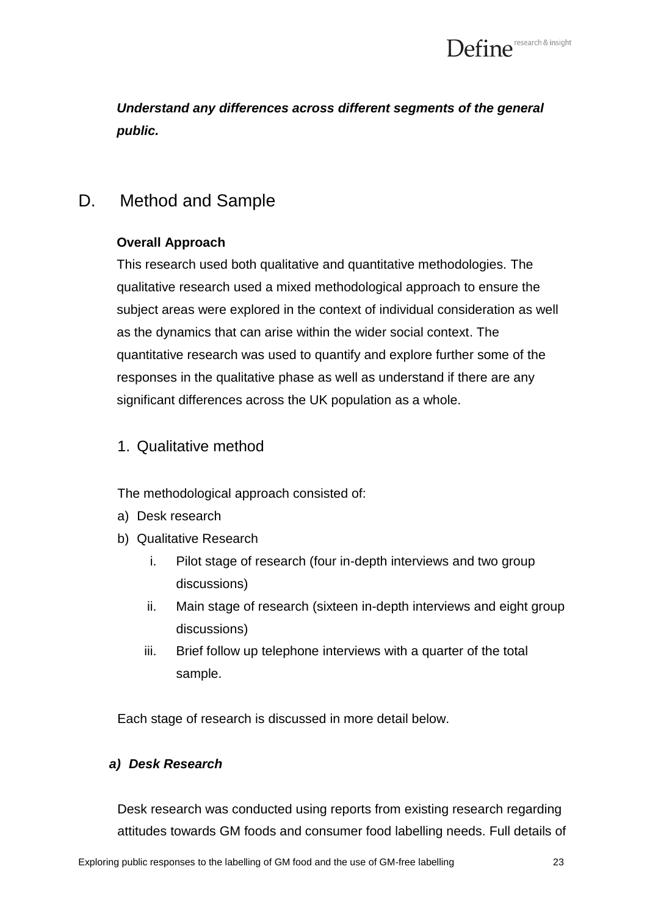***Understand any differences across different segments of the general public.***

## D. Method and Sample

**Overall Approach**

This research used both qualitative and quantitative methodologies. The qualitative research used a mixed methodological approach to ensure the subject areas were explored in the context of individual consideration as well as the dynamics that can arise within the wider social context. The quantitative research was used to quantify and explore further some of the responses in the qualitative phase as well as understand if there are any significant differences across the UK population as a whole.

### 1. Qualitative method

The methodological approach consisted of:

a) Desk research
b) Qualitative Research
    i. Pilot stage of research (four in-depth interviews and two group discussions)
    ii. Main stage of research (sixteen in-depth interviews and eight group discussions)
    iii. Brief follow up telephone interviews with a quarter of the total sample.

Each stage of research is discussed in more detail below.

#### *a) Desk Research*

Desk research was conducted using reports from existing research regarding attitudes towards GM foods and consumer food labelling needs. Full details of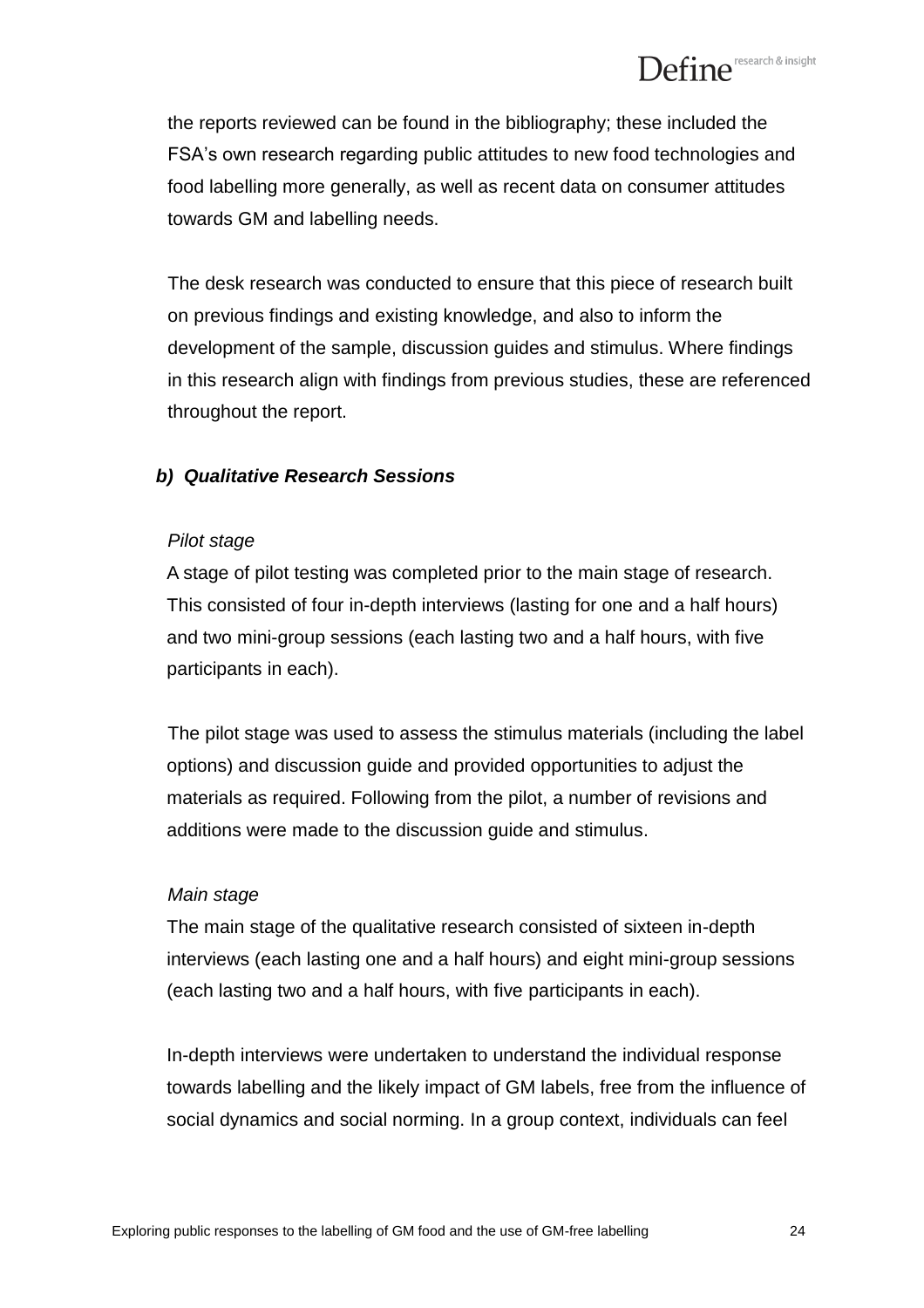the reports reviewed can be found in the bibliography; these included the FSA's own research regarding public attitudes to new food technologies and food labelling more generally, as well as recent data on consumer attitudes towards GM and labelling needs.

The desk research was conducted to ensure that this piece of research built on previous findings and existing knowledge, and also to inform the development of the sample, discussion guides and stimulus. Where findings in this research align with findings from previous studies, these are referenced throughout the report.

### *b) Qualitative Research Sessions*

*Pilot stage*

A stage of pilot testing was completed prior to the main stage of research. This consisted of four in-depth interviews (lasting for one and a half hours) and two mini-group sessions (each lasting two and a half hours, with five participants in each).

The pilot stage was used to assess the stimulus materials (including the label options) and discussion guide and provided opportunities to adjust the materials as required. Following from the pilot, a number of revisions and additions were made to the discussion guide and stimulus.

*Main stage*

The main stage of the qualitative research consisted of sixteen in-depth interviews (each lasting one and a half hours) and eight mini-group sessions (each lasting two and a half hours, with five participants in each).

In-depth interviews were undertaken to understand the individual response towards labelling and the likely impact of GM labels, free from the influence of social dynamics and social norming. In a group context, individuals can feel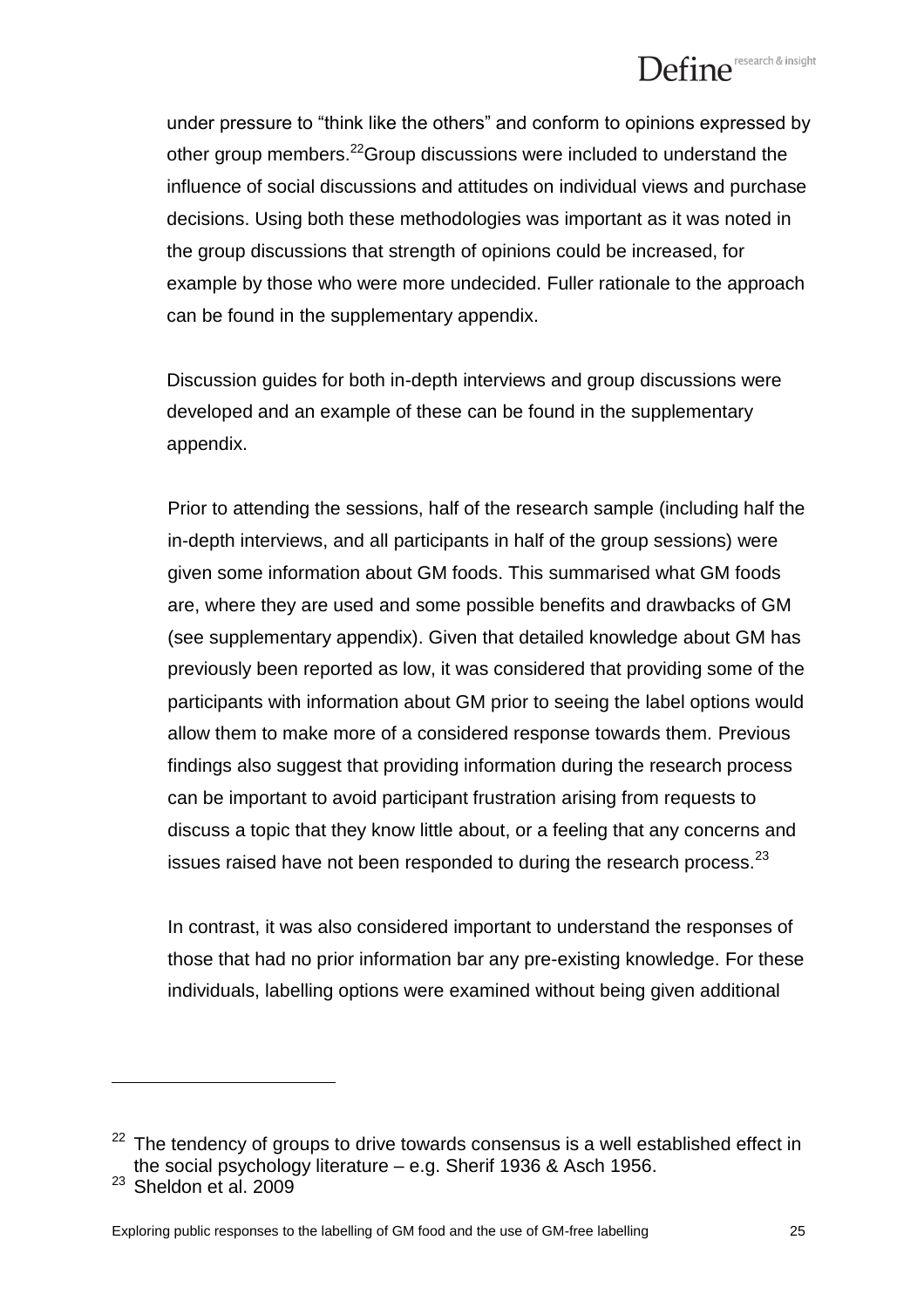under pressure to "think like the others" and conform to opinions expressed by other group members.[22] Group discussions were included to understand the influence of social discussions and attitudes on individual views and purchase decisions. Using both these methodologies was important as it was noted in the group discussions that strength of opinions could be increased, for example by those who were more undecided. Fuller rationale to the approach can be found in the supplementary appendix.

Discussion guides for both in-depth interviews and group discussions were developed and an example of these can be found in the supplementary appendix.

Prior to attending the sessions, half of the research sample (including half the in-depth interviews, and all participants in half of the group sessions) were given some information about GM foods. This summarised what GM foods are, where they are used and some possible benefits and drawbacks of GM (see supplementary appendix). Given that detailed knowledge about GM has previously been reported as low, it was considered that providing some of the participants with information about GM prior to seeing the label options would allow them to make more of a considered response towards them. Previous findings also suggest that providing information during the research process can be important to avoid participant frustration arising from requests to discuss a topic that they know little about, or a feeling that any concerns and issues raised have not been responded to during the research process.[23]

In contrast, it was also considered important to understand the responses of those that had no prior information bar any pre-existing knowledge. For these individuals, labelling options were examined without being given additional

---

[22] The tendency of groups to drive towards consensus is a well established effect in the social psychology literature – e.g. Sherif 1936 & Asch 1956.

[23] Sheldon et al. 2009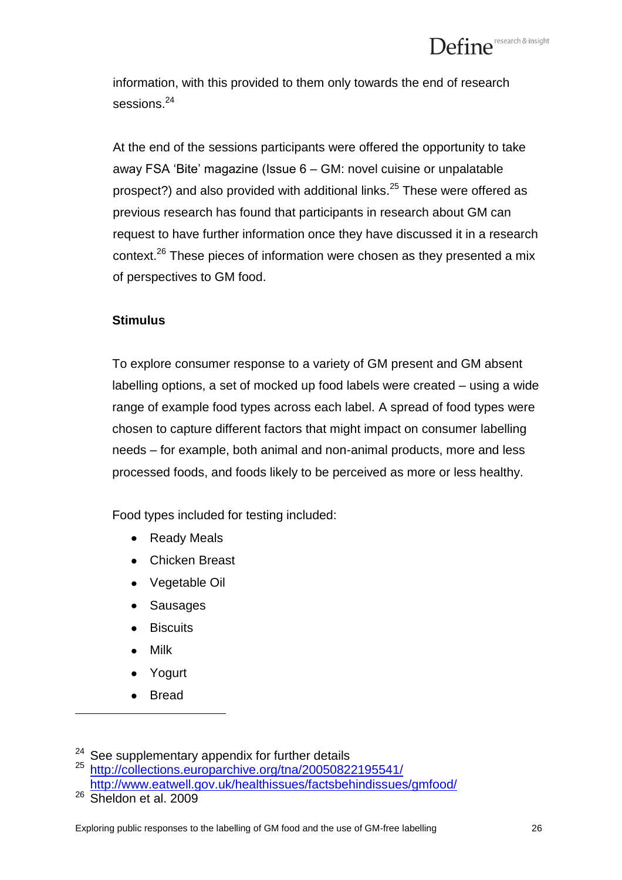information, with this provided to them only towards the end of research sessions.[24]

At the end of the sessions participants were offered the opportunity to take away FSA 'Bite' magazine (Issue 6 – GM: novel cuisine or unpalatable prospect?) and also provided with additional links.[25] These were offered as previous research has found that participants in research about GM can request to have further information once they have discussed it in a research context.[26] These pieces of information were chosen as they presented a mix of perspectives to GM food.

**Stimulus**

To explore consumer response to a variety of GM present and GM absent labelling options, a set of mocked up food labels were created – using a wide range of example food types across each label. A spread of food types were chosen to capture different factors that might impact on consumer labelling needs – for example, both animal and non-animal products, more and less processed foods, and foods likely to be perceived as more or less healthy.

Food types included for testing included:

- Ready Meals
- Chicken Breast
- Vegetable Oil
- Sausages
- Biscuits
- Milk
- Yogurt
- Bread

---

[24] See supplementary appendix for further details

[25] http://collections.europarchive.org/tna/20050822195541/
http://www.eatwell.gov.uk/healthissues/factsbehindissues/gmfood/

[26] Sheldon et al. 2009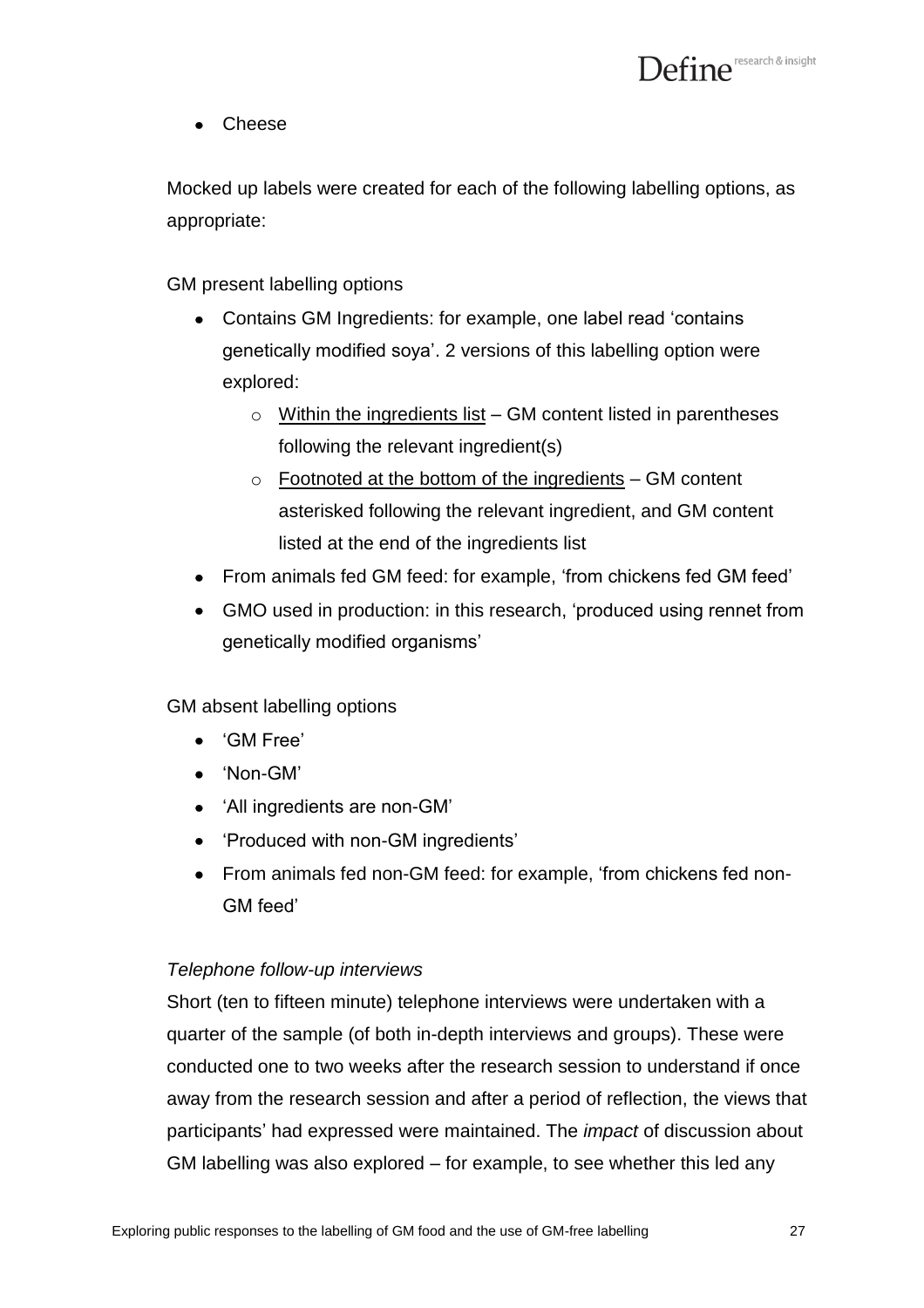- Cheese

Mocked up labels were created for each of the following labelling options, as appropriate:

GM present labelling options

- Contains GM Ingredients: for example, one label read 'contains genetically modified soya'. 2 versions of this labelling option were explored:
    - Within the ingredients list – GM content listed in parentheses following the relevant ingredient(s)
    - Footnoted at the bottom of the ingredients – GM content asterisked following the relevant ingredient, and GM content listed at the end of the ingredients list
- From animals fed GM feed: for example, 'from chickens fed GM feed'
- GMO used in production: in this research, 'produced using rennet from genetically modified organisms'

GM absent labelling options

- 'GM Free'
- 'Non-GM'
- 'All ingredients are non-GM'
- 'Produced with non-GM ingredients'
- From animals fed non-GM feed: for example, 'from chickens fed non-GM feed'

*Telephone follow-up interviews*

Short (ten to fifteen minute) telephone interviews were undertaken with a quarter of the sample (of both in-depth interviews and groups). These were conducted one to two weeks after the research session to understand if once away from the research session and after a period of reflection, the views that participants' had expressed were maintained. The *impact* of discussion about GM labelling was also explored – for example, to see whether this led any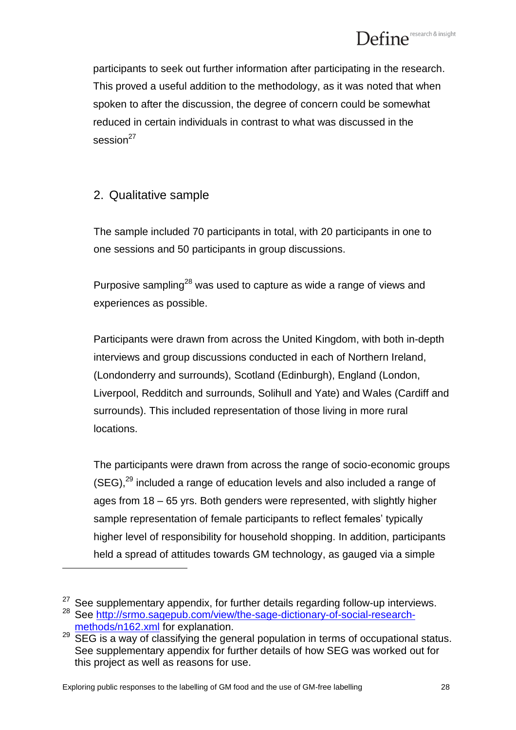participants to seek out further information after participating in the research. This proved a useful addition to the methodology, as it was noted that when spoken to after the discussion, the degree of concern could be somewhat reduced in certain individuals in contrast to what was discussed in the session[27]

## 2. Qualitative sample

The sample included 70 participants in total, with 20 participants in one to one sessions and 50 participants in group discussions.

Purposive sampling[28] was used to capture as wide a range of views and experiences as possible.

Participants were drawn from across the United Kingdom, with both in-depth interviews and group discussions conducted in each of Northern Ireland, (Londonderry and surrounds), Scotland (Edinburgh), England (London, Liverpool, Redditch and surrounds, Solihull and Yate) and Wales (Cardiff and surrounds). This included representation of those living in more rural locations.

The participants were drawn from across the range of socio-economic groups (SEG),[29] included a range of education levels and also included a range of ages from 18 – 65 yrs. Both genders were represented, with slightly higher sample representation of female participants to reflect females' typically higher level of responsibility for household shopping. In addition, participants held a spread of attitudes towards GM technology, as gauged via a simple

---

[27] See supplementary appendix, for further details regarding follow-up interviews.

[28] See [http://srmo.sagepub.com/view/the-sage-dictionary-of-social-research-methods/n162.xml](http://srmo.sagepub.com/view/the-sage-dictionary-of-social-research-methods/n162.xml) for explanation.

[29] SEG is a way of classifying the general population in terms of occupational status. See supplementary appendix for further details of how SEG was worked out for this project as well as reasons for use.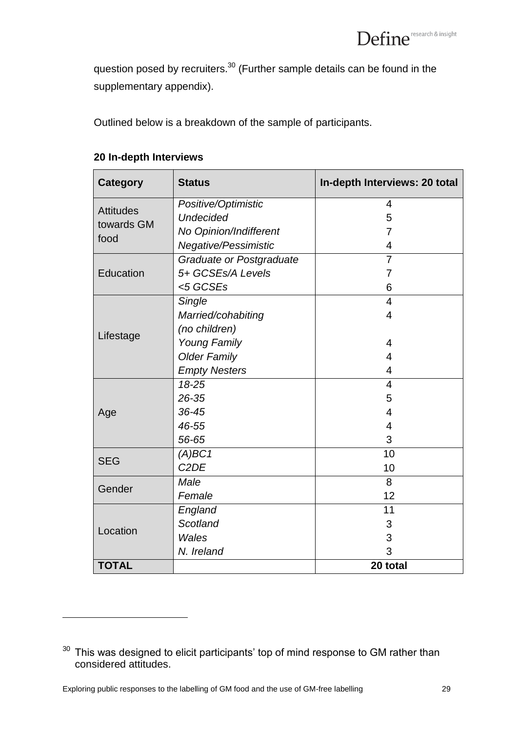question posed by recruiters.[30] (Further sample details can be found in the supplementary appendix).

Outlined below is a breakdown of the sample of participants.

**20 In-depth Interviews**

| Category | Status | In-depth Interviews: 20 total |
|---|---|---|
| Attitudes towards GM food | *Positive/Optimistic* | 4 |
| | *Undecided* | 5 |
| | *No Opinion/Indifferent* | 7 |
| | *Negative/Pessimistic* | 4 |
| Education | *Graduate or Postgraduate* | 7 |
| | *5+ GCSEs/A Levels* | 7 |
| | *<5 GCSEs* | 6 |
| Lifestage | *Single* | 4 |
| | *Married/cohabiting (no children)* | 4 |
| | *Young Family* | 4 |
| | *Older Family* | 4 |
| | *Empty Nesters* | 4 |
| Age | *18-25* | 4 |
| | *26-35* | 5 |
| | *36-45* | 4 |
| | *46-55* | 4 |
| | *56-65* | 3 |
| SEG | *(A)BC1* | 10 |
| | *C2DE* | 10 |
| Gender | *Male* | 8 |
| | *Female* | 12 |
| Location | *England* | 11 |
| | *Scotland* | 3 |
| | *Wales* | 3 |
| | *N. Ireland* | 3 |
| **TOTAL** | | **20 total** |

[30] This was designed to elicit participants' top of mind response to GM rather than considered attitudes.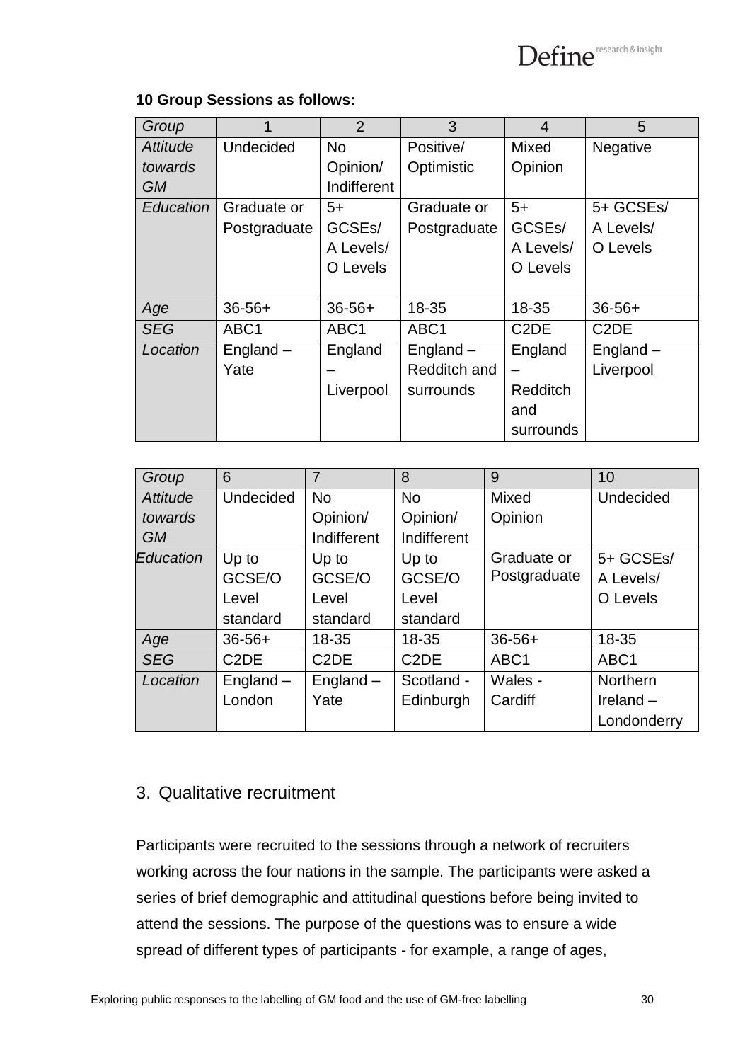**10 Group Sessions as follows:**

| *Group* | 1 | 2 | 3 | 4 | 5 |
|---|---|---|---|---|---|
| *Attitude towards GM* | Undecided | No Opinion/ Indifferent | Positive/ Optimistic | Mixed Opinion | Negative |
| *Education* | Graduate or Postgraduate | 5+ GCSEs/ A Levels/ O Levels | Graduate or Postgraduate | 5+ GCSEs/ A Levels/ O Levels | 5+ GCSEs/ A Levels/ O Levels |
| *Age* | 36-56+ | 36-56+ | 18-35 | 18-35 | 36-56+ |
| *SEG* | ABC1 | ABC1 | ABC1 | C2DE | C2DE |
| *Location* | England – Yate | England – Liverpool | England – Redditch and surrounds | England – Redditch and surrounds | England – Liverpool |

| *Group* | 6 | 7 | 8 | 9 | 10 |
|---|---|---|---|---|---|
| *Attitude towards GM* | Undecided | No Opinion/ Indifferent | No Opinion/ Indifferent | Mixed Opinion | Undecided |
| *Education* | Up to GCSE/O Level standard | Up to GCSE/O Level standard | Up to GCSE/O Level standard | Graduate or Postgraduate | 5+ GCSEs/ A Levels/ O Levels |
| *Age* | 36-56+ | 18-35 | 18-35 | 36-56+ | 18-35 |
| *SEG* | C2DE | C2DE | C2DE | ABC1 | ABC1 |
| *Location* | England – London | England – Yate | Scotland - Edinburgh | Wales - Cardiff | Northern Ireland – Londonderry |

## 3. Qualitative recruitment

Participants were recruited to the sessions through a network of recruiters working across the four nations in the sample. The participants were asked a series of brief demographic and attitudinal questions before being invited to attend the sessions. The purpose of the questions was to ensure a wide spread of different types of participants - for example, a range of ages,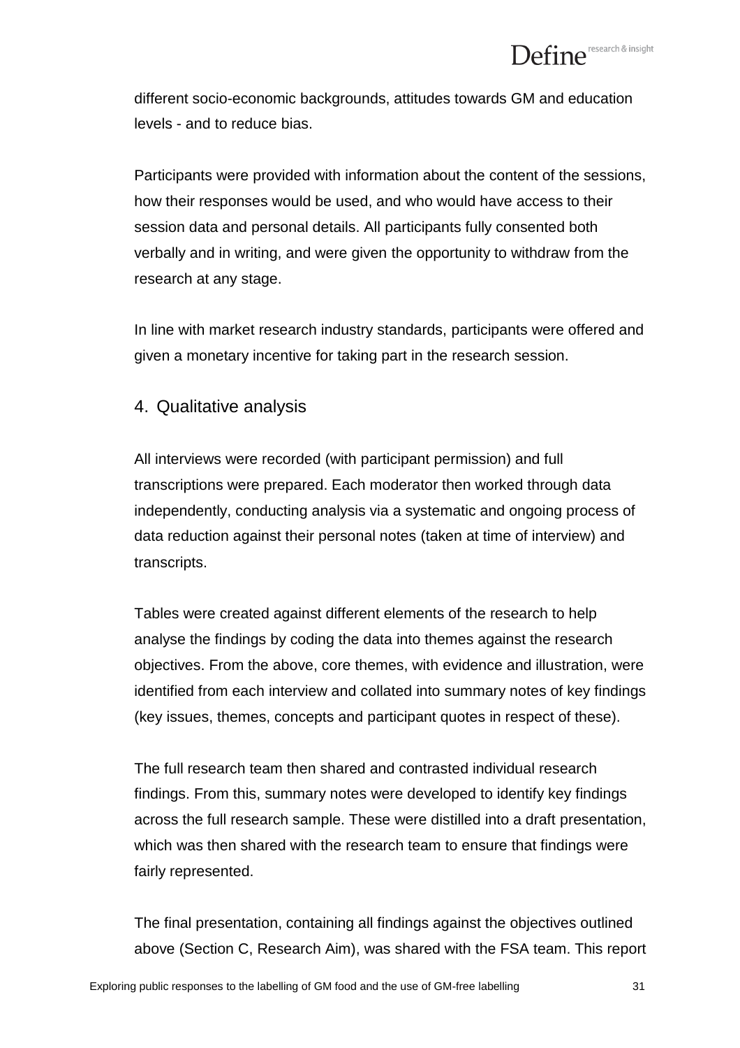different socio-economic backgrounds, attitudes towards GM and education levels - and to reduce bias.

Participants were provided with information about the content of the sessions, how their responses would be used, and who would have access to their session data and personal details. All participants fully consented both verbally and in writing, and were given the opportunity to withdraw from the research at any stage.

In line with market research industry standards, participants were offered and given a monetary incentive for taking part in the research session.

### 4. Qualitative analysis

All interviews were recorded (with participant permission) and full transcriptions were prepared. Each moderator then worked through data independently, conducting analysis via a systematic and ongoing process of data reduction against their personal notes (taken at time of interview) and transcripts.

Tables were created against different elements of the research to help analyse the findings by coding the data into themes against the research objectives. From the above, core themes, with evidence and illustration, were identified from each interview and collated into summary notes of key findings (key issues, themes, concepts and participant quotes in respect of these).

The full research team then shared and contrasted individual research findings. From this, summary notes were developed to identify key findings across the full research sample. These were distilled into a draft presentation, which was then shared with the research team to ensure that findings were fairly represented.

The final presentation, containing all findings against the objectives outlined above (Section C, Research Aim), was shared with the FSA team. This report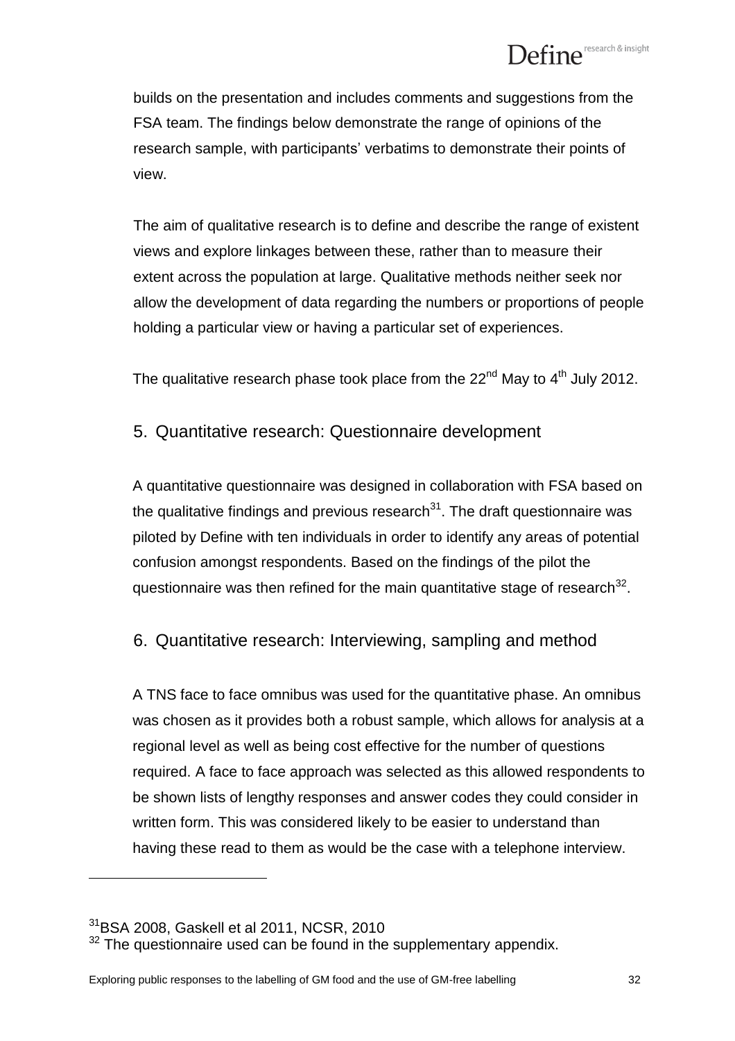builds on the presentation and includes comments and suggestions from the FSA team. The findings below demonstrate the range of opinions of the research sample, with participants' verbatims to demonstrate their points of view.

The aim of qualitative research is to define and describe the range of existent views and explore linkages between these, rather than to measure their extent across the population at large. Qualitative methods neither seek nor allow the development of data regarding the numbers or proportions of people holding a particular view or having a particular set of experiences.

The qualitative research phase took place from the 22nd May to 4th July 2012.

## 5. Quantitative research: Questionnaire development

A quantitative questionnaire was designed in collaboration with FSA based on the qualitative findings and previous research[31]. The draft questionnaire was piloted by Define with ten individuals in order to identify any areas of potential confusion amongst respondents. Based on the findings of the pilot the questionnaire was then refined for the main quantitative stage of research[32].

## 6. Quantitative research: Interviewing, sampling and method

A TNS face to face omnibus was used for the quantitative phase. An omnibus was chosen as it provides both a robust sample, which allows for analysis at a regional level as well as being cost effective for the number of questions required. A face to face approach was selected as this allowed respondents to be shown lists of lengthy responses and answer codes they could consider in written form. This was considered likely to be easier to understand than having these read to them as would be the case with a telephone interview.

---

[31] BSA 2008, Gaskell et al 2011, NCSR, 2010

[32] The questionnaire used can be found in the supplementary appendix.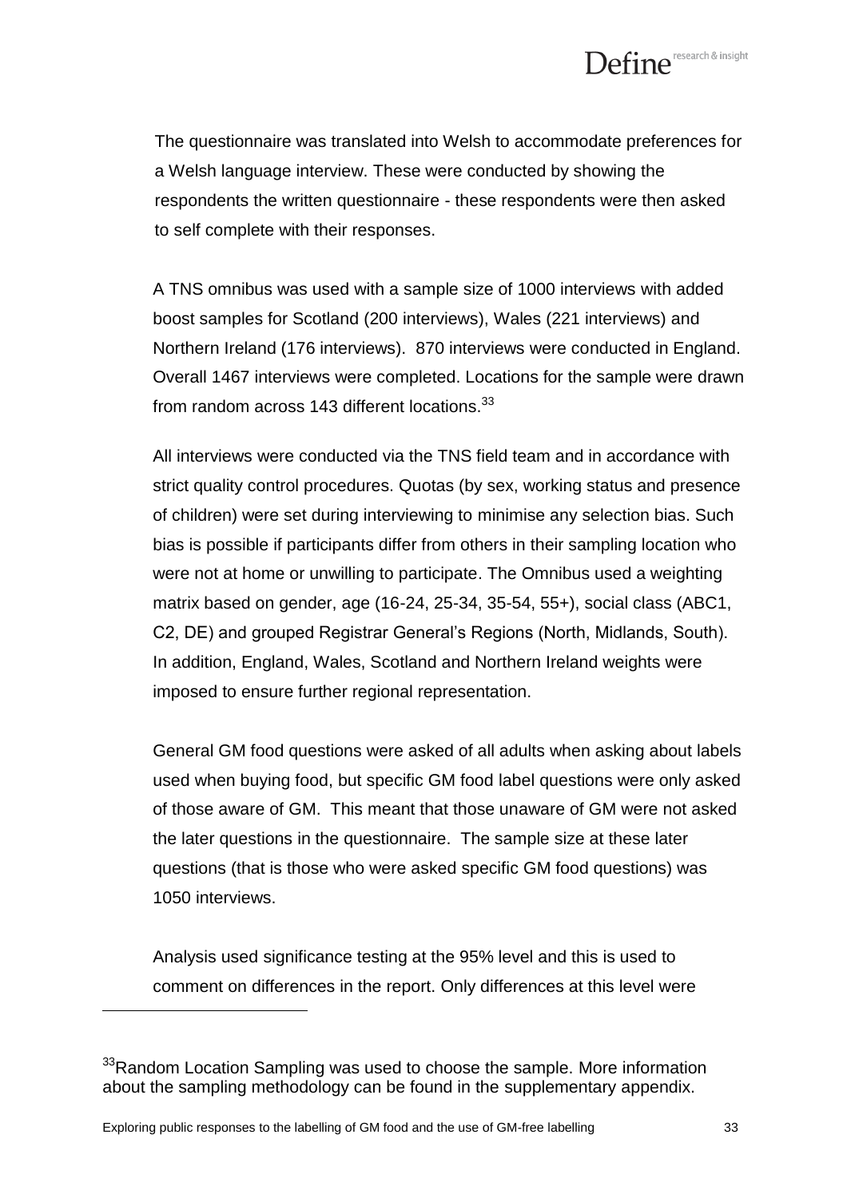The questionnaire was translated into Welsh to accommodate preferences for a Welsh language interview. These were conducted by showing the respondents the written questionnaire - these respondents were then asked to self complete with their responses.

A TNS omnibus was used with a sample size of 1000 interviews with added boost samples for Scotland (200 interviews), Wales (221 interviews) and Northern Ireland (176 interviews). 870 interviews were conducted in England. Overall 1467 interviews were completed. Locations for the sample were drawn from random across 143 different locations.[33]

All interviews were conducted via the TNS field team and in accordance with strict quality control procedures. Quotas (by sex, working status and presence of children) were set during interviewing to minimise any selection bias. Such bias is possible if participants differ from others in their sampling location who were not at home or unwilling to participate. The Omnibus used a weighting matrix based on gender, age (16-24, 25-34, 35-54, 55+), social class (ABC1, C2, DE) and grouped Registrar General's Regions (North, Midlands, South). In addition, England, Wales, Scotland and Northern Ireland weights were imposed to ensure further regional representation.

General GM food questions were asked of all adults when asking about labels used when buying food, but specific GM food label questions were only asked of those aware of GM. This meant that those unaware of GM were not asked the later questions in the questionnaire. The sample size at these later questions (that is those who were asked specific GM food questions) was 1050 interviews.

Analysis used significance testing at the 95% level and this is used to comment on differences in the report. Only differences at this level were

[33] Random Location Sampling was used to choose the sample. More information about the sampling methodology can be found in the supplementary appendix.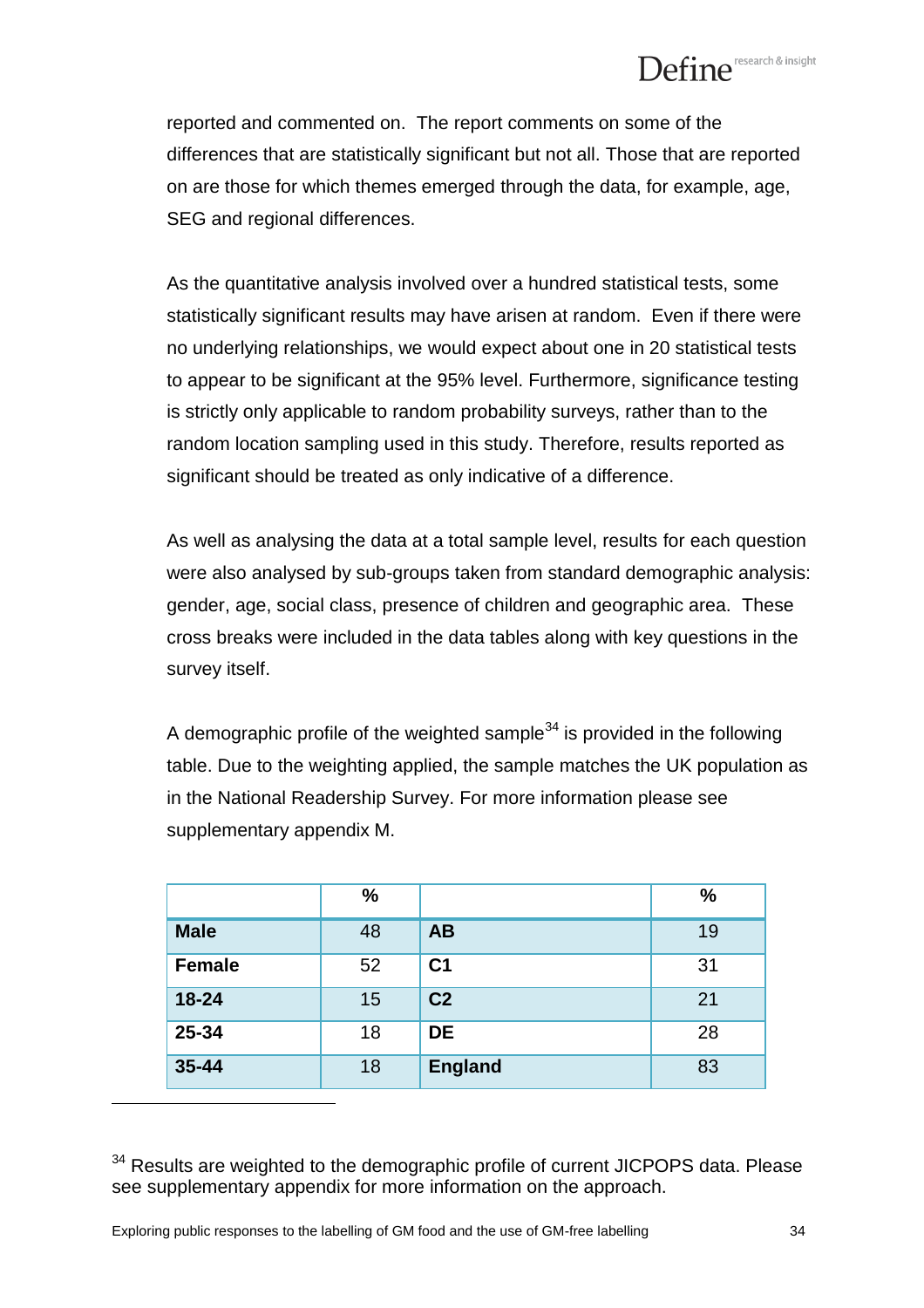reported and commented on. The report comments on some of the differences that are statistically significant but not all. Those that are reported on are those for which themes emerged through the data, for example, age, SEG and regional differences.

As the quantitative analysis involved over a hundred statistical tests, some statistically significant results may have arisen at random. Even if there were no underlying relationships, we would expect about one in 20 statistical tests to appear to be significant at the 95% level. Furthermore, significance testing is strictly only applicable to random probability surveys, rather than to the random location sampling used in this study. Therefore, results reported as significant should be treated as only indicative of a difference.

As well as analysing the data at a total sample level, results for each question were also analysed by sub-groups taken from standard demographic analysis: gender, age, social class, presence of children and geographic area. These cross breaks were included in the data tables along with key questions in the survey itself.

A demographic profile of the weighted sample[34] is provided in the following table. Due to the weighting applied, the sample matches the UK population as in the National Readership Survey. For more information please see supplementary appendix M.

| | % | | % |
|---|---|---|---|
| **Male** | 48 | **AB** | 19 |
| **Female** | 52 | **C1** | 31 |
| **18-24** | 15 | **C2** | 21 |
| **25-34** | 18 | **DE** | 28 |
| **35-44** | 18 | **England** | 83 |

[34] Results are weighted to the demographic profile of current JICPOPS data. Please see supplementary appendix for more information on the approach.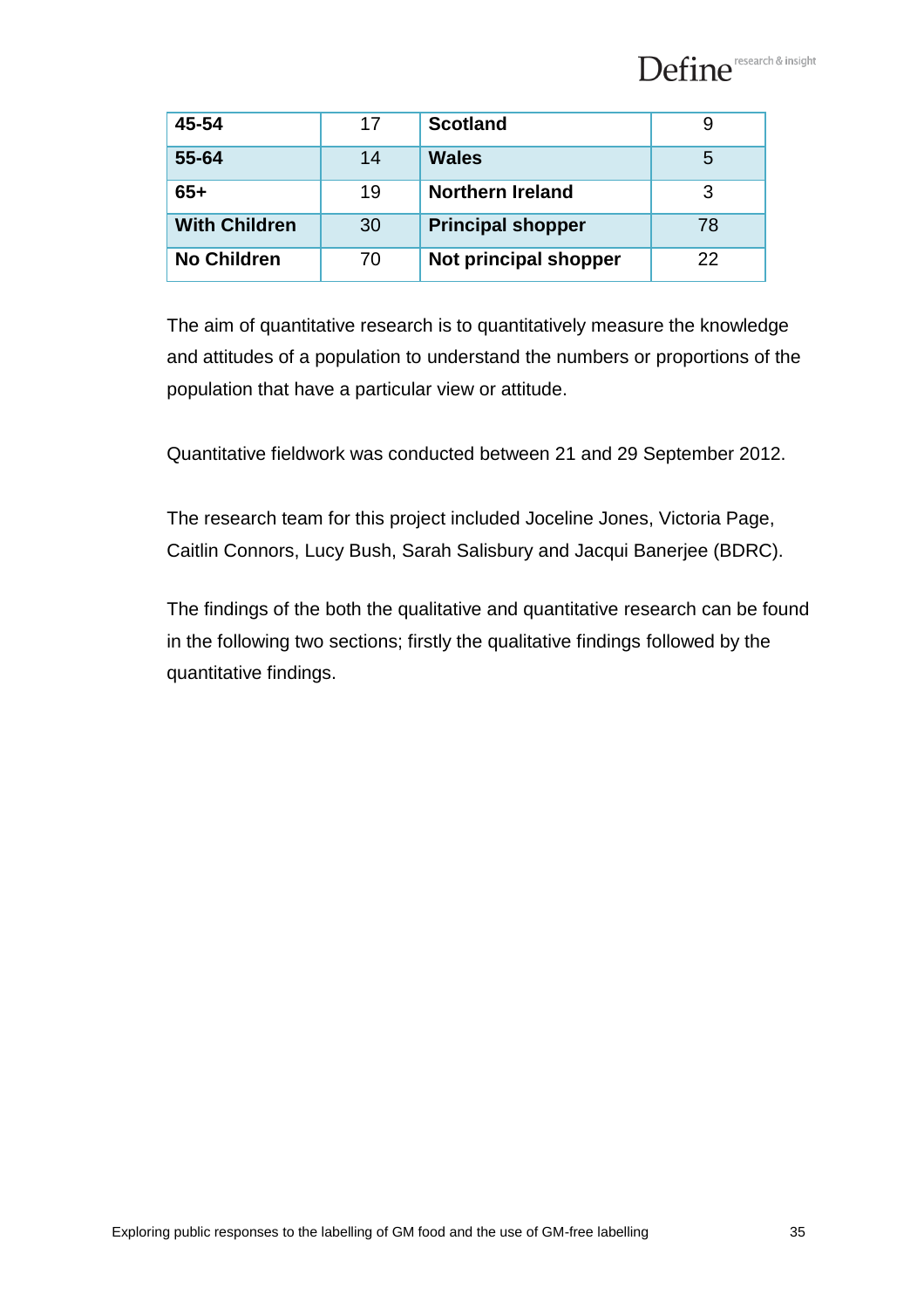| 45-54 | 17 | Scotland | 9 |
|---|---|---|---|
| 55-64 | 14 | Wales | 5 |
| 65+ | 19 | Northern Ireland | 3 |
| With Children | 30 | Principal shopper | 78 |
| No Children | 70 | Not principal shopper | 22 |

The aim of quantitative research is to quantitatively measure the knowledge and attitudes of a population to understand the numbers or proportions of the population that have a particular view or attitude.

Quantitative fieldwork was conducted between 21 and 29 September 2012.

The research team for this project included Joceline Jones, Victoria Page, Caitlin Connors, Lucy Bush, Sarah Salisbury and Jacqui Banerjee (BDRC).

The findings of the both the qualitative and quantitative research can be found in the following two sections; firstly the qualitative findings followed by the quantitative findings.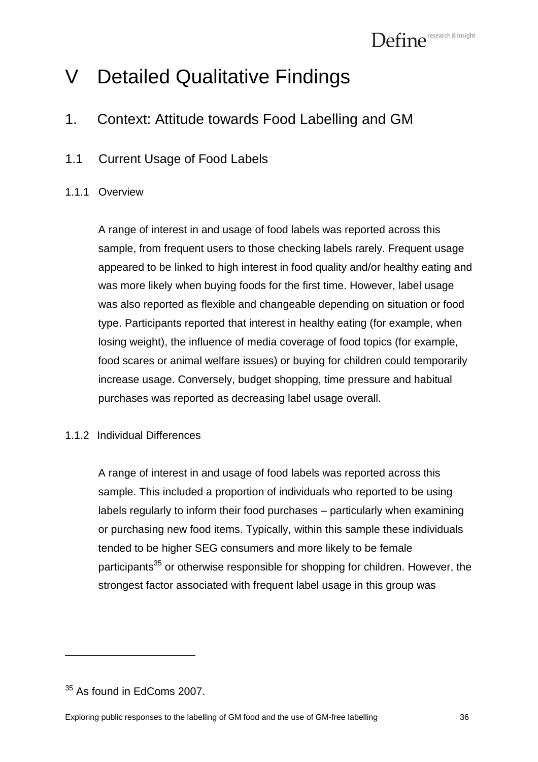# V Detailed Qualitative Findings

## 1. Context: Attitude towards Food Labelling and GM

### 1.1 Current Usage of Food Labels

#### 1.1.1 Overview

A range of interest in and usage of food labels was reported across this sample, from frequent users to those checking labels rarely. Frequent usage appeared to be linked to high interest in food quality and/or healthy eating and was more likely when buying foods for the first time. However, label usage was also reported as flexible and changeable depending on situation or food type. Participants reported that interest in healthy eating (for example, when losing weight), the influence of media coverage of food topics (for example, food scares or animal welfare issues) or buying for children could temporarily increase usage. Conversely, budget shopping, time pressure and habitual purchases was reported as decreasing label usage overall.

#### 1.1.2 Individual Differences

A range of interest in and usage of food labels was reported across this sample. This included a proportion of individuals who reported to be using labels regularly to inform their food purchases – particularly when examining or purchasing new food items. Typically, within this sample these individuals tended to be higher SEG consumers and more likely to be female participants[35] or otherwise responsible for shopping for children. However, the strongest factor associated with frequent label usage in this group was

[35] As found in EdComs 2007.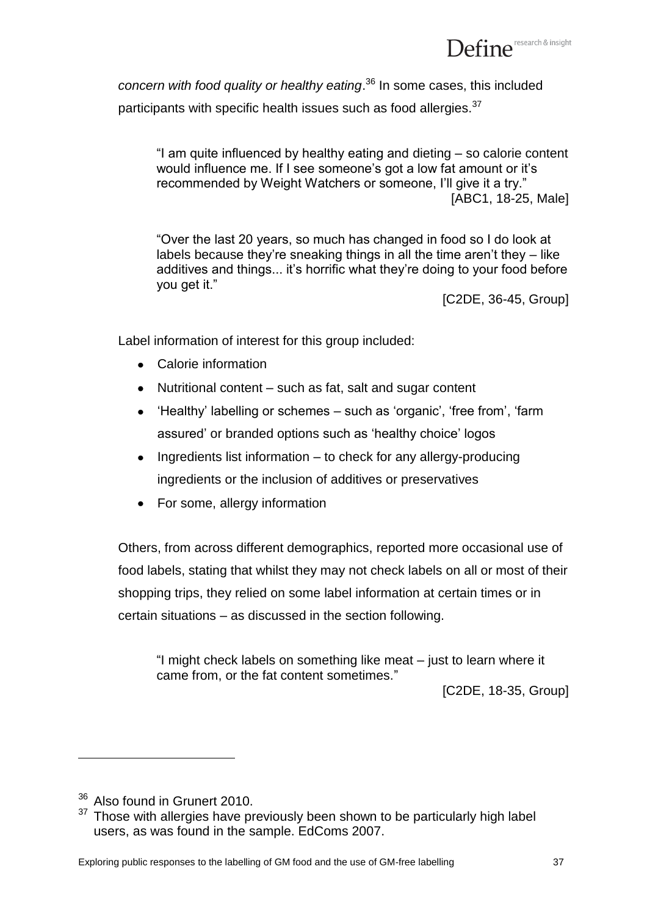*concern with food quality or healthy eating*.[36] In some cases, this included participants with specific health issues such as food allergies.[37]

> "I am quite influenced by healthy eating and dieting – so calorie content would influence me. If I see someone's got a low fat amount or it's recommended by Weight Watchers or someone, I'll give it a try."
>
> [ABC1, 18-25, Male]

> "Over the last 20 years, so much has changed in food so I do look at labels because they're sneaking things in all the time aren't they – like additives and things... it's horrific what they're doing to your food before you get it."
>
> [C2DE, 36-45, Group]

Label information of interest for this group included:

- Calorie information
- Nutritional content – such as fat, salt and sugar content
- 'Healthy' labelling or schemes – such as 'organic', 'free from', 'farm assured' or branded options such as 'healthy choice' logos
- Ingredients list information – to check for any allergy-producing ingredients or the inclusion of additives or preservatives
- For some, allergy information

Others, from across different demographics, reported more occasional use of food labels, stating that whilst they may not check labels on all or most of their shopping trips, they relied on some label information at certain times or in certain situations – as discussed in the section following.

> "I might check labels on something like meat – just to learn where it came from, or the fat content sometimes."
>
> [C2DE, 18-35, Group]

---

[36] Also found in Grunert 2010.

[37] Those with allergies have previously been shown to be particularly high label users, as was found in the sample. EdComs 2007.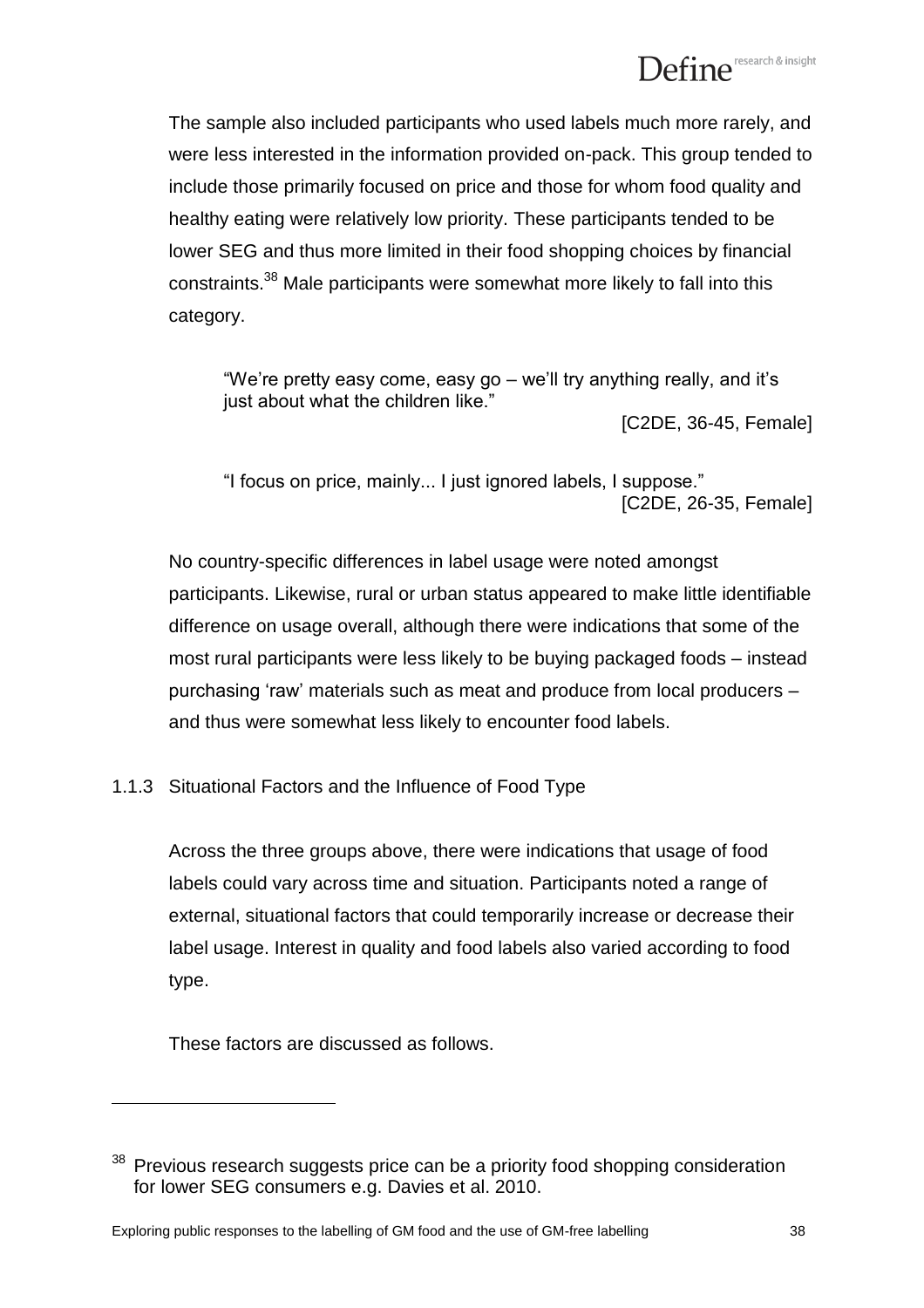The sample also included participants who used labels much more rarely, and were less interested in the information provided on-pack. This group tended to include those primarily focused on price and those for whom food quality and healthy eating were relatively low priority. These participants tended to be lower SEG and thus more limited in their food shopping choices by financial constraints.[38] Male participants were somewhat more likely to fall into this category.

> "We're pretty easy come, easy go – we'll try anything really, and it's just about what the children like."
>
> [C2DE, 36-45, Female]

> "I focus on price, mainly... I just ignored labels, I suppose."
>
> [C2DE, 26-35, Female]

No country-specific differences in label usage were noted amongst participants. Likewise, rural or urban status appeared to make little identifiable difference on usage overall, although there were indications that some of the most rural participants were less likely to be buying packaged foods – instead purchasing 'raw' materials such as meat and produce from local producers – and thus were somewhat less likely to encounter food labels.

### 1.1.3 Situational Factors and the Influence of Food Type

Across the three groups above, there were indications that usage of food labels could vary across time and situation. Participants noted a range of external, situational factors that could temporarily increase or decrease their label usage. Interest in quality and food labels also varied according to food type.

These factors are discussed as follows.

---

[38] Previous research suggests price can be a priority food shopping consideration for lower SEG consumers e.g. Davies et al. 2010.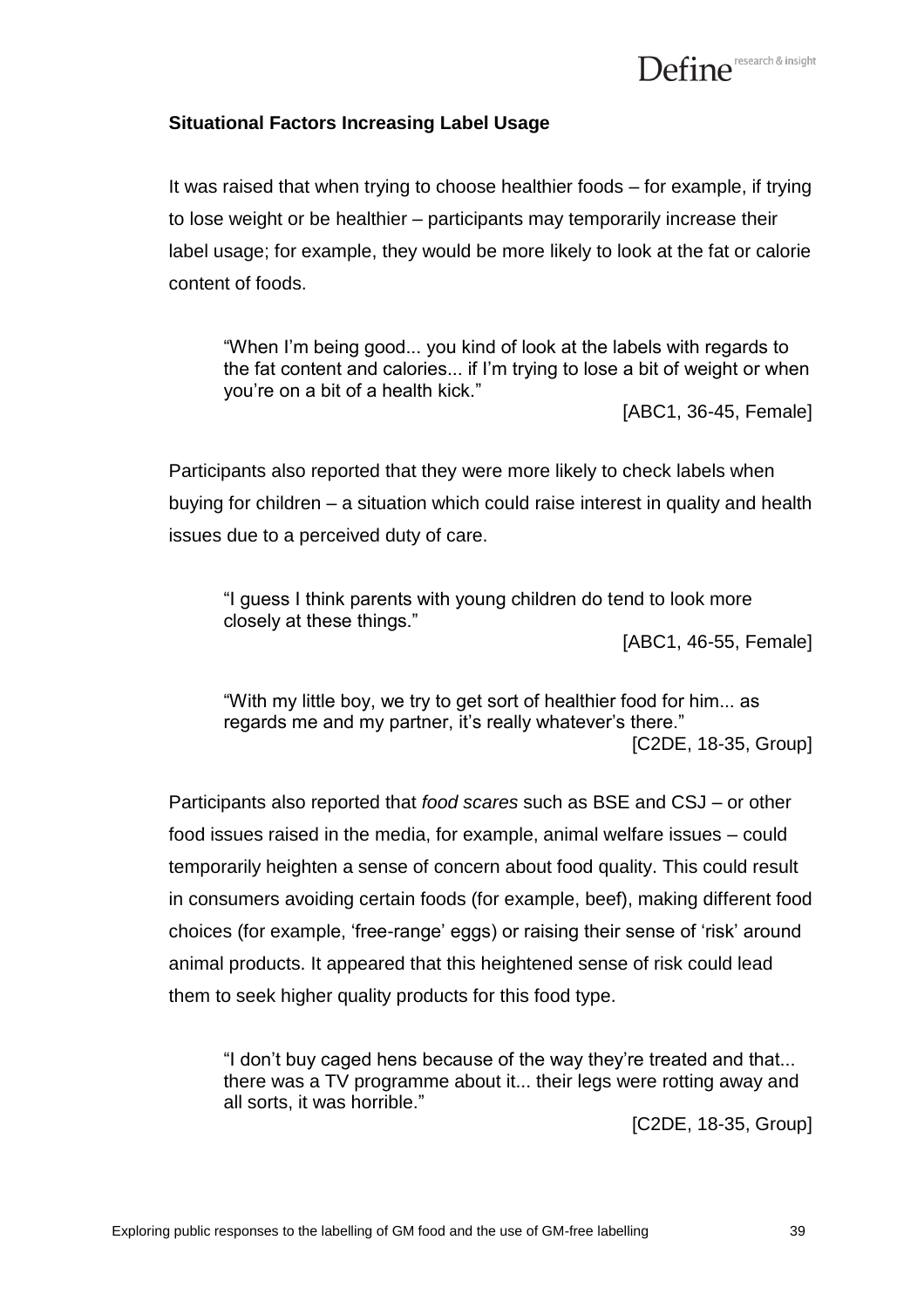### Situational Factors Increasing Label Usage

It was raised that when trying to choose healthier foods – for example, if trying to lose weight or be healthier – participants may temporarily increase their label usage; for example, they would be more likely to look at the fat or calorie content of foods.

> "When I'm being good... you kind of look at the labels with regards to the fat content and calories... if I'm trying to lose a bit of weight or when you're on a bit of a health kick."
>
> [ABC1, 36-45, Female]

Participants also reported that they were more likely to check labels when buying for children – a situation which could raise interest in quality and health issues due to a perceived duty of care.

> "I guess I think parents with young children do tend to look more closely at these things."
>
> [ABC1, 46-55, Female]

> "With my little boy, we try to get sort of healthier food for him... as regards me and my partner, it's really whatever's there."
>
> [C2DE, 18-35, Group]

Participants also reported that *food scares* such as BSE and CSJ – or other food issues raised in the media, for example, animal welfare issues – could temporarily heighten a sense of concern about food quality. This could result in consumers avoiding certain foods (for example, beef), making different food choices (for example, 'free-range' eggs) or raising their sense of 'risk' around animal products. It appeared that this heightened sense of risk could lead them to seek higher quality products for this food type.

> "I don't buy caged hens because of the way they're treated and that... there was a TV programme about it... their legs were rotting away and all sorts, it was horrible."
>
> [C2DE, 18-35, Group]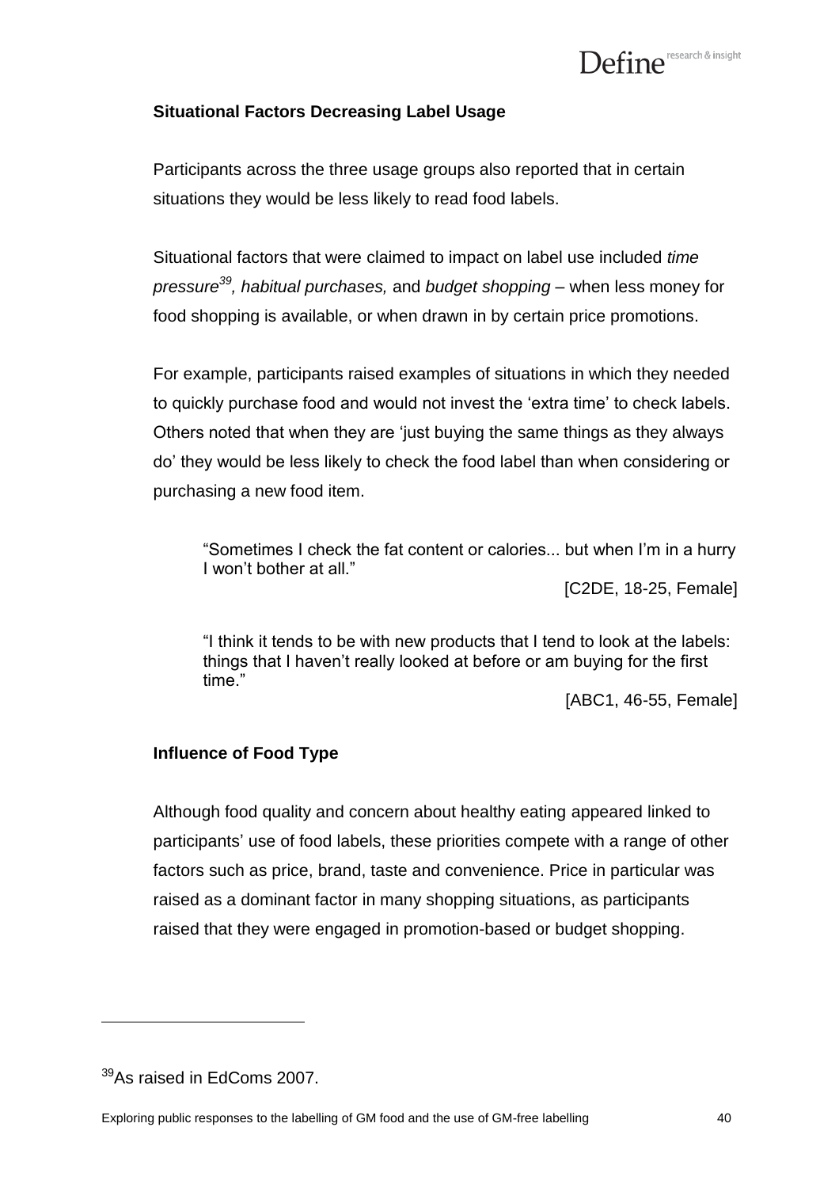### Situational Factors Decreasing Label Usage

Participants across the three usage groups also reported that in certain situations they would be less likely to read food labels.

Situational factors that were claimed to impact on label use included *time pressure*[39]*, habitual purchases,* and *budget shopping* – when less money for food shopping is available, or when drawn in by certain price promotions.

For example, participants raised examples of situations in which they needed to quickly purchase food and would not invest the 'extra time' to check labels. Others noted that when they are 'just buying the same things as they always do' they would be less likely to check the food label than when considering or purchasing a new food item.

> "Sometimes I check the fat content or calories... but when I'm in a hurry I won't bother at all."
>
> [C2DE, 18-25, Female]

> "I think it tends to be with new products that I tend to look at the labels: things that I haven't really looked at before or am buying for the first time."
>
> [ABC1, 46-55, Female]

### Influence of Food Type

Although food quality and concern about healthy eating appeared linked to participants' use of food labels, these priorities compete with a range of other factors such as price, brand, taste and convenience. Price in particular was raised as a dominant factor in many shopping situations, as participants raised that they were engaged in promotion-based or budget shopping.

---

[39] As raised in EdComs 2007.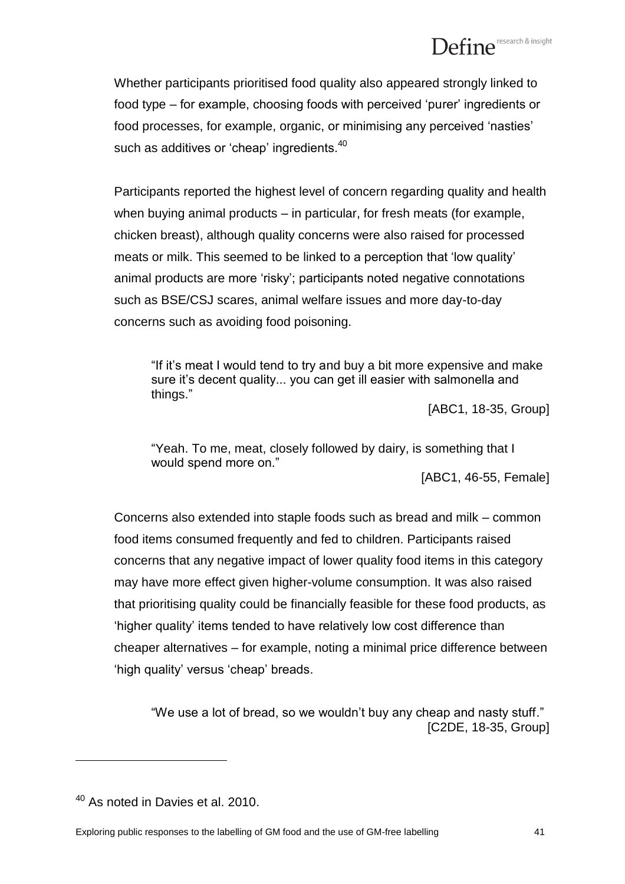Whether participants prioritised food quality also appeared strongly linked to food type – for example, choosing foods with perceived 'purer' ingredients or food processes, for example, organic, or minimising any perceived 'nasties' such as additives or 'cheap' ingredients.[40]

Participants reported the highest level of concern regarding quality and health when buying animal products – in particular, for fresh meats (for example, chicken breast), although quality concerns were also raised for processed meats or milk. This seemed to be linked to a perception that 'low quality' animal products are more 'risky'; participants noted negative connotations such as BSE/CSJ scares, animal welfare issues and more day-to-day concerns such as avoiding food poisoning.

> "If it's meat I would tend to try and buy a bit more expensive and make sure it's decent quality... you can get ill easier with salmonella and things."
>
> [ABC1, 18-35, Group]

> "Yeah. To me, meat, closely followed by dairy, is something that I would spend more on."
>
> [ABC1, 46-55, Female]

Concerns also extended into staple foods such as bread and milk – common food items consumed frequently and fed to children. Participants raised concerns that any negative impact of lower quality food items in this category may have more effect given higher-volume consumption. It was also raised that prioritising quality could be financially feasible for these food products, as 'higher quality' items tended to have relatively low cost difference than cheaper alternatives – for example, noting a minimal price difference between 'high quality' versus 'cheap' breads.

> "We use a lot of bread, so we wouldn't buy any cheap and nasty stuff."
>
> [C2DE, 18-35, Group]

---

[40] As noted in Davies et al. 2010.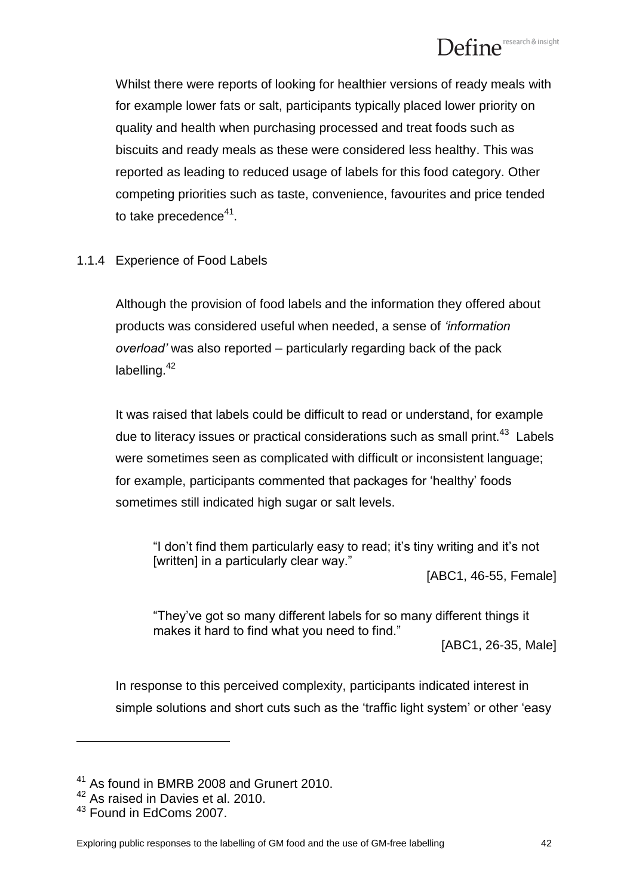Whilst there were reports of looking for healthier versions of ready meals with for example lower fats or salt, participants typically placed lower priority on quality and health when purchasing processed and treat foods such as biscuits and ready meals as these were considered less healthy. This was reported as leading to reduced usage of labels for this food category. Other competing priorities such as taste, convenience, favourites and price tended to take precedence[41].

### 1.1.4 Experience of Food Labels

Although the provision of food labels and the information they offered about products was considered useful when needed, a sense of *'information overload'* was also reported – particularly regarding back of the pack labelling.[42]

It was raised that labels could be difficult to read or understand, for example due to literacy issues or practical considerations such as small print.[43] Labels were sometimes seen as complicated with difficult or inconsistent language; for example, participants commented that packages for 'healthy' foods sometimes still indicated high sugar or salt levels.

> "I don't find them particularly easy to read; it's tiny writing and it's not [written] in a particularly clear way."
>
> [ABC1, 46-55, Female]

> "They've got so many different labels for so many different things it makes it hard to find what you need to find."
>
> [ABC1, 26-35, Male]

In response to this perceived complexity, participants indicated interest in simple solutions and short cuts such as the 'traffic light system' or other 'easy

---

[41] As found in BMRB 2008 and Grunert 2010.

[42] As raised in Davies et al. 2010.

[43] Found in EdComs 2007.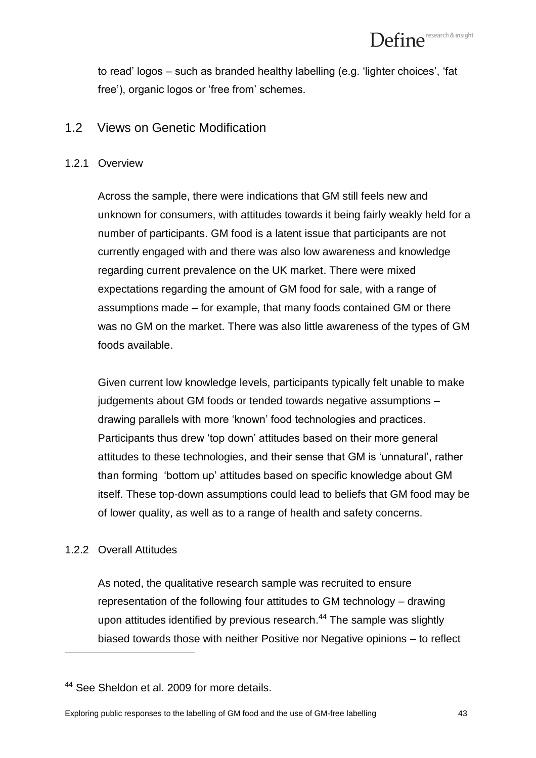to read' logos – such as branded healthy labelling (e.g. 'lighter choices', 'fat free'), organic logos or 'free from' schemes.

## 1.2 Views on Genetic Modification

### 1.2.1 Overview

Across the sample, there were indications that GM still feels new and unknown for consumers, with attitudes towards it being fairly weakly held for a number of participants. GM food is a latent issue that participants are not currently engaged with and there was also low awareness and knowledge regarding current prevalence on the UK market. There were mixed expectations regarding the amount of GM food for sale, with a range of assumptions made – for example, that many foods contained GM or there was no GM on the market. There was also little awareness of the types of GM foods available.

Given current low knowledge levels, participants typically felt unable to make judgements about GM foods or tended towards negative assumptions – drawing parallels with more 'known' food technologies and practices. Participants thus drew 'top down' attitudes based on their more general attitudes to these technologies, and their sense that GM is 'unnatural', rather than forming 'bottom up' attitudes based on specific knowledge about GM itself. These top-down assumptions could lead to beliefs that GM food may be of lower quality, as well as to a range of health and safety concerns.

### 1.2.2 Overall Attitudes

As noted, the qualitative research sample was recruited to ensure representation of the following four attitudes to GM technology – drawing upon attitudes identified by previous research.[44] The sample was slightly biased towards those with neither Positive nor Negative opinions – to reflect

---

[44] See Sheldon et al. 2009 for more details.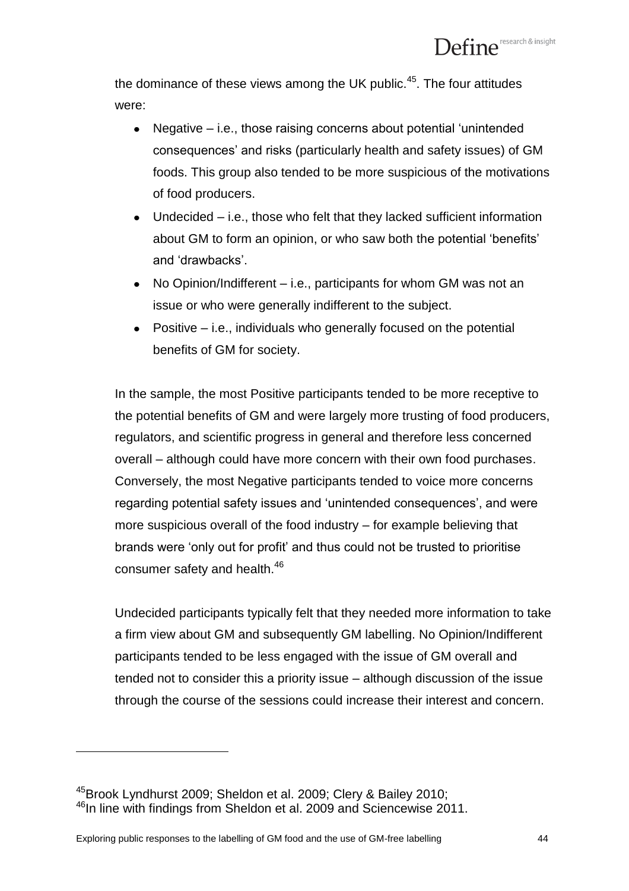the dominance of these views among the UK public.[45]. The four attitudes were:

- Negative – i.e., those raising concerns about potential 'unintended consequences' and risks (particularly health and safety issues) of GM foods. This group also tended to be more suspicious of the motivations of food producers.
- Undecided – i.e., those who felt that they lacked sufficient information about GM to form an opinion, or who saw both the potential 'benefits' and 'drawbacks'.
- No Opinion/Indifferent – i.e., participants for whom GM was not an issue or who were generally indifferent to the subject.
- Positive – i.e., individuals who generally focused on the potential benefits of GM for society.

In the sample, the most Positive participants tended to be more receptive to the potential benefits of GM and were largely more trusting of food producers, regulators, and scientific progress in general and therefore less concerned overall – although could have more concern with their own food purchases. Conversely, the most Negative participants tended to voice more concerns regarding potential safety issues and 'unintended consequences', and were more suspicious overall of the food industry – for example believing that brands were 'only out for profit' and thus could not be trusted to prioritise consumer safety and health.[46]

Undecided participants typically felt that they needed more information to take a firm view about GM and subsequently GM labelling. No Opinion/Indifferent participants tended to be less engaged with the issue of GM overall and tended not to consider this a priority issue – although discussion of the issue through the course of the sessions could increase their interest and concern.

---

[45] Brook Lyndhurst 2009; Sheldon et al. 2009; Clery & Bailey 2010;

[46] In line with findings from Sheldon et al. 2009 and Sciencewise 2011.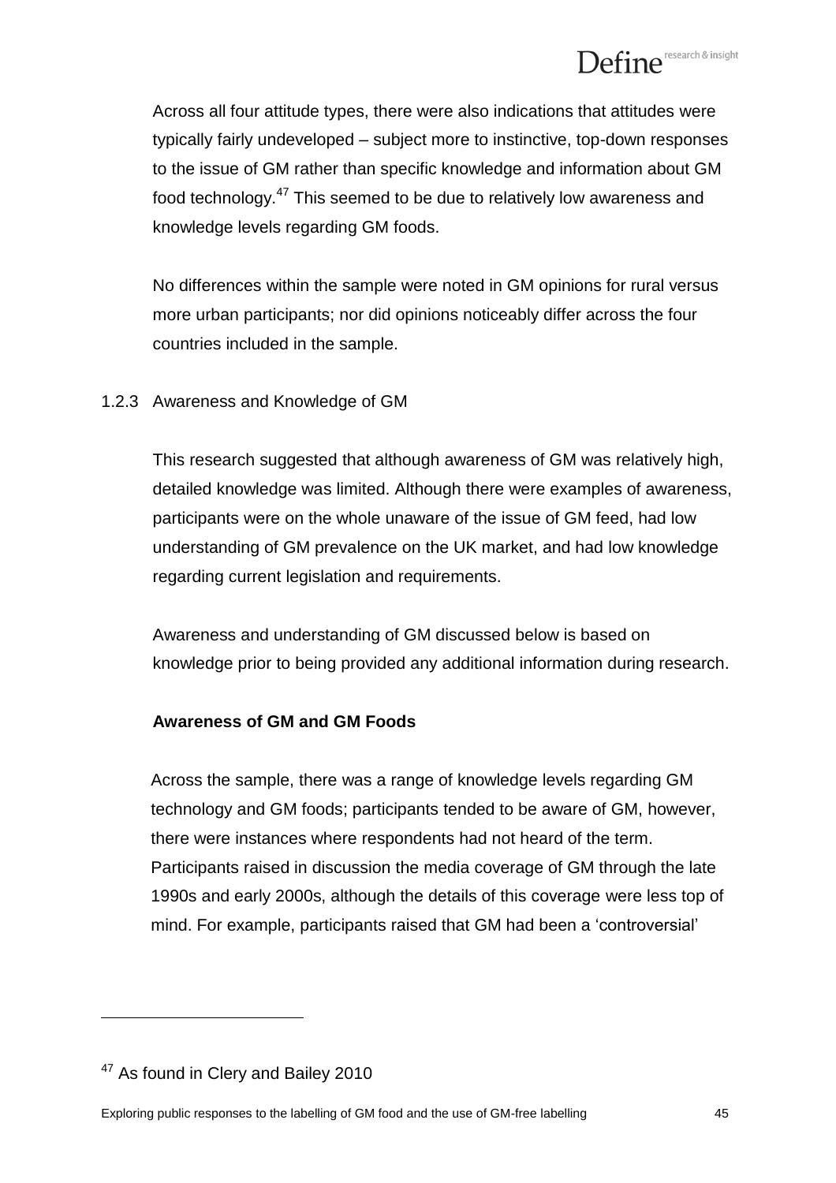Across all four attitude types, there were also indications that attitudes were typically fairly undeveloped – subject more to instinctive, top-down responses to the issue of GM rather than specific knowledge and information about GM food technology.[47] This seemed to be due to relatively low awareness and knowledge levels regarding GM foods.

No differences within the sample were noted in GM opinions for rural versus more urban participants; nor did opinions noticeably differ across the four countries included in the sample.

### 1.2.3 Awareness and Knowledge of GM

This research suggested that although awareness of GM was relatively high, detailed knowledge was limited. Although there were examples of awareness, participants were on the whole unaware of the issue of GM feed, had low understanding of GM prevalence on the UK market, and had low knowledge regarding current legislation and requirements.

Awareness and understanding of GM discussed below is based on knowledge prior to being provided any additional information during research.

**Awareness of GM and GM Foods**

Across the sample, there was a range of knowledge levels regarding GM technology and GM foods; participants tended to be aware of GM, however, there were instances where respondents had not heard of the term. Participants raised in discussion the media coverage of GM through the late 1990s and early 2000s, although the details of this coverage were less top of mind. For example, participants raised that GM had been a 'controversial'

[47] As found in Clery and Bailey 2010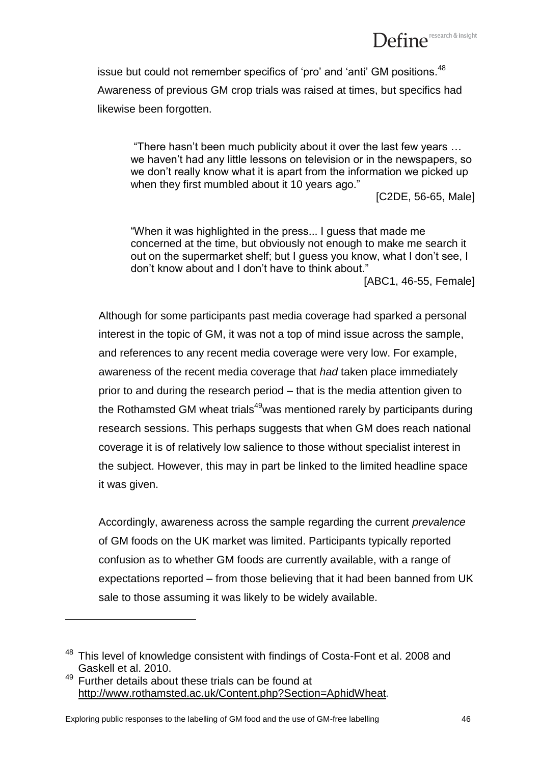issue but could not remember specifics of 'pro' and 'anti' GM positions.[48] Awareness of previous GM crop trials was raised at times, but specifics had likewise been forgotten.

> "There hasn't been much publicity about it over the last few years … we haven't had any little lessons on television or in the newspapers, so we don't really know what it is apart from the information we picked up when they first mumbled about it 10 years ago."
>
> [C2DE, 56-65, Male]

> "When it was highlighted in the press... I guess that made me concerned at the time, but obviously not enough to make me search it out on the supermarket shelf; but I guess you know, what I don't see, I don't know about and I don't have to think about."
>
> [ABC1, 46-55, Female]

Although for some participants past media coverage had sparked a personal interest in the topic of GM, it was not a top of mind issue across the sample, and references to any recent media coverage were very low. For example, awareness of the recent media coverage that *had* taken place immediately prior to and during the research period – that is the media attention given to the Rothamsted GM wheat trials[49] was mentioned rarely by participants during research sessions. This perhaps suggests that when GM does reach national coverage it is of relatively low salience to those without specialist interest in the subject. However, this may in part be linked to the limited headline space it was given.

Accordingly, awareness across the sample regarding the current *prevalence* of GM foods on the UK market was limited. Participants typically reported confusion as to whether GM foods are currently available, with a range of expectations reported – from those believing that it had been banned from UK sale to those assuming it was likely to be widely available.

---

[48] This level of knowledge consistent with findings of Costa-Font et al. 2008 and Gaskell et al. 2010.

[49] Further details about these trials can be found at http://www.rothamsted.ac.uk/Content.php?Section=AphidWheat.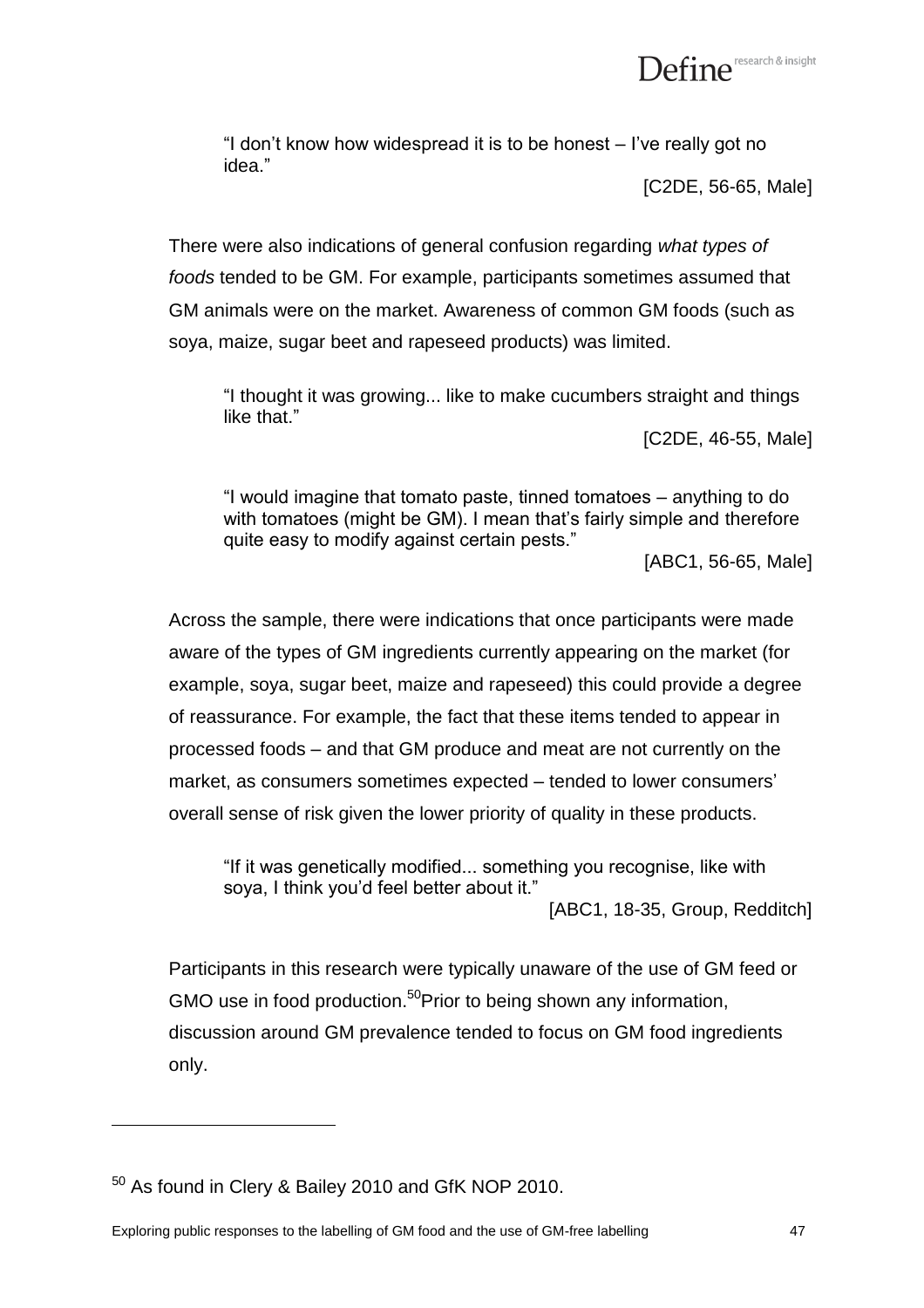> "I don't know how widespread it is to be honest – I've really got no idea."
>
> [C2DE, 56-65, Male]

There were also indications of general confusion regarding *what types of foods* tended to be GM. For example, participants sometimes assumed that GM animals were on the market. Awareness of common GM foods (such as soya, maize, sugar beet and rapeseed products) was limited.

> "I thought it was growing... like to make cucumbers straight and things like that."
>
> [C2DE, 46-55, Male]

> "I would imagine that tomato paste, tinned tomatoes – anything to do with tomatoes (might be GM). I mean that's fairly simple and therefore quite easy to modify against certain pests."
>
> [ABC1, 56-65, Male]

Across the sample, there were indications that once participants were made aware of the types of GM ingredients currently appearing on the market (for example, soya, sugar beet, maize and rapeseed) this could provide a degree of reassurance. For example, the fact that these items tended to appear in processed foods – and that GM produce and meat are not currently on the market, as consumers sometimes expected – tended to lower consumers' overall sense of risk given the lower priority of quality in these products.

> "If it was genetically modified... something you recognise, like with soya, I think you'd feel better about it."
>
> [ABC1, 18-35, Group, Redditch]

Participants in this research were typically unaware of the use of GM feed or GMO use in food production.[50] Prior to being shown any information, discussion around GM prevalence tended to focus on GM food ingredients only.

---

[50] As found in Clery & Bailey 2010 and GfK NOP 2010.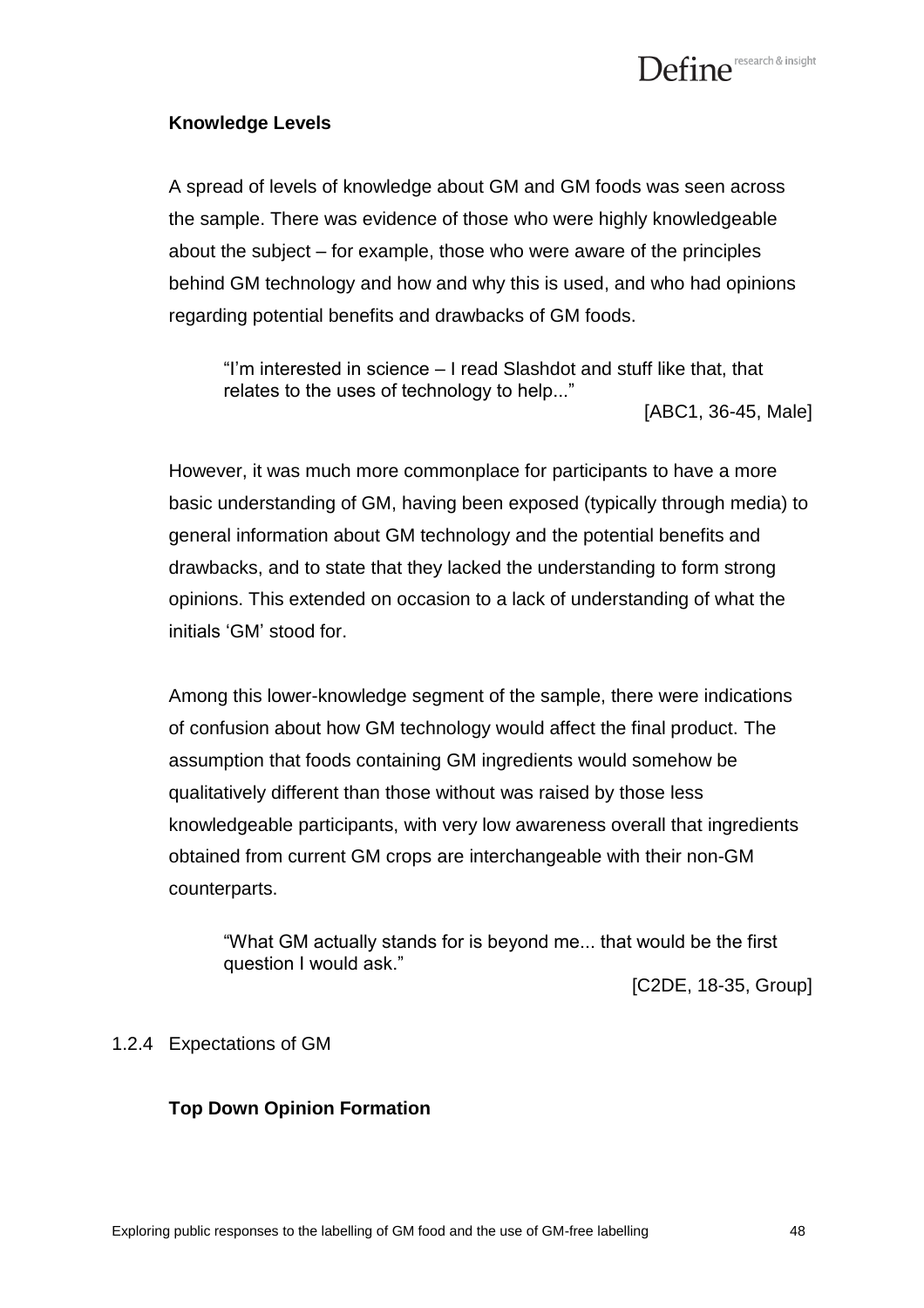**Knowledge Levels**

A spread of levels of knowledge about GM and GM foods was seen across the sample. There was evidence of those who were highly knowledgeable about the subject – for example, those who were aware of the principles behind GM technology and how and why this is used, and who had opinions regarding potential benefits and drawbacks of GM foods.

> "I'm interested in science – I read Slashdot and stuff like that, that relates to the uses of technology to help..."
>
> [ABC1, 36-45, Male]

However, it was much more commonplace for participants to have a more basic understanding of GM, having been exposed (typically through media) to general information about GM technology and the potential benefits and drawbacks, and to state that they lacked the understanding to form strong opinions. This extended on occasion to a lack of understanding of what the initials 'GM' stood for.

Among this lower-knowledge segment of the sample, there were indications of confusion about how GM technology would affect the final product. The assumption that foods containing GM ingredients would somehow be qualitatively different than those without was raised by those less knowledgeable participants, with very low awareness overall that ingredients obtained from current GM crops are interchangeable with their non-GM counterparts.

> "What GM actually stands for is beyond me... that would be the first question I would ask."
>
> [C2DE, 18-35, Group]

### 1.2.4 Expectations of GM

**Top Down Opinion Formation**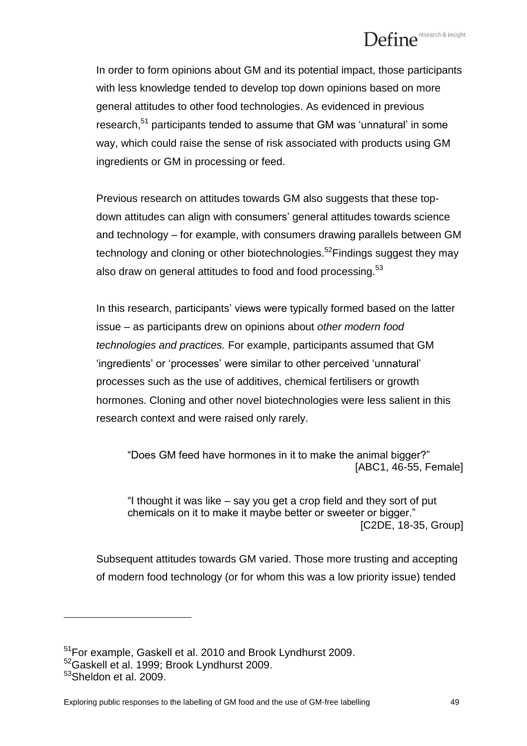In order to form opinions about GM and its potential impact, those participants with less knowledge tended to develop top down opinions based on more general attitudes to other food technologies. As evidenced in previous research,[51] participants tended to assume that GM was 'unnatural' in some way, which could raise the sense of risk associated with products using GM ingredients or GM in processing or feed.

Previous research on attitudes towards GM also suggests that these top-down attitudes can align with consumers' general attitudes towards science and technology – for example, with consumers drawing parallels between GM technology and cloning or other biotechnologies.[52] Findings suggest they may also draw on general attitudes to food and food processing.[53]

In this research, participants' views were typically formed based on the latter issue – as participants drew on opinions about *other modern food technologies and practices.* For example, participants assumed that GM 'ingredients' or 'processes' were similar to other perceived 'unnatural' processes such as the use of additives, chemical fertilisers or growth hormones. Cloning and other novel biotechnologies were less salient in this research context and were raised only rarely.

> "Does GM feed have hormones in it to make the animal bigger?"
> [ABC1, 46-55, Female]

> "I thought it was like – say you get a crop field and they sort of put chemicals on it to make it maybe better or sweeter or bigger."
> [C2DE, 18-35, Group]

Subsequent attitudes towards GM varied. Those more trusting and accepting of modern food technology (or for whom this was a low priority issue) tended

---

[51] For example, Gaskell et al. 2010 and Brook Lyndhurst 2009.

[52] Gaskell et al. 1999; Brook Lyndhurst 2009.

[53] Sheldon et al. 2009.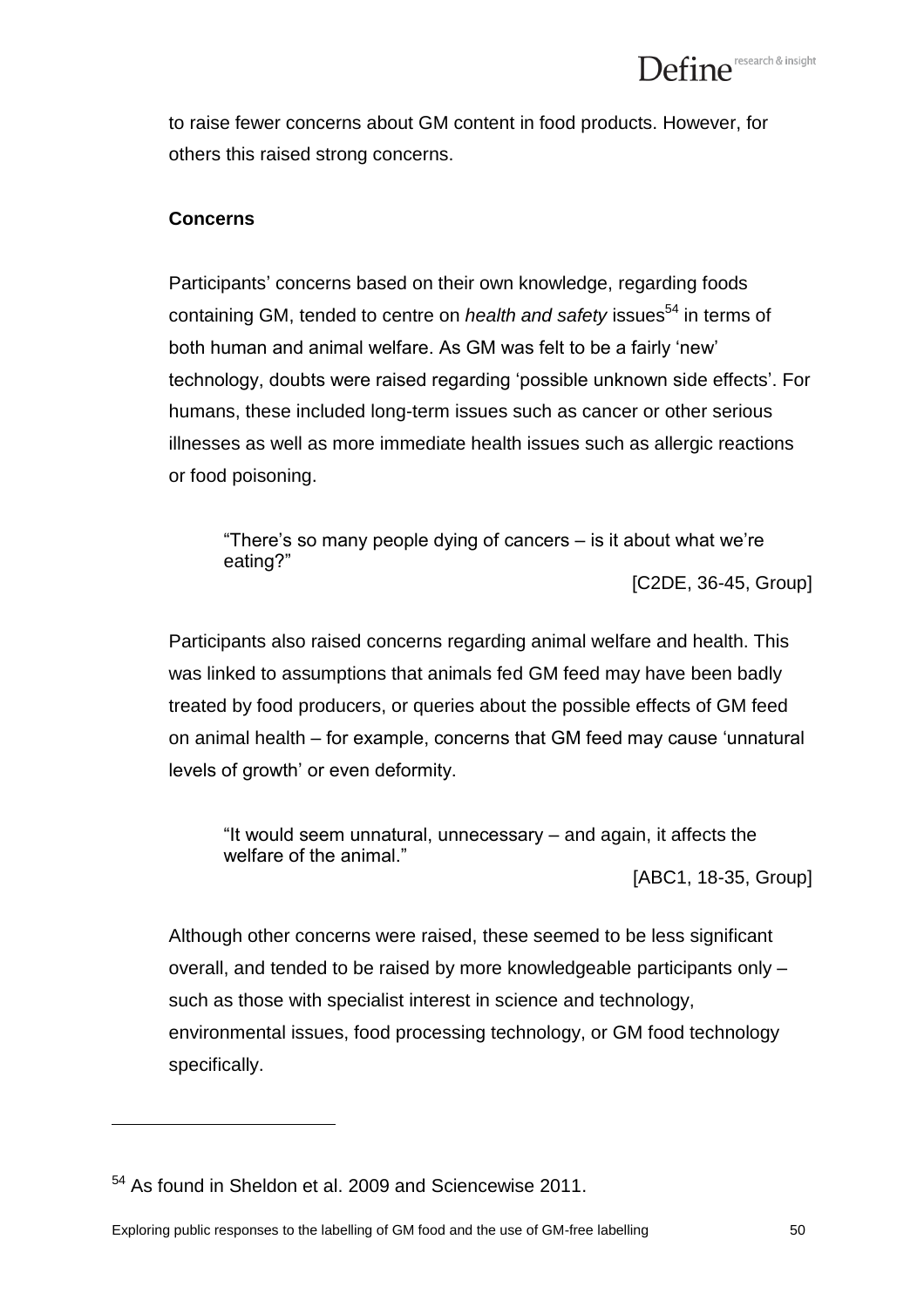to raise fewer concerns about GM content in food products. However, for others this raised strong concerns.

**Concerns**

Participants' concerns based on their own knowledge, regarding foods containing GM, tended to centre on *health and safety* issues[54] in terms of both human and animal welfare. As GM was felt to be a fairly 'new' technology, doubts were raised regarding 'possible unknown side effects'. For humans, these included long-term issues such as cancer or other serious illnesses as well as more immediate health issues such as allergic reactions or food poisoning.

> "There's so many people dying of cancers – is it about what we're eating?"
>
> [C2DE, 36-45, Group]

Participants also raised concerns regarding animal welfare and health. This was linked to assumptions that animals fed GM feed may have been badly treated by food producers, or queries about the possible effects of GM feed on animal health – for example, concerns that GM feed may cause 'unnatural levels of growth' or even deformity.

> "It would seem unnatural, unnecessary – and again, it affects the welfare of the animal."
>
> [ABC1, 18-35, Group]

Although other concerns were raised, these seemed to be less significant overall, and tended to be raised by more knowledgeable participants only – such as those with specialist interest in science and technology, environmental issues, food processing technology, or GM food technology specifically.

---

[54] As found in Sheldon et al. 2009 and Sciencewise 2011.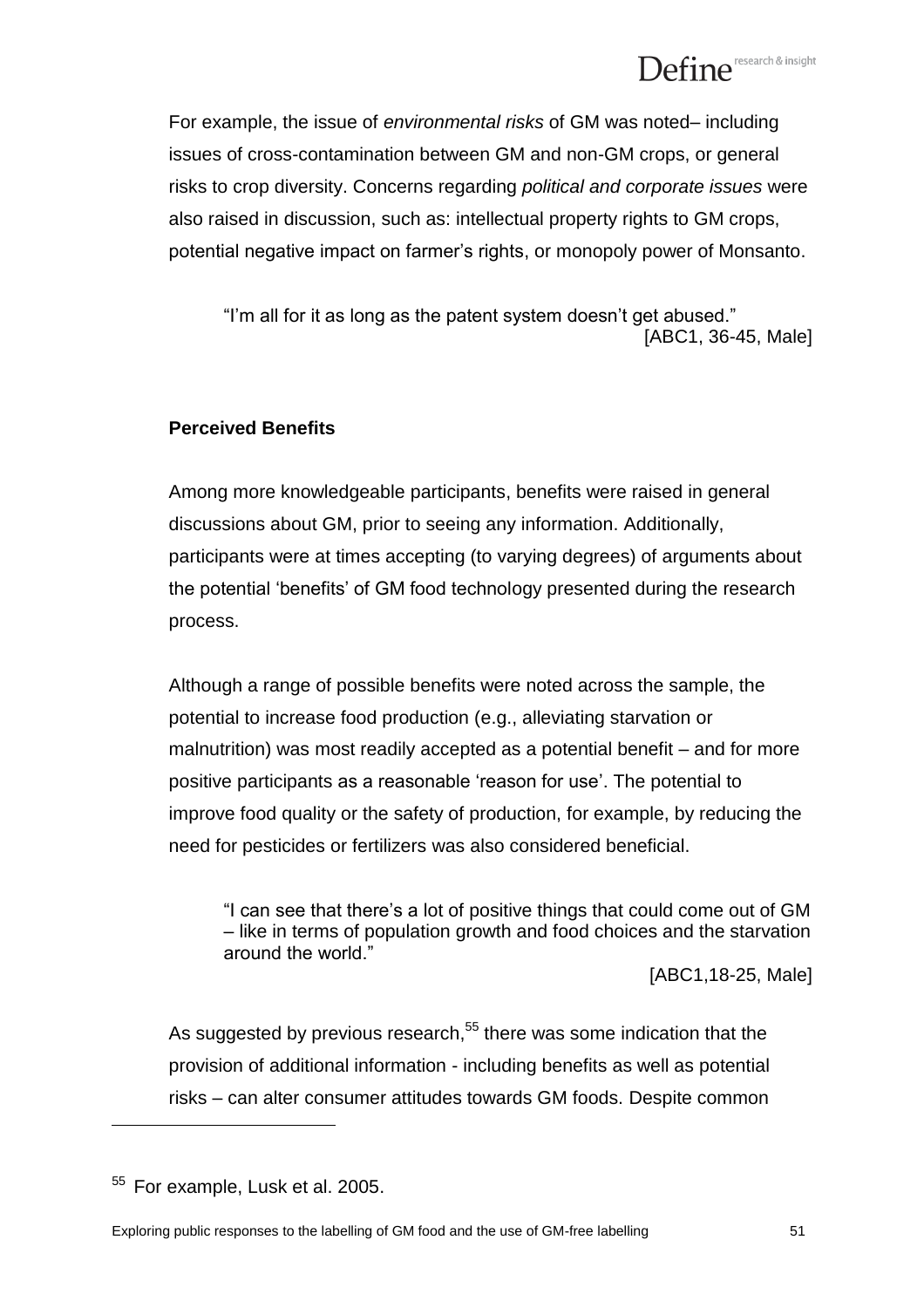For example, the issue of *environmental risks* of GM was noted– including issues of cross-contamination between GM and non-GM crops, or general risks to crop diversity. Concerns regarding *political and corporate issues* were also raised in discussion, such as: intellectual property rights to GM crops, potential negative impact on farmer's rights, or monopoly power of Monsanto.

> "I'm all for it as long as the patent system doesn't get abused."
> [ABC1, 36-45, Male]

**Perceived Benefits**

Among more knowledgeable participants, benefits were raised in general discussions about GM, prior to seeing any information. Additionally, participants were at times accepting (to varying degrees) of arguments about the potential 'benefits' of GM food technology presented during the research process.

Although a range of possible benefits were noted across the sample, the potential to increase food production (e.g., alleviating starvation or malnutrition) was most readily accepted as a potential benefit – and for more positive participants as a reasonable 'reason for use'. The potential to improve food quality or the safety of production, for example, by reducing the need for pesticides or fertilizers was also considered beneficial.

> "I can see that there's a lot of positive things that could come out of GM – like in terms of population growth and food choices and the starvation around the world."
> [ABC1,18-25, Male]

As suggested by previous research,[55] there was some indication that the provision of additional information - including benefits as well as potential risks – can alter consumer attitudes towards GM foods. Despite common

[55] For example, Lusk et al. 2005.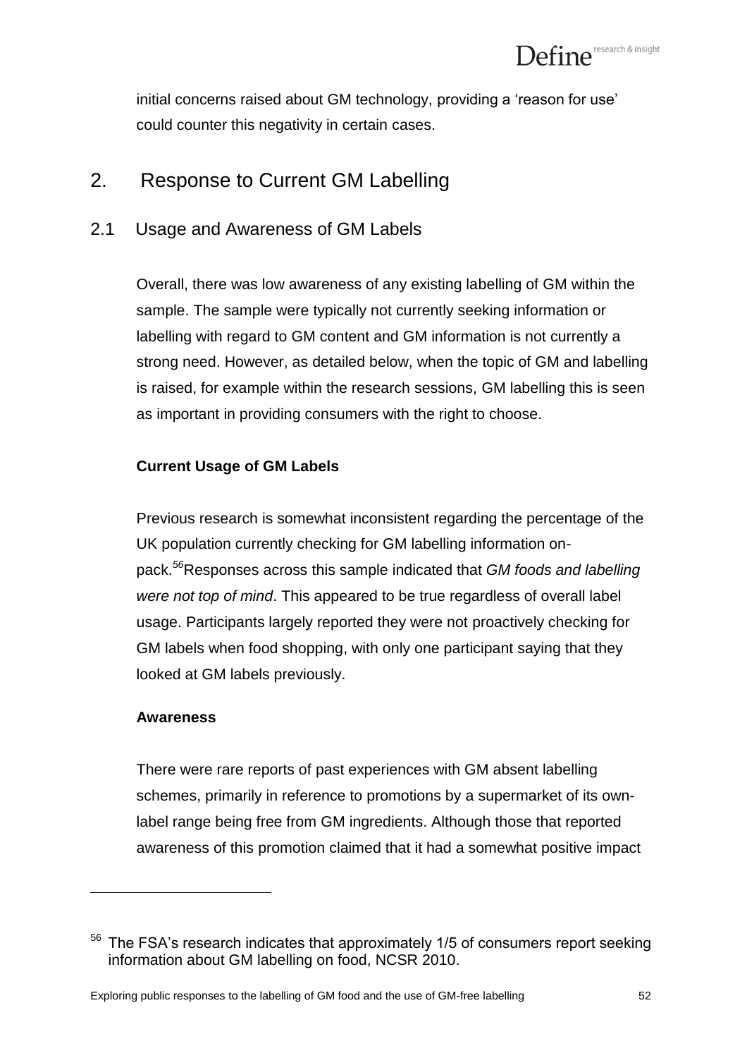initial concerns raised about GM technology, providing a 'reason for use' could counter this negativity in certain cases.

# 2. Response to Current GM Labelling

## 2.1 Usage and Awareness of GM Labels

Overall, there was low awareness of any existing labelling of GM within the sample. The sample were typically not currently seeking information or labelling with regard to GM content and GM information is not currently a strong need. However, as detailed below, when the topic of GM and labelling is raised, for example within the research sessions, GM labelling this is seen as important in providing consumers with the right to choose.

**Current Usage of GM Labels**

Previous research is somewhat inconsistent regarding the percentage of the UK population currently checking for GM labelling information on-pack.[56] Responses across this sample indicated that *GM foods and labelling were not top of mind*. This appeared to be true regardless of overall label usage. Participants largely reported they were not proactively checking for GM labels when food shopping, with only one participant saying that they looked at GM labels previously.

**Awareness**

There were rare reports of past experiences with GM absent labelling schemes, primarily in reference to promotions by a supermarket of its own-label range being free from GM ingredients. Although those that reported awareness of this promotion claimed that it had a somewhat positive impact

---

[56] The FSA's research indicates that approximately 1/5 of consumers report seeking information about GM labelling on food, NCSR 2010.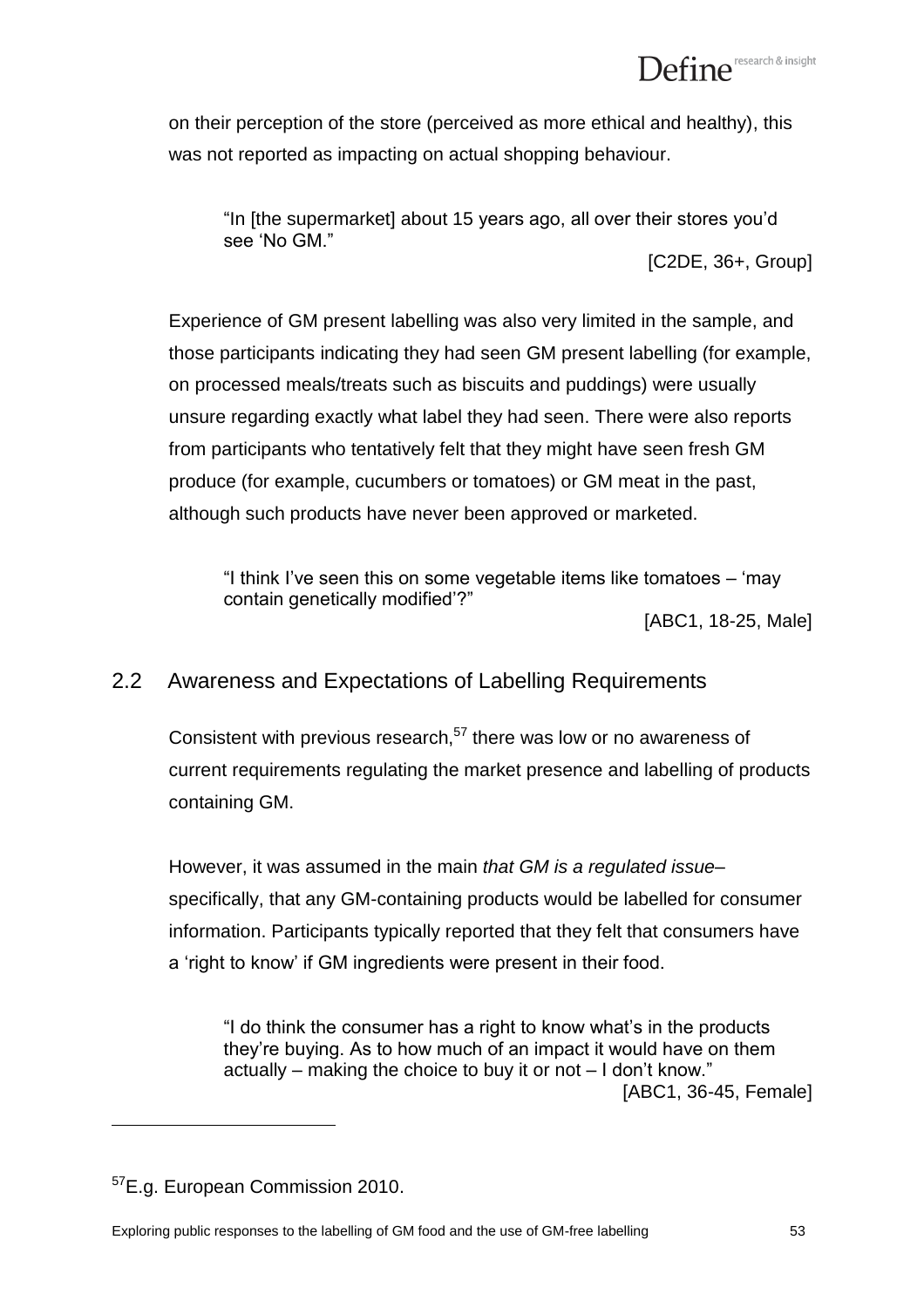on their perception of the store (perceived as more ethical and healthy), this was not reported as impacting on actual shopping behaviour.

> "In [the supermarket] about 15 years ago, all over their stores you'd see 'No GM."
>
> [C2DE, 36+, Group]

Experience of GM present labelling was also very limited in the sample, and those participants indicating they had seen GM present labelling (for example, on processed meals/treats such as biscuits and puddings) were usually unsure regarding exactly what label they had seen. There were also reports from participants who tentatively felt that they might have seen fresh GM produce (for example, cucumbers or tomatoes) or GM meat in the past, although such products have never been approved or marketed.

> "I think I've seen this on some vegetable items like tomatoes – 'may contain genetically modified'?"
>
> [ABC1, 18-25, Male]

## 2.2 Awareness and Expectations of Labelling Requirements

Consistent with previous research,[57] there was low or no awareness of current requirements regulating the market presence and labelling of products containing GM.

However, it was assumed in the main *that GM is a regulated issue*– specifically, that any GM-containing products would be labelled for consumer information. Participants typically reported that they felt that consumers have a 'right to know' if GM ingredients were present in their food.

> "I do think the consumer has a right to know what's in the products they're buying. As to how much of an impact it would have on them actually – making the choice to buy it or not – I don't know."
>
> [ABC1, 36-45, Female]

---

[57] E.g. European Commission 2010.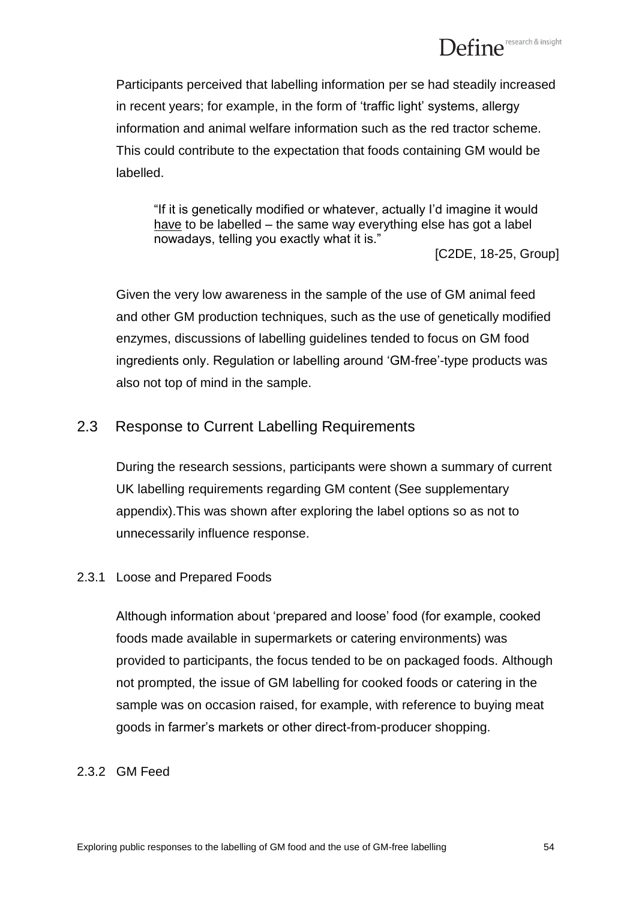Participants perceived that labelling information per se had steadily increased in recent years; for example, in the form of 'traffic light' systems, allergy information and animal welfare information such as the red tractor scheme. This could contribute to the expectation that foods containing GM would be labelled.

> "If it is genetically modified or whatever, actually I'd imagine it would <u>have</u> to be labelled – the same way everything else has got a label nowadays, telling you exactly what it is."
>
> [C2DE, 18-25, Group]

Given the very low awareness in the sample of the use of GM animal feed and other GM production techniques, such as the use of genetically modified enzymes, discussions of labelling guidelines tended to focus on GM food ingredients only. Regulation or labelling around 'GM-free'-type products was also not top of mind in the sample.

## 2.3 Response to Current Labelling Requirements

During the research sessions, participants were shown a summary of current UK labelling requirements regarding GM content (See supplementary appendix).This was shown after exploring the label options so as not to unnecessarily influence response.

### 2.3.1 Loose and Prepared Foods

Although information about 'prepared and loose' food (for example, cooked foods made available in supermarkets or catering environments) was provided to participants, the focus tended to be on packaged foods. Although not prompted, the issue of GM labelling for cooked foods or catering in the sample was on occasion raised, for example, with reference to buying meat goods in farmer's markets or other direct-from-producer shopping.

### 2.3.2 GM Feed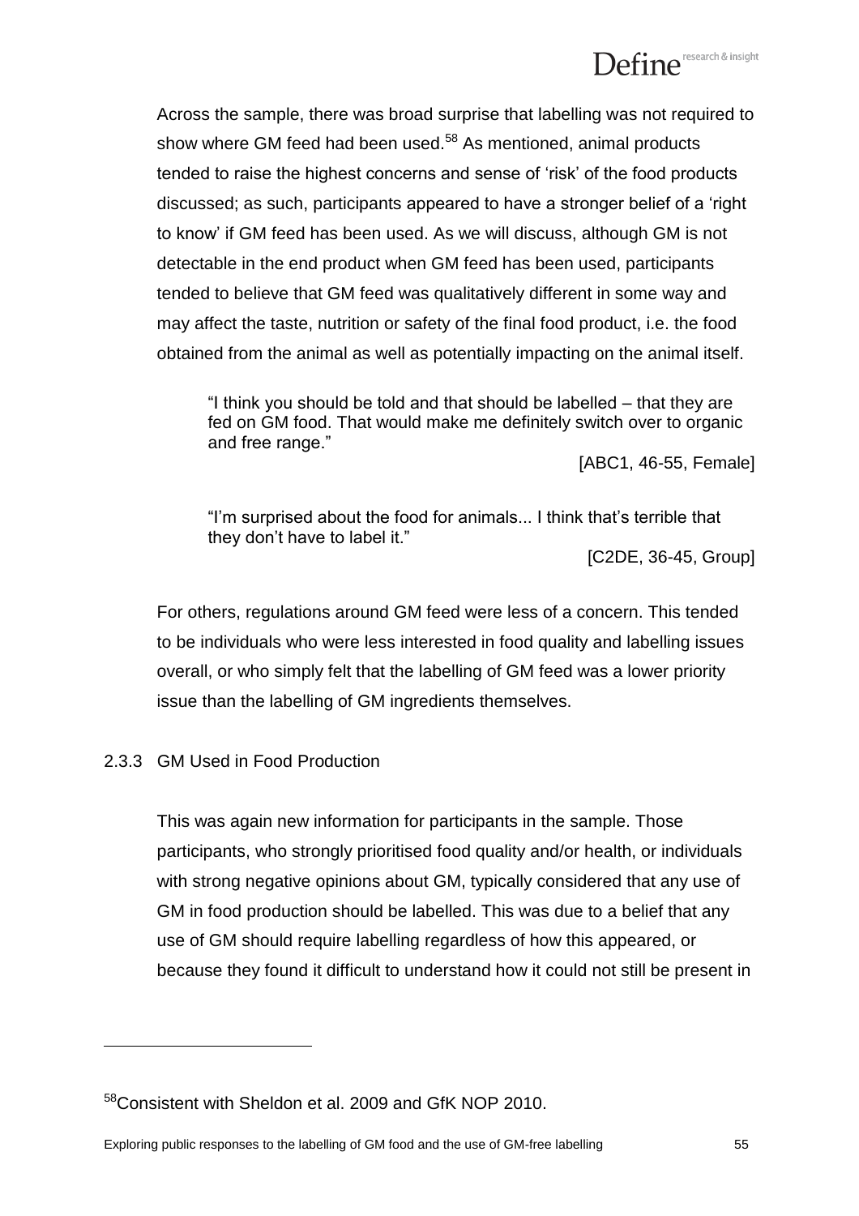Across the sample, there was broad surprise that labelling was not required to show where GM feed had been used.[58] As mentioned, animal products tended to raise the highest concerns and sense of 'risk' of the food products discussed; as such, participants appeared to have a stronger belief of a 'right to know' if GM feed has been used. As we will discuss, although GM is not detectable in the end product when GM feed has been used, participants tended to believe that GM feed was qualitatively different in some way and may affect the taste, nutrition or safety of the final food product, i.e. the food obtained from the animal as well as potentially impacting on the animal itself.

> "I think you should be told and that should be labelled – that they are fed on GM food. That would make me definitely switch over to organic and free range."
>
> [ABC1, 46-55, Female]

> "I'm surprised about the food for animals... I think that's terrible that they don't have to label it."
>
> [C2DE, 36-45, Group]

For others, regulations around GM feed were less of a concern. This tended to be individuals who were less interested in food quality and labelling issues overall, or who simply felt that the labelling of GM feed was a lower priority issue than the labelling of GM ingredients themselves.

### 2.3.3 GM Used in Food Production

This was again new information for participants in the sample. Those participants, who strongly prioritised food quality and/or health, or individuals with strong negative opinions about GM, typically considered that any use of GM in food production should be labelled. This was due to a belief that any use of GM should require labelling regardless of how this appeared, or because they found it difficult to understand how it could not still be present in

---

[58] Consistent with Sheldon et al. 2009 and GfK NOP 2010.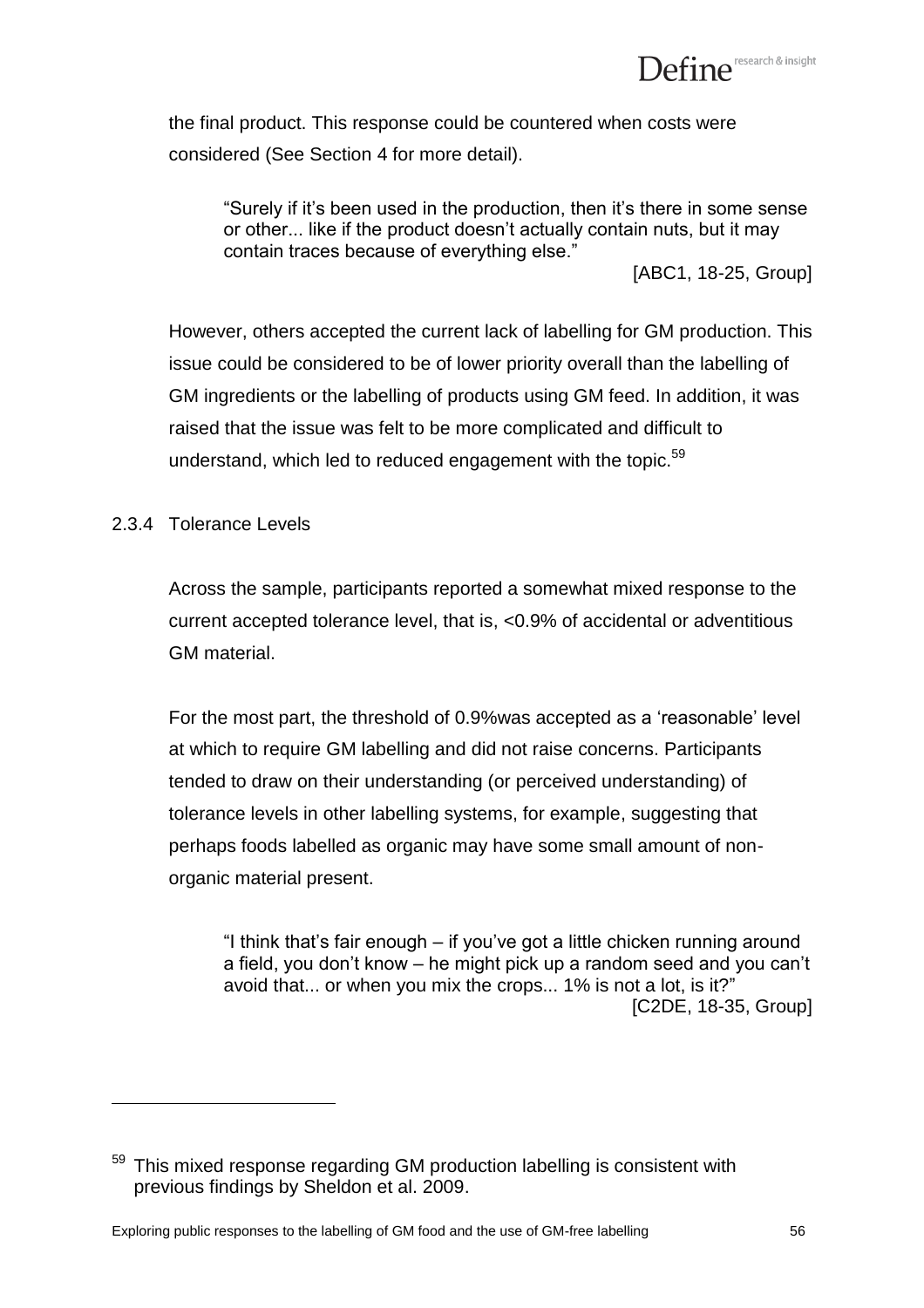the final product. This response could be countered when costs were considered (See Section 4 for more detail).

> "Surely if it's been used in the production, then it's there in some sense or other... like if the product doesn't actually contain nuts, but it may contain traces because of everything else."
>
> [ABC1, 18-25, Group]

However, others accepted the current lack of labelling for GM production. This issue could be considered to be of lower priority overall than the labelling of GM ingredients or the labelling of products using GM feed. In addition, it was raised that the issue was felt to be more complicated and difficult to understand, which led to reduced engagement with the topic.[59]

### 2.3.4 Tolerance Levels

Across the sample, participants reported a somewhat mixed response to the current accepted tolerance level, that is, <0.9% of accidental or adventitious GM material.

For the most part, the threshold of 0.9%was accepted as a 'reasonable' level at which to require GM labelling and did not raise concerns. Participants tended to draw on their understanding (or perceived understanding) of tolerance levels in other labelling systems, for example, suggesting that perhaps foods labelled as organic may have some small amount of non-organic material present.

> "I think that's fair enough – if you've got a little chicken running around a field, you don't know – he might pick up a random seed and you can't avoid that... or when you mix the crops... 1% is not a lot, is it?"
>
> [C2DE, 18-35, Group]

---

[59] This mixed response regarding GM production labelling is consistent with previous findings by Sheldon et al. 2009.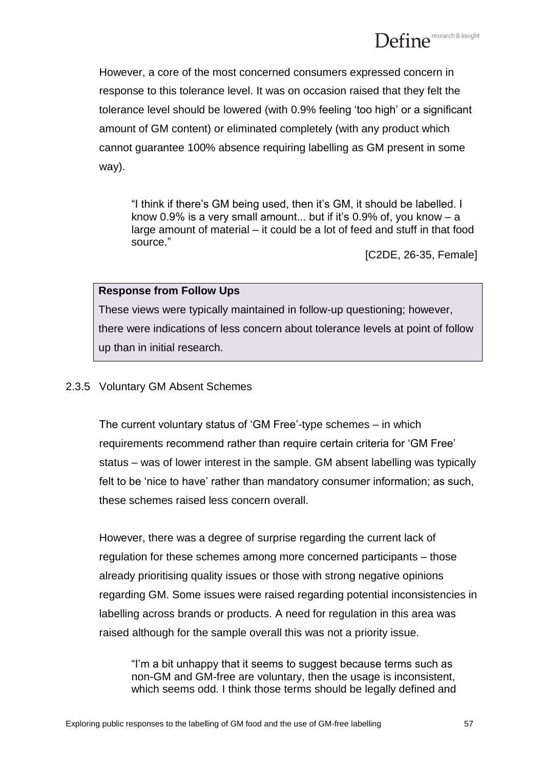However, a core of the most concerned consumers expressed concern in response to this tolerance level. It was on occasion raised that they felt the tolerance level should be lowered (with 0.9% feeling 'too high' or a significant amount of GM content) or eliminated completely (with any product which cannot guarantee 100% absence requiring labelling as GM present in some way).

> "I think if there's GM being used, then it's GM, it should be labelled. I know 0.9% is a very small amount... but if it's 0.9% of, you know – a large amount of material – it could be a lot of feed and stuff in that food source."
>
> [C2DE, 26-35, Female]

**Response from Follow Ups**

These views were typically maintained in follow-up questioning; however, there were indications of less concern about tolerance levels at point of follow up than in initial research.

### 2.3.5 Voluntary GM Absent Schemes

The current voluntary status of 'GM Free'-type schemes – in which requirements recommend rather than require certain criteria for 'GM Free' status – was of lower interest in the sample. GM absent labelling was typically felt to be 'nice to have' rather than mandatory consumer information; as such, these schemes raised less concern overall.

However, there was a degree of surprise regarding the current lack of regulation for these schemes among more concerned participants – those already prioritising quality issues or those with strong negative opinions regarding GM. Some issues were raised regarding potential inconsistencies in labelling across brands or products. A need for regulation in this area was raised although for the sample overall this was not a priority issue.

> "I'm a bit unhappy that it seems to suggest because terms such as non-GM and GM-free are voluntary, then the usage is inconsistent, which seems odd. I think those terms should be legally defined and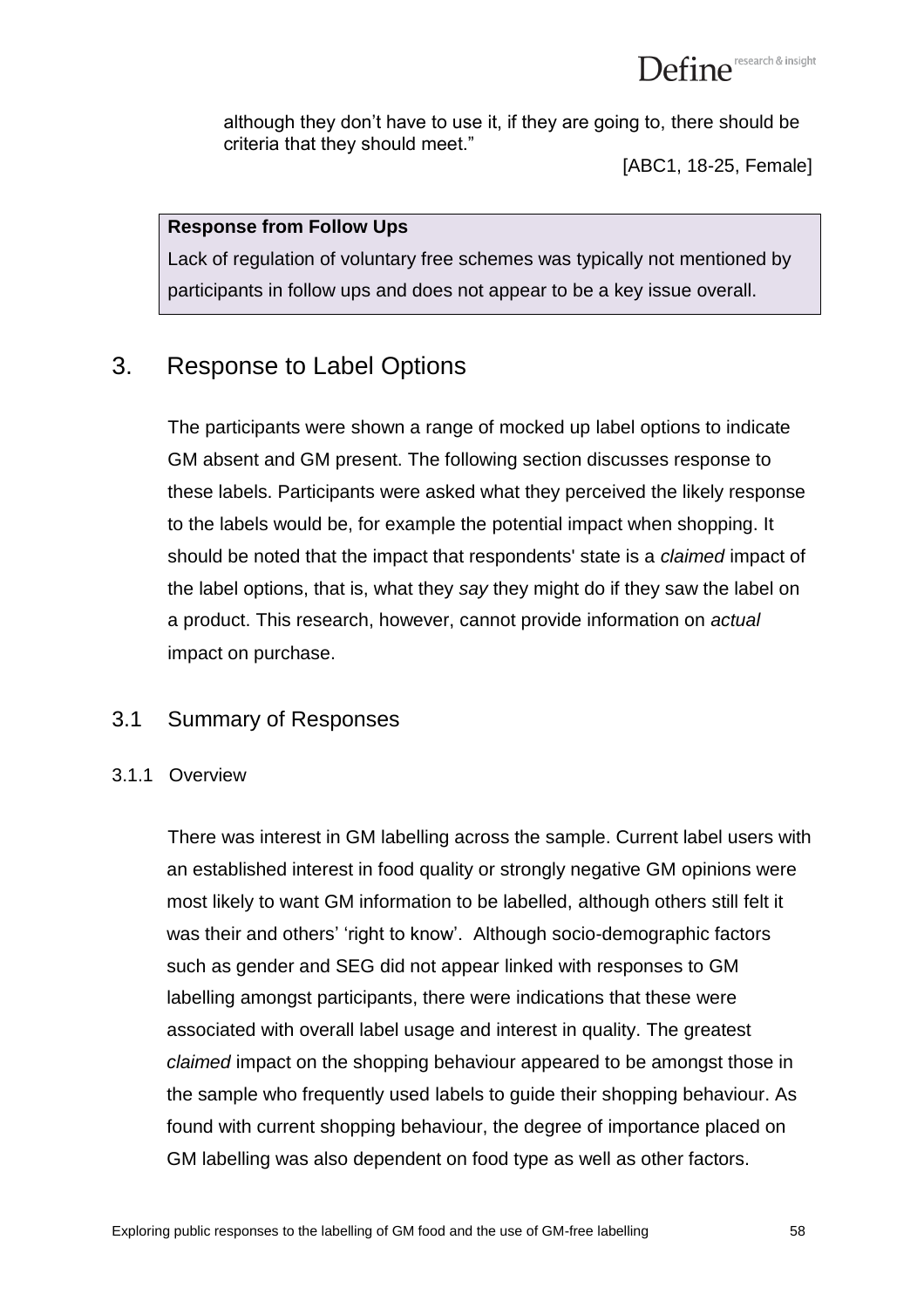although they don't have to use it, if they are going to, there should be criteria that they should meet."

[ABC1, 18-25, Female]

> **Response from Follow Ups**
>
> Lack of regulation of voluntary free schemes was typically not mentioned by participants in follow ups and does not appear to be a key issue overall.

# 3. Response to Label Options

The participants were shown a range of mocked up label options to indicate GM absent and GM present. The following section discusses response to these labels. Participants were asked what they perceived the likely response to the labels would be, for example the potential impact when shopping. It should be noted that the impact that respondents' state is a *claimed* impact of the label options, that is, what they *say* they might do if they saw the label on a product. This research, however, cannot provide information on *actual* impact on purchase.

## 3.1 Summary of Responses

### 3.1.1 Overview

There was interest in GM labelling across the sample. Current label users with an established interest in food quality or strongly negative GM opinions were most likely to want GM information to be labelled, although others still felt it was their and others' 'right to know'. Although socio-demographic factors such as gender and SEG did not appear linked with responses to GM labelling amongst participants, there were indications that these were associated with overall label usage and interest in quality. The greatest *claimed* impact on the shopping behaviour appeared to be amongst those in the sample who frequently used labels to guide their shopping behaviour. As found with current shopping behaviour, the degree of importance placed on GM labelling was also dependent on food type as well as other factors.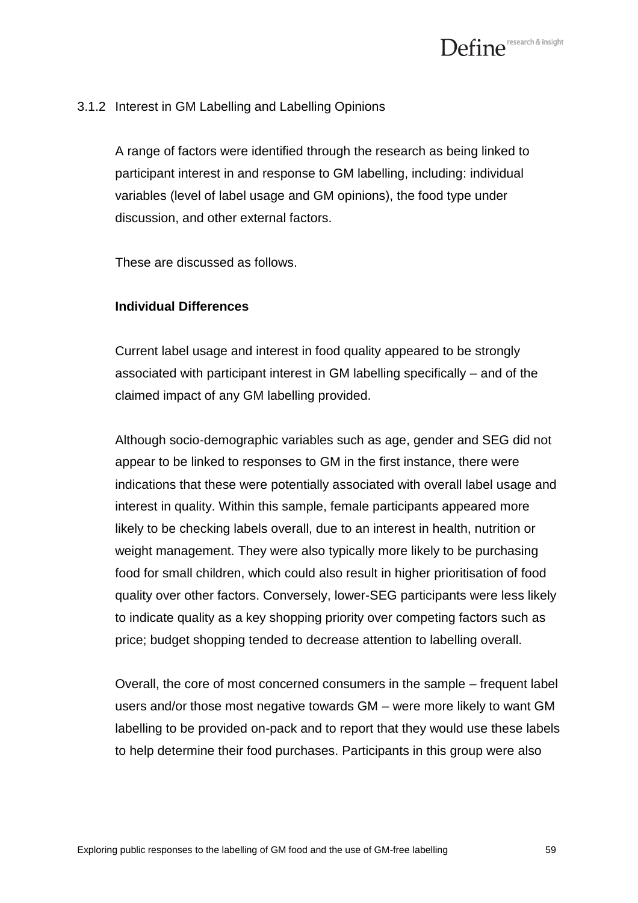### 3.1.2 Interest in GM Labelling and Labelling Opinions

A range of factors were identified through the research as being linked to participant interest in and response to GM labelling, including: individual variables (level of label usage and GM opinions), the food type under discussion, and other external factors.

These are discussed as follows.

**Individual Differences**

Current label usage and interest in food quality appeared to be strongly associated with participant interest in GM labelling specifically – and of the claimed impact of any GM labelling provided.

Although socio-demographic variables such as age, gender and SEG did not appear to be linked to responses to GM in the first instance, there were indications that these were potentially associated with overall label usage and interest in quality. Within this sample, female participants appeared more likely to be checking labels overall, due to an interest in health, nutrition or weight management. They were also typically more likely to be purchasing food for small children, which could also result in higher prioritisation of food quality over other factors. Conversely, lower-SEG participants were less likely to indicate quality as a key shopping priority over competing factors such as price; budget shopping tended to decrease attention to labelling overall.

Overall, the core of most concerned consumers in the sample – frequent label users and/or those most negative towards GM – were more likely to want GM labelling to be provided on-pack and to report that they would use these labels to help determine their food purchases. Participants in this group were also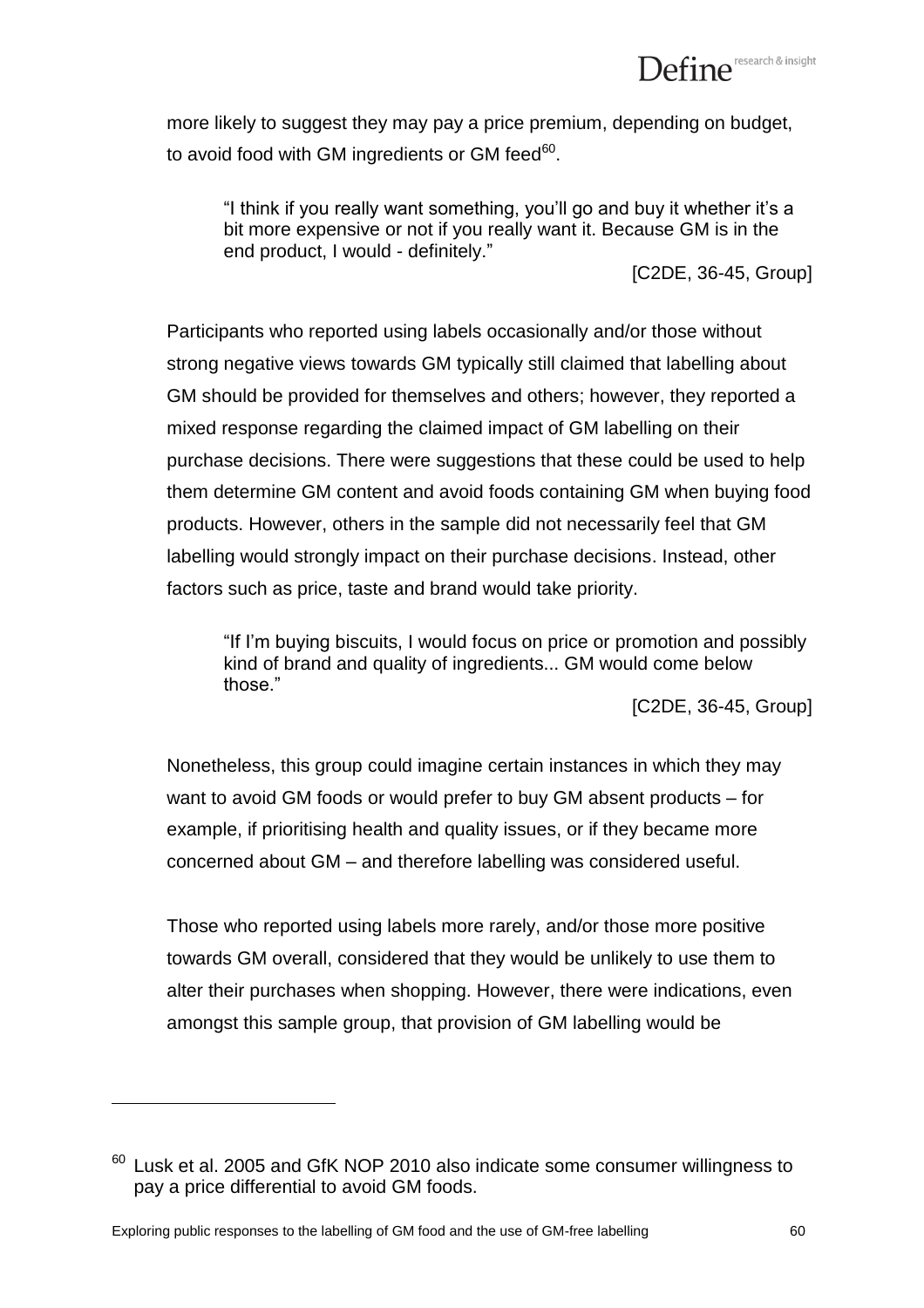more likely to suggest they may pay a price premium, depending on budget, to avoid food with GM ingredients or GM feed[60].

> "I think if you really want something, you'll go and buy it whether it's a bit more expensive or not if you really want it. Because GM is in the end product, I would - definitely."
>
> [C2DE, 36-45, Group]

Participants who reported using labels occasionally and/or those without strong negative views towards GM typically still claimed that labelling about GM should be provided for themselves and others; however, they reported a mixed response regarding the claimed impact of GM labelling on their purchase decisions. There were suggestions that these could be used to help them determine GM content and avoid foods containing GM when buying food products. However, others in the sample did not necessarily feel that GM labelling would strongly impact on their purchase decisions. Instead, other factors such as price, taste and brand would take priority.

> "If I'm buying biscuits, I would focus on price or promotion and possibly kind of brand and quality of ingredients... GM would come below those."
>
> [C2DE, 36-45, Group]

Nonetheless, this group could imagine certain instances in which they may want to avoid GM foods or would prefer to buy GM absent products – for example, if prioritising health and quality issues, or if they became more concerned about GM – and therefore labelling was considered useful.

Those who reported using labels more rarely, and/or those more positive towards GM overall, considered that they would be unlikely to use them to alter their purchases when shopping. However, there were indications, even amongst this sample group, that provision of GM labelling would be

---

[60] Lusk et al. 2005 and GfK NOP 2010 also indicate some consumer willingness to pay a price differential to avoid GM foods.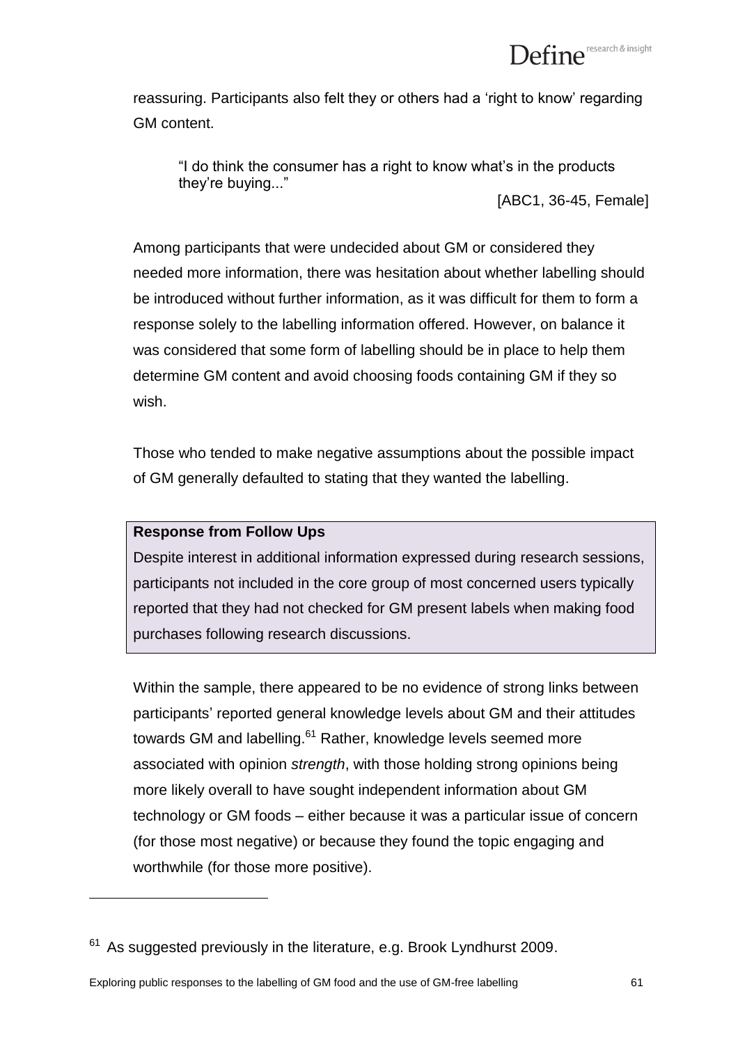reassuring. Participants also felt they or others had a 'right to know' regarding GM content.

> "I do think the consumer has a right to know what's in the products they're buying..."
>
> [ABC1, 36-45, Female]

Among participants that were undecided about GM or considered they needed more information, there was hesitation about whether labelling should be introduced without further information, as it was difficult for them to form a response solely to the labelling information offered. However, on balance it was considered that some form of labelling should be in place to help them determine GM content and avoid choosing foods containing GM if they so wish.

Those who tended to make negative assumptions about the possible impact of GM generally defaulted to stating that they wanted the labelling.

**Response from Follow Ups**

Despite interest in additional information expressed during research sessions, participants not included in the core group of most concerned users typically reported that they had not checked for GM present labels when making food purchases following research discussions.

Within the sample, there appeared to be no evidence of strong links between participants' reported general knowledge levels about GM and their attitudes towards GM and labelling.[61] Rather, knowledge levels seemed more associated with opinion *strength*, with those holding strong opinions being more likely overall to have sought independent information about GM technology or GM foods – either because it was a particular issue of concern (for those most negative) or because they found the topic engaging and worthwhile (for those more positive).

[61] As suggested previously in the literature, e.g. Brook Lyndhurst 2009.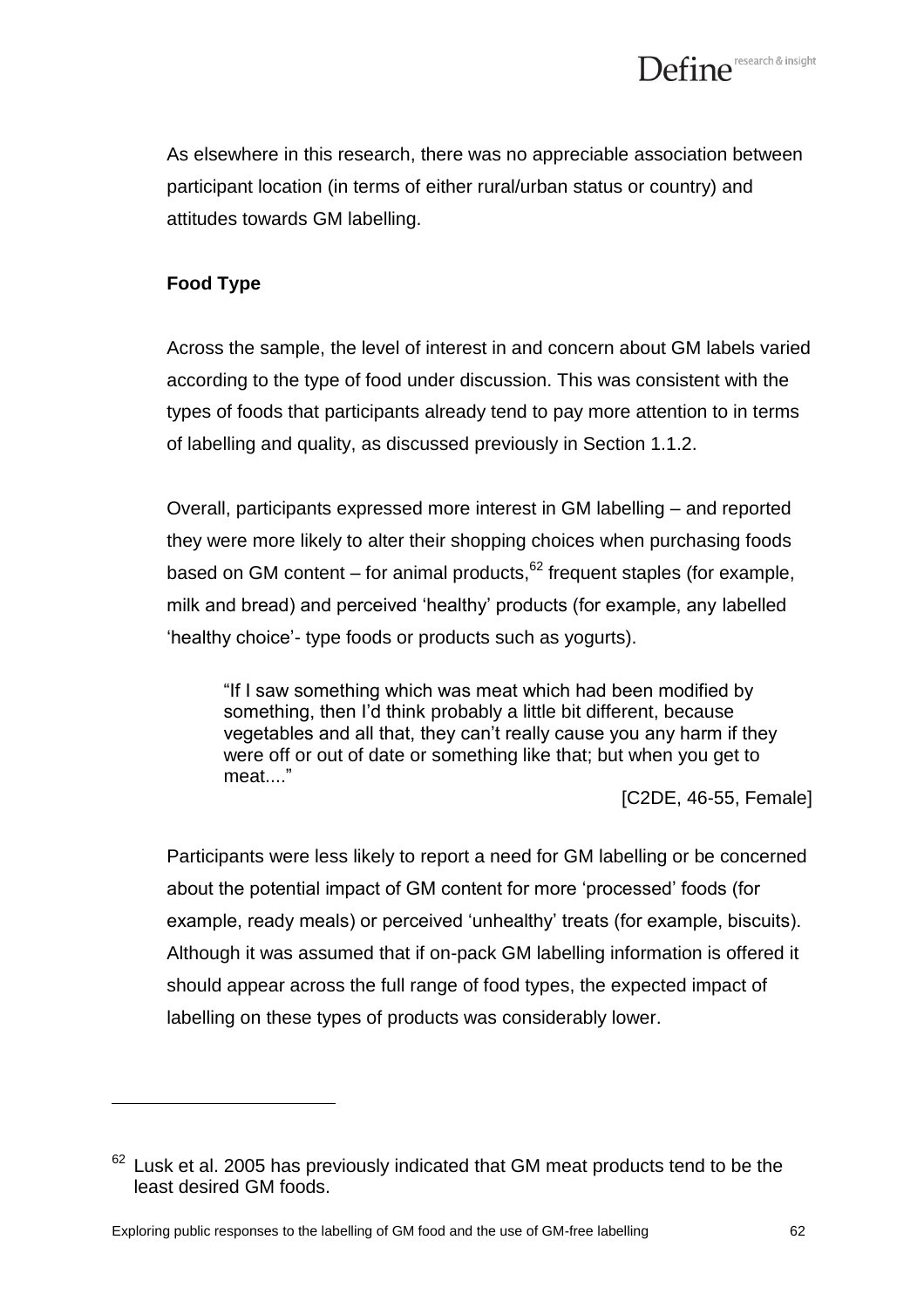As elsewhere in this research, there was no appreciable association between participant location (in terms of either rural/urban status or country) and attitudes towards GM labelling.

**Food Type**

Across the sample, the level of interest in and concern about GM labels varied according to the type of food under discussion. This was consistent with the types of foods that participants already tend to pay more attention to in terms of labelling and quality, as discussed previously in Section 1.1.2.

Overall, participants expressed more interest in GM labelling – and reported they were more likely to alter their shopping choices when purchasing foods based on GM content – for animal products,[62] frequent staples (for example, milk and bread) and perceived 'healthy' products (for example, any labelled 'healthy choice'- type foods or products such as yogurts).

> "If I saw something which was meat which had been modified by something, then I'd think probably a little bit different, because vegetables and all that, they can't really cause you any harm if they were off or out of date or something like that; but when you get to meat...."
>
> [C2DE, 46-55, Female]

Participants were less likely to report a need for GM labelling or be concerned about the potential impact of GM content for more 'processed' foods (for example, ready meals) or perceived 'unhealthy' treats (for example, biscuits). Although it was assumed that if on-pack GM labelling information is offered it should appear across the full range of food types, the expected impact of labelling on these types of products was considerably lower.

[62] Lusk et al. 2005 has previously indicated that GM meat products tend to be the least desired GM foods.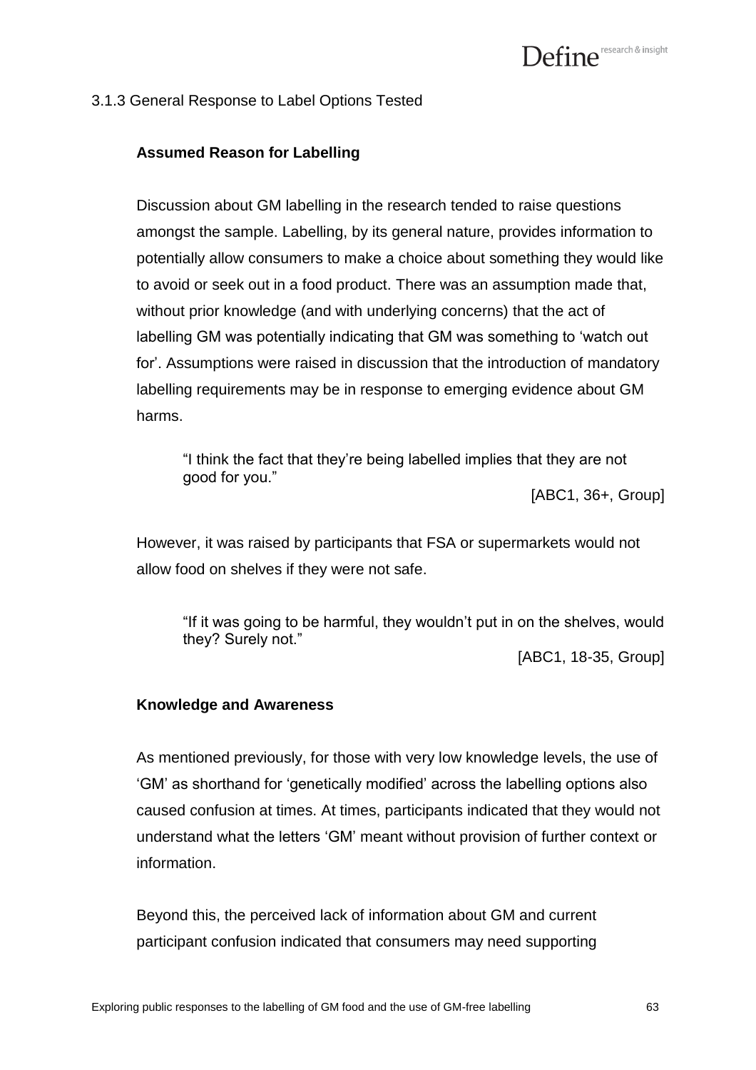### 3.1.3 General Response to Label Options Tested

**Assumed Reason for Labelling**

Discussion about GM labelling in the research tended to raise questions amongst the sample. Labelling, by its general nature, provides information to potentially allow consumers to make a choice about something they would like to avoid or seek out in a food product. There was an assumption made that, without prior knowledge (and with underlying concerns) that the act of labelling GM was potentially indicating that GM was something to 'watch out for'. Assumptions were raised in discussion that the introduction of mandatory labelling requirements may be in response to emerging evidence about GM harms.

> "I think the fact that they're being labelled implies that they are not good for you."
>
> [ABC1, 36+, Group]

However, it was raised by participants that FSA or supermarkets would not allow food on shelves if they were not safe.

> "If it was going to be harmful, they wouldn't put in on the shelves, would they? Surely not."
>
> [ABC1, 18-35, Group]

**Knowledge and Awareness**

As mentioned previously, for those with very low knowledge levels, the use of 'GM' as shorthand for 'genetically modified' across the labelling options also caused confusion at times. At times, participants indicated that they would not understand what the letters 'GM' meant without provision of further context or information.

Beyond this, the perceived lack of information about GM and current participant confusion indicated that consumers may need supporting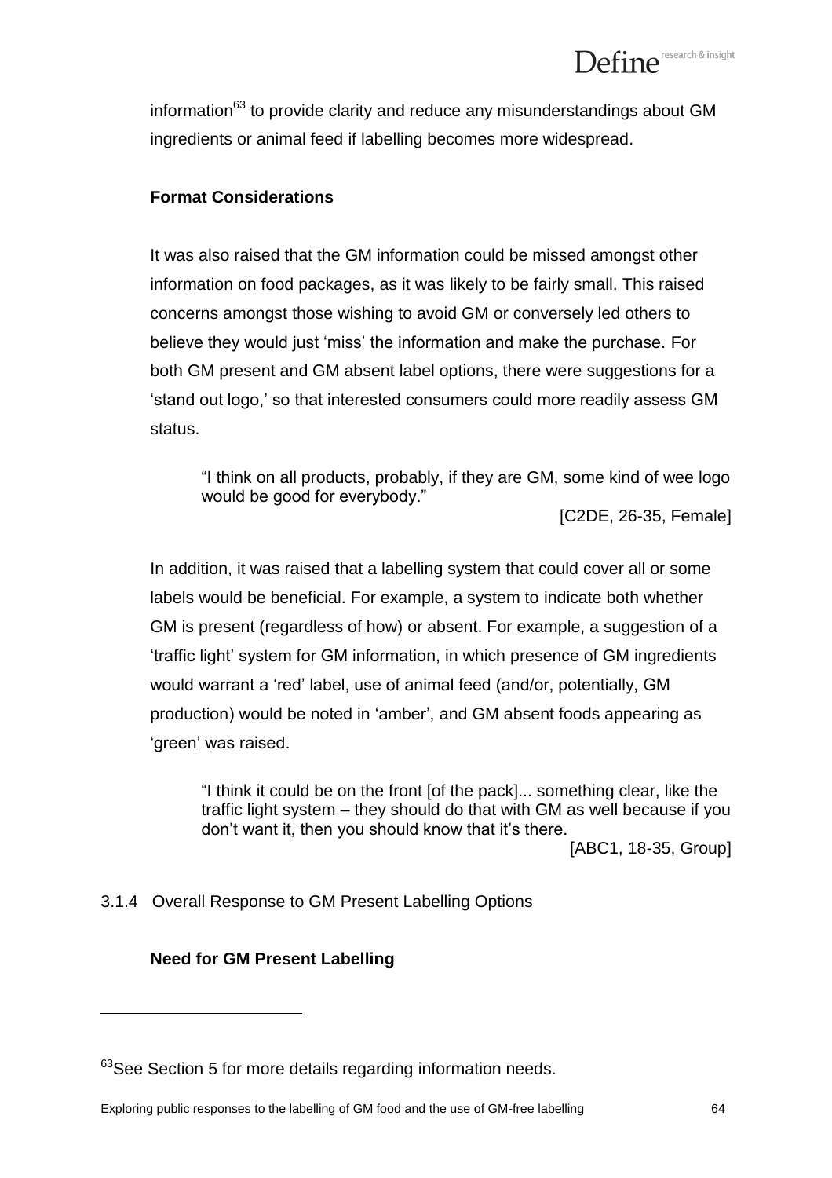information[63] to provide clarity and reduce any misunderstandings about GM ingredients or animal feed if labelling becomes more widespread.

**Format Considerations**

It was also raised that the GM information could be missed amongst other information on food packages, as it was likely to be fairly small. This raised concerns amongst those wishing to avoid GM or conversely led others to believe they would just 'miss' the information and make the purchase. For both GM present and GM absent label options, there were suggestions for a 'stand out logo,' so that interested consumers could more readily assess GM status.

> "I think on all products, probably, if they are GM, some kind of wee logo would be good for everybody."
>
> [C2DE, 26-35, Female]

In addition, it was raised that a labelling system that could cover all or some labels would be beneficial. For example, a system to indicate both whether GM is present (regardless of how) or absent. For example, a suggestion of a 'traffic light' system for GM information, in which presence of GM ingredients would warrant a 'red' label, use of animal feed (and/or, potentially, GM production) would be noted in 'amber', and GM absent foods appearing as 'green' was raised.

> "I think it could be on the front [of the pack]... something clear, like the traffic light system – they should do that with GM as well because if you don't want it, then you should know that it's there.
>
> [ABC1, 18-35, Group]

### 3.1.4 Overall Response to GM Present Labelling Options

**Need for GM Present Labelling**

---

[63] See Section 5 for more details regarding information needs.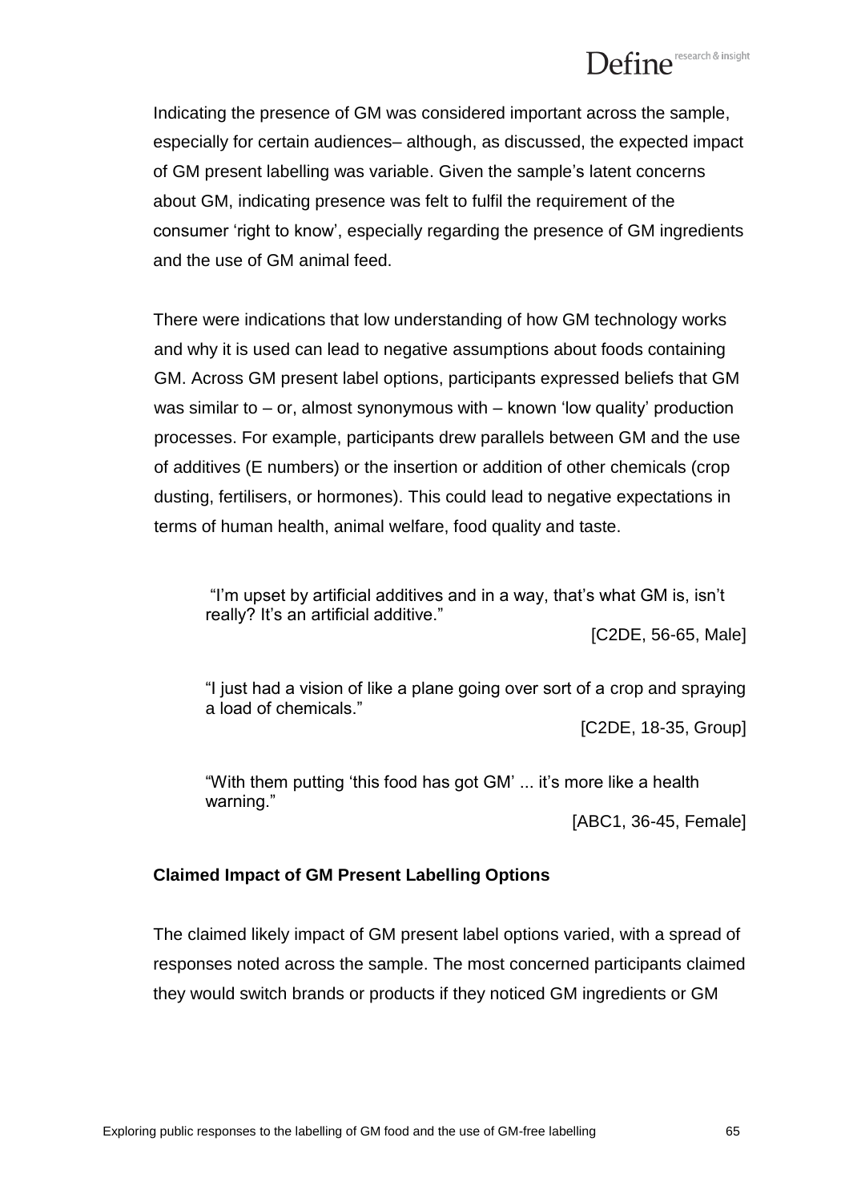Indicating the presence of GM was considered important across the sample, especially for certain audiences– although, as discussed, the expected impact of GM present labelling was variable. Given the sample's latent concerns about GM, indicating presence was felt to fulfil the requirement of the consumer 'right to know', especially regarding the presence of GM ingredients and the use of GM animal feed.

There were indications that low understanding of how GM technology works and why it is used can lead to negative assumptions about foods containing GM. Across GM present label options, participants expressed beliefs that GM was similar to – or, almost synonymous with – known 'low quality' production processes. For example, participants drew parallels between GM and the use of additives (E numbers) or the insertion or addition of other chemicals (crop dusting, fertilisers, or hormones). This could lead to negative expectations in terms of human health, animal welfare, food quality and taste.

> "I'm upset by artificial additives and in a way, that's what GM is, isn't really? It's an artificial additive."
>
> [C2DE, 56-65, Male]

> "I just had a vision of like a plane going over sort of a crop and spraying a load of chemicals."
>
> [C2DE, 18-35, Group]

> "With them putting 'this food has got GM' ... it's more like a health warning."
>
> [ABC1, 36-45, Female]

**Claimed Impact of GM Present Labelling Options**

The claimed likely impact of GM present label options varied, with a spread of responses noted across the sample. The most concerned participants claimed they would switch brands or products if they noticed GM ingredients or GM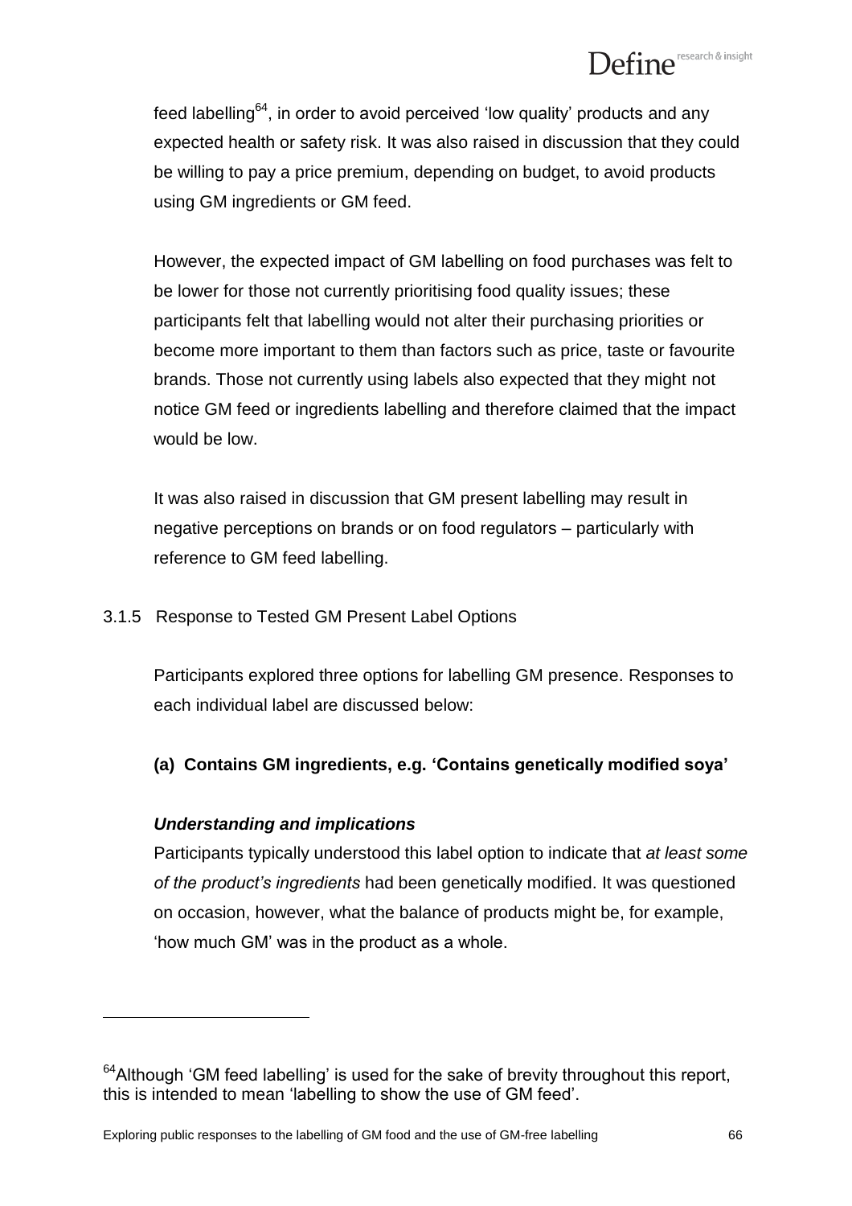feed labelling[64], in order to avoid perceived 'low quality' products and any expected health or safety risk. It was also raised in discussion that they could be willing to pay a price premium, depending on budget, to avoid products using GM ingredients or GM feed.

However, the expected impact of GM labelling on food purchases was felt to be lower for those not currently prioritising food quality issues; these participants felt that labelling would not alter their purchasing priorities or become more important to them than factors such as price, taste or favourite brands. Those not currently using labels also expected that they might not notice GM feed or ingredients labelling and therefore claimed that the impact would be low.

It was also raised in discussion that GM present labelling may result in negative perceptions on brands or on food regulators – particularly with reference to GM feed labelling.

### 3.1.5 Response to Tested GM Present Label Options

Participants explored three options for labelling GM presence. Responses to each individual label are discussed below:

**(a) Contains GM ingredients, e.g. 'Contains genetically modified soya'**

***Understanding and implications***

Participants typically understood this label option to indicate that *at least some of the product's ingredients* had been genetically modified. It was questioned on occasion, however, what the balance of products might be, for example, 'how much GM' was in the product as a whole.

---

[64] Although 'GM feed labelling' is used for the sake of brevity throughout this report, this is intended to mean 'labelling to show the use of GM feed'.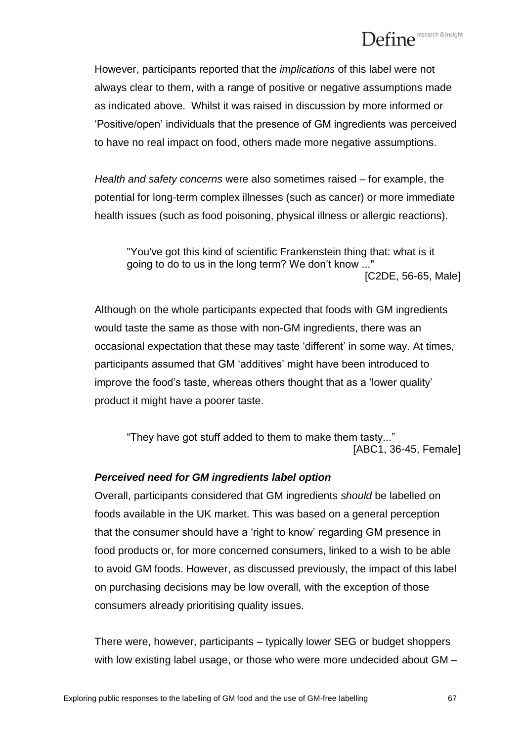However, participants reported that the *implications* of this label were not always clear to them, with a range of positive or negative assumptions made as indicated above. Whilst it was raised in discussion by more informed or 'Positive/open' individuals that the presence of GM ingredients was perceived to have no real impact on food, others made more negative assumptions.

*Health and safety concerns* were also sometimes raised – for example, the potential for long-term complex illnesses (such as cancer) or more immediate health issues (such as food poisoning, physical illness or allergic reactions).

> "You've got this kind of scientific Frankenstein thing that: what is it going to do to us in the long term? We don't know ..."
> [C2DE, 56-65, Male]

Although on the whole participants expected that foods with GM ingredients would taste the same as those with non-GM ingredients, there was an occasional expectation that these may taste 'different' in some way. At times, participants assumed that GM 'additives' might have been introduced to improve the food's taste, whereas others thought that as a 'lower quality' product it might have a poorer taste.

> "They have got stuff added to them to make them tasty..."
> [ABC1, 36-45, Female]

***Perceived need for GM ingredients label option***

Overall, participants considered that GM ingredients *should* be labelled on foods available in the UK market. This was based on a general perception that the consumer should have a 'right to know' regarding GM presence in food products or, for more concerned consumers, linked to a wish to be able to avoid GM foods. However, as discussed previously, the impact of this label on purchasing decisions may be low overall, with the exception of those consumers already prioritising quality issues.

There were, however, participants – typically lower SEG or budget shoppers with low existing label usage, or those who were more undecided about GM –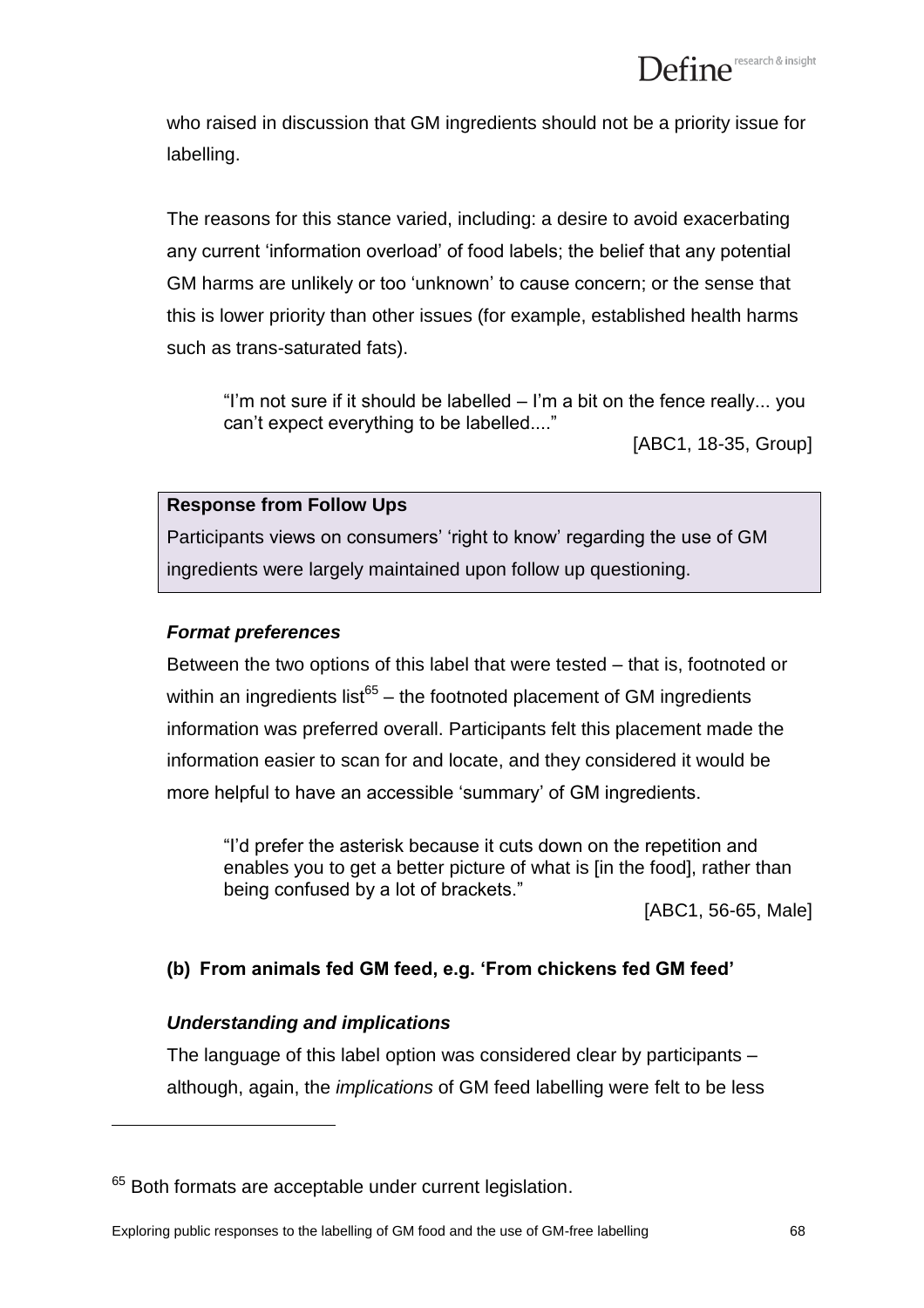who raised in discussion that GM ingredients should not be a priority issue for labelling.

The reasons for this stance varied, including: a desire to avoid exacerbating any current 'information overload' of food labels; the belief that any potential GM harms are unlikely or too 'unknown' to cause concern; or the sense that this is lower priority than other issues (for example, established health harms such as trans-saturated fats).

> "I'm not sure if it should be labelled – I'm a bit on the fence really... you can't expect everything to be labelled...."
>
> [ABC1, 18-35, Group]

**Response from Follow Ups**

Participants views on consumers' 'right to know' regarding the use of GM ingredients were largely maintained upon follow up questioning.

***Format preferences***

Between the two options of this label that were tested – that is, footnoted or within an ingredients list[65] – the footnoted placement of GM ingredients information was preferred overall. Participants felt this placement made the information easier to scan for and locate, and they considered it would be more helpful to have an accessible 'summary' of GM ingredients.

> "I'd prefer the asterisk because it cuts down on the repetition and enables you to get a better picture of what is [in the food], rather than being confused by a lot of brackets."
>
> [ABC1, 56-65, Male]

**(b) From animals fed GM feed, e.g. 'From chickens fed GM feed'**

***Understanding and implications***

The language of this label option was considered clear by participants – although, again, the *implications* of GM feed labelling were felt to be less

[65] Both formats are acceptable under current legislation.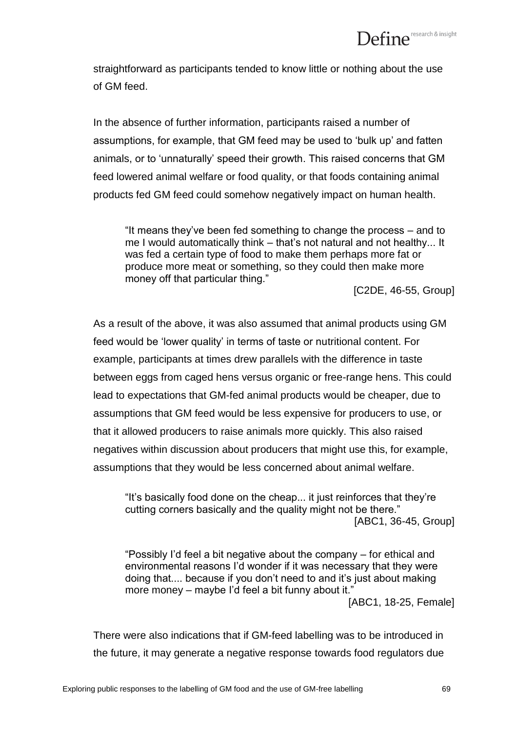straightforward as participants tended to know little or nothing about the use of GM feed.

In the absence of further information, participants raised a number of assumptions, for example, that GM feed may be used to 'bulk up' and fatten animals, or to 'unnaturally' speed their growth. This raised concerns that GM feed lowered animal welfare or food quality, or that foods containing animal products fed GM feed could somehow negatively impact on human health.

> "It means they've been fed something to change the process – and to me I would automatically think – that's not natural and not healthy... It was fed a certain type of food to make them perhaps more fat or produce more meat or something, so they could then make more money off that particular thing."
>
> [C2DE, 46-55, Group]

As a result of the above, it was also assumed that animal products using GM feed would be 'lower quality' in terms of taste or nutritional content. For example, participants at times drew parallels with the difference in taste between eggs from caged hens versus organic or free-range hens. This could lead to expectations that GM-fed animal products would be cheaper, due to assumptions that GM feed would be less expensive for producers to use, or that it allowed producers to raise animals more quickly. This also raised negatives within discussion about producers that might use this, for example, assumptions that they would be less concerned about animal welfare.

> "It's basically food done on the cheap... it just reinforces that they're cutting corners basically and the quality might not be there."
>
> [ABC1, 36-45, Group]

> "Possibly I'd feel a bit negative about the company – for ethical and environmental reasons I'd wonder if it was necessary that they were doing that.... because if you don't need to and it's just about making more money – maybe I'd feel a bit funny about it."
>
> [ABC1, 18-25, Female]

There were also indications that if GM-feed labelling was to be introduced in the future, it may generate a negative response towards food regulators due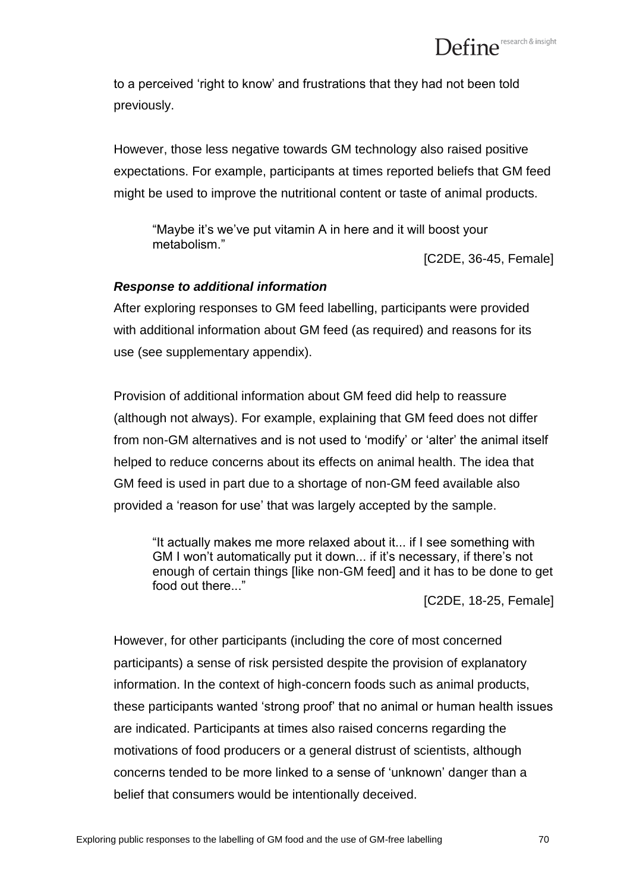to a perceived 'right to know' and frustrations that they had not been told previously.

However, those less negative towards GM technology also raised positive expectations. For example, participants at times reported beliefs that GM feed might be used to improve the nutritional content or taste of animal products.

> "Maybe it's we've put vitamin A in here and it will boost your metabolism."
>
> [C2DE, 36-45, Female]

***Response to additional information***

After exploring responses to GM feed labelling, participants were provided with additional information about GM feed (as required) and reasons for its use (see supplementary appendix).

Provision of additional information about GM feed did help to reassure (although not always). For example, explaining that GM feed does not differ from non-GM alternatives and is not used to 'modify' or 'alter' the animal itself helped to reduce concerns about its effects on animal health. The idea that GM feed is used in part due to a shortage of non-GM feed available also provided a 'reason for use' that was largely accepted by the sample.

> "It actually makes me more relaxed about it... if I see something with GM I won't automatically put it down... if it's necessary, if there's not enough of certain things [like non-GM feed] and it has to be done to get food out there..."
>
> [C2DE, 18-25, Female]

However, for other participants (including the core of most concerned participants) a sense of risk persisted despite the provision of explanatory information. In the context of high-concern foods such as animal products, these participants wanted 'strong proof' that no animal or human health issues are indicated. Participants at times also raised concerns regarding the motivations of food producers or a general distrust of scientists, although concerns tended to be more linked to a sense of 'unknown' danger than a belief that consumers would be intentionally deceived.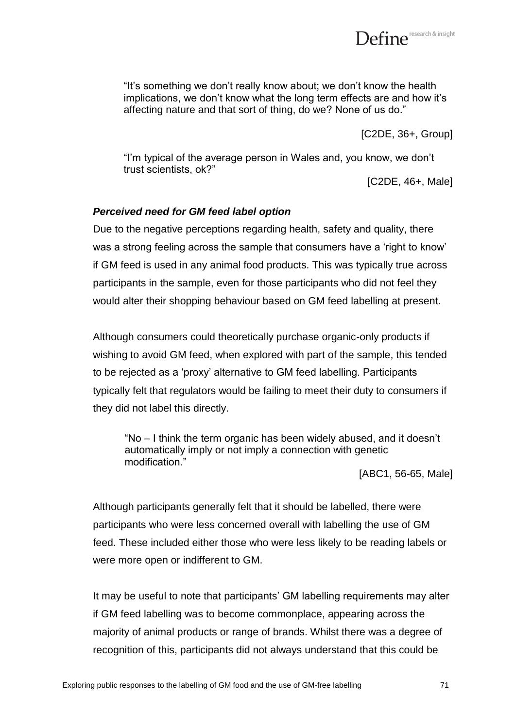> "It's something we don't really know about; we don't know the health implications, we don't know what the long term effects are and how it's affecting nature and that sort of thing, do we? None of us do."
>
> [C2DE, 36+, Group]

> "I'm typical of the average person in Wales and, you know, we don't trust scientists, ok?"
>
> [C2DE, 46+, Male]

***Perceived need for GM feed label option***

Due to the negative perceptions regarding health, safety and quality, there was a strong feeling across the sample that consumers have a 'right to know' if GM feed is used in any animal food products. This was typically true across participants in the sample, even for those participants who did not feel they would alter their shopping behaviour based on GM feed labelling at present.

Although consumers could theoretically purchase organic-only products if wishing to avoid GM feed, when explored with part of the sample, this tended to be rejected as a 'proxy' alternative to GM feed labelling. Participants typically felt that regulators would be failing to meet their duty to consumers if they did not label this directly.

> "No – I think the term organic has been widely abused, and it doesn't automatically imply or not imply a connection with genetic modification."
>
> [ABC1, 56-65, Male]

Although participants generally felt that it should be labelled, there were participants who were less concerned overall with labelling the use of GM feed. These included either those who were less likely to be reading labels or were more open or indifferent to GM.

It may be useful to note that participants' GM labelling requirements may alter if GM feed labelling was to become commonplace, appearing across the majority of animal products or range of brands. Whilst there was a degree of recognition of this, participants did not always understand that this could be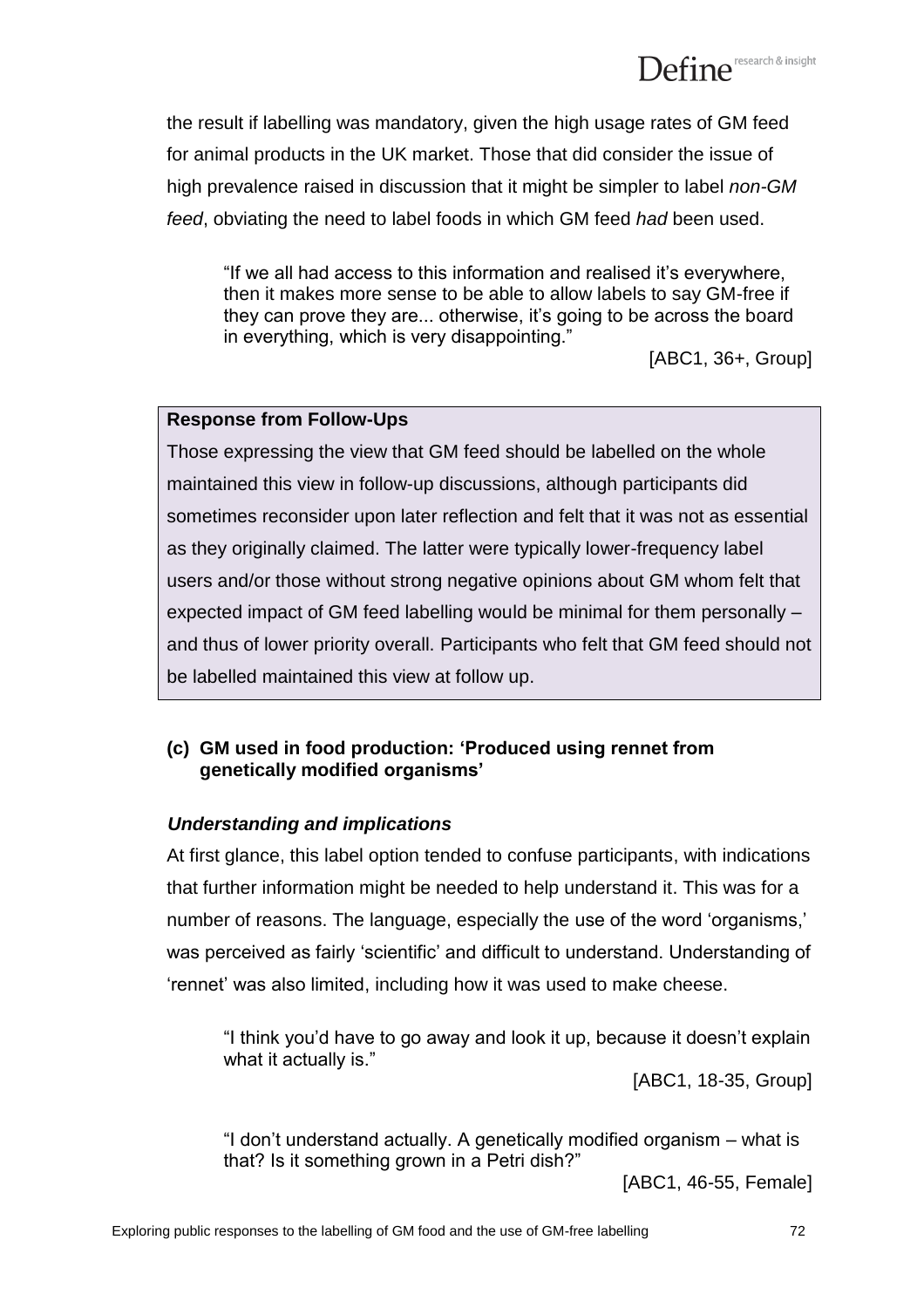the result if labelling was mandatory, given the high usage rates of GM feed for animal products in the UK market. Those that did consider the issue of high prevalence raised in discussion that it might be simpler to label *non-GM feed*, obviating the need to label foods in which GM feed *had* been used.

> "If we all had access to this information and realised it's everywhere, then it makes more sense to be able to allow labels to say GM-free if they can prove they are... otherwise, it's going to be across the board in everything, which is very disappointing."
>
> [ABC1, 36+, Group]

**Response from Follow-Ups**

Those expressing the view that GM feed should be labelled on the whole maintained this view in follow-up discussions, although participants did sometimes reconsider upon later reflection and felt that it was not as essential as they originally claimed. The latter were typically lower-frequency label users and/or those without strong negative opinions about GM whom felt that expected impact of GM feed labelling would be minimal for them personally – and thus of lower priority overall. Participants who felt that GM feed should not be labelled maintained this view at follow up.

### (c) GM used in food production: 'Produced using rennet from genetically modified organisms'

#### *Understanding and implications*

At first glance, this label option tended to confuse participants, with indications that further information might be needed to help understand it. This was for a number of reasons. The language, especially the use of the word 'organisms,' was perceived as fairly 'scientific' and difficult to understand. Understanding of 'rennet' was also limited, including how it was used to make cheese.

> "I think you'd have to go away and look it up, because it doesn't explain what it actually is."
>
> [ABC1, 18-35, Group]

> "I don't understand actually. A genetically modified organism – what is that? Is it something grown in a Petri dish?"
>
> [ABC1, 46-55, Female]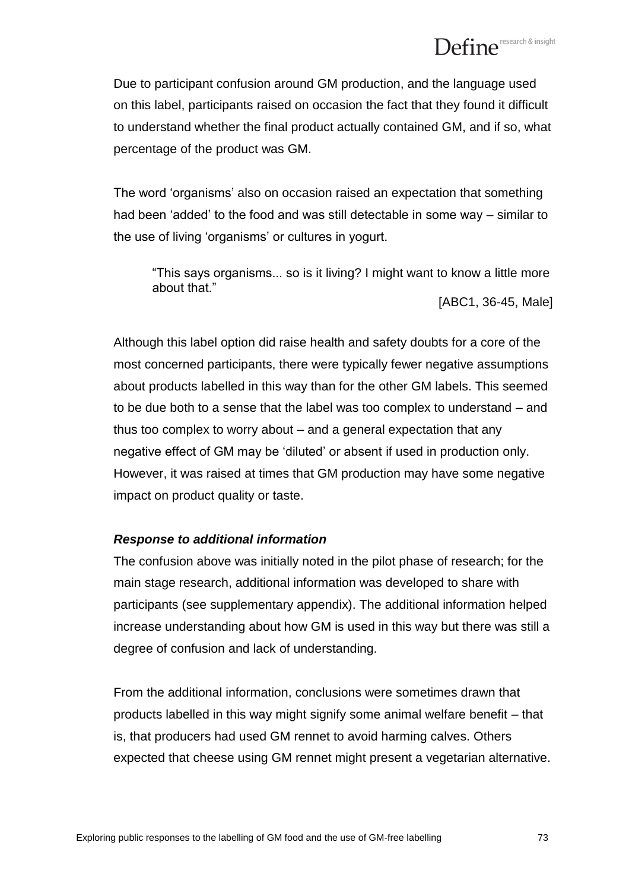Due to participant confusion around GM production, and the language used on this label, participants raised on occasion the fact that they found it difficult to understand whether the final product actually contained GM, and if so, what percentage of the product was GM.

The word 'organisms' also on occasion raised an expectation that something had been 'added' to the food and was still detectable in some way – similar to the use of living 'organisms' or cultures in yogurt.

> "This says organisms... so is it living? I might want to know a little more about that."
>
> [ABC1, 36-45, Male]

Although this label option did raise health and safety doubts for a core of the most concerned participants, there were typically fewer negative assumptions about products labelled in this way than for the other GM labels. This seemed to be due both to a sense that the label was too complex to understand – and thus too complex to worry about – and a general expectation that any negative effect of GM may be 'diluted' or absent if used in production only. However, it was raised at times that GM production may have some negative impact on product quality or taste.

***Response to additional information***

The confusion above was initially noted in the pilot phase of research; for the main stage research, additional information was developed to share with participants (see supplementary appendix). The additional information helped increase understanding about how GM is used in this way but there was still a degree of confusion and lack of understanding.

From the additional information, conclusions were sometimes drawn that products labelled in this way might signify some animal welfare benefit – that is, that producers had used GM rennet to avoid harming calves. Others expected that cheese using GM rennet might present a vegetarian alternative.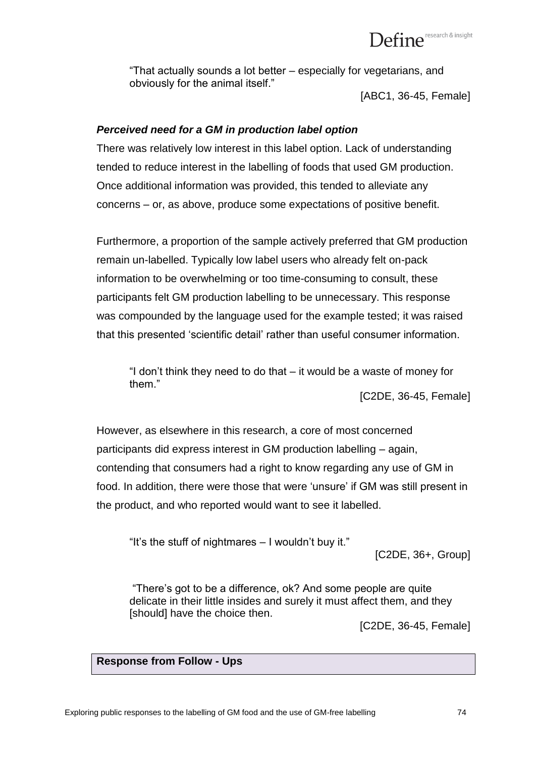> "That actually sounds a lot better – especially for vegetarians, and obviously for the animal itself."
>
> [ABC1, 36-45, Female]

***Perceived need for a GM in production label option***

There was relatively low interest in this label option. Lack of understanding tended to reduce interest in the labelling of foods that used GM production. Once additional information was provided, this tended to alleviate any concerns – or, as above, produce some expectations of positive benefit.

Furthermore, a proportion of the sample actively preferred that GM production remain un-labelled. Typically low label users who already felt on-pack information to be overwhelming or too time-consuming to consult, these participants felt GM production labelling to be unnecessary. This response was compounded by the language used for the example tested; it was raised that this presented 'scientific detail' rather than useful consumer information.

> "I don't think they need to do that – it would be a waste of money for them."
>
> [C2DE, 36-45, Female]

However, as elsewhere in this research, a core of most concerned participants did express interest in GM production labelling – again, contending that consumers had a right to know regarding any use of GM in food. In addition, there were those that were 'unsure' if GM was still present in the product, and who reported would want to see it labelled.

> "It's the stuff of nightmares – I wouldn't buy it."
>
> [C2DE, 36+, Group]

> "There's got to be a difference, ok? And some people are quite delicate in their little insides and surely it must affect them, and they [should] have the choice then.
>
> [C2DE, 36-45, Female]

**Response from Follow - Ups**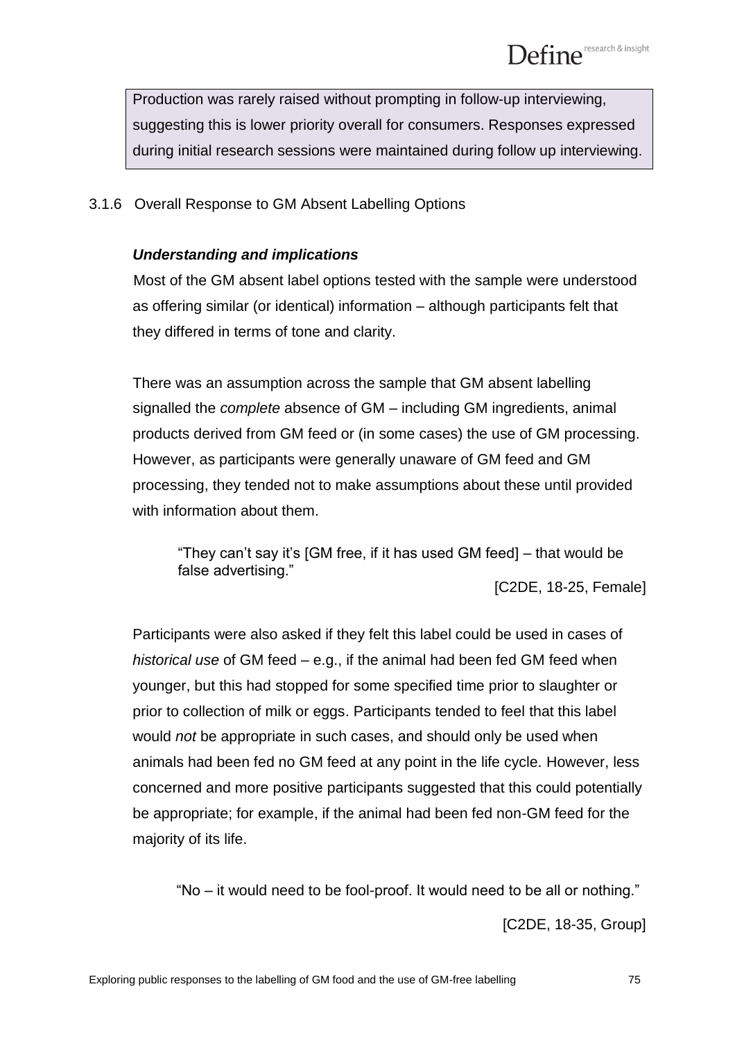Production was rarely raised without prompting in follow-up interviewing, suggesting this is lower priority overall for consumers. Responses expressed during initial research sessions were maintained during follow up interviewing.

### 3.1.6 Overall Response to GM Absent Labelling Options

***Understanding and implications***

Most of the GM absent label options tested with the sample were understood as offering similar (or identical) information – although participants felt that they differed in terms of tone and clarity.

There was an assumption across the sample that GM absent labelling signalled the *complete* absence of GM – including GM ingredients, animal products derived from GM feed or (in some cases) the use of GM processing. However, as participants were generally unaware of GM feed and GM processing, they tended not to make assumptions about these until provided with information about them.

> "They can't say it's [GM free, if it has used GM feed] – that would be false advertising."
>
> [C2DE, 18-25, Female]

Participants were also asked if they felt this label could be used in cases of *historical use* of GM feed – e.g., if the animal had been fed GM feed when younger, but this had stopped for some specified time prior to slaughter or prior to collection of milk or eggs. Participants tended to feel that this label would *not* be appropriate in such cases, and should only be used when animals had been fed no GM feed at any point in the life cycle. However, less concerned and more positive participants suggested that this could potentially be appropriate; for example, if the animal had been fed non-GM feed for the majority of its life.

> "No – it would need to be fool-proof. It would need to be all or nothing."
>
> [C2DE, 18-35, Group]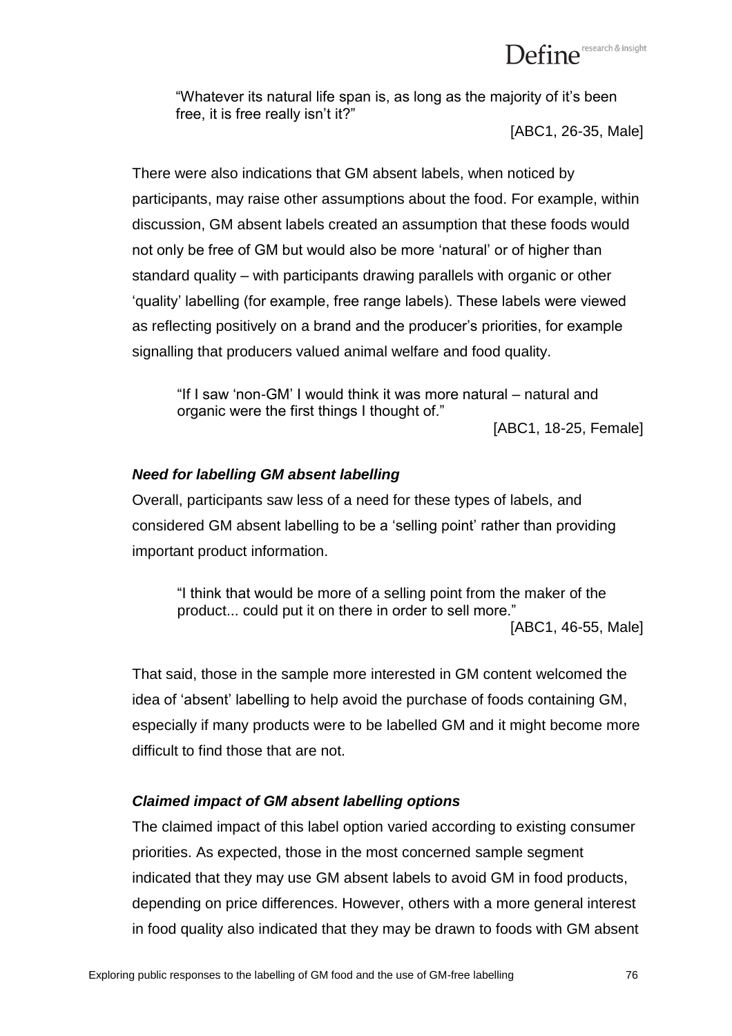> "Whatever its natural life span is, as long as the majority of it's been free, it is free really isn't it?"
>
> [ABC1, 26-35, Male]

There were also indications that GM absent labels, when noticed by participants, may raise other assumptions about the food. For example, within discussion, GM absent labels created an assumption that these foods would not only be free of GM but would also be more 'natural' or of higher than standard quality – with participants drawing parallels with organic or other 'quality' labelling (for example, free range labels). These labels were viewed as reflecting positively on a brand and the producer's priorities, for example signalling that producers valued animal welfare and food quality.

> "If I saw 'non-GM' I would think it was more natural – natural and organic were the first things I thought of."
>
> [ABC1, 18-25, Female]

### *Need for labelling GM absent labelling*

Overall, participants saw less of a need for these types of labels, and considered GM absent labelling to be a 'selling point' rather than providing important product information.

> "I think that would be more of a selling point from the maker of the product... could put it on there in order to sell more."
>
> [ABC1, 46-55, Male]

That said, those in the sample more interested in GM content welcomed the idea of 'absent' labelling to help avoid the purchase of foods containing GM, especially if many products were to be labelled GM and it might become more difficult to find those that are not.

### *Claimed impact of GM absent labelling options*

The claimed impact of this label option varied according to existing consumer priorities. As expected, those in the most concerned sample segment indicated that they may use GM absent labels to avoid GM in food products, depending on price differences. However, others with a more general interest in food quality also indicated that they may be drawn to foods with GM absent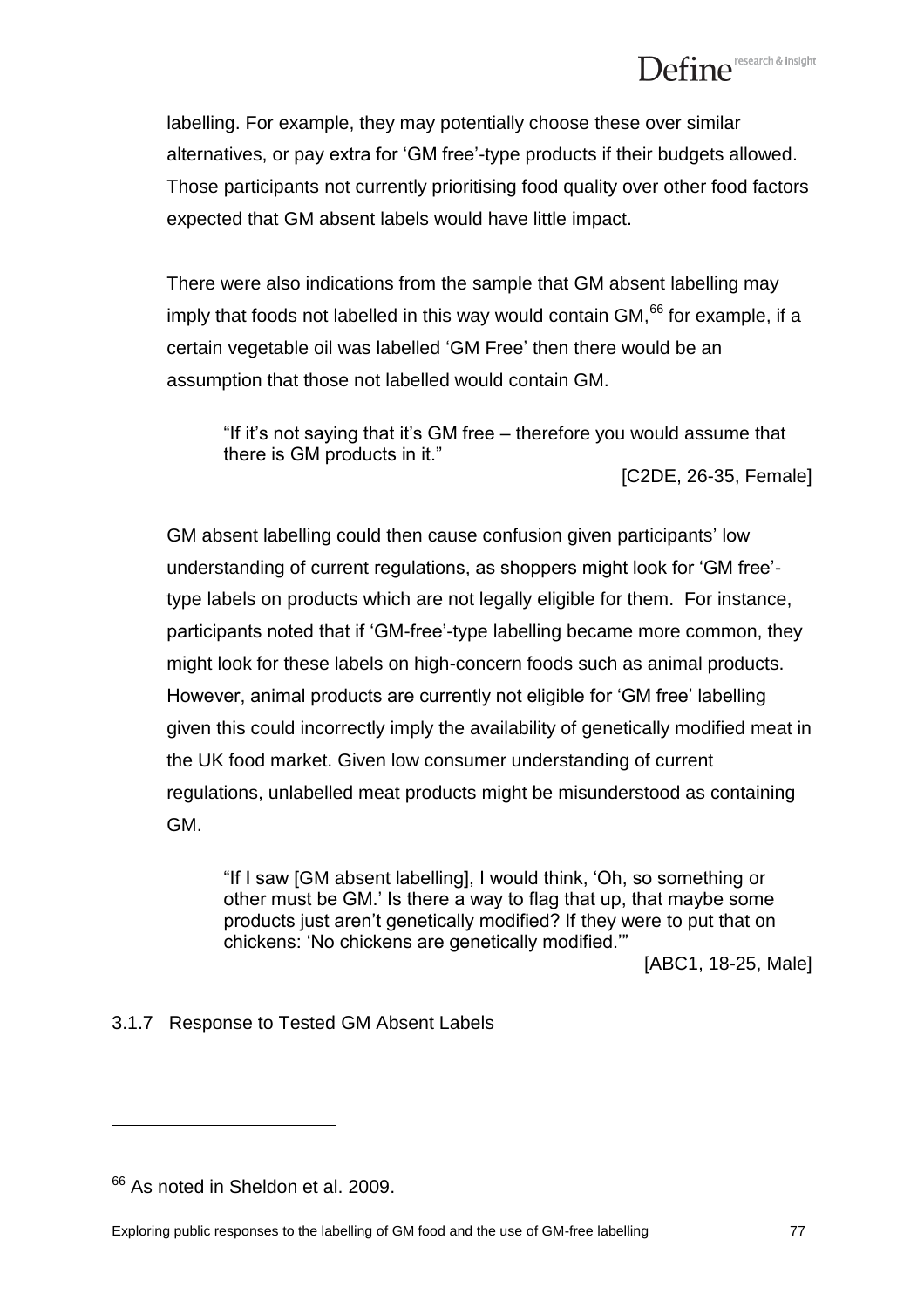labelling. For example, they may potentially choose these over similar alternatives, or pay extra for 'GM free'-type products if their budgets allowed. Those participants not currently prioritising food quality over other food factors expected that GM absent labels would have little impact.

There were also indications from the sample that GM absent labelling may imply that foods not labelled in this way would contain GM,[66] for example, if a certain vegetable oil was labelled 'GM Free' then there would be an assumption that those not labelled would contain GM.

> "If it's not saying that it's GM free – therefore you would assume that there is GM products in it."
>
> [C2DE, 26-35, Female]

GM absent labelling could then cause confusion given participants' low understanding of current regulations, as shoppers might look for 'GM free'-type labels on products which are not legally eligible for them. For instance, participants noted that if 'GM-free'-type labelling became more common, they might look for these labels on high-concern foods such as animal products. However, animal products are currently not eligible for 'GM free' labelling given this could incorrectly imply the availability of genetically modified meat in the UK food market. Given low consumer understanding of current regulations, unlabelled meat products might be misunderstood as containing GM.

> "If I saw [GM absent labelling], I would think, 'Oh, so something or other must be GM.' Is there a way to flag that up, that maybe some products just aren't genetically modified? If they were to put that on chickens: 'No chickens are genetically modified.'"
>
> [ABC1, 18-25, Male]

### 3.1.7 Response to Tested GM Absent Labels

---

[66] As noted in Sheldon et al. 2009.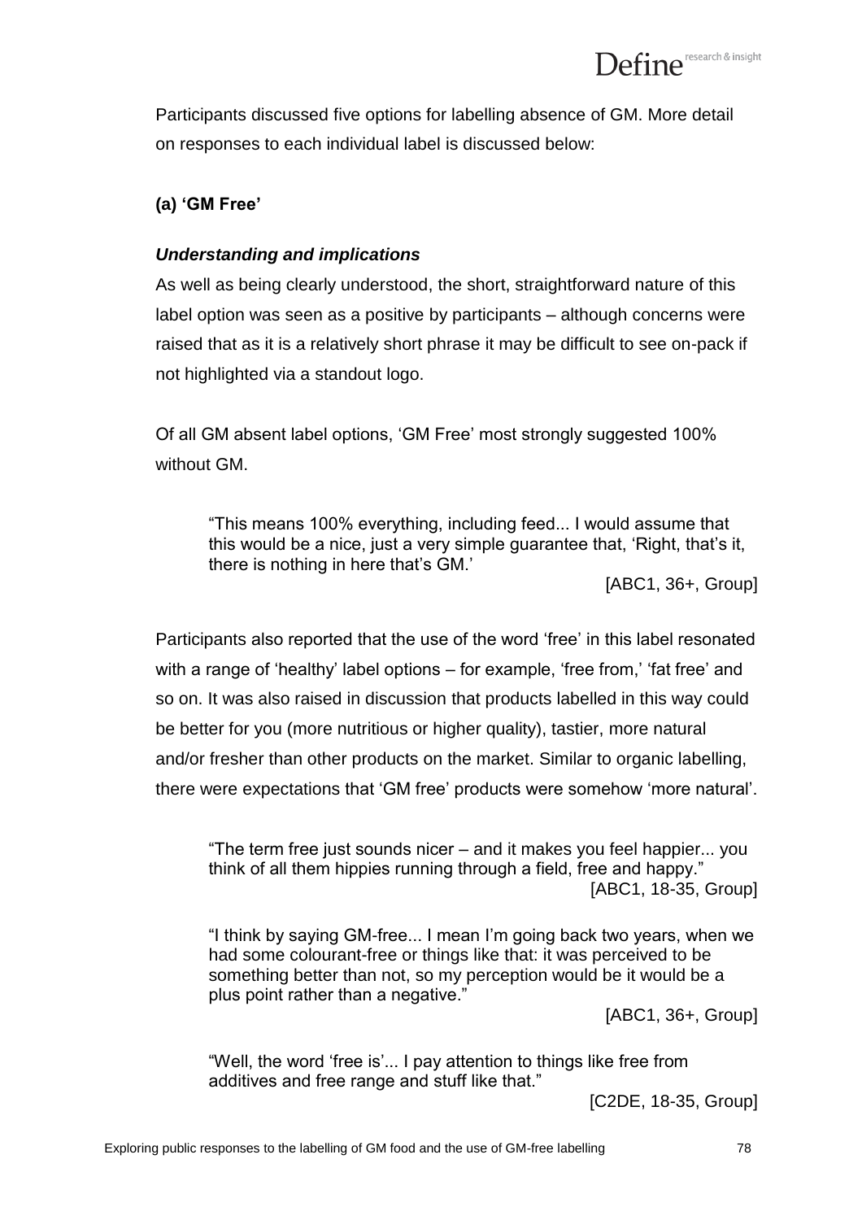Participants discussed five options for labelling absence of GM. More detail on responses to each individual label is discussed below:

### (a) 'GM Free'

#### *Understanding and implications*

As well as being clearly understood, the short, straightforward nature of this label option was seen as a positive by participants – although concerns were raised that as it is a relatively short phrase it may be difficult to see on-pack if not highlighted via a standout logo.

Of all GM absent label options, 'GM Free' most strongly suggested 100% without GM.

> "This means 100% everything, including feed... I would assume that this would be a nice, just a very simple guarantee that, 'Right, that's it, there is nothing in here that's GM.'
>
> [ABC1, 36+, Group]

Participants also reported that the use of the word 'free' in this label resonated with a range of 'healthy' label options – for example, 'free from,' 'fat free' and so on. It was also raised in discussion that products labelled in this way could be better for you (more nutritious or higher quality), tastier, more natural and/or fresher than other products on the market. Similar to organic labelling, there were expectations that 'GM free' products were somehow 'more natural'.

> "The term free just sounds nicer – and it makes you feel happier... you think of all them hippies running through a field, free and happy."
>
> [ABC1, 18-35, Group]

> "I think by saying GM-free... I mean I'm going back two years, when we had some colourant-free or things like that: it was perceived to be something better than not, so my perception would be it would be a plus point rather than a negative."
>
> [ABC1, 36+, Group]

> "Well, the word 'free is'... I pay attention to things like free from additives and free range and stuff like that."
>
> [C2DE, 18-35, Group]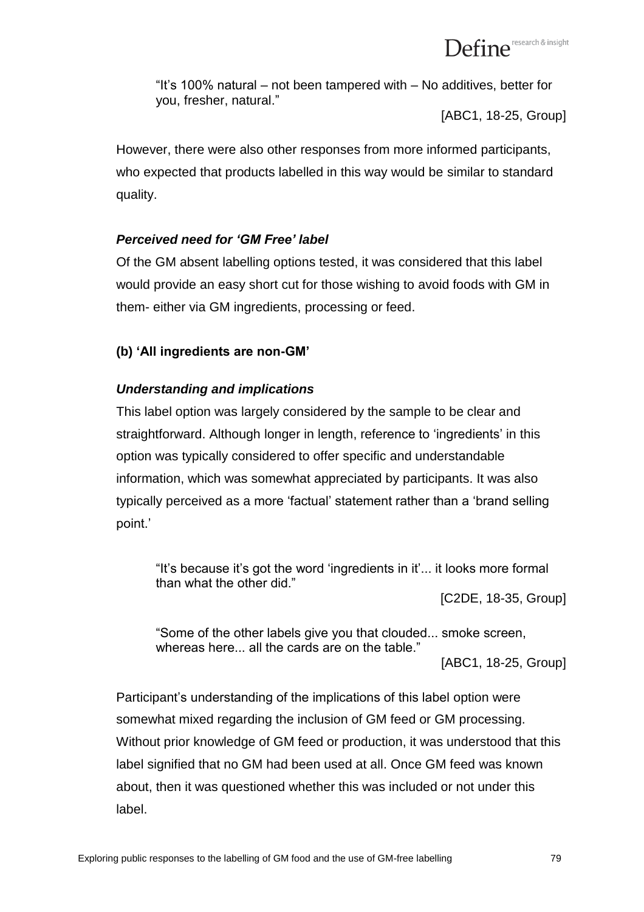> "It's 100% natural – not been tampered with – No additives, better for you, fresher, natural."
>
> [ABC1, 18-25, Group]

However, there were also other responses from more informed participants, who expected that products labelled in this way would be similar to standard quality.

***Perceived need for 'GM Free' label***

Of the GM absent labelling options tested, it was considered that this label would provide an easy short cut for those wishing to avoid foods with GM in them- either via GM ingredients, processing or feed.

**(b) 'All ingredients are non-GM'**

***Understanding and implications***

This label option was largely considered by the sample to be clear and straightforward. Although longer in length, reference to 'ingredients' in this option was typically considered to offer specific and understandable information, which was somewhat appreciated by participants. It was also typically perceived as a more 'factual' statement rather than a 'brand selling point.'

> "It's because it's got the word 'ingredients in it'... it looks more formal than what the other did."
>
> [C2DE, 18-35, Group]

> "Some of the other labels give you that clouded... smoke screen, whereas here... all the cards are on the table."
>
> [ABC1, 18-25, Group]

Participant's understanding of the implications of this label option were somewhat mixed regarding the inclusion of GM feed or GM processing. Without prior knowledge of GM feed or production, it was understood that this label signified that no GM had been used at all. Once GM feed was known about, then it was questioned whether this was included or not under this label.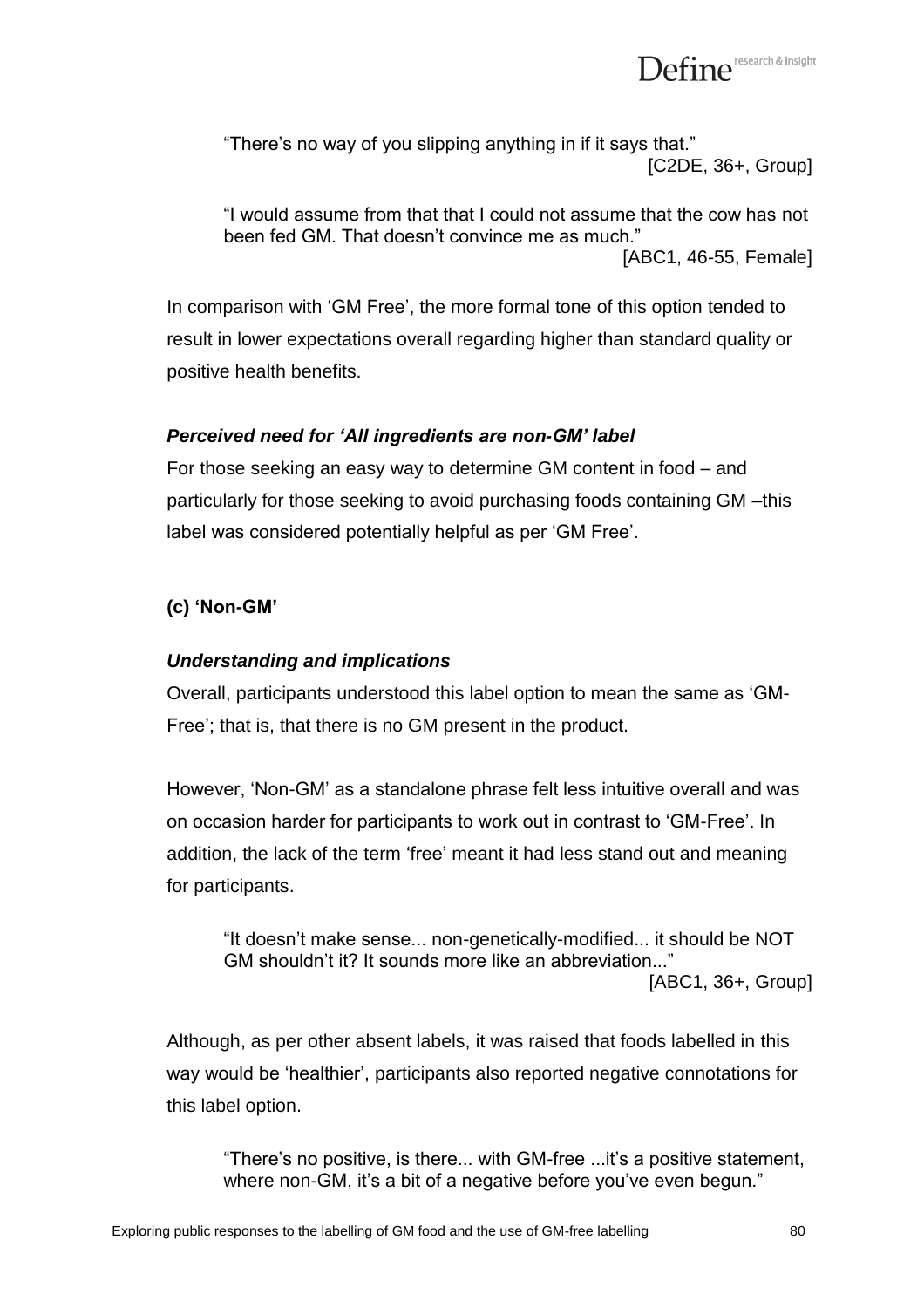> "There's no way of you slipping anything in if it says that."
> [C2DE, 36+, Group]

> "I would assume from that that I could not assume that the cow has not been fed GM. That doesn't convince me as much."
> [ABC1, 46-55, Female]

In comparison with 'GM Free', the more formal tone of this option tended to result in lower expectations overall regarding higher than standard quality or positive health benefits.

***Perceived need for 'All ingredients are non-GM' label***

For those seeking an easy way to determine GM content in food – and particularly for those seeking to avoid purchasing foods containing GM –this label was considered potentially helpful as per 'GM Free'.

**(c) 'Non-GM'**

***Understanding and implications***

Overall, participants understood this label option to mean the same as 'GM-Free'; that is, that there is no GM present in the product.

However, 'Non-GM' as a standalone phrase felt less intuitive overall and was on occasion harder for participants to work out in contrast to 'GM-Free'. In addition, the lack of the term 'free' meant it had less stand out and meaning for participants.

> "It doesn't make sense... non-genetically-modified... it should be NOT GM shouldn't it? It sounds more like an abbreviation..."
> [ABC1, 36+, Group]

Although, as per other absent labels, it was raised that foods labelled in this way would be 'healthier', participants also reported negative connotations for this label option.

> "There's no positive, is there... with GM-free ...it's a positive statement, where non-GM, it's a bit of a negative before you've even begun."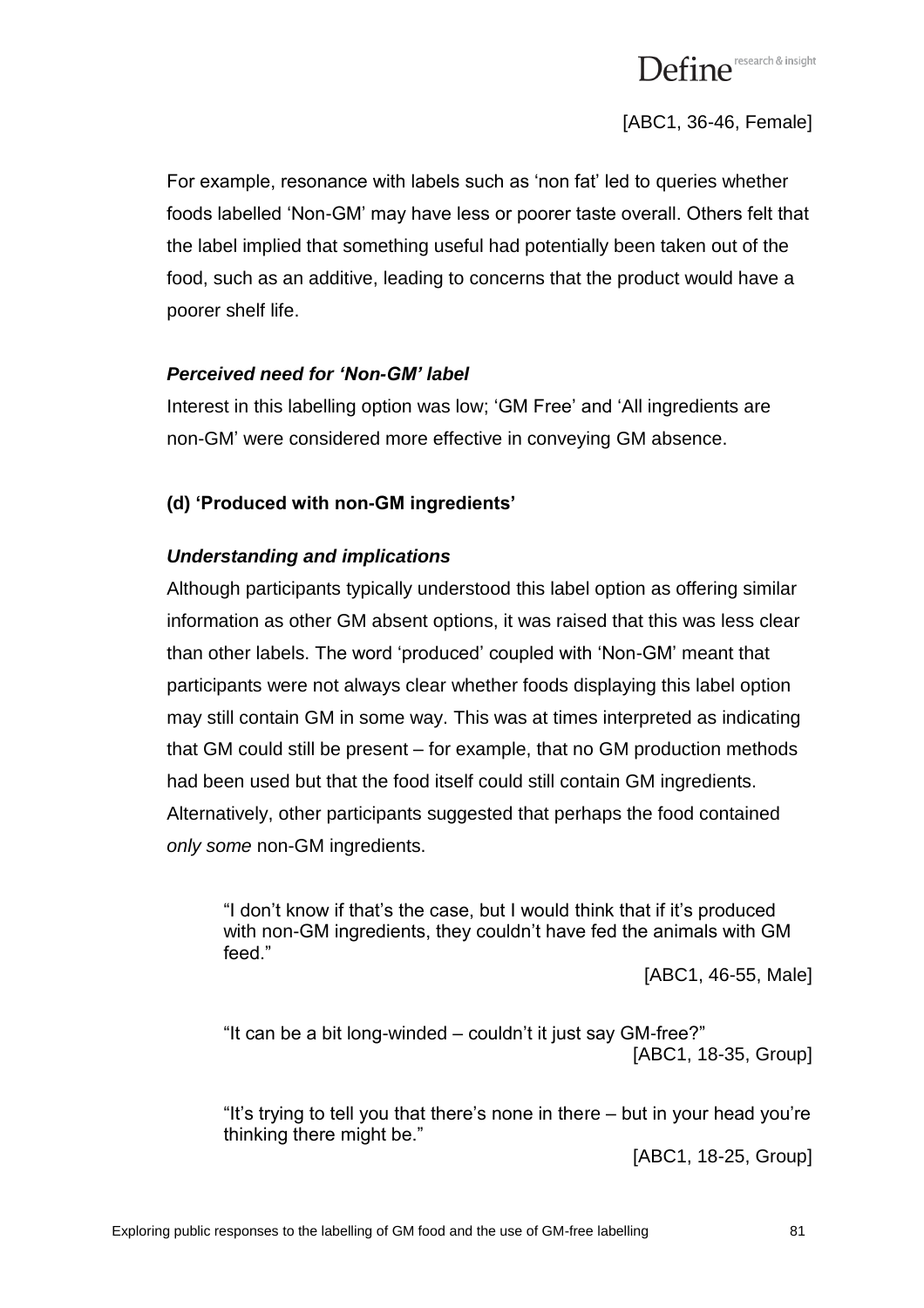[ABC1, 36-46, Female]

For example, resonance with labels such as 'non fat' led to queries whether foods labelled 'Non-GM' may have less or poorer taste overall. Others felt that the label implied that something useful had potentially been taken out of the food, such as an additive, leading to concerns that the product would have a poorer shelf life.

***Perceived need for 'Non-GM' label***

Interest in this labelling option was low; 'GM Free' and 'All ingredients are non-GM' were considered more effective in conveying GM absence.

**(d) 'Produced with non-GM ingredients'**

***Understanding and implications***

Although participants typically understood this label option as offering similar information as other GM absent options, it was raised that this was less clear than other labels. The word 'produced' coupled with 'Non-GM' meant that participants were not always clear whether foods displaying this label option may still contain GM in some way. This was at times interpreted as indicating that GM could still be present – for example, that no GM production methods had been used but that the food itself could still contain GM ingredients. Alternatively, other participants suggested that perhaps the food contained *only some* non-GM ingredients.

> "I don't know if that's the case, but I would think that if it's produced with non-GM ingredients, they couldn't have fed the animals with GM feed."
>
> [ABC1, 46-55, Male]

> "It can be a bit long-winded – couldn't it just say GM-free?"
>
> [ABC1, 18-35, Group]

> "It's trying to tell you that there's none in there – but in your head you're thinking there might be."
>
> [ABC1, 18-25, Group]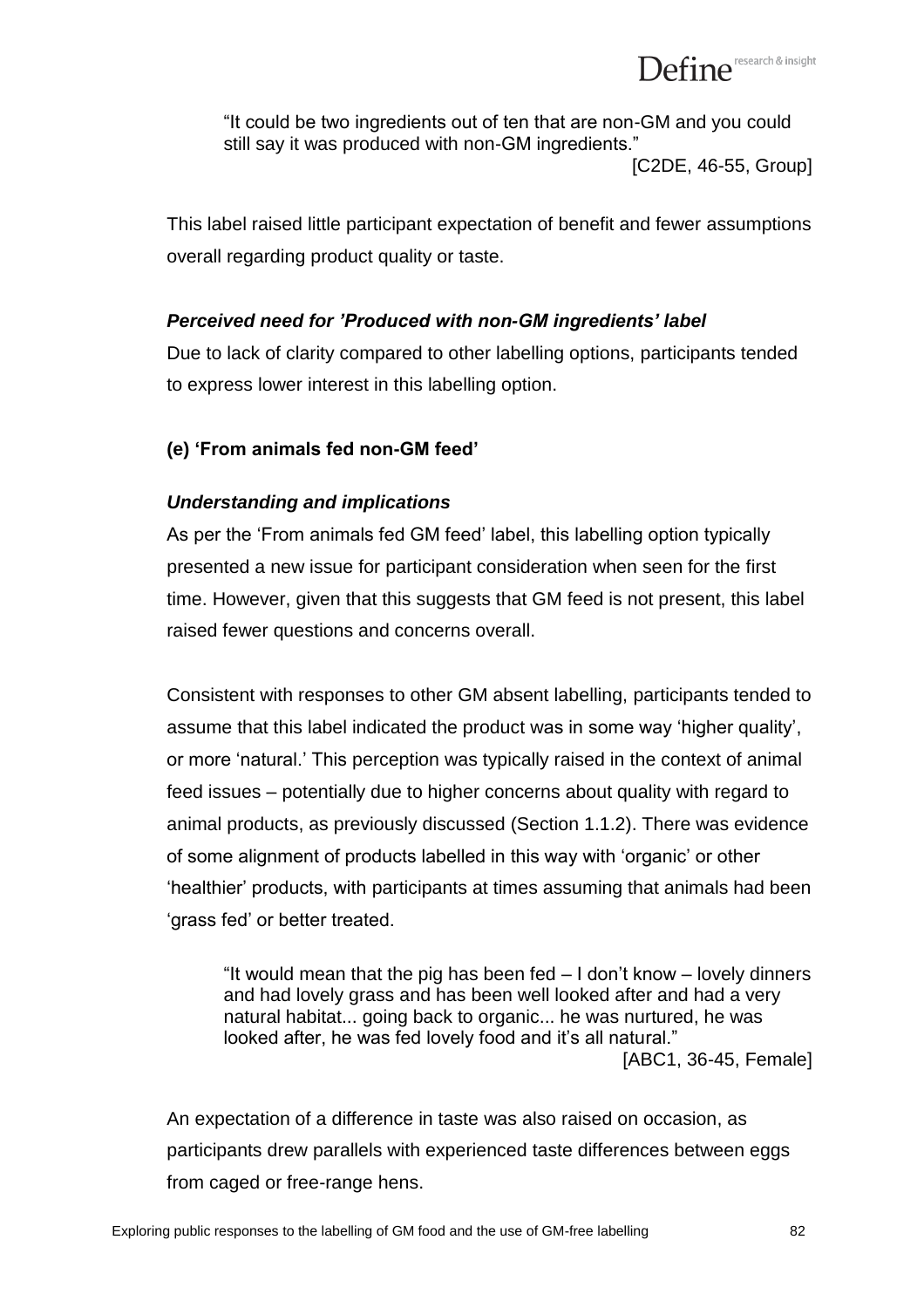> "It could be two ingredients out of ten that are non-GM and you could still say it was produced with non-GM ingredients."
> [C2DE, 46-55, Group]

This label raised little participant expectation of benefit and fewer assumptions overall regarding product quality or taste.

***Perceived need for 'Produced with non-GM ingredients' label***

Due to lack of clarity compared to other labelling options, participants tended to express lower interest in this labelling option.

**(e) 'From animals fed non-GM feed'**

***Understanding and implications***

As per the 'From animals fed GM feed' label, this labelling option typically presented a new issue for participant consideration when seen for the first time. However, given that this suggests that GM feed is not present, this label raised fewer questions and concerns overall.

Consistent with responses to other GM absent labelling, participants tended to assume that this label indicated the product was in some way 'higher quality', or more 'natural.' This perception was typically raised in the context of animal feed issues – potentially due to higher concerns about quality with regard to animal products, as previously discussed (Section 1.1.2). There was evidence of some alignment of products labelled in this way with 'organic' or other 'healthier' products, with participants at times assuming that animals had been 'grass fed' or better treated.

> "It would mean that the pig has been fed – I don't know – lovely dinners and had lovely grass and has been well looked after and had a very natural habitat... going back to organic... he was nurtured, he was looked after, he was fed lovely food and it's all natural."
> [ABC1, 36-45, Female]

An expectation of a difference in taste was also raised on occasion, as participants drew parallels with experienced taste differences between eggs from caged or free-range hens.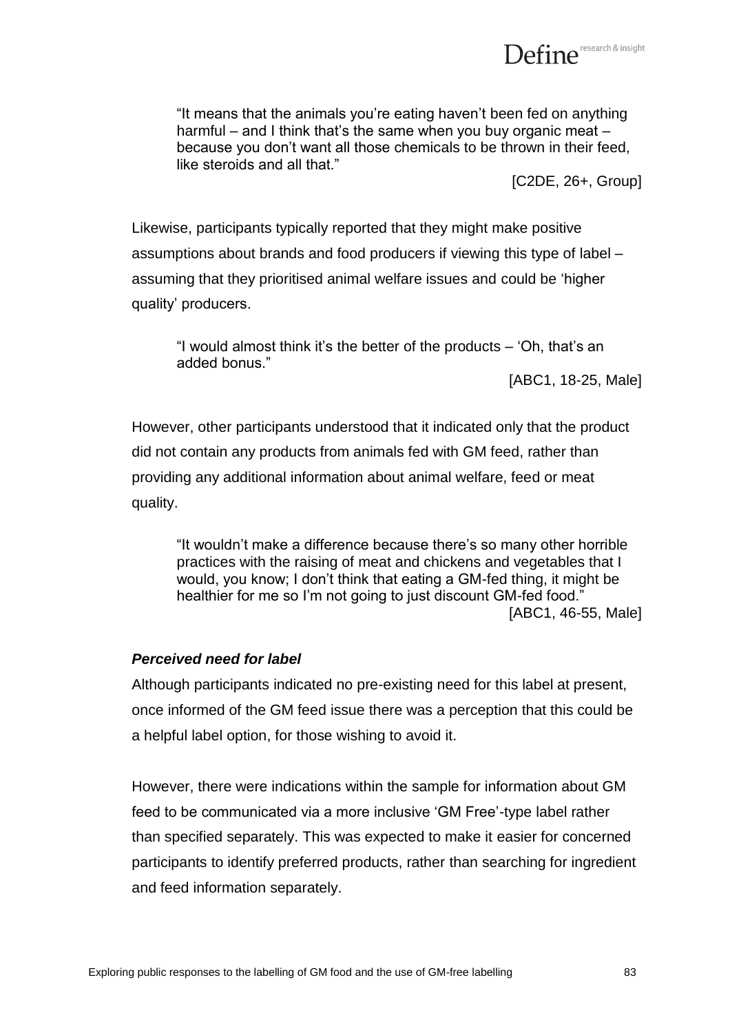> "It means that the animals you're eating haven't been fed on anything harmful – and I think that's the same when you buy organic meat – because you don't want all those chemicals to be thrown in their feed, like steroids and all that."
>
> [C2DE, 26+, Group]

Likewise, participants typically reported that they might make positive assumptions about brands and food producers if viewing this type of label – assuming that they prioritised animal welfare issues and could be 'higher quality' producers.

> "I would almost think it's the better of the products – 'Oh, that's an added bonus."
>
> [ABC1, 18-25, Male]

However, other participants understood that it indicated only that the product did not contain any products from animals fed with GM feed, rather than providing any additional information about animal welfare, feed or meat quality.

> "It wouldn't make a difference because there's so many other horrible practices with the raising of meat and chickens and vegetables that I would, you know; I don't think that eating a GM-fed thing, it might be healthier for me so I'm not going to just discount GM-fed food."
>
> [ABC1, 46-55, Male]

***Perceived need for label***

Although participants indicated no pre-existing need for this label at present, once informed of the GM feed issue there was a perception that this could be a helpful label option, for those wishing to avoid it.

However, there were indications within the sample for information about GM feed to be communicated via a more inclusive 'GM Free'-type label rather than specified separately. This was expected to make it easier for concerned participants to identify preferred products, rather than searching for ingredient and feed information separately.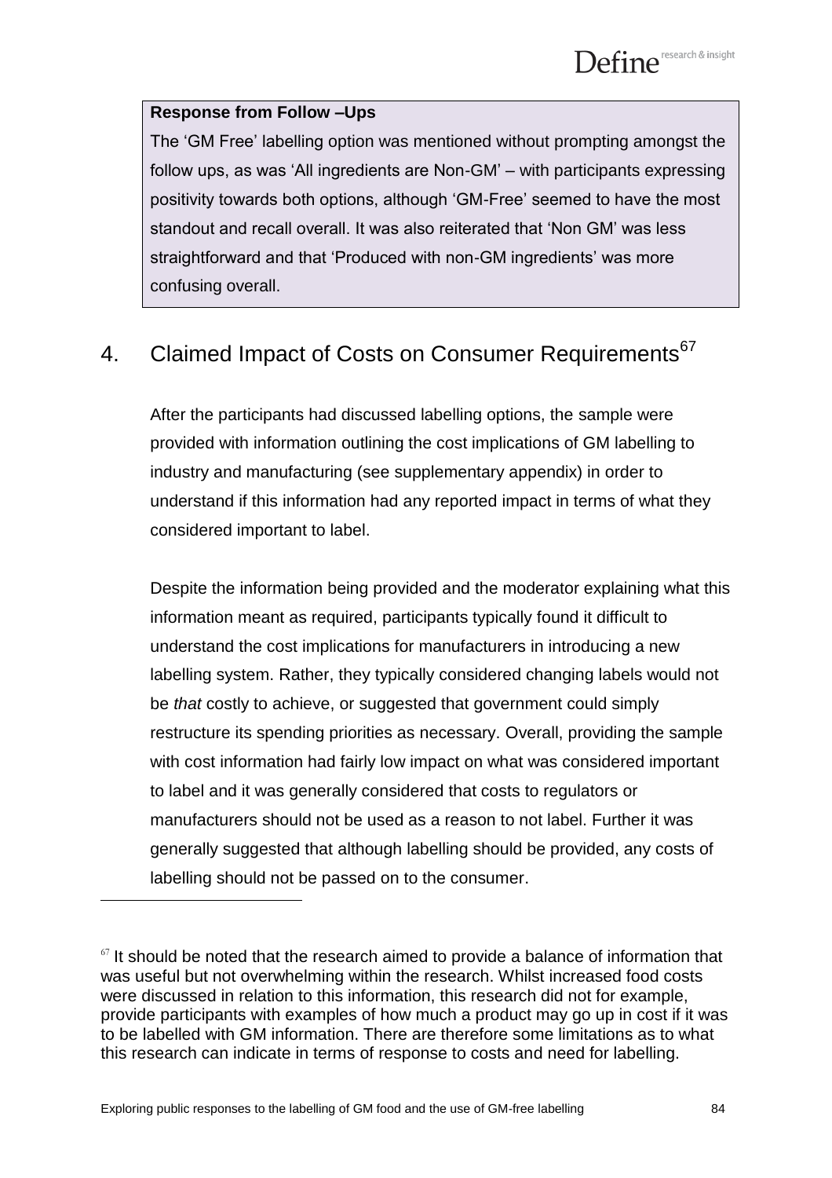**Response from Follow –Ups**

The 'GM Free' labelling option was mentioned without prompting amongst the follow ups, as was 'All ingredients are Non-GM' – with participants expressing positivity towards both options, although 'GM-Free' seemed to have the most standout and recall overall. It was also reiterated that 'Non GM' was less straightforward and that 'Produced with non-GM ingredients' was more confusing overall.

## 4. Claimed Impact of Costs on Consumer Requirements[67]

After the participants had discussed labelling options, the sample were provided with information outlining the cost implications of GM labelling to industry and manufacturing (see supplementary appendix) in order to understand if this information had any reported impact in terms of what they considered important to label.

Despite the information being provided and the moderator explaining what this information meant as required, participants typically found it difficult to understand the cost implications for manufacturers in introducing a new labelling system. Rather, they typically considered changing labels would not be *that* costly to achieve, or suggested that government could simply restructure its spending priorities as necessary. Overall, providing the sample with cost information had fairly low impact on what was considered important to label and it was generally considered that costs to regulators or manufacturers should not be used as a reason to not label. Further it was generally suggested that although labelling should be provided, any costs of labelling should not be passed on to the consumer.

[67] It should be noted that the research aimed to provide a balance of information that was useful but not overwhelming within the research. Whilst increased food costs were discussed in relation to this information, this research did not for example, provide participants with examples of how much a product may go up in cost if it was to be labelled with GM information. There are therefore some limitations as to what this research can indicate in terms of response to costs and need for labelling.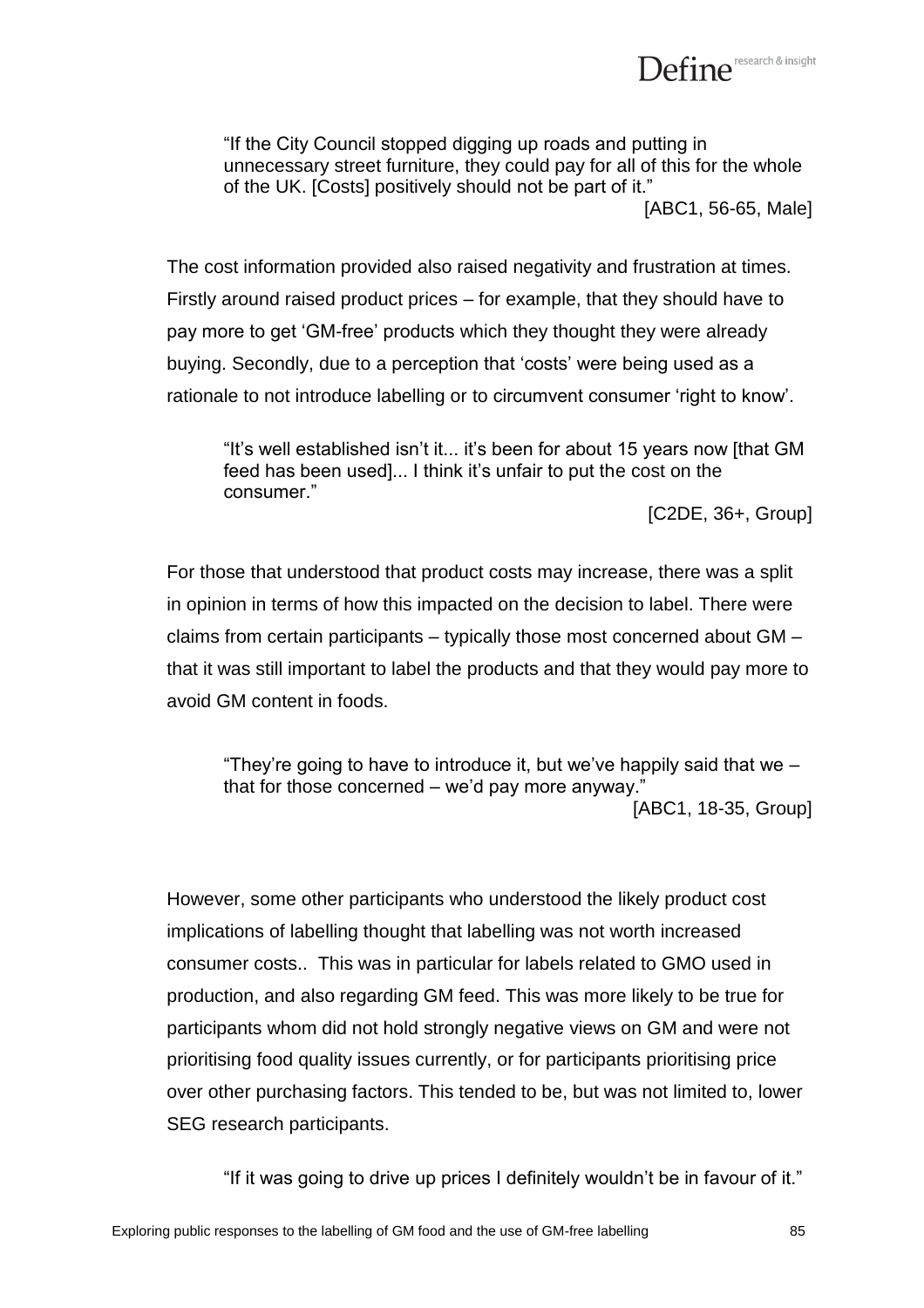> "If the City Council stopped digging up roads and putting in unnecessary street furniture, they could pay for all of this for the whole of the UK. [Costs] positively should not be part of it."
>
> [ABC1, 56-65, Male]

The cost information provided also raised negativity and frustration at times. Firstly around raised product prices – for example, that they should have to pay more to get 'GM-free' products which they thought they were already buying. Secondly, due to a perception that 'costs' were being used as a rationale to not introduce labelling or to circumvent consumer 'right to know'.

> "It's well established isn't it... it's been for about 15 years now [that GM feed has been used]... I think it's unfair to put the cost on the consumer."
>
> [C2DE, 36+, Group]

For those that understood that product costs may increase, there was a split in opinion in terms of how this impacted on the decision to label. There were claims from certain participants – typically those most concerned about GM – that it was still important to label the products and that they would pay more to avoid GM content in foods.

> "They're going to have to introduce it, but we've happily said that we – that for those concerned – we'd pay more anyway."
>
> [ABC1, 18-35, Group]

However, some other participants who understood the likely product cost implications of labelling thought that labelling was not worth increased consumer costs.. This was in particular for labels related to GMO used in production, and also regarding GM feed. This was more likely to be true for participants whom did not hold strongly negative views on GM and were not prioritising food quality issues currently, or for participants prioritising price over other purchasing factors. This tended to be, but was not limited to, lower SEG research participants.

> "If it was going to drive up prices I definitely wouldn't be in favour of it."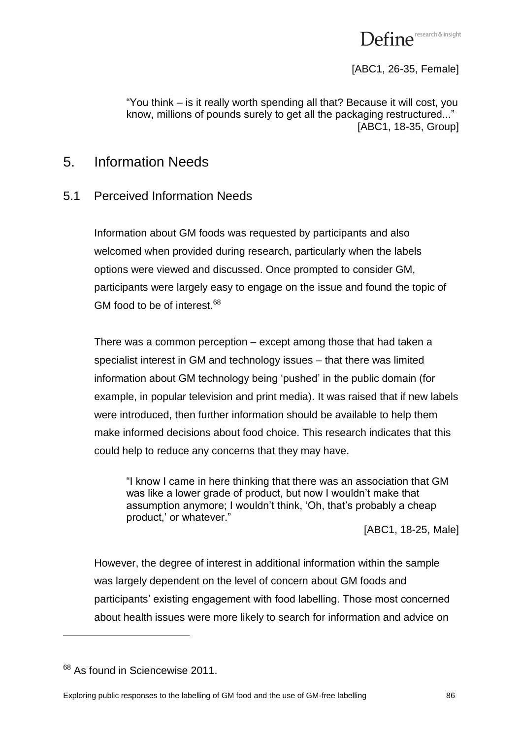[ABC1, 26-35, Female]

> "You think – is it really worth spending all that? Because it will cost, you know, millions of pounds surely to get all the packaging restructured..."
> [ABC1, 18-35, Group]

# 5. Information Needs

## 5.1 Perceived Information Needs

Information about GM foods was requested by participants and also welcomed when provided during research, particularly when the labels options were viewed and discussed. Once prompted to consider GM, participants were largely easy to engage on the issue and found the topic of GM food to be of interest.[68]

There was a common perception – except among those that had taken a specialist interest in GM and technology issues – that there was limited information about GM technology being 'pushed' in the public domain (for example, in popular television and print media). It was raised that if new labels were introduced, then further information should be available to help them make informed decisions about food choice. This research indicates that this could help to reduce any concerns that they may have.

> "I know I came in here thinking that there was an association that GM was like a lower grade of product, but now I wouldn't make that assumption anymore; I wouldn't think, 'Oh, that's probably a cheap product,' or whatever."
> [ABC1, 18-25, Male]

However, the degree of interest in additional information within the sample was largely dependent on the level of concern about GM foods and participants' existing engagement with food labelling. Those most concerned about health issues were more likely to search for information and advice on

---

[68] As found in Sciencewise 2011.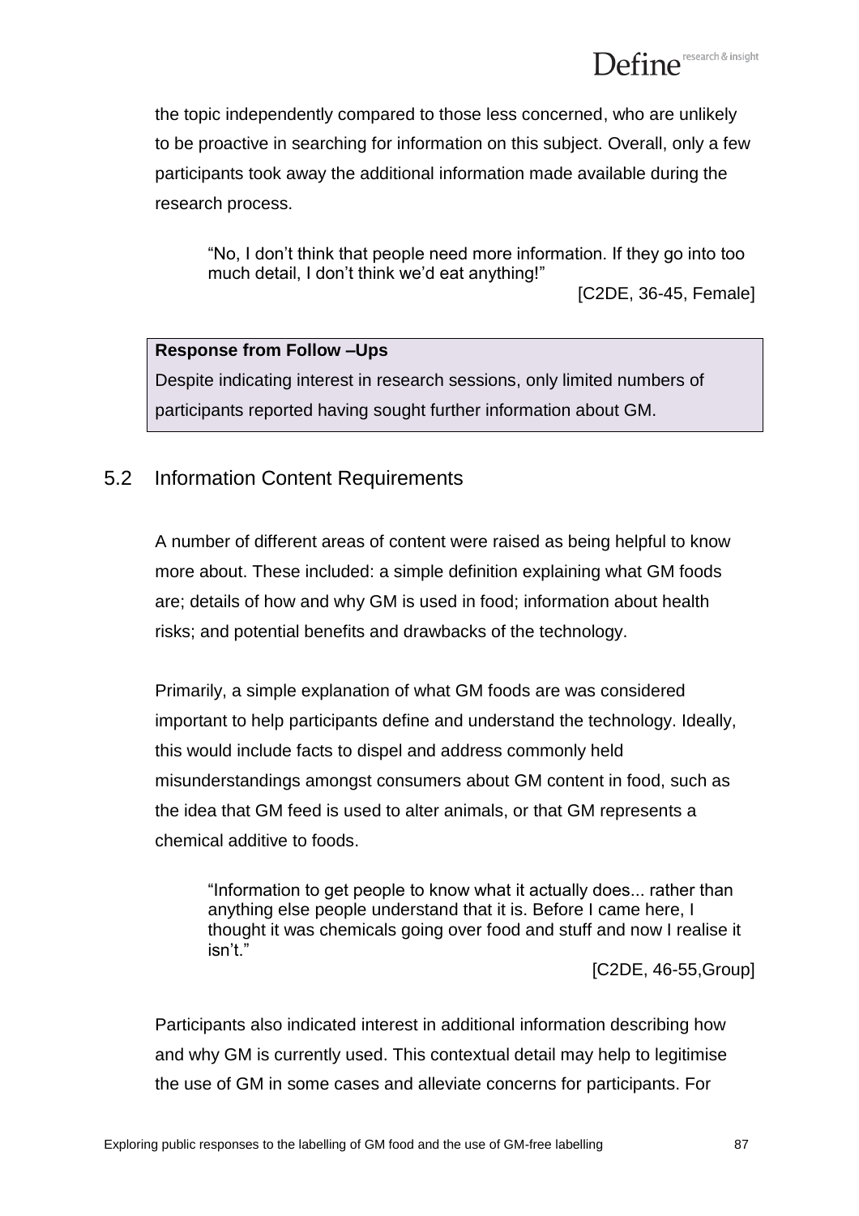the topic independently compared to those less concerned, who are unlikely to be proactive in searching for information on this subject. Overall, only a few participants took away the additional information made available during the research process.

> "No, I don't think that people need more information. If they go into too much detail, I don't think we'd eat anything!"
>
> [C2DE, 36-45, Female]

> **Response from Follow –Ups**
>
> Despite indicating interest in research sessions, only limited numbers of participants reported having sought further information about GM.

## 5.2 Information Content Requirements

A number of different areas of content were raised as being helpful to know more about. These included: a simple definition explaining what GM foods are; details of how and why GM is used in food; information about health risks; and potential benefits and drawbacks of the technology.

Primarily, a simple explanation of what GM foods are was considered important to help participants define and understand the technology. Ideally, this would include facts to dispel and address commonly held misunderstandings amongst consumers about GM content in food, such as the idea that GM feed is used to alter animals, or that GM represents a chemical additive to foods.

> "Information to get people to know what it actually does... rather than anything else people understand that it is. Before I came here, I thought it was chemicals going over food and stuff and now I realise it isn't."
>
> [C2DE, 46-55,Group]

Participants also indicated interest in additional information describing how and why GM is currently used. This contextual detail may help to legitimise the use of GM in some cases and alleviate concerns for participants. For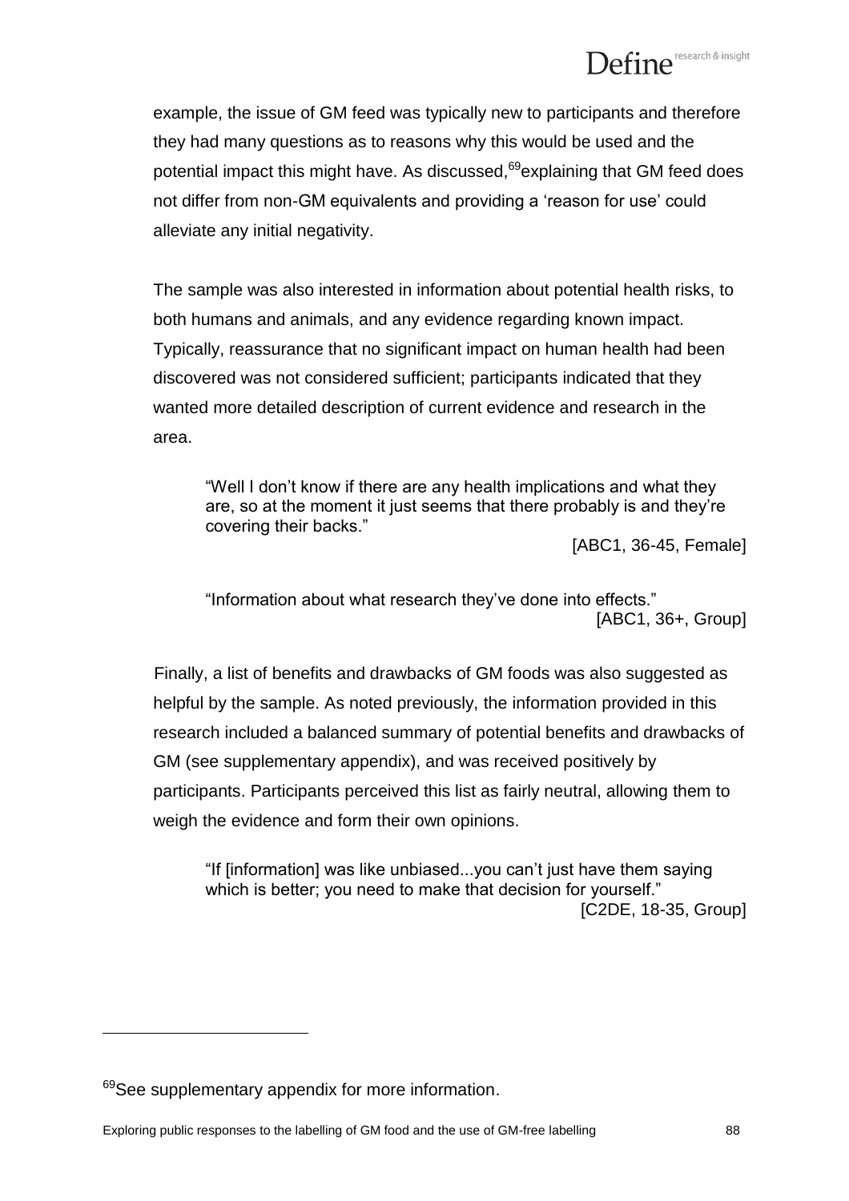example, the issue of GM feed was typically new to participants and therefore they had many questions as to reasons why this would be used and the potential impact this might have. As discussed,[69] explaining that GM feed does not differ from non-GM equivalents and providing a 'reason for use' could alleviate any initial negativity.

The sample was also interested in information about potential health risks, to both humans and animals, and any evidence regarding known impact. Typically, reassurance that no significant impact on human health had been discovered was not considered sufficient; participants indicated that they wanted more detailed description of current evidence and research in the area.

> "Well I don't know if there are any health implications and what they are, so at the moment it just seems that there probably is and they're covering their backs."
>
> [ABC1, 36-45, Female]

> "Information about what research they've done into effects."
>
> [ABC1, 36+, Group]

Finally, a list of benefits and drawbacks of GM foods was also suggested as helpful by the sample. As noted previously, the information provided in this research included a balanced summary of potential benefits and drawbacks of GM (see supplementary appendix), and was received positively by participants. Participants perceived this list as fairly neutral, allowing them to weigh the evidence and form their own opinions.

> "If [information] was like unbiased...you can't just have them saying which is better; you need to make that decision for yourself."
>
> [C2DE, 18-35, Group]

---

[69] See supplementary appendix for more information.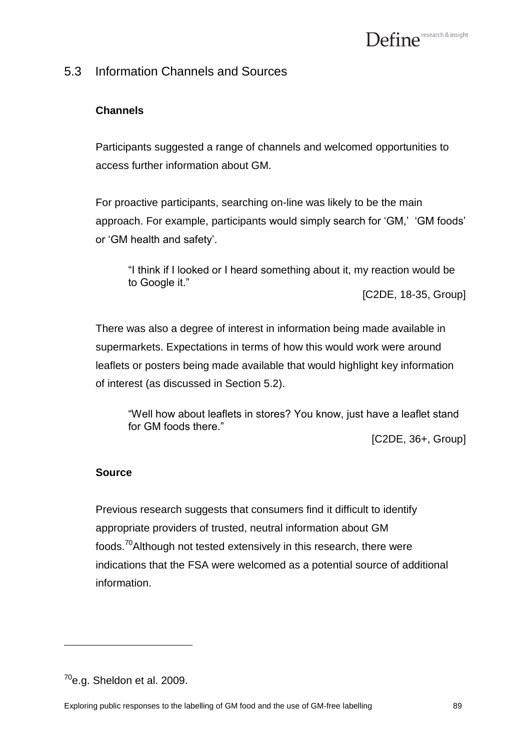## 5.3 Information Channels and Sources

**Channels**

Participants suggested a range of channels and welcomed opportunities to access further information about GM.

For proactive participants, searching on-line was likely to be the main approach. For example, participants would simply search for 'GM,' 'GM foods' or 'GM health and safety'.

> "I think if I looked or I heard something about it, my reaction would be to Google it."
>
> [C2DE, 18-35, Group]

There was also a degree of interest in information being made available in supermarkets. Expectations in terms of how this would work were around leaflets or posters being made available that would highlight key information of interest (as discussed in Section 5.2).

> "Well how about leaflets in stores? You know, just have a leaflet stand for GM foods there."
>
> [C2DE, 36+, Group]

**Source**

Previous research suggests that consumers find it difficult to identify appropriate providers of trusted, neutral information about GM foods.[70] Although not tested extensively in this research, there were indications that the FSA were welcomed as a potential source of additional information.

---

[70] e.g. Sheldon et al. 2009.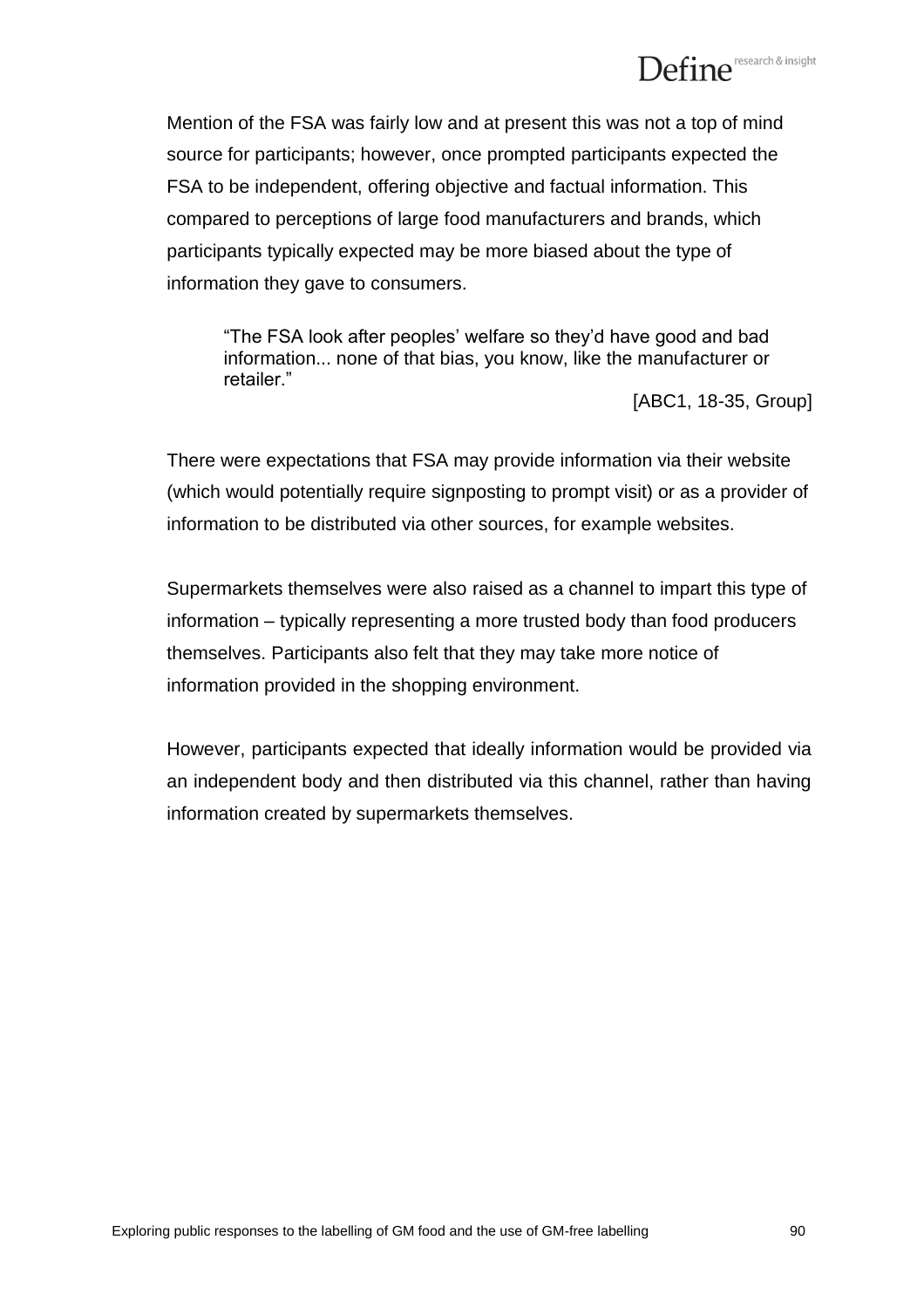Mention of the FSA was fairly low and at present this was not a top of mind source for participants; however, once prompted participants expected the FSA to be independent, offering objective and factual information. This compared to perceptions of large food manufacturers and brands, which participants typically expected may be more biased about the type of information they gave to consumers.

> "The FSA look after peoples' welfare so they'd have good and bad information... none of that bias, you know, like the manufacturer or retailer."
>
> [ABC1, 18-35, Group]

There were expectations that FSA may provide information via their website (which would potentially require signposting to prompt visit) or as a provider of information to be distributed via other sources, for example websites.

Supermarkets themselves were also raised as a channel to impart this type of information – typically representing a more trusted body than food producers themselves. Participants also felt that they may take more notice of information provided in the shopping environment.

However, participants expected that ideally information would be provided via an independent body and then distributed via this channel, rather than having information created by supermarkets themselves.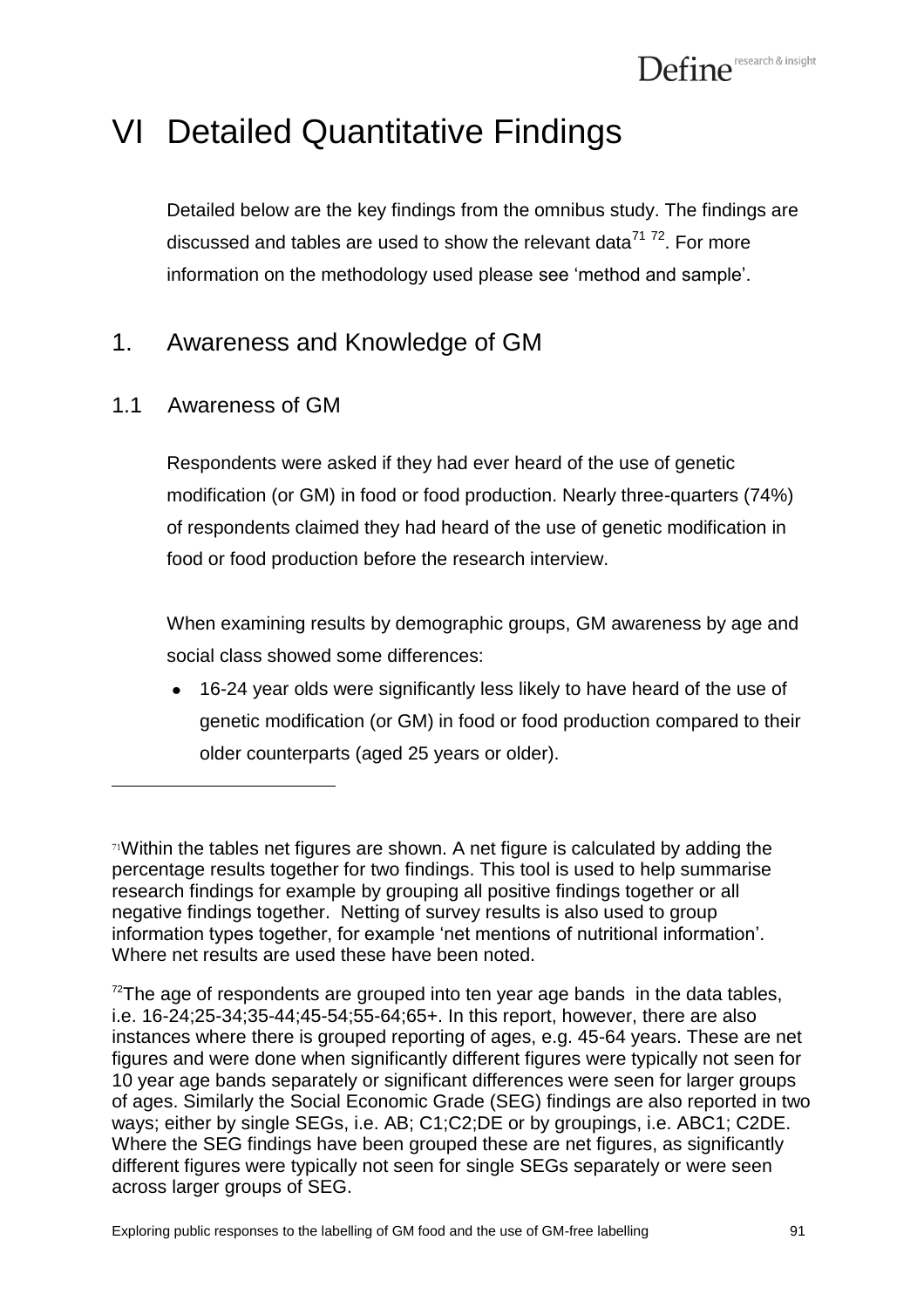# VI Detailed Quantitative Findings

Detailed below are the key findings from the omnibus study. The findings are discussed and tables are used to show the relevant data[71] [72]. For more information on the methodology used please see 'method and sample'.

## 1. Awareness and Knowledge of GM

### 1.1 Awareness of GM

Respondents were asked if they had ever heard of the use of genetic modification (or GM) in food or food production. Nearly three-quarters (74%) of respondents claimed they had heard of the use of genetic modification in food or food production before the research interview.

When examining results by demographic groups, GM awareness by age and social class showed some differences:

- 16-24 year olds were significantly less likely to have heard of the use of genetic modification (or GM) in food or food production compared to their older counterparts (aged 25 years or older).

---

[71] Within the tables net figures are shown. A net figure is calculated by adding the percentage results together for two findings. This tool is used to help summarise research findings for example by grouping all positive findings together or all negative findings together. Netting of survey results is also used to group information types together, for example 'net mentions of nutritional information'. Where net results are used these have been noted.

[72] The age of respondents are grouped into ten year age bands in the data tables, i.e. 16-24;25-34;35-44;45-54;55-64;65+. In this report, however, there are also instances where there is grouped reporting of ages, e.g. 45-64 years. These are net figures and were done when significantly different figures were typically not seen for 10 year age bands separately or significant differences were seen for larger groups of ages. Similarly the Social Economic Grade (SEG) findings are also reported in two ways; either by single SEGs, i.e. AB; C1;C2;DE or by groupings, i.e. ABC1; C2DE. Where the SEG findings have been grouped these are net figures, as significantly different figures were typically not seen for single SEGs separately or were seen across larger groups of SEG.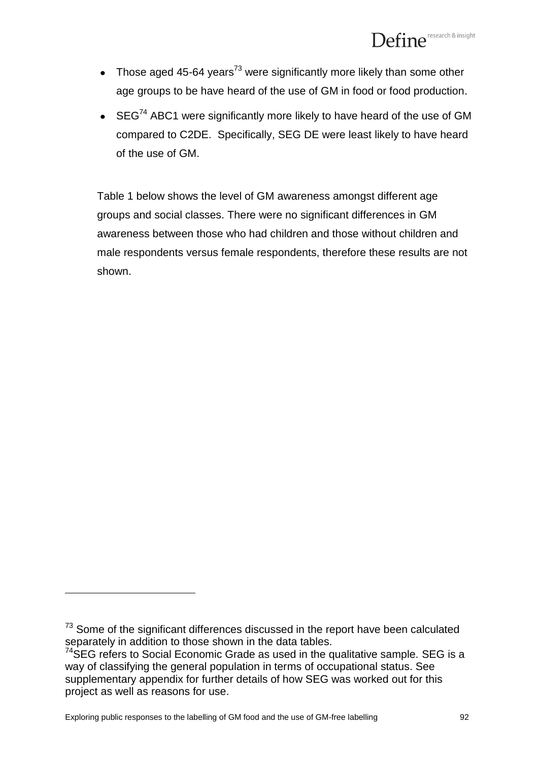- Those aged 45-64 years[73] were significantly more likely than some other age groups to be have heard of the use of GM in food or food production.
- SEG[74] ABC1 were significantly more likely to have heard of the use of GM compared to C2DE. Specifically, SEG DE were least likely to have heard of the use of GM.

Table 1 below shows the level of GM awareness amongst different age groups and social classes. There were no significant differences in GM awareness between those who had children and those without children and male respondents versus female respondents, therefore these results are not shown.

---

[73] Some of the significant differences discussed in the report have been calculated separately in addition to those shown in the data tables.

[74] SEG refers to Social Economic Grade as used in the qualitative sample. SEG is a way of classifying the general population in terms of occupational status. See supplementary appendix for further details of how SEG was worked out for this project as well as reasons for use.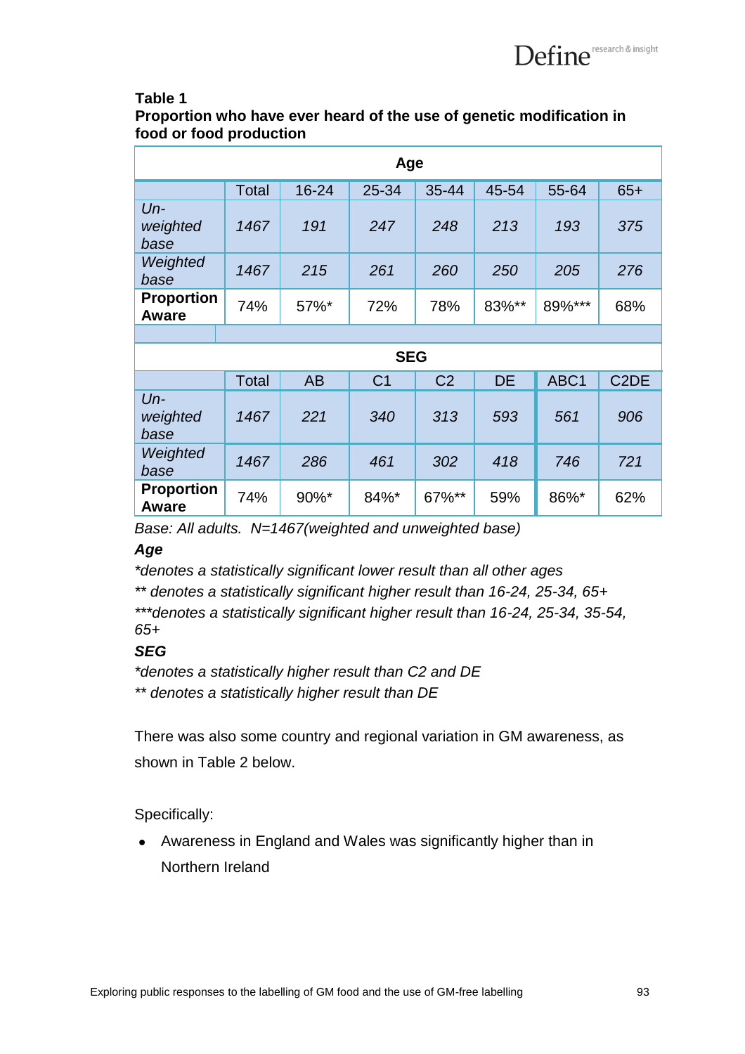**Table 1**
**Proportion who have ever heard of the use of genetic modification in food or food production**

| Age | | | | | | | |
|---|---|---|---|---|---|---|---|
| | Total | 16-24 | 25-34 | 35-44 | 45-54 | 55-64 | 65+ |
| *Un-weighted base* | *1467* | *191* | *247* | *248* | *213* | *193* | *375* |
| *Weighted base* | *1467* | *215* | *261* | *260* | *250* | *205* | *276* |
| **Proportion Aware** | 74% | 57%* | 72% | 78% | 83%** | 89%*** | 68% |

| SEG | | | | | | | |
|---|---|---|---|---|---|---|---|
| | Total | AB | C1 | C2 | DE | ABC1 | C2DE |
| *Un-weighted base* | *1467* | *221* | *340* | *313* | *593* | *561* | *906* |
| *Weighted base* | *1467* | *286* | *461* | *302* | *418* | *746* | *721* |
| **Proportion Aware** | 74% | 90%* | 84%* | 67%** | 59% | 86%* | 62% |

*Base: All adults. N=1467(weighted and unweighted base)*

***Age***

*\*denotes a statistically significant lower result than all other ages*

*\*\* denotes a statistically significant higher result than 16-24, 25-34, 65+*

*\*\*\*denotes a statistically significant higher result than 16-24, 25-34, 35-54, 65+*

***SEG***

*\*denotes a statistically higher result than C2 and DE*

*\*\* denotes a statistically higher result than DE*

There was also some country and regional variation in GM awareness, as shown in Table 2 below.

Specifically:

- Awareness in England and Wales was significantly higher than in Northern Ireland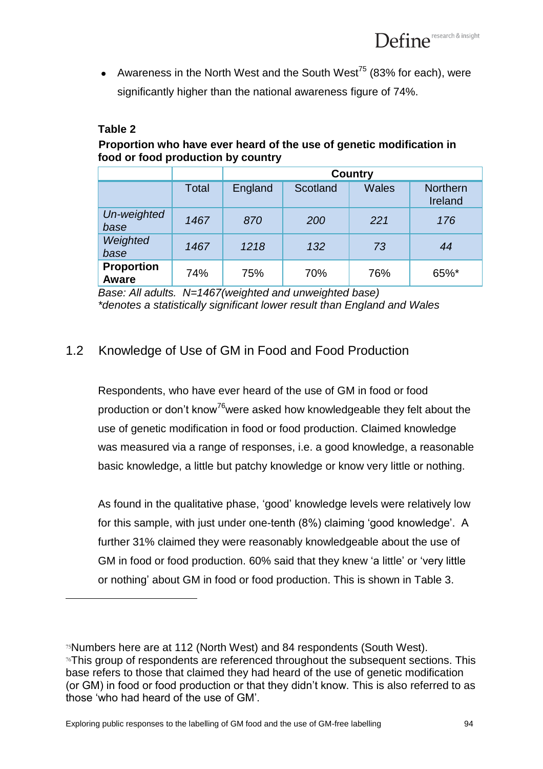- Awareness in the North West and the South West[75] (83% for each), were significantly higher than the national awareness figure of 74%.

**Table 2**

**Proportion who have ever heard of the use of genetic modification in food or food production by country**

| | | Country | | | |
|---|---|---|---|---|---|
| | Total | England | Scotland | Wales | Northern Ireland |
| *Un-weighted base* | *1467* | *870* | *200* | *221* | *176* |
| *Weighted base* | *1467* | *1218* | *132* | *73* | *44* |
| **Proportion Aware** | 74% | 75% | 70% | 76% | 65%* |

*Base: All adults. N=1467(weighted and unweighted base)*
*\*denotes a statistically significant lower result than England and Wales*

## 1.2 Knowledge of Use of GM in Food and Food Production

Respondents, who have ever heard of the use of GM in food or food production or don't know[76]were asked how knowledgeable they felt about the use of genetic modification in food or food production. Claimed knowledge was measured via a range of responses, i.e. a good knowledge, a reasonable basic knowledge, a little but patchy knowledge or know very little or nothing.

As found in the qualitative phase, 'good' knowledge levels were relatively low for this sample, with just under one-tenth (8%) claiming 'good knowledge'. A further 31% claimed they were reasonably knowledgeable about the use of GM in food or food production. 60% said that they knew 'a little' or 'very little or nothing' about GM in food or food production. This is shown in Table 3.

---

[75] Numbers here are at 112 (North West) and 84 respondents (South West).
[76] This group of respondents are referenced throughout the subsequent sections. This base refers to those that claimed they had heard of the use of genetic modification (or GM) in food or food production or that they didn't know. This is also referred to as those 'who had heard of the use of GM'.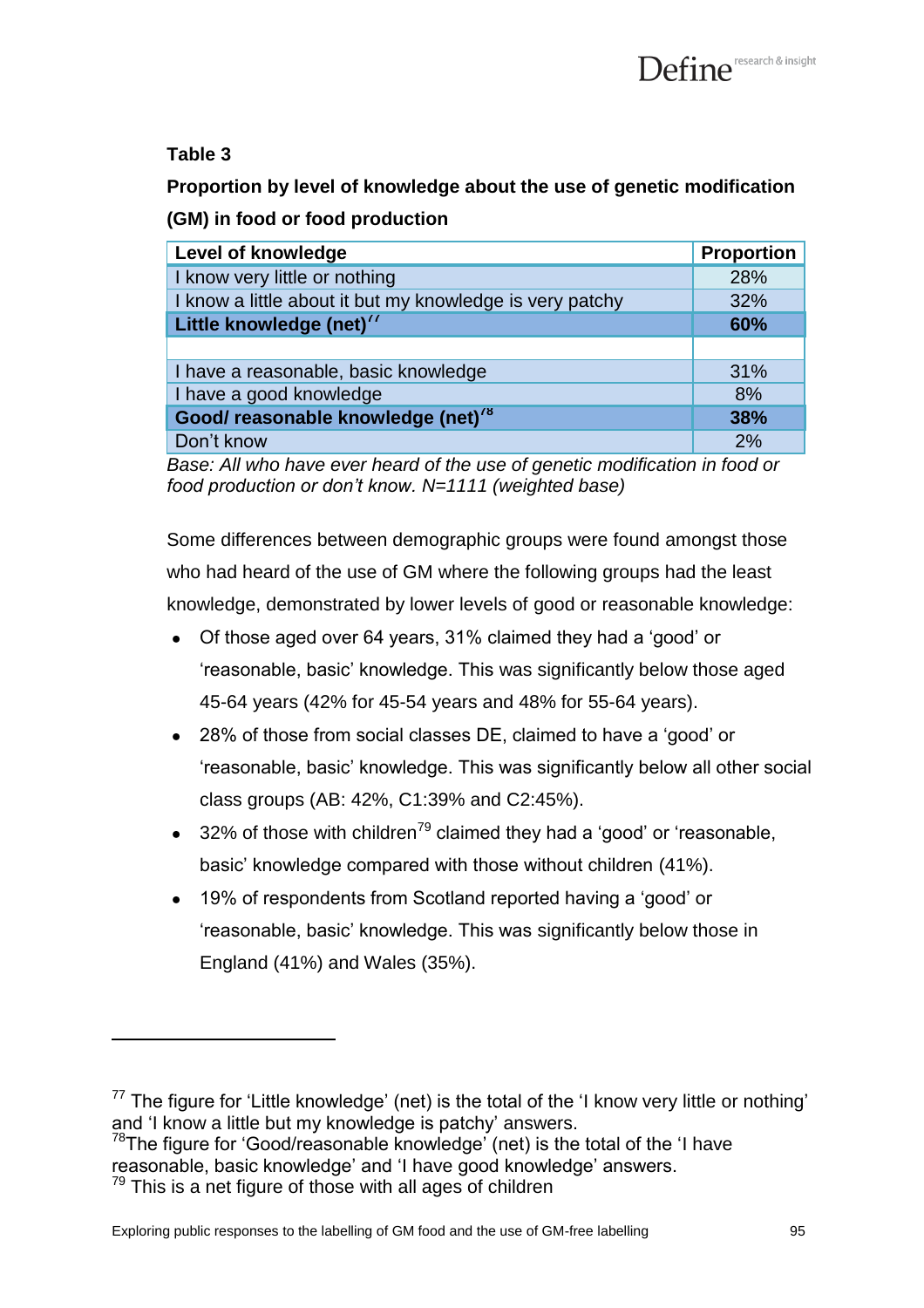**Table 3**

**Proportion by level of knowledge about the use of genetic modification (GM) in food or food production**

| Level of knowledge | Proportion |
|---|---|
| I know very little or nothing | 28% |
| I know a little about it but my knowledge is very patchy | 32% |
| **Little knowledge (net)**[77] | **60%** |
| | |
| I have a reasonable, basic knowledge | 31% |
| I have a good knowledge | 8% |
| **Good/ reasonable knowledge (net)**[78] | **38%** |
| Don't know | 2% |

*Base: All who have ever heard of the use of genetic modification in food or food production or don't know. N=1111 (weighted base)*

Some differences between demographic groups were found amongst those who had heard of the use of GM where the following groups had the least knowledge, demonstrated by lower levels of good or reasonable knowledge:

- Of those aged over 64 years, 31% claimed they had a 'good' or 'reasonable, basic' knowledge. This was significantly below those aged 45-64 years (42% for 45-54 years and 48% for 55-64 years).
- 28% of those from social classes DE, claimed to have a 'good' or 'reasonable, basic' knowledge. This was significantly below all other social class groups (AB: 42%, C1:39% and C2:45%).
- 32% of those with children[79] claimed they had a 'good' or 'reasonable, basic' knowledge compared with those without children (41%).
- 19% of respondents from Scotland reported having a 'good' or 'reasonable, basic' knowledge. This was significantly below those in England (41%) and Wales (35%).

---

[77] The figure for 'Little knowledge' (net) is the total of the 'I know very little or nothing' and 'I know a little but my knowledge is patchy' answers.

[78] The figure for 'Good/reasonable knowledge' (net) is the total of the 'I have reasonable, basic knowledge' and 'I have good knowledge' answers.

[79] This is a net figure of those with all ages of children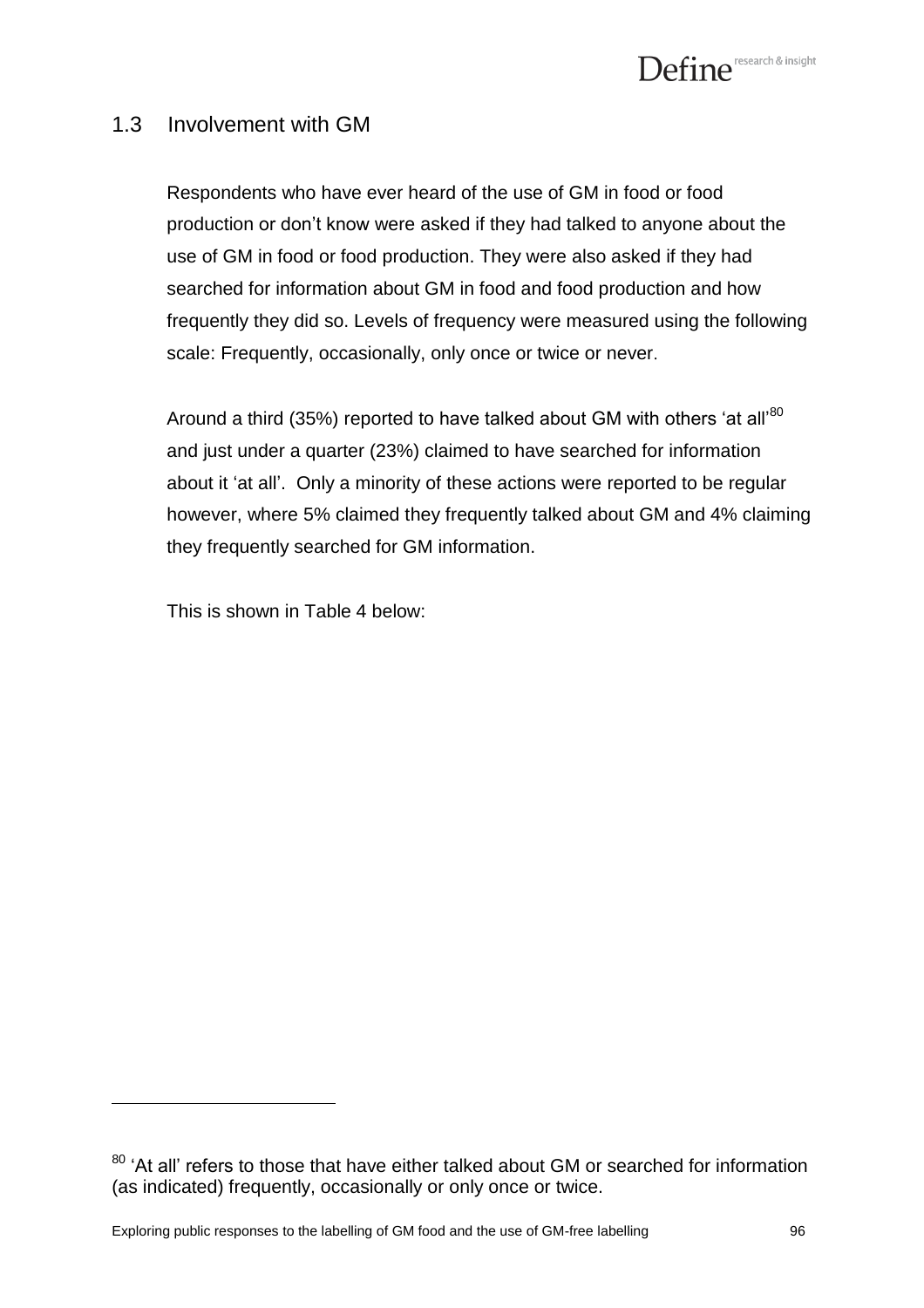## 1.3 Involvement with GM

Respondents who have ever heard of the use of GM in food or food production or don't know were asked if they had talked to anyone about the use of GM in food or food production. They were also asked if they had searched for information about GM in food and food production and how frequently they did so. Levels of frequency were measured using the following scale: Frequently, occasionally, only once or twice or never.

Around a third (35%) reported to have talked about GM with others 'at all'[80] and just under a quarter (23%) claimed to have searched for information about it 'at all'. Only a minority of these actions were reported to be regular however, where 5% claimed they frequently talked about GM and 4% claiming they frequently searched for GM information.

This is shown in Table 4 below:

[80] 'At all' refers to those that have either talked about GM or searched for information (as indicated) frequently, occasionally or only once or twice.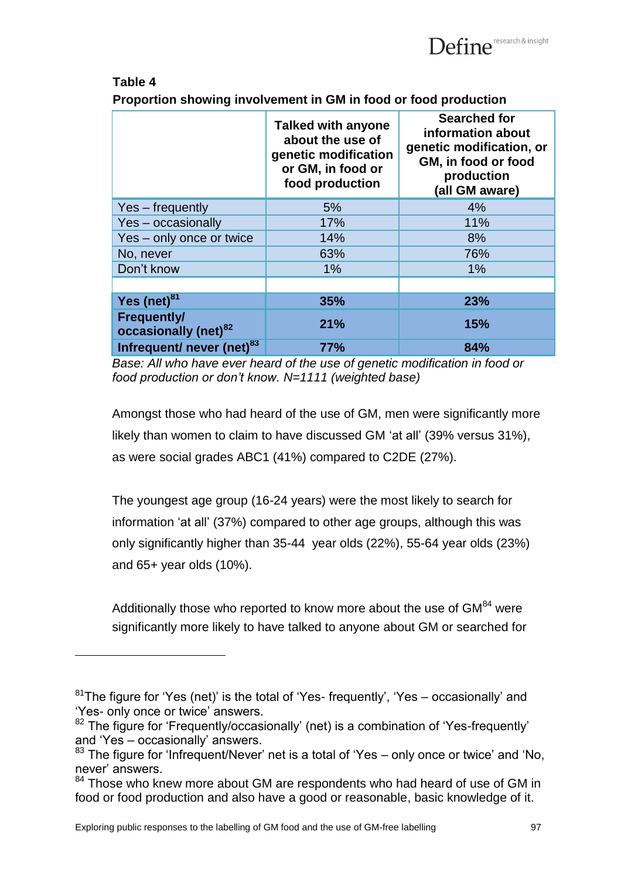**Table 4**

**Proportion showing involvement in GM in food or food production**

| | Talked with anyone about the use of genetic modification or GM, in food or food production | Searched for information about genetic modification, or GM, in food or food production (all GM aware) |
|---|---|---|
| Yes – frequently | 5% | 4% |
| Yes – occasionally | 17% | 11% |
| Yes – only once or twice | 14% | 8% |
| No, never | 63% | 76% |
| Don't know | 1% | 1% |
| | | |
| **Yes (net)[81]** | **35%** | **23%** |
| **Frequently/ occasionally (net)[82]** | **21%** | **15%** |
| **Infrequent/ never (net)[83]** | **77%** | **84%** |

*Base: All who have ever heard of the use of genetic modification in food or food production or don't know. N=1111 (weighted base)*

Amongst those who had heard of the use of GM, men were significantly more likely than women to claim to have discussed GM 'at all' (39% versus 31%), as were social grades ABC1 (41%) compared to C2DE (27%).

The youngest age group (16-24 years) were the most likely to search for information 'at all' (37%) compared to other age groups, although this was only significantly higher than 35-44 year olds (22%), 55-64 year olds (23%) and 65+ year olds (10%).

Additionally those who reported to know more about the use of GM[84] were significantly more likely to have talked to anyone about GM or searched for

---

[81] The figure for 'Yes (net)' is the total of 'Yes- frequently', 'Yes – occasionally' and 'Yes- only once or twice' answers.

[82] The figure for 'Frequently/occasionally' (net) is a combination of 'Yes-frequently' and 'Yes – occasionally' answers.

[83] The figure for 'Infrequent/Never' net is a total of 'Yes – only once or twice' and 'No, never' answers.

[84] Those who knew more about GM are respondents who had heard of use of GM in food or food production and also have a good or reasonable, basic knowledge of it.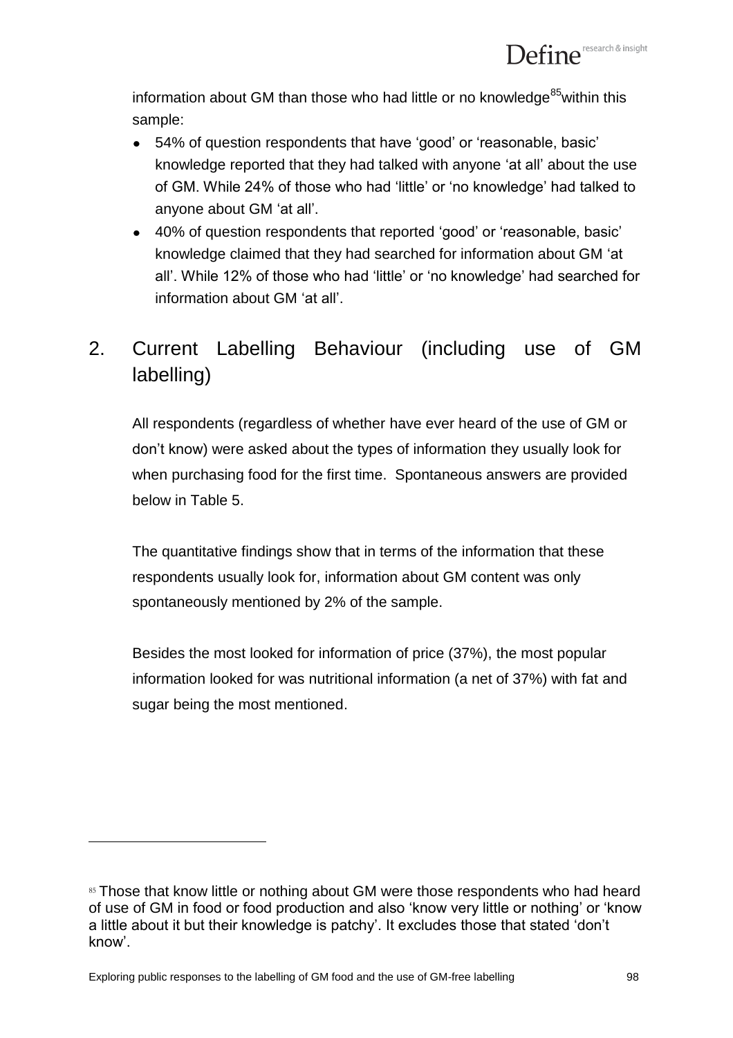information about GM than those who had little or no knowledge[85] within this sample:

- 54% of question respondents that have 'good' or 'reasonable, basic' knowledge reported that they had talked with anyone 'at all' about the use of GM. While 24% of those who had 'little' or 'no knowledge' had talked to anyone about GM 'at all'.
- 40% of question respondents that reported 'good' or 'reasonable, basic' knowledge claimed that they had searched for information about GM 'at all'. While 12% of those who had 'little' or 'no knowledge' had searched for information about GM 'at all'.

## 2. Current Labelling Behaviour (including use of GM labelling)

All respondents (regardless of whether have ever heard of the use of GM or don't know) were asked about the types of information they usually look for when purchasing food for the first time. Spontaneous answers are provided below in Table 5.

The quantitative findings show that in terms of the information that these respondents usually look for, information about GM content was only spontaneously mentioned by 2% of the sample.

Besides the most looked for information of price (37%), the most popular information looked for was nutritional information (a net of 37%) with fat and sugar being the most mentioned.

[85] Those that know little or nothing about GM were those respondents who had heard of use of GM in food or food production and also 'know very little or nothing' or 'know a little about it but their knowledge is patchy'. It excludes those that stated 'don't know'.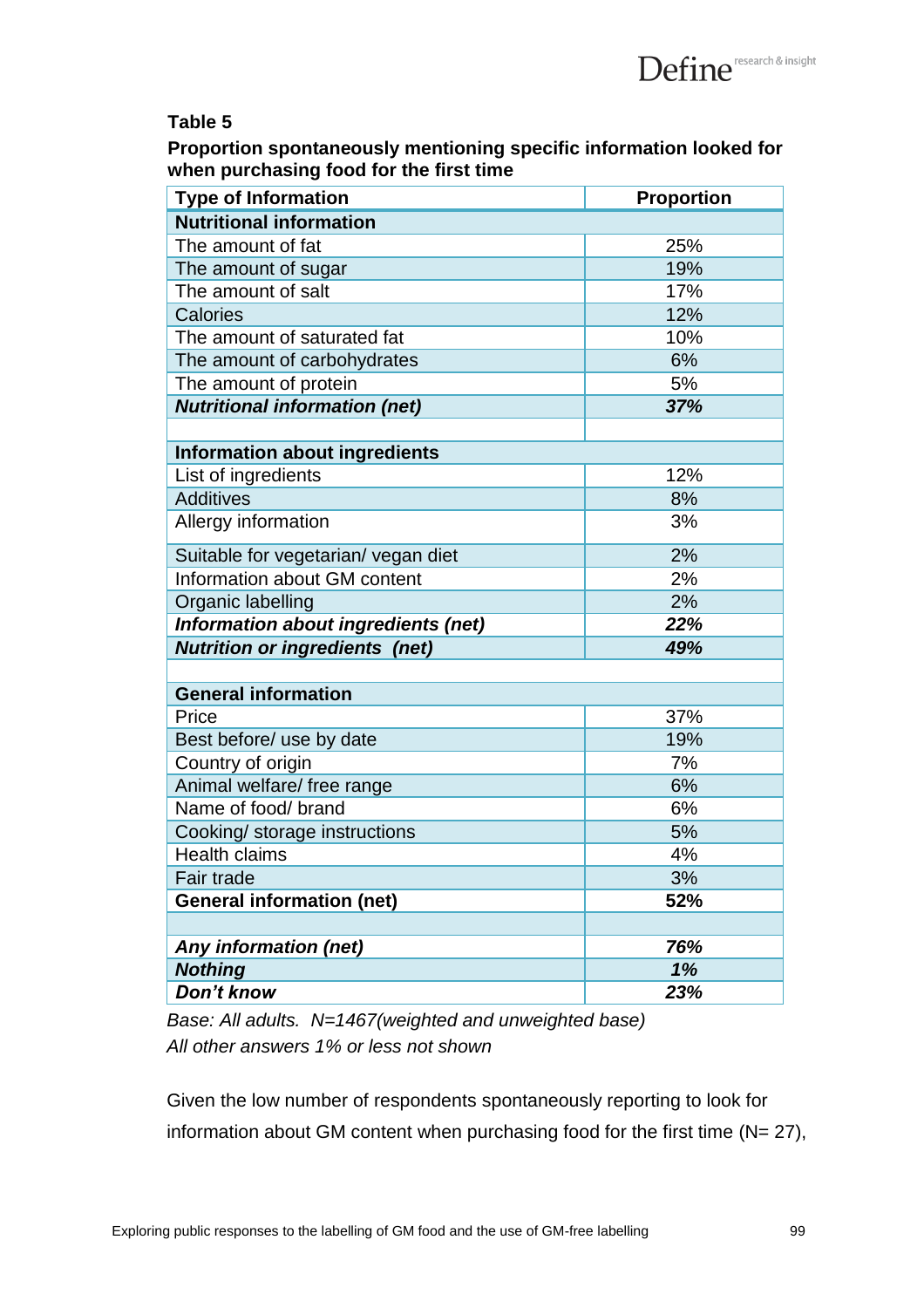**Table 5**

**Proportion spontaneously mentioning specific information looked for when purchasing food for the first time**

| Type of Information | Proportion |
|---|---|
| **Nutritional information** | |
| The amount of fat | 25% |
| The amount of sugar | 19% |
| The amount of salt | 17% |
| Calories | 12% |
| The amount of saturated fat | 10% |
| The amount of carbohydrates | 6% |
| The amount of protein | 5% |
| ***Nutritional information (net)*** | ***37%*** |
| | |
| **Information about ingredients** | |
| List of ingredients | 12% |
| Additives | 8% |
| Allergy information | 3% |
| Suitable for vegetarian/ vegan diet | 2% |
| Information about GM content | 2% |
| Organic labelling | 2% |
| ***Information about ingredients (net)*** | ***22%*** |
| ***Nutrition or ingredients (net)*** | ***49%*** |
| | |
| **General information** | |
| Price | 37% |
| Best before/ use by date | 19% |
| Country of origin | 7% |
| Animal welfare/ free range | 6% |
| Name of food/ brand | 6% |
| Cooking/ storage instructions | 5% |
| Health claims | 4% |
| Fair trade | 3% |
| **General information (net)** | **52%** |
| | |
| ***Any information (net)*** | ***76%*** |
| ***Nothing*** | ***1%*** |
| ***Don't know*** | ***23%*** |

*Base: All adults. N=1467(weighted and unweighted base)*
*All other answers 1% or less not shown*

Given the low number of respondents spontaneously reporting to look for information about GM content when purchasing food for the first time (N= 27),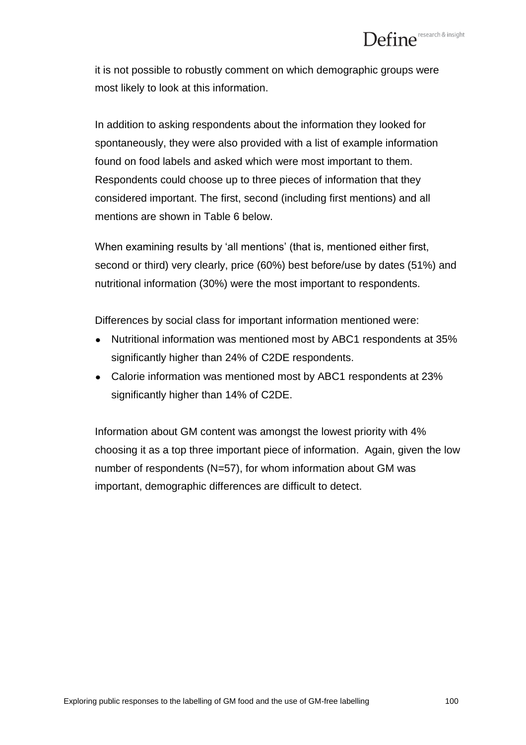it is not possible to robustly comment on which demographic groups were most likely to look at this information.

In addition to asking respondents about the information they looked for spontaneously, they were also provided with a list of example information found on food labels and asked which were most important to them. Respondents could choose up to three pieces of information that they considered important. The first, second (including first mentions) and all mentions are shown in Table 6 below.

When examining results by 'all mentions' (that is, mentioned either first, second or third) very clearly, price (60%) best before/use by dates (51%) and nutritional information (30%) were the most important to respondents.

Differences by social class for important information mentioned were:

- Nutritional information was mentioned most by ABC1 respondents at 35% significantly higher than 24% of C2DE respondents.
- Calorie information was mentioned most by ABC1 respondents at 23% significantly higher than 14% of C2DE.

Information about GM content was amongst the lowest priority with 4% choosing it as a top three important piece of information. Again, given the low number of respondents (N=57), for whom information about GM was important, demographic differences are difficult to detect.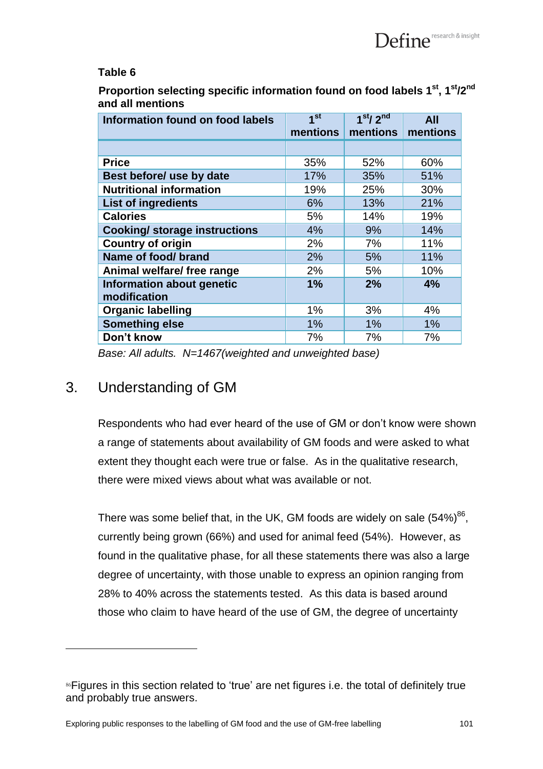**Table 6**

**Proportion selecting specific information found on food labels 1st, 1st/2nd and all mentions**

| Information found on food labels | 1st mentions | 1st/ 2nd mentions | All mentions |
|---|---|---|---|
| | | | |
| **Price** | 35% | 52% | 60% |
| **Best before/ use by date** | 17% | 35% | 51% |
| **Nutritional information** | 19% | 25% | 30% |
| **List of ingredients** | 6% | 13% | 21% |
| **Calories** | 5% | 14% | 19% |
| **Cooking/ storage instructions** | 4% | 9% | 14% |
| **Country of origin** | 2% | 7% | 11% |
| **Name of food/ brand** | 2% | 5% | 11% |
| **Animal welfare/ free range** | 2% | 5% | 10% |
| **Information about genetic modification** | **1%** | **2%** | **4%** |
| **Organic labelling** | 1% | 3% | 4% |
| **Something else** | 1% | 1% | 1% |
| **Don't know** | 7% | 7% | 7% |

*Base: All adults. N=1467(weighted and unweighted base)*

## 3. Understanding of GM

Respondents who had ever heard of the use of GM or don't know were shown a range of statements about availability of GM foods and were asked to what extent they thought each were true or false. As in the qualitative research, there were mixed views about what was available or not.

There was some belief that, in the UK, GM foods are widely on sale (54%)[86], currently being grown (66%) and used for animal feed (54%). However, as found in the qualitative phase, for all these statements there was also a large degree of uncertainty, with those unable to express an opinion ranging from 28% to 40% across the statements tested. As this data is based around those who claim to have heard of the use of GM, the degree of uncertainty

[86] Figures in this section related to 'true' are net figures i.e. the total of definitely true and probably true answers.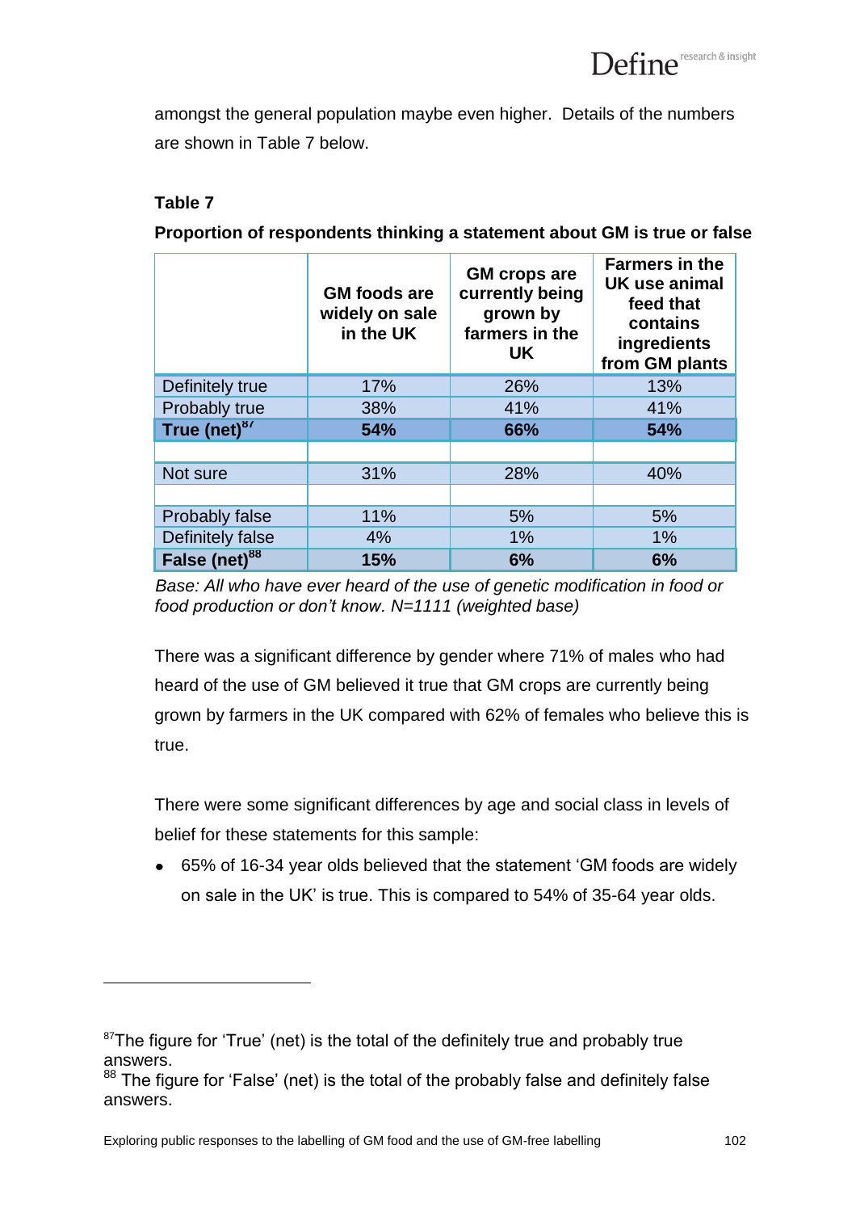amongst the general population maybe even higher. Details of the numbers are shown in Table 7 below.

**Table 7**

**Proportion of respondents thinking a statement about GM is true or false**

| | GM foods are widely on sale in the UK | GM crops are currently being grown by farmers in the UK | Farmers in the UK use animal feed that contains ingredients from GM plants |
|---|---|---|---|
| Definitely true | 17% | 26% | 13% |
| Probably true | 38% | 41% | 41% |
| **True (net)[87]** | **54%** | **66%** | **54%** |
| | | | |
| Not sure | 31% | 28% | 40% |
| | | | |
| Probably false | 11% | 5% | 5% |
| Definitely false | 4% | 1% | 1% |
| **False (net)[88]** | **15%** | **6%** | **6%** |

*Base: All who have ever heard of the use of genetic modification in food or food production or don't know. N=1111 (weighted base)*

There was a significant difference by gender where 71% of males who had heard of the use of GM believed it true that GM crops are currently being grown by farmers in the UK compared with 62% of females who believe this is true.

There were some significant differences by age and social class in levels of belief for these statements for this sample:

- 65% of 16-34 year olds believed that the statement 'GM foods are widely on sale in the UK' is true. This is compared to 54% of 35-64 year olds.

---

[87] The figure for 'True' (net) is the total of the definitely true and probably true answers.

[88] The figure for 'False' (net) is the total of the probably false and definitely false answers.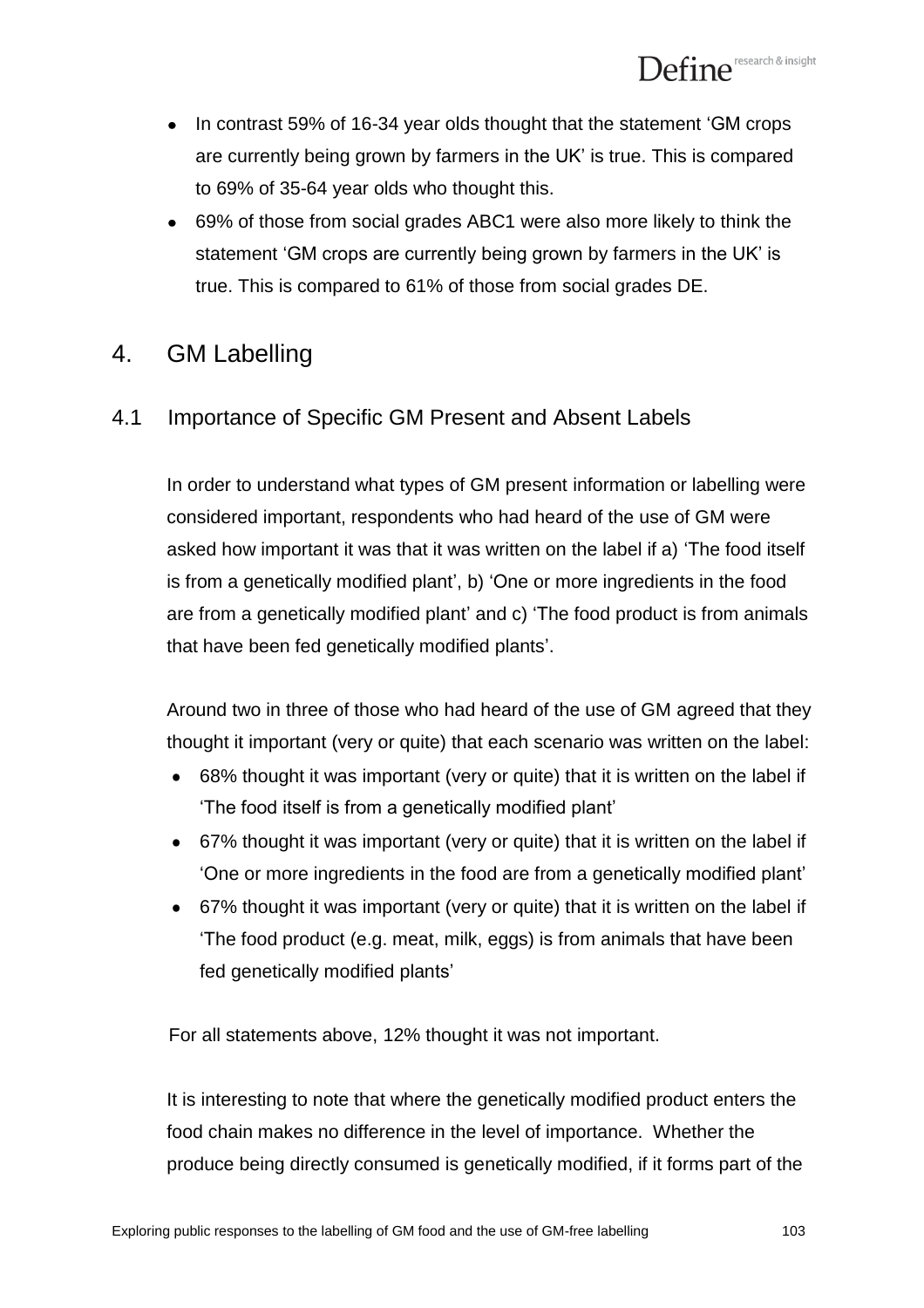- In contrast 59% of 16-34 year olds thought that the statement 'GM crops are currently being grown by farmers in the UK' is true. This is compared to 69% of 35-64 year olds who thought this.
- 69% of those from social grades ABC1 were also more likely to think the statement 'GM crops are currently being grown by farmers in the UK' is true. This is compared to 61% of those from social grades DE.

# 4. GM Labelling

## 4.1 Importance of Specific GM Present and Absent Labels

In order to understand what types of GM present information or labelling were considered important, respondents who had heard of the use of GM were asked how important it was that it was written on the label if a) 'The food itself is from a genetically modified plant', b) 'One or more ingredients in the food are from a genetically modified plant' and c) 'The food product is from animals that have been fed genetically modified plants'.

Around two in three of those who had heard of the use of GM agreed that they thought it important (very or quite) that each scenario was written on the label:

- 68% thought it was important (very or quite) that it is written on the label if 'The food itself is from a genetically modified plant'
- 67% thought it was important (very or quite) that it is written on the label if 'One or more ingredients in the food are from a genetically modified plant'
- 67% thought it was important (very or quite) that it is written on the label if 'The food product (e.g. meat, milk, eggs) is from animals that have been fed genetically modified plants'

For all statements above, 12% thought it was not important.

It is interesting to note that where the genetically modified product enters the food chain makes no difference in the level of importance. Whether the produce being directly consumed is genetically modified, if it forms part of the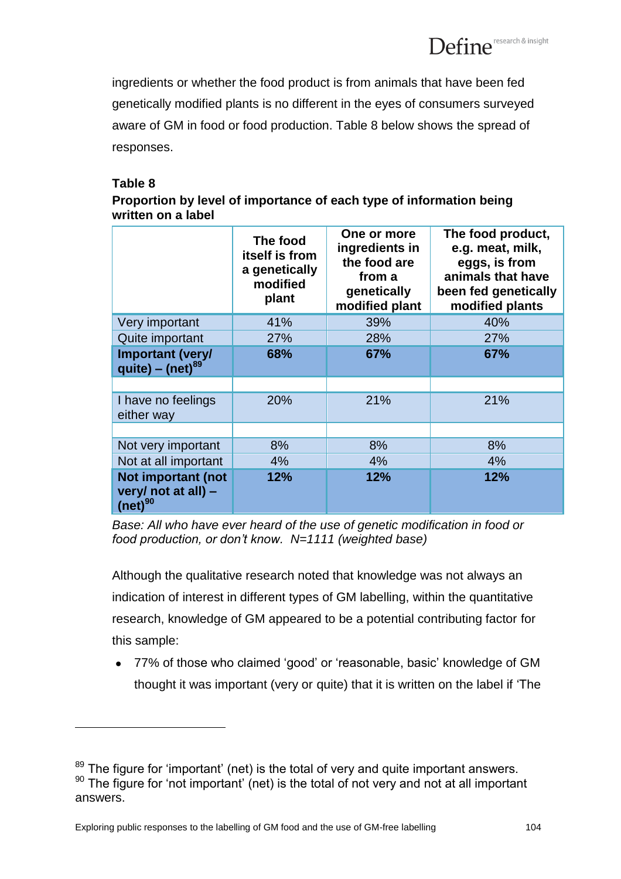ingredients or whether the food product is from animals that have been fed genetically modified plants is no different in the eyes of consumers surveyed aware of GM in food or food production. Table 8 below shows the spread of responses.

**Table 8**
**Proportion by level of importance of each type of information being written on a label**

| | The food itself is from a genetically modified plant | One or more ingredients in the food are from a genetically modified plant | The food product, e.g. meat, milk, eggs, is from animals that have been fed genetically modified plants |
|---|---|---|---|
| Very important | 41% | 39% | 40% |
| Quite important | 27% | 28% | 27% |
| **Important (very/ quite) – (net)[89]** | **68%** | **67%** | **67%** |
| | | | |
| I have no feelings either way | 20% | 21% | 21% |
| | | | |
| Not very important | 8% | 8% | 8% |
| Not at all important | 4% | 4% | 4% |
| **Not important (not very/ not at all) – (net)[90]** | **12%** | **12%** | **12%** |

*Base: All who have ever heard of the use of genetic modification in food or food production, or don't know. N=1111 (weighted base)*

Although the qualitative research noted that knowledge was not always an indication of interest in different types of GM labelling, within the quantitative research, knowledge of GM appeared to be a potential contributing factor for this sample:

- 77% of those who claimed 'good' or 'reasonable, basic' knowledge of GM thought it was important (very or quite) that it is written on the label if 'The

[89] The figure for 'important' (net) is the total of very and quite important answers.
[90] The figure for 'not important' (net) is the total of not very and not at all important answers.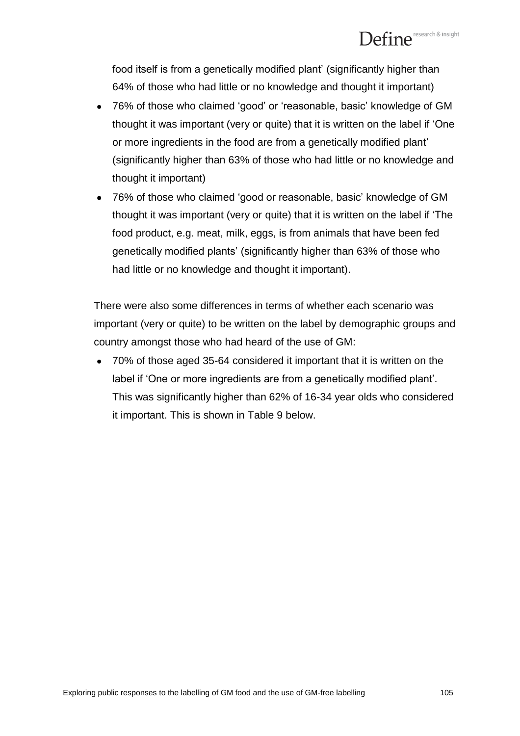food itself is from a genetically modified plant' (significantly higher than 64% of those who had little or no knowledge and thought it important)

- 76% of those who claimed 'good' or 'reasonable, basic' knowledge of GM thought it was important (very or quite) that it is written on the label if 'One or more ingredients in the food are from a genetically modified plant' (significantly higher than 63% of those who had little or no knowledge and thought it important)
- 76% of those who claimed 'good or reasonable, basic' knowledge of GM thought it was important (very or quite) that it is written on the label if 'The food product, e.g. meat, milk, eggs, is from animals that have been fed genetically modified plants' (significantly higher than 63% of those who had little or no knowledge and thought it important).

There were also some differences in terms of whether each scenario was important (very or quite) to be written on the label by demographic groups and country amongst those who had heard of the use of GM:

- 70% of those aged 35-64 considered it important that it is written on the label if 'One or more ingredients are from a genetically modified plant'. This was significantly higher than 62% of 16-34 year olds who considered it important. This is shown in Table 9 below.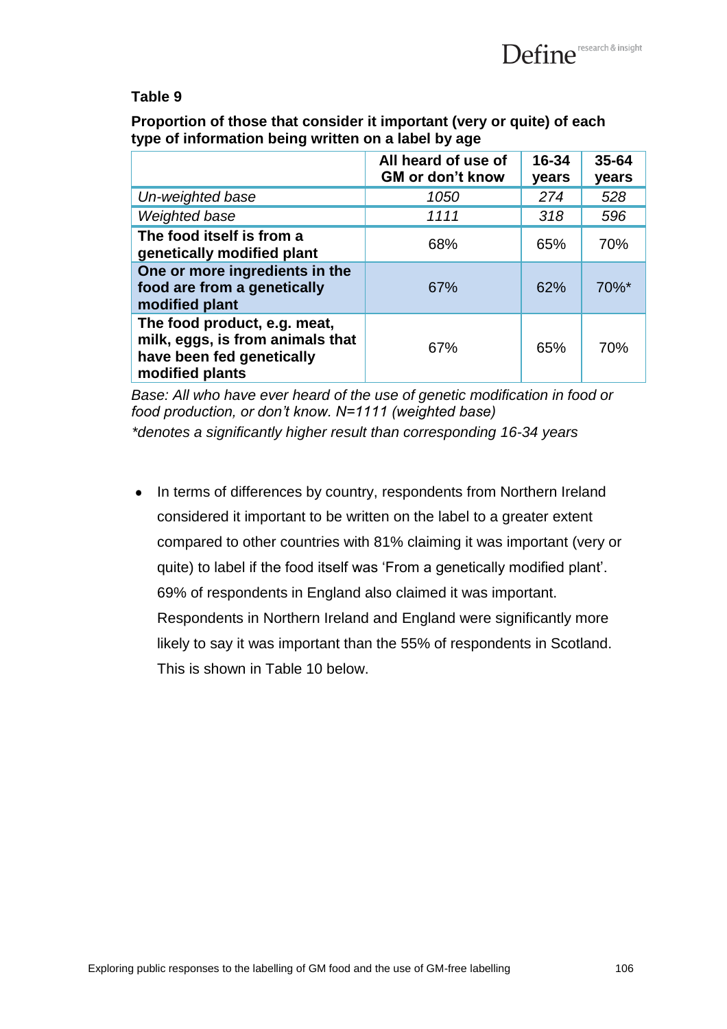**Table 9**

**Proportion of those that consider it important (very or quite) of each type of information being written on a label by age**

| | All heard of use of GM or don't know | 16-34 years | 35-64 years |
|---|---|---|---|
| *Un-weighted base* | *1050* | *274* | *528* |
| *Weighted base* | *1111* | *318* | *596* |
| **The food itself is from a genetically modified plant** | 68% | 65% | 70% |
| **One or more ingredients in the food are from a genetically modified plant** | 67% | 62% | 70%* |
| **The food product, e.g. meat, milk, eggs, is from animals that have been fed genetically modified plants** | 67% | 65% | 70% |

*Base: All who have ever heard of the use of genetic modification in food or food production, or don't know. N=1111 (weighted base)*

*\*denotes a significantly higher result than corresponding 16-34 years*

- In terms of differences by country, respondents from Northern Ireland considered it important to be written on the label to a greater extent compared to other countries with 81% claiming it was important (very or quite) to label if the food itself was 'From a genetically modified plant'. 69% of respondents in England also claimed it was important. Respondents in Northern Ireland and England were significantly more likely to say it was important than the 55% of respondents in Scotland. This is shown in Table 10 below.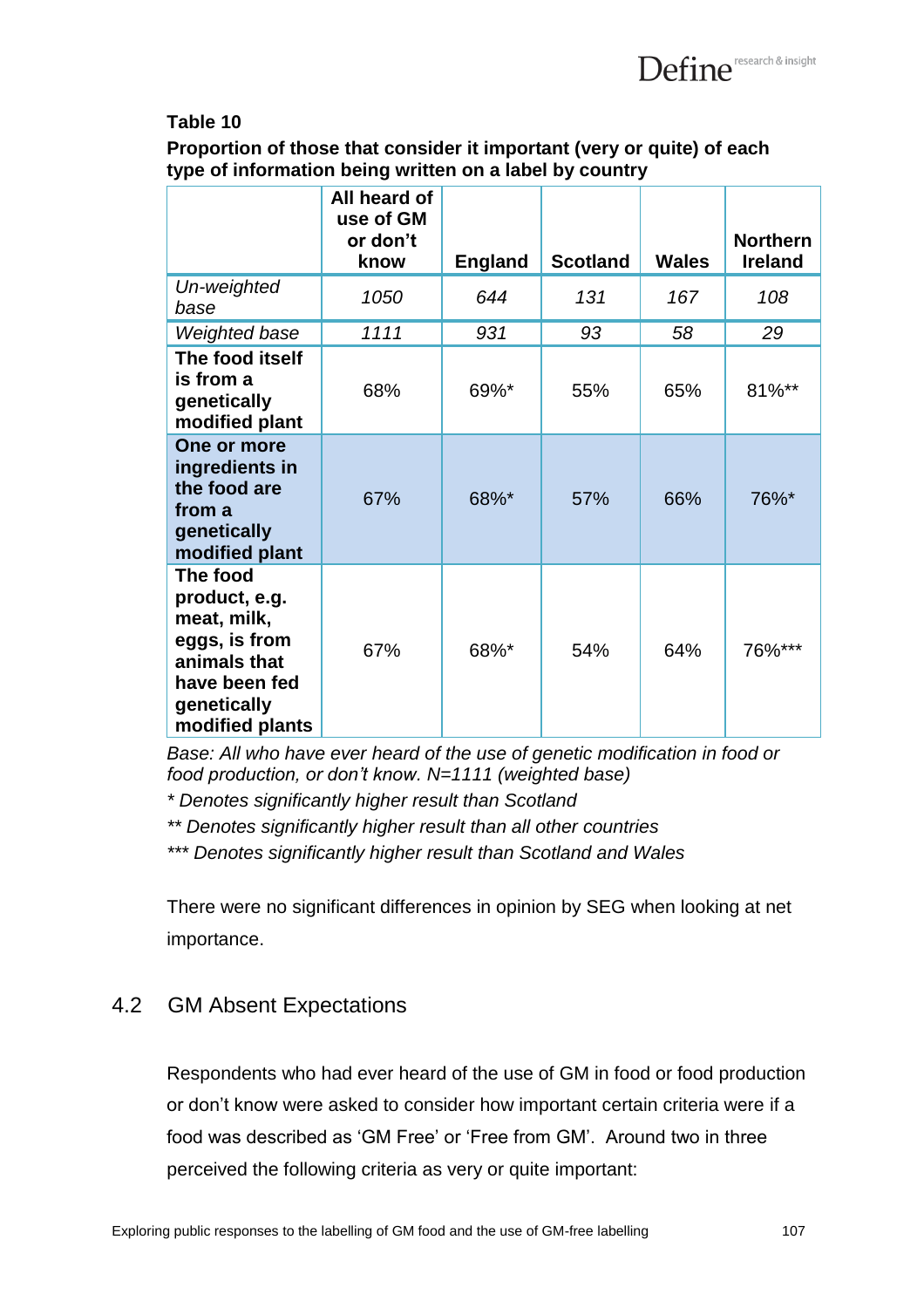**Table 10**

**Proportion of those that consider it important (very or quite) of each type of information being written on a label by country**

| | All heard of use of GM or don't know | England | Scotland | Wales | Northern Ireland |
|---|---|---|---|---|---|
| *Un-weighted base* | *1050* | *644* | *131* | *167* | *108* |
| *Weighted base* | *1111* | *931* | *93* | *58* | *29* |
| **The food itself is from a genetically modified plant** | 68% | 69%* | 55% | 65% | 81%** |
| **One or more ingredients in the food are from a genetically modified plant** | 67% | 68%* | 57% | 66% | 76%* |
| **The food product, e.g. meat, milk, eggs, is from animals that have been fed genetically modified plants** | 67% | 68%* | 54% | 64% | 76%*** |

*Base: All who have ever heard of the use of genetic modification in food or food production, or don't know. N=1111 (weighted base)*

*\* Denotes significantly higher result than Scotland*

*\*\* Denotes significantly higher result than all other countries*

*\*\*\* Denotes significantly higher result than Scotland and Wales*

There were no significant differences in opinion by SEG when looking at net importance.

## 4.2 GM Absent Expectations

Respondents who had ever heard of the use of GM in food or food production or don't know were asked to consider how important certain criteria were if a food was described as 'GM Free' or 'Free from GM'. Around two in three perceived the following criteria as very or quite important: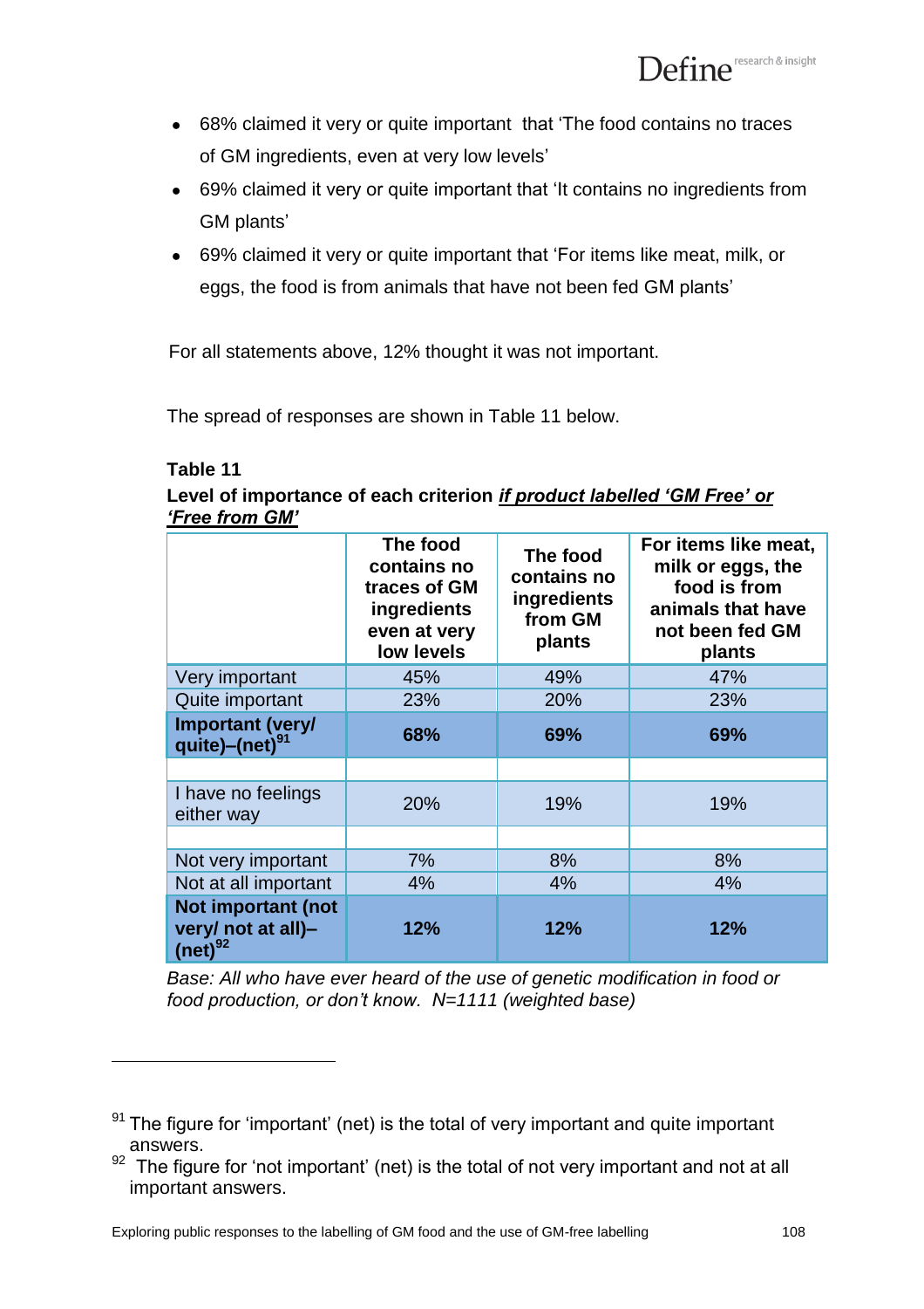- 68% claimed it very or quite important that 'The food contains no traces of GM ingredients, even at very low levels'
- 69% claimed it very or quite important that 'It contains no ingredients from GM plants'
- 69% claimed it very or quite important that 'For items like meat, milk, or eggs, the food is from animals that have not been fed GM plants'

For all statements above, 12% thought it was not important.

The spread of responses are shown in Table 11 below.

**Table 11**

**Level of importance of each criterion *if product labelled 'GM Free' or 'Free from GM'***

| | The food contains no traces of GM ingredients even at very low levels | The food contains no ingredients from GM plants | For items like meat, milk or eggs, the food is from animals that have not been fed GM plants |
|---|---|---|---|
| Very important | 45% | 49% | 47% |
| Quite important | 23% | 20% | 23% |
| **Important (very/ quite)–(net)[91]** | **68%** | **69%** | **69%** |
| | | | |
| I have no feelings either way | 20% | 19% | 19% |
| | | | |
| Not very important | 7% | 8% | 8% |
| Not at all important | 4% | 4% | 4% |
| **Not important (not very/ not at all)–(net)[92]** | **12%** | **12%** | **12%** |

*Base: All who have ever heard of the use of genetic modification in food or food production, or don't know. N=1111 (weighted base)*

[91] The figure for 'important' (net) is the total of very important and quite important answers.

[92] The figure for 'not important' (net) is the total of not very important and not at all important answers.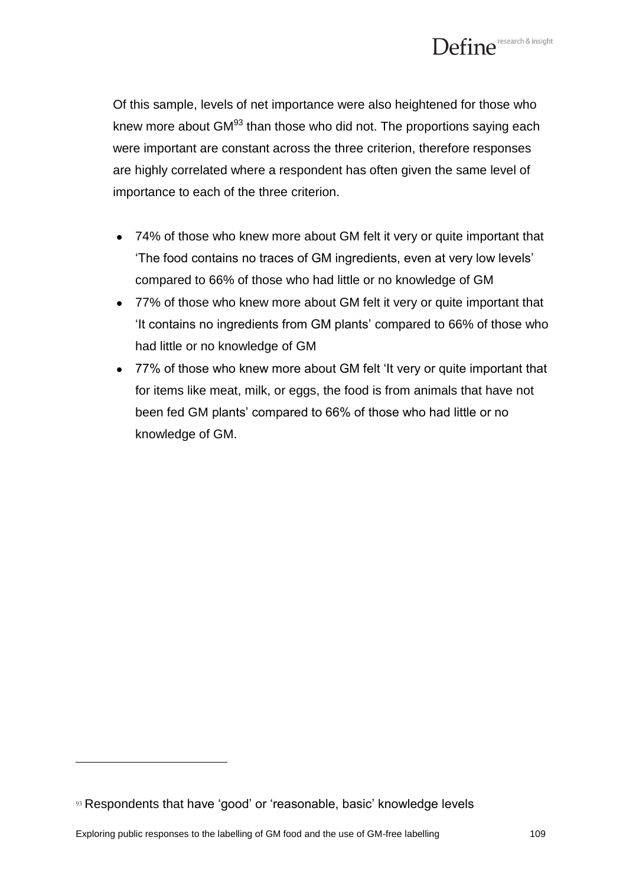Of this sample, levels of net importance were also heightened for those who knew more about GM[93] than those who did not. The proportions saying each were important are constant across the three criterion, therefore responses are highly correlated where a respondent has often given the same level of importance to each of the three criterion.

- 74% of those who knew more about GM felt it very or quite important that 'The food contains no traces of GM ingredients, even at very low levels' compared to 66% of those who had little or no knowledge of GM
- 77% of those who knew more about GM felt it very or quite important that 'It contains no ingredients from GM plants' compared to 66% of those who had little or no knowledge of GM
- 77% of those who knew more about GM felt 'It very or quite important that for items like meat, milk, or eggs, the food is from animals that have not been fed GM plants' compared to 66% of those who had little or no knowledge of GM.

[93] Respondents that have 'good' or 'reasonable, basic' knowledge levels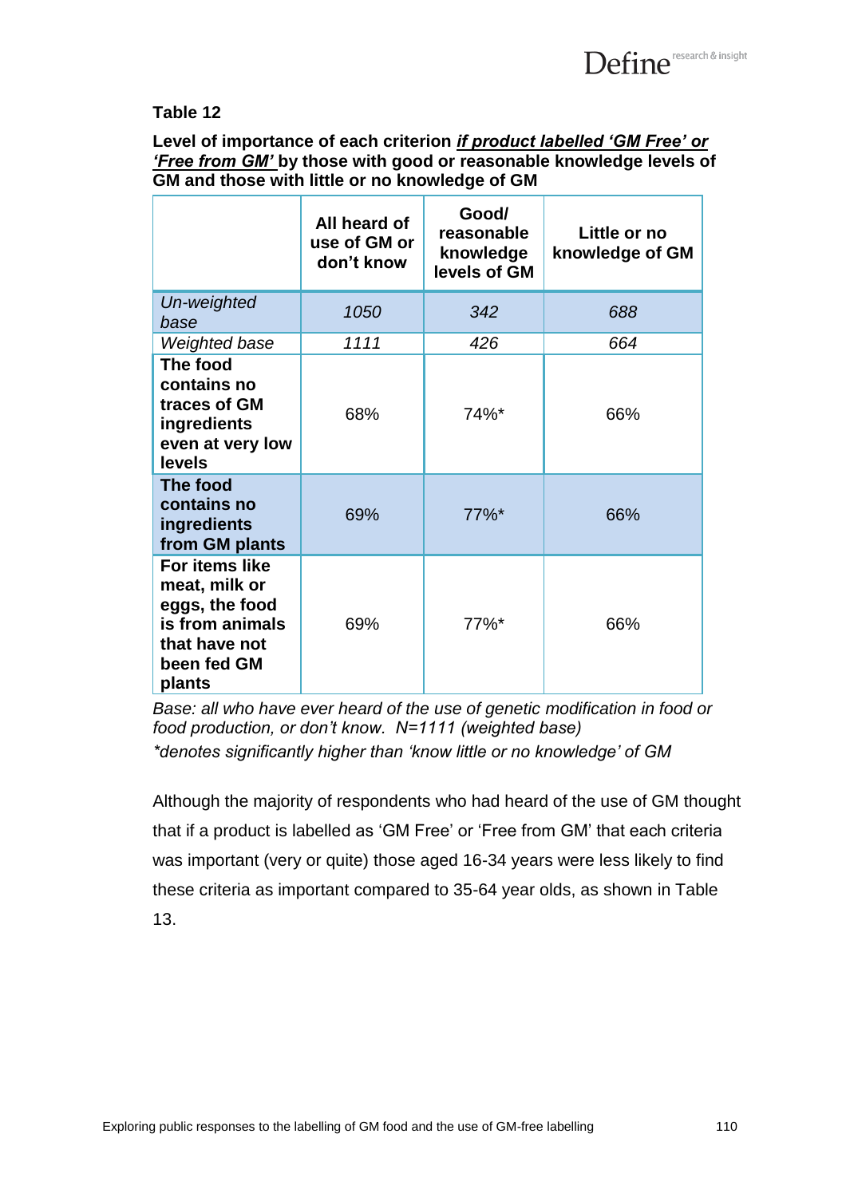**Table 12**

**Level of importance of each criterion *if product labelled 'GM Free' or 'Free from GM'* by those with good or reasonable knowledge levels of GM and those with little or no knowledge of GM**

| | All heard of use of GM or don't know | Good/ reasonable knowledge levels of GM | Little or no knowledge of GM |
|---|---|---|---|
| *Un-weighted base* | *1050* | *342* | *688* |
| *Weighted base* | *1111* | *426* | *664* |
| **The food contains no traces of GM ingredients even at very low levels** | 68% | 74%* | 66% |
| **The food contains no ingredients from GM plants** | 69% | 77%* | 66% |
| **For items like meat, milk or eggs, the food is from animals that have not been fed GM plants** | 69% | 77%* | 66% |

*Base: all who have ever heard of the use of genetic modification in food or food production, or don't know. N=1111 (weighted base)*
*\*denotes significantly higher than 'know little or no knowledge' of GM*

Although the majority of respondents who had heard of the use of GM thought that if a product is labelled as 'GM Free' or 'Free from GM' that each criteria was important (very or quite) those aged 16-34 years were less likely to find these criteria as important compared to 35-64 year olds, as shown in Table 13.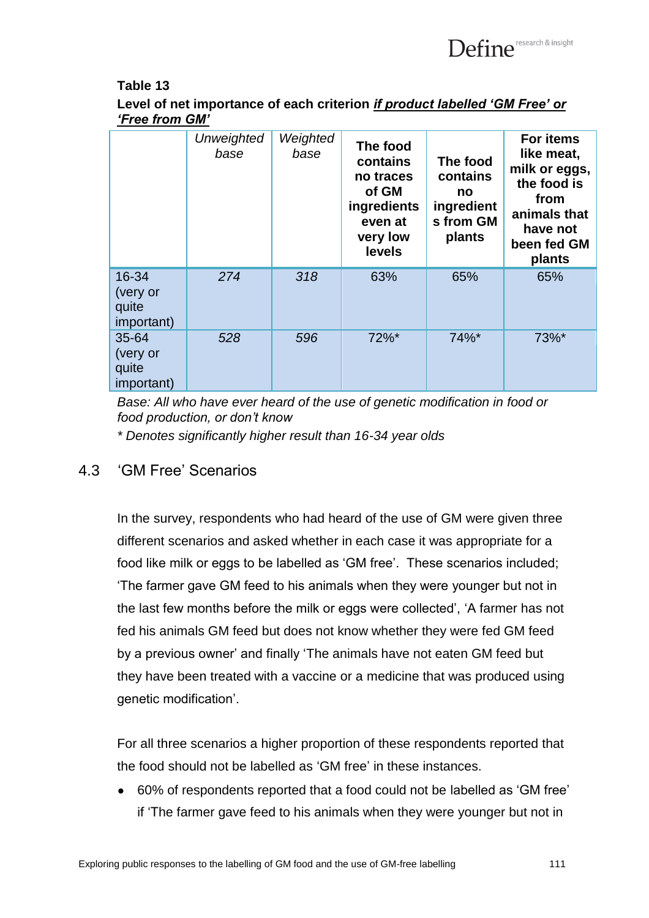**Table 13**

**Level of net importance of each criterion *if product labelled 'GM Free' or 'Free from GM'***

| | *Unweighted base* | *Weighted base* | **The food contains no traces of GM ingredients even at very low levels** | **The food contains no ingredients from GM plants** | **For items like meat, milk or eggs, the food is from animals that have not been fed GM plants** |
|---|---|---|---|---|---|
| 16-34 (very or quite important) | *274* | *318* | 63% | 65% | 65% |
| 35-64 (very or quite important) | *528* | *596* | 72%* | 74%* | 73%* |

*Base: All who have ever heard of the use of genetic modification in food or food production, or don't know*

** Denotes significantly higher result than 16-34 year olds*

## 4.3 'GM Free' Scenarios

In the survey, respondents who had heard of the use of GM were given three different scenarios and asked whether in each case it was appropriate for a food like milk or eggs to be labelled as 'GM free'. These scenarios included; 'The farmer gave GM feed to his animals when they were younger but not in the last few months before the milk or eggs were collected', 'A farmer has not fed his animals GM feed but does not know whether they were fed GM feed by a previous owner' and finally 'The animals have not eaten GM feed but they have been treated with a vaccine or a medicine that was produced using genetic modification'.

For all three scenarios a higher proportion of these respondents reported that the food should not be labelled as 'GM free' in these instances.

- 60% of respondents reported that a food could not be labelled as 'GM free' if 'The farmer gave feed to his animals when they were younger but not in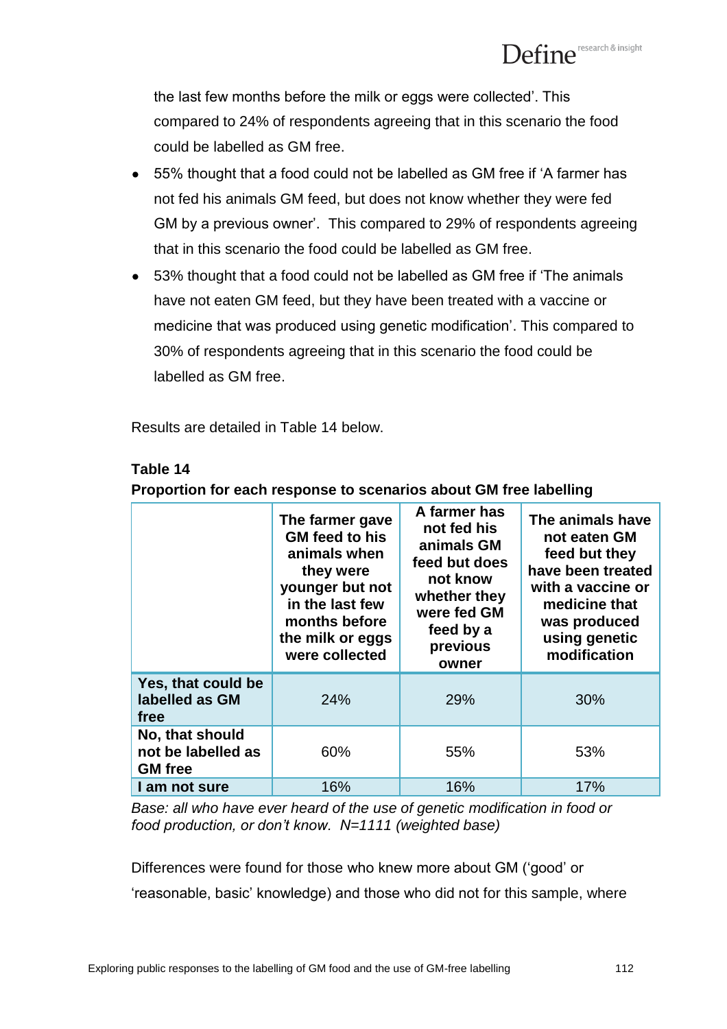the last few months before the milk or eggs were collected'. This compared to 24% of respondents agreeing that in this scenario the food could be labelled as GM free.

- 55% thought that a food could not be labelled as GM free if 'A farmer has not fed his animals GM feed, but does not know whether they were fed GM by a previous owner'. This compared to 29% of respondents agreeing that in this scenario the food could be labelled as GM free.
- 53% thought that a food could not be labelled as GM free if 'The animals have not eaten GM feed, but they have been treated with a vaccine or medicine that was produced using genetic modification'. This compared to 30% of respondents agreeing that in this scenario the food could be labelled as GM free.

Results are detailed in Table 14 below.

**Table 14**

**Proportion for each response to scenarios about GM free labelling**

| | The farmer gave GM feed to his animals when they were younger but not in the last few months before the milk or eggs were collected | A farmer has not fed his animals GM feed but does not know whether they were fed GM feed by a previous owner | The animals have not eaten GM feed but they have been treated with a vaccine or medicine that was produced using genetic modification |
|---|---|---|---|
| **Yes, that could be labelled as GM free** | 24% | 29% | 30% |
| **No, that should not be labelled as GM free** | 60% | 55% | 53% |
| **I am not sure** | 16% | 16% | 17% |

*Base: all who have ever heard of the use of genetic modification in food or food production, or don't know. N=1111 (weighted base)*

Differences were found for those who knew more about GM ('good' or 'reasonable, basic' knowledge) and those who did not for this sample, where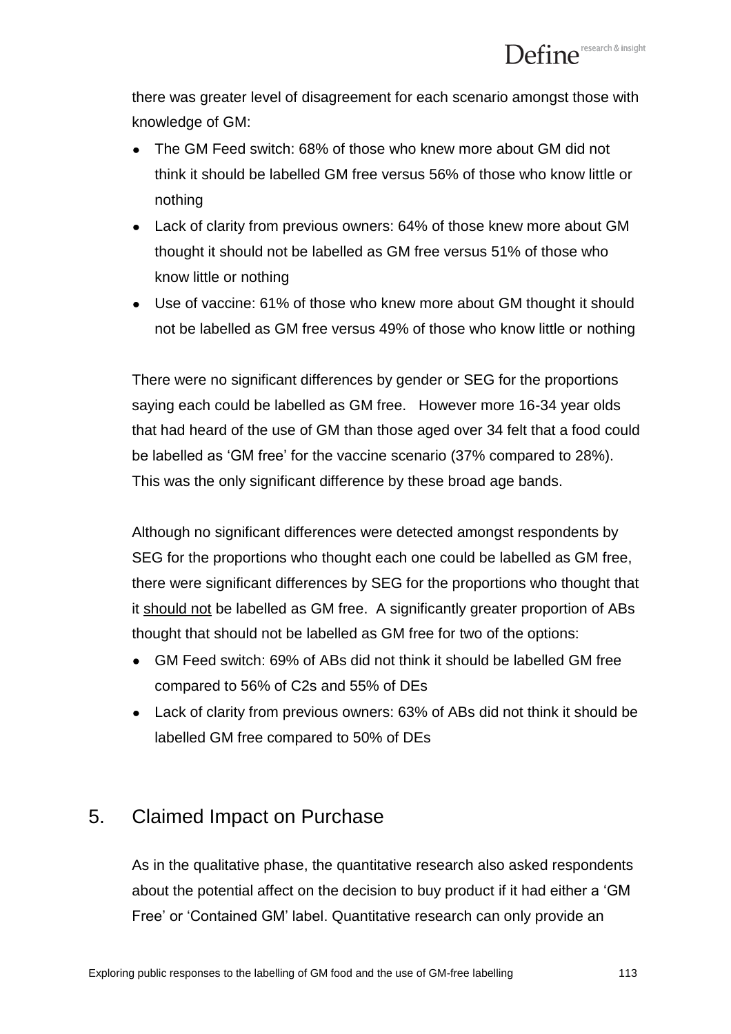there was greater level of disagreement for each scenario amongst those with knowledge of GM:

- The GM Feed switch: 68% of those who knew more about GM did not think it should be labelled GM free versus 56% of those who know little or nothing
- Lack of clarity from previous owners: 64% of those knew more about GM thought it should not be labelled as GM free versus 51% of those who know little or nothing
- Use of vaccine: 61% of those who knew more about GM thought it should not be labelled as GM free versus 49% of those who know little or nothing

There were no significant differences by gender or SEG for the proportions saying each could be labelled as GM free. However more 16-34 year olds that had heard of the use of GM than those aged over 34 felt that a food could be labelled as 'GM free' for the vaccine scenario (37% compared to 28%). This was the only significant difference by these broad age bands.

Although no significant differences were detected amongst respondents by SEG for the proportions who thought each one could be labelled as GM free, there were significant differences by SEG for the proportions who thought that it should not be labelled as GM free. A significantly greater proportion of ABs thought that should not be labelled as GM free for two of the options:

- GM Feed switch: 69% of ABs did not think it should be labelled GM free compared to 56% of C2s and 55% of DEs
- Lack of clarity from previous owners: 63% of ABs did not think it should be labelled GM free compared to 50% of DEs

## 5. Claimed Impact on Purchase

As in the qualitative phase, the quantitative research also asked respondents about the potential affect on the decision to buy product if it had either a 'GM Free' or 'Contained GM' label. Quantitative research can only provide an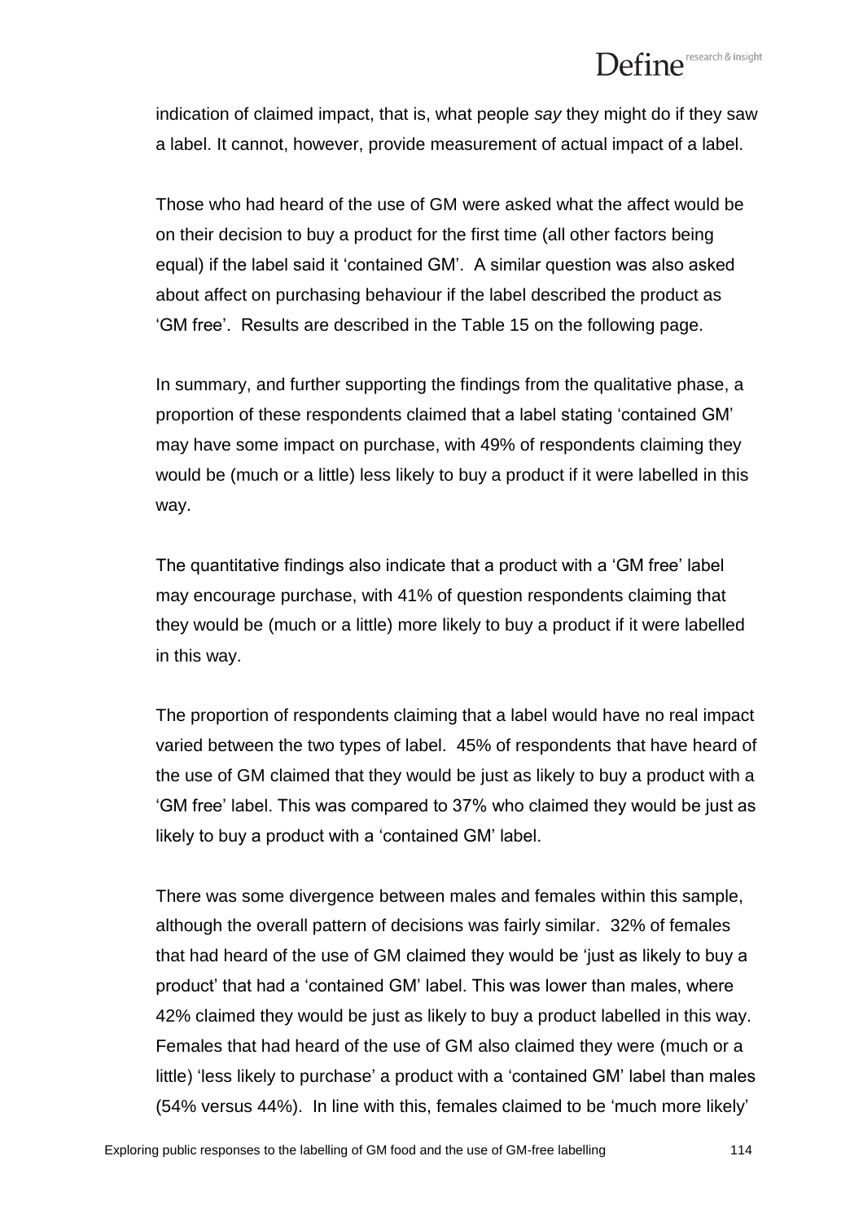indication of claimed impact, that is, what people *say* they might do if they saw a label. It cannot, however, provide measurement of actual impact of a label.

Those who had heard of the use of GM were asked what the affect would be on their decision to buy a product for the first time (all other factors being equal) if the label said it 'contained GM'. A similar question was also asked about affect on purchasing behaviour if the label described the product as 'GM free'. Results are described in the Table 15 on the following page.

In summary, and further supporting the findings from the qualitative phase, a proportion of these respondents claimed that a label stating 'contained GM' may have some impact on purchase, with 49% of respondents claiming they would be (much or a little) less likely to buy a product if it were labelled in this way.

The quantitative findings also indicate that a product with a 'GM free' label may encourage purchase, with 41% of question respondents claiming that they would be (much or a little) more likely to buy a product if it were labelled in this way.

The proportion of respondents claiming that a label would have no real impact varied between the two types of label. 45% of respondents that have heard of the use of GM claimed that they would be just as likely to buy a product with a 'GM free' label. This was compared to 37% who claimed they would be just as likely to buy a product with a 'contained GM' label.

There was some divergence between males and females within this sample, although the overall pattern of decisions was fairly similar. 32% of females that had heard of the use of GM claimed they would be 'just as likely to buy a product' that had a 'contained GM' label. This was lower than males, where 42% claimed they would be just as likely to buy a product labelled in this way. Females that had heard of the use of GM also claimed they were (much or a little) 'less likely to purchase' a product with a 'contained GM' label than males (54% versus 44%). In line with this, females claimed to be 'much more likely'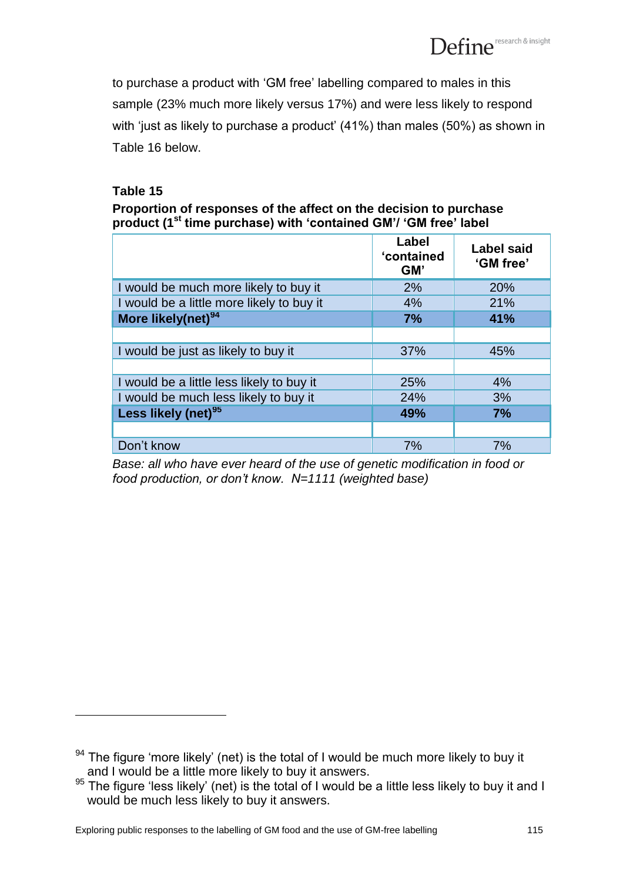to purchase a product with 'GM free' labelling compared to males in this sample (23% much more likely versus 17%) and were less likely to respond with 'just as likely to purchase a product' (41%) than males (50%) as shown in Table 16 below.

**Table 15**

**Proportion of responses of the affect on the decision to purchase product (1st time purchase) with 'contained GM'/ 'GM free' label**

| | Label 'contained GM' | Label said 'GM free' |
|---|---|---|
| I would be much more likely to buy it | 2% | 20% |
| I would be a little more likely to buy it | 4% | 21% |
| **More likely(net)[94]** | **7%** | **41%** |
| | | |
| I would be just as likely to buy it | 37% | 45% |
| | | |
| I would be a little less likely to buy it | 25% | 4% |
| I would be much less likely to buy it | 24% | 3% |
| **Less likely (net)[95]** | **49%** | **7%** |
| | | |
| Don't know | 7% | 7% |

*Base: all who have ever heard of the use of genetic modification in food or food production, or don't know. N=1111 (weighted base)*

[94] The figure 'more likely' (net) is the total of I would be much more likely to buy it and I would be a little more likely to buy it answers.

[95] The figure 'less likely' (net) is the total of I would be a little less likely to buy it and I would be much less likely to buy it answers.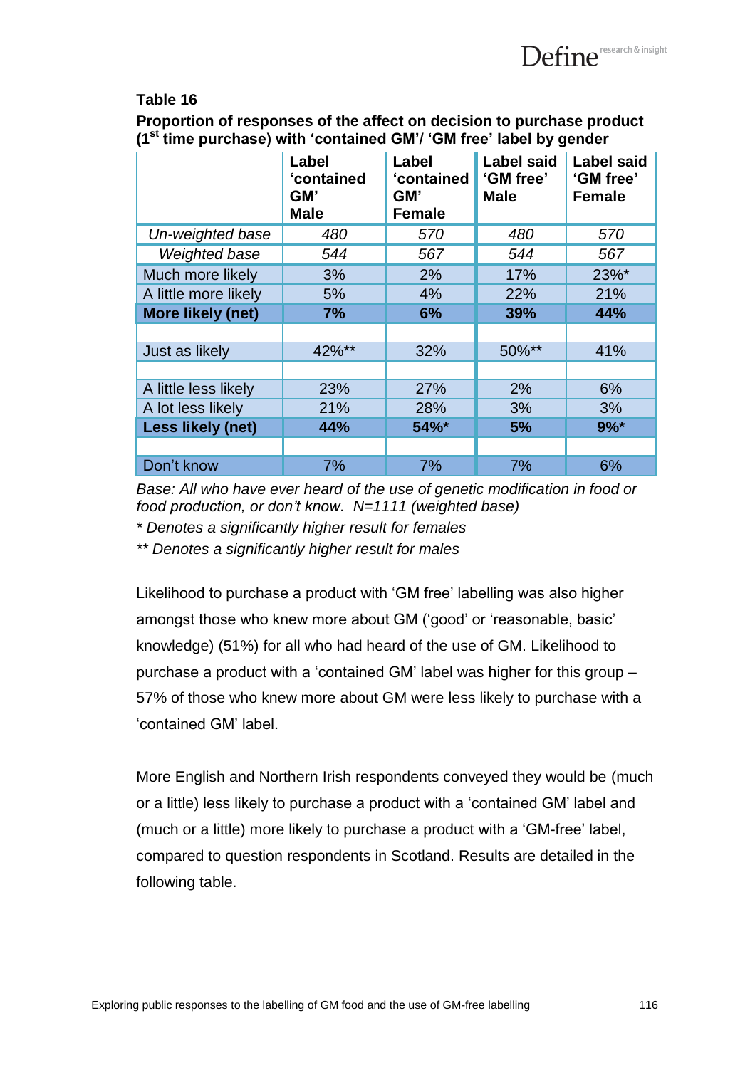**Table 16**

**Proportion of responses of the affect on decision to purchase product (1st time purchase) with 'contained GM'/ 'GM free' label by gender**

| | Label 'contained GM' Male | Label 'contained GM' Female | Label said 'GM free' Male | Label said 'GM free' Female |
|---|---|---|---|---|
| *Un-weighted base* | *480* | *570* | *480* | *570* |
| *Weighted base* | *544* | *567* | *544* | *567* |
| Much more likely | 3% | 2% | 17% | 23%* |
| A little more likely | 5% | 4% | 22% | 21% |
| **More likely (net)** | **7%** | **6%** | **39%** | **44%** |
| | | | | |
| Just as likely | 42%** | 32% | 50%** | 41% |
| | | | | |
| A little less likely | 23% | 27% | 2% | 6% |
| A lot less likely | 21% | 28% | 3% | 3% |
| **Less likely (net)** | **44%** | **54%*** | **5%** | **9%*** |
| | | | | |
| Don't know | 7% | 7% | 7% | 6% |

*Base: All who have ever heard of the use of genetic modification in food or food production, or don't know. N=1111 (weighted base)*

*\* Denotes a significantly higher result for females*

*\*\* Denotes a significantly higher result for males*

Likelihood to purchase a product with 'GM free' labelling was also higher amongst those who knew more about GM ('good' or 'reasonable, basic' knowledge) (51%) for all who had heard of the use of GM. Likelihood to purchase a product with a 'contained GM' label was higher for this group – 57% of those who knew more about GM were less likely to purchase with a 'contained GM' label.

More English and Northern Irish respondents conveyed they would be (much or a little) less likely to purchase a product with a 'contained GM' label and (much or a little) more likely to purchase a product with a 'GM-free' label, compared to question respondents in Scotland. Results are detailed in the following table.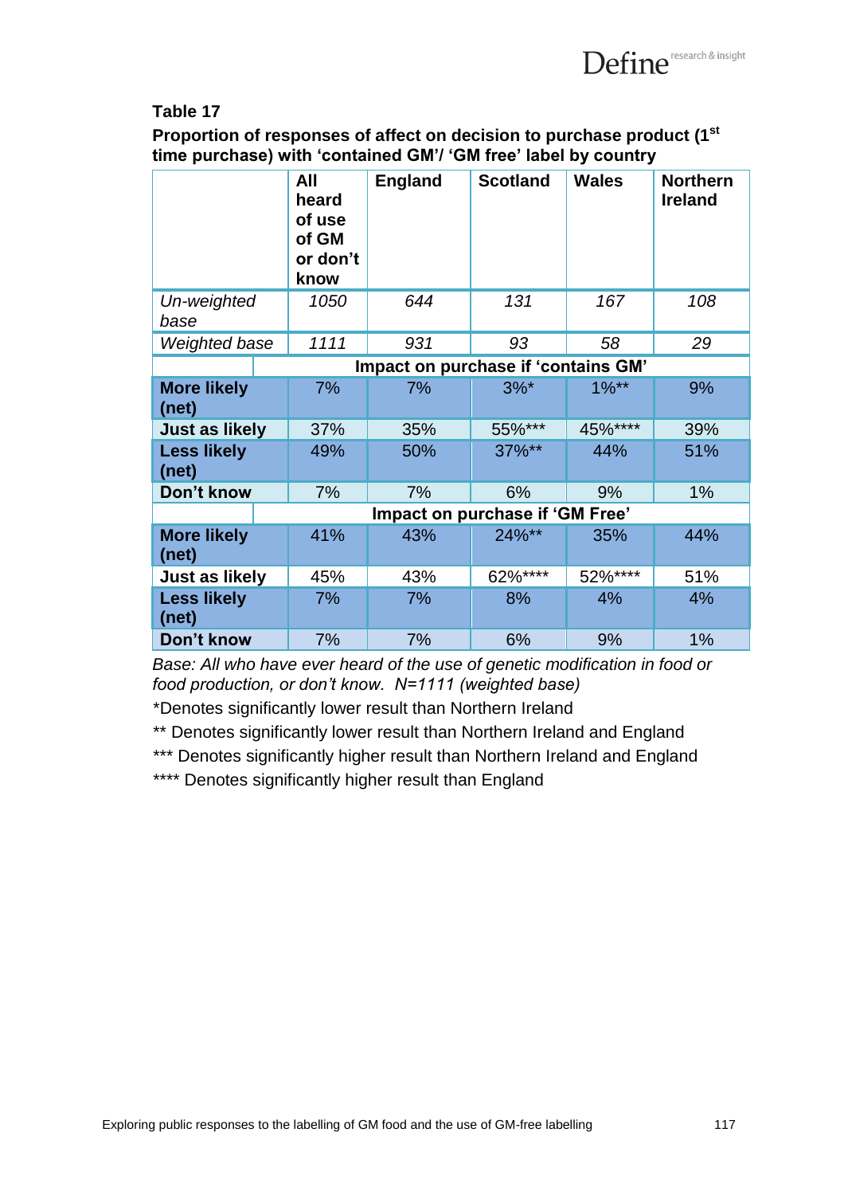**Table 17**

**Proportion of responses of affect on decision to purchase product (1st time purchase) with 'contained GM'/ 'GM free' label by country**

| | All heard of use of GM or don't know | England | Scotland | Wales | Northern Ireland |
|---|---|---|---|---|---|
| *Un-weighted base* | *1050* | *644* | *131* | *167* | *108* |
| *Weighted base* | *1111* | *931* | *93* | *58* | *29* |
| | **Impact on purchase if 'contains GM'** | | | | |
| **More likely (net)** | 7% | 7% | 3%* | 1%** | 9% |
| **Just as likely** | 37% | 35% | 55%*** | 45%**** | 39% |
| **Less likely (net)** | 49% | 50% | 37%** | 44% | 51% |
| **Don't know** | 7% | 7% | 6% | 9% | 1% |
| | **Impact on purchase if 'GM Free'** | | | | |
| **More likely (net)** | 41% | 43% | 24%** | 35% | 44% |
| **Just as likely** | 45% | 43% | 62%**** | 52%**** | 51% |
| **Less likely (net)** | 7% | 7% | 8% | 4% | 4% |
| **Don't know** | 7% | 7% | 6% | 9% | 1% |

*Base: All who have ever heard of the use of genetic modification in food or food production, or don't know. N=1111 (weighted base)*

*Denotes significantly lower result than Northern Ireland

** Denotes significantly lower result than Northern Ireland and England

*** Denotes significantly higher result than Northern Ireland and England

**** Denotes significantly higher result than England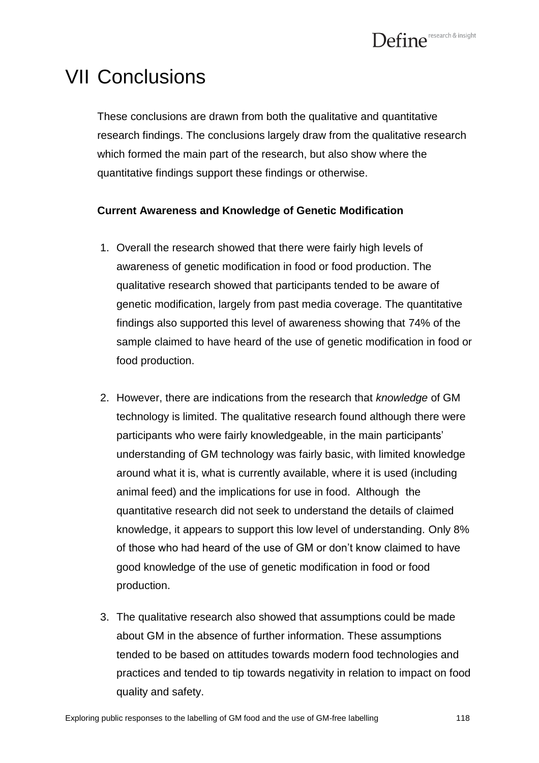# VII Conclusions

These conclusions are drawn from both the qualitative and quantitative research findings. The conclusions largely draw from the qualitative research which formed the main part of the research, but also show where the quantitative findings support these findings or otherwise.

**Current Awareness and Knowledge of Genetic Modification**

1. Overall the research showed that there were fairly high levels of awareness of genetic modification in food or food production. The qualitative research showed that participants tended to be aware of genetic modification, largely from past media coverage. The quantitative findings also supported this level of awareness showing that 74% of the sample claimed to have heard of the use of genetic modification in food or food production.

2. However, there are indications from the research that *knowledge* of GM technology is limited. The qualitative research found although there were participants who were fairly knowledgeable, in the main participants' understanding of GM technology was fairly basic, with limited knowledge around what it is, what is currently available, where it is used (including animal feed) and the implications for use in food. Although the quantitative research did not seek to understand the details of claimed knowledge, it appears to support this low level of understanding. Only 8% of those who had heard of the use of GM or don't know claimed to have good knowledge of the use of genetic modification in food or food production.

3. The qualitative research also showed that assumptions could be made about GM in the absence of further information. These assumptions tended to be based on attitudes towards modern food technologies and practices and tended to tip towards negativity in relation to impact on food quality and safety.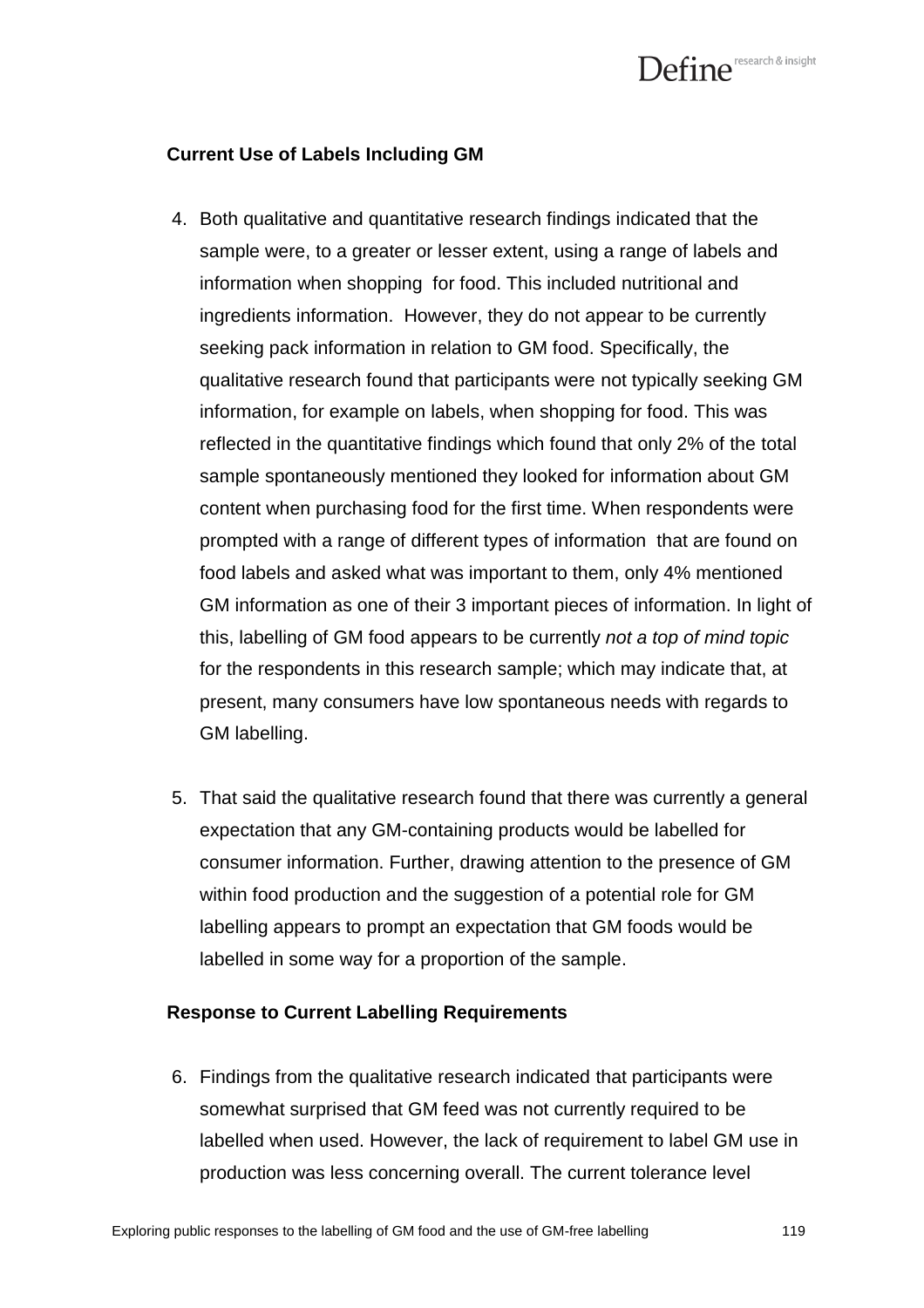### Current Use of Labels Including GM

4. Both qualitative and quantitative research findings indicated that the sample were, to a greater or lesser extent, using a range of labels and information when shopping for food. This included nutritional and ingredients information. However, they do not appear to be currently seeking pack information in relation to GM food. Specifically, the qualitative research found that participants were not typically seeking GM information, for example on labels, when shopping for food. This was reflected in the quantitative findings which found that only 2% of the total sample spontaneously mentioned they looked for information about GM content when purchasing food for the first time. When respondents were prompted with a range of different types of information that are found on food labels and asked what was important to them, only 4% mentioned GM information as one of their 3 important pieces of information. In light of this, labelling of GM food appears to be currently *not a top of mind topic* for the respondents in this research sample; which may indicate that, at present, many consumers have low spontaneous needs with regards to GM labelling.

5. That said the qualitative research found that there was currently a general expectation that any GM-containing products would be labelled for consumer information. Further, drawing attention to the presence of GM within food production and the suggestion of a potential role for GM labelling appears to prompt an expectation that GM foods would be labelled in some way for a proportion of the sample.

### Response to Current Labelling Requirements

6. Findings from the qualitative research indicated that participants were somewhat surprised that GM feed was not currently required to be labelled when used. However, the lack of requirement to label GM use in production was less concerning overall. The current tolerance level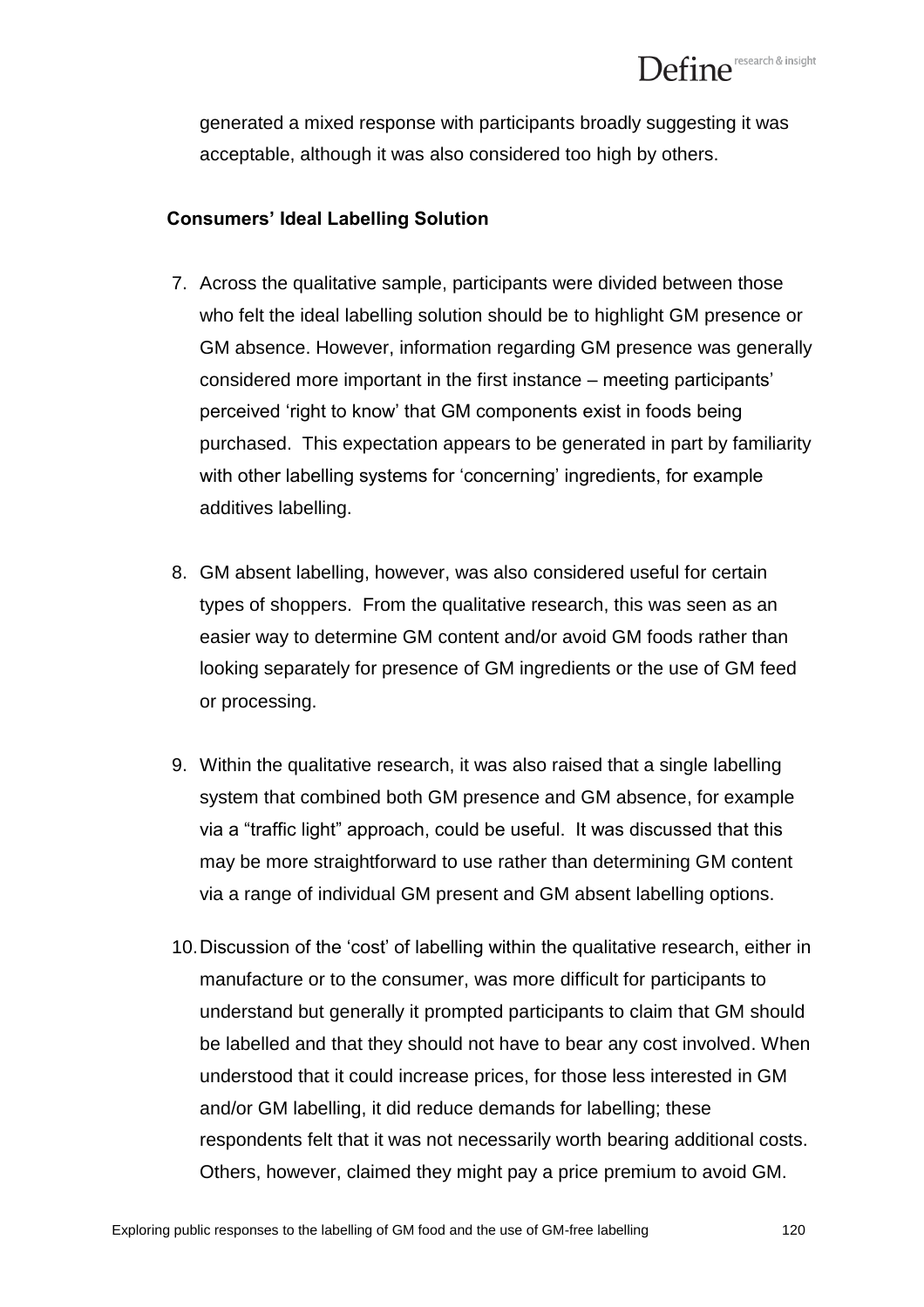generated a mixed response with participants broadly suggesting it was acceptable, although it was also considered too high by others.

**Consumers' Ideal Labelling Solution**

7. Across the qualitative sample, participants were divided between those who felt the ideal labelling solution should be to highlight GM presence or GM absence. However, information regarding GM presence was generally considered more important in the first instance – meeting participants' perceived 'right to know' that GM components exist in foods being purchased. This expectation appears to be generated in part by familiarity with other labelling systems for 'concerning' ingredients, for example additives labelling.

8. GM absent labelling, however, was also considered useful for certain types of shoppers. From the qualitative research, this was seen as an easier way to determine GM content and/or avoid GM foods rather than looking separately for presence of GM ingredients or the use of GM feed or processing.

9. Within the qualitative research, it was also raised that a single labelling system that combined both GM presence and GM absence, for example via a "traffic light" approach, could be useful. It was discussed that this may be more straightforward to use rather than determining GM content via a range of individual GM present and GM absent labelling options.

10. Discussion of the 'cost' of labelling within the qualitative research, either in manufacture or to the consumer, was more difficult for participants to understand but generally it prompted participants to claim that GM should be labelled and that they should not have to bear any cost involved. When understood that it could increase prices, for those less interested in GM and/or GM labelling, it did reduce demands for labelling; these respondents felt that it was not necessarily worth bearing additional costs. Others, however, claimed they might pay a price premium to avoid GM.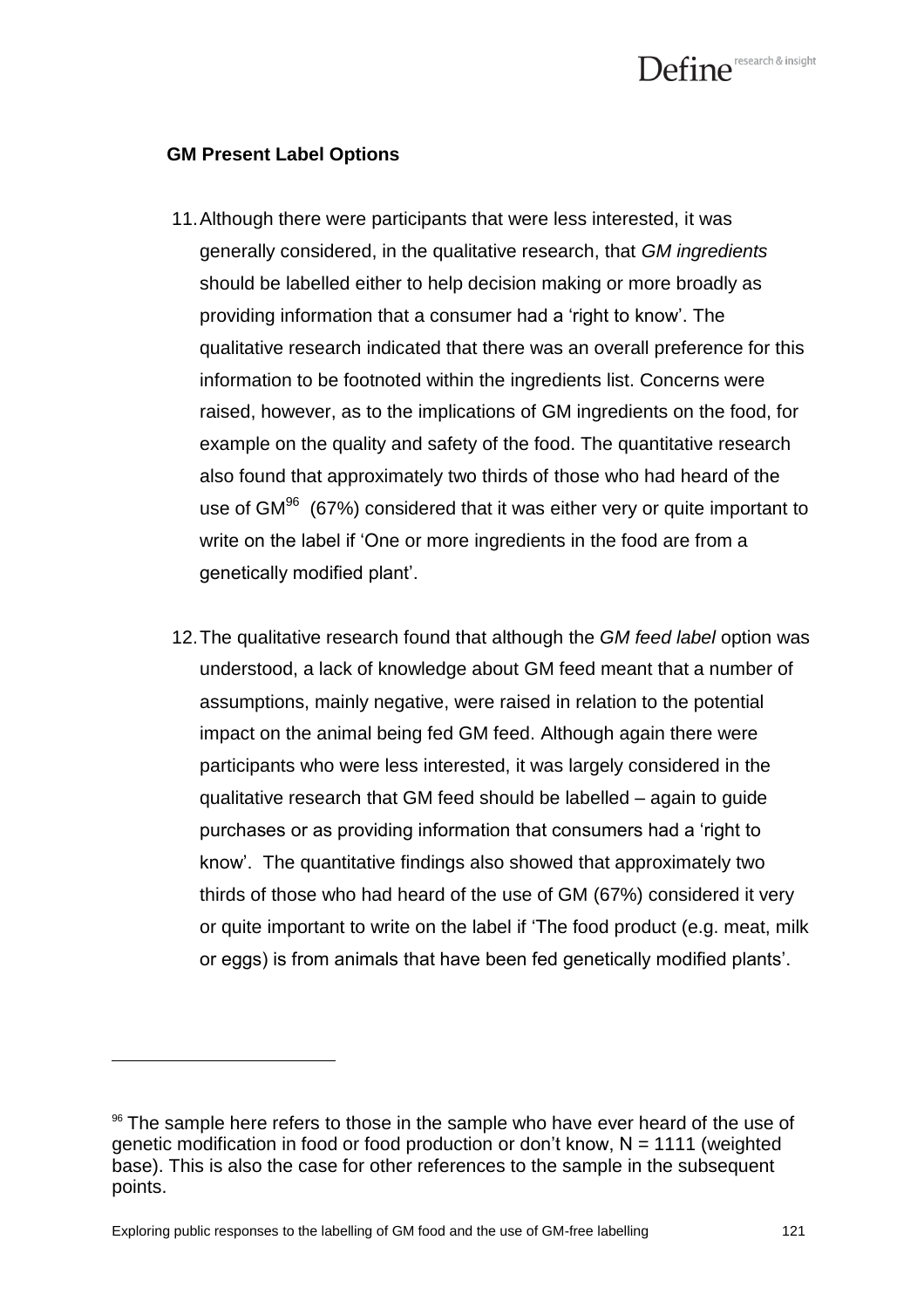### GM Present Label Options

11. Although there were participants that were less interested, it was generally considered, in the qualitative research, that *GM ingredients* should be labelled either to help decision making or more broadly as providing information that a consumer had a 'right to know'. The qualitative research indicated that there was an overall preference for this information to be footnoted within the ingredients list. Concerns were raised, however, as to the implications of GM ingredients on the food, for example on the quality and safety of the food. The quantitative research also found that approximately two thirds of those who had heard of the use of GM[96] (67%) considered that it was either very or quite important to write on the label if 'One or more ingredients in the food are from a genetically modified plant'.

12. The qualitative research found that although the *GM feed label* option was understood, a lack of knowledge about GM feed meant that a number of assumptions, mainly negative, were raised in relation to the potential impact on the animal being fed GM feed. Although again there were participants who were less interested, it was largely considered in the qualitative research that GM feed should be labelled – again to guide purchases or as providing information that consumers had a 'right to know'. The quantitative findings also showed that approximately two thirds of those who had heard of the use of GM (67%) considered it very or quite important to write on the label if 'The food product (e.g. meat, milk or eggs) is from animals that have been fed genetically modified plants'.

[96] The sample here refers to those in the sample who have ever heard of the use of genetic modification in food or food production or don't know, N = 1111 (weighted base). This is also the case for other references to the sample in the subsequent points.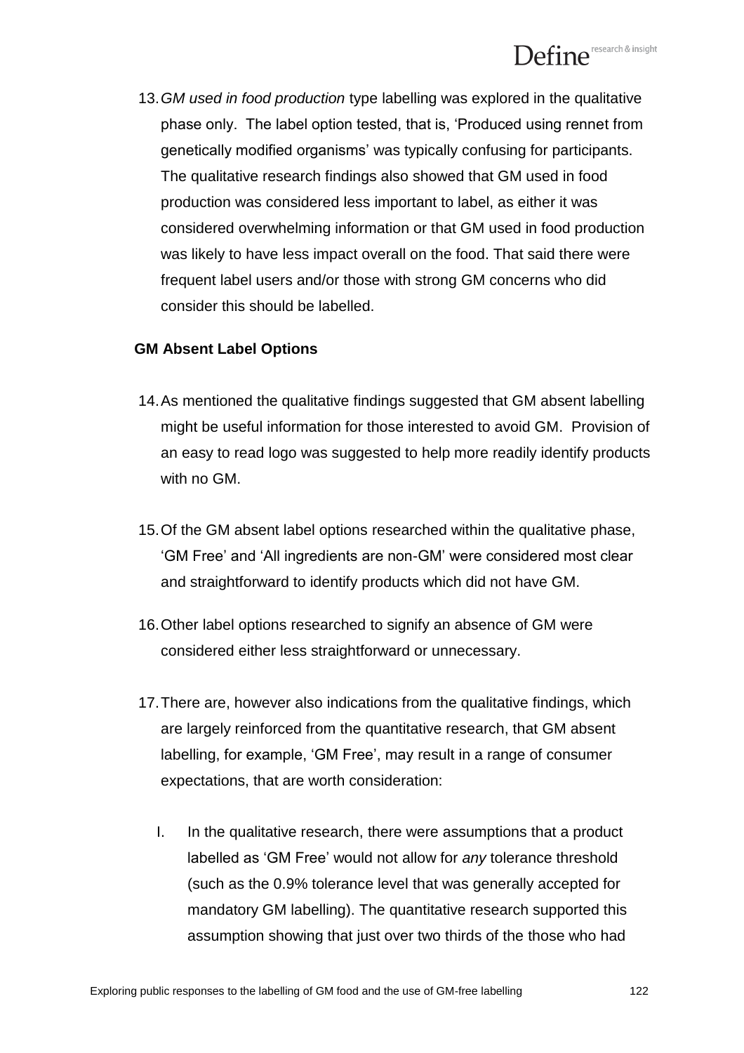13. *GM used in food production* type labelling was explored in the qualitative phase only. The label option tested, that is, 'Produced using rennet from genetically modified organisms' was typically confusing for participants. The qualitative research findings also showed that GM used in food production was considered less important to label, as either it was considered overwhelming information or that GM used in food production was likely to have less impact overall on the food. That said there were frequent label users and/or those with strong GM concerns who did consider this should be labelled.

**GM Absent Label Options**

14. As mentioned the qualitative findings suggested that GM absent labelling might be useful information for those interested to avoid GM. Provision of an easy to read logo was suggested to help more readily identify products with no GM.

15. Of the GM absent label options researched within the qualitative phase, 'GM Free' and 'All ingredients are non-GM' were considered most clear and straightforward to identify products which did not have GM.

16. Other label options researched to signify an absence of GM were considered either less straightforward or unnecessary.

17. There are, however also indications from the qualitative findings, which are largely reinforced from the quantitative research, that GM absent labelling, for example, 'GM Free', may result in a range of consumer expectations, that are worth consideration:

    I. In the qualitative research, there were assumptions that a product labelled as 'GM Free' would not allow for *any* tolerance threshold (such as the 0.9% tolerance level that was generally accepted for mandatory GM labelling). The quantitative research supported this assumption showing that just over two thirds of the those who had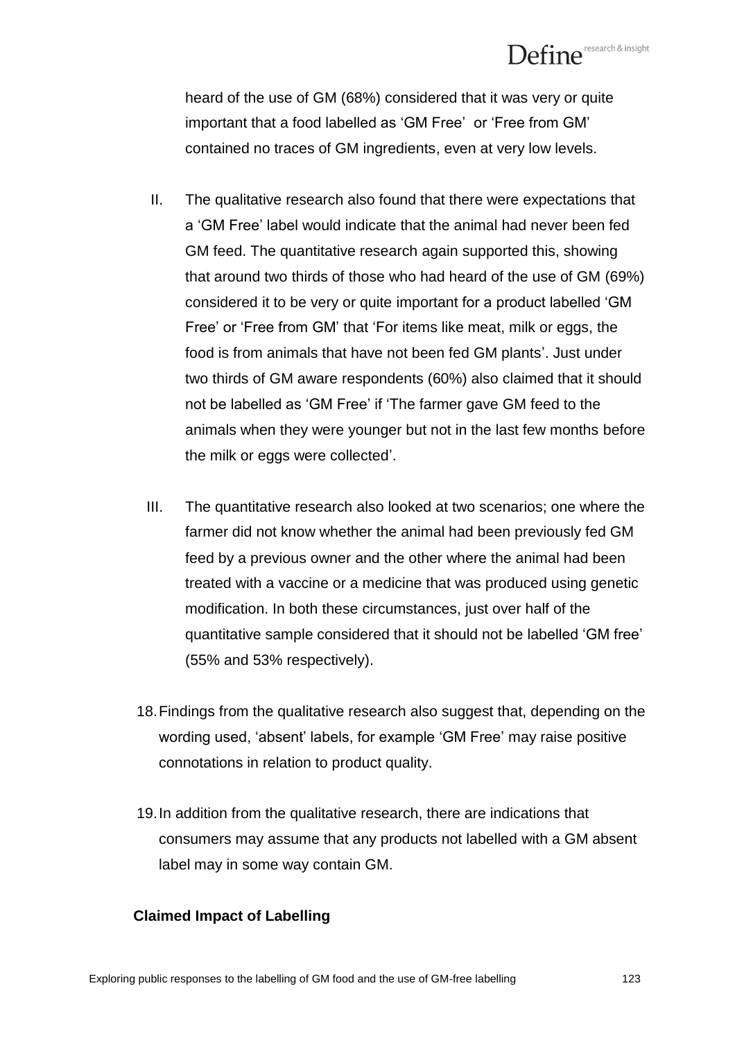heard of the use of GM (68%) considered that it was very or quite important that a food labelled as 'GM Free' or 'Free from GM' contained no traces of GM ingredients, even at very low levels.

II. The qualitative research also found that there were expectations that a 'GM Free' label would indicate that the animal had never been fed GM feed. The quantitative research again supported this, showing that around two thirds of those who had heard of the use of GM (69%) considered it to be very or quite important for a product labelled 'GM Free' or 'Free from GM' that 'For items like meat, milk or eggs, the food is from animals that have not been fed GM plants'. Just under two thirds of GM aware respondents (60%) also claimed that it should not be labelled as 'GM Free' if 'The farmer gave GM feed to the animals when they were younger but not in the last few months before the milk or eggs were collected'.

III. The quantitative research also looked at two scenarios; one where the farmer did not know whether the animal had been previously fed GM feed by a previous owner and the other where the animal had been treated with a vaccine or a medicine that was produced using genetic modification. In both these circumstances, just over half of the quantitative sample considered that it should not be labelled 'GM free' (55% and 53% respectively).

18. Findings from the qualitative research also suggest that, depending on the wording used, 'absent' labels, for example 'GM Free' may raise positive connotations in relation to product quality.

19. In addition from the qualitative research, there are indications that consumers may assume that any products not labelled with a GM absent label may in some way contain GM.

**Claimed Impact of Labelling**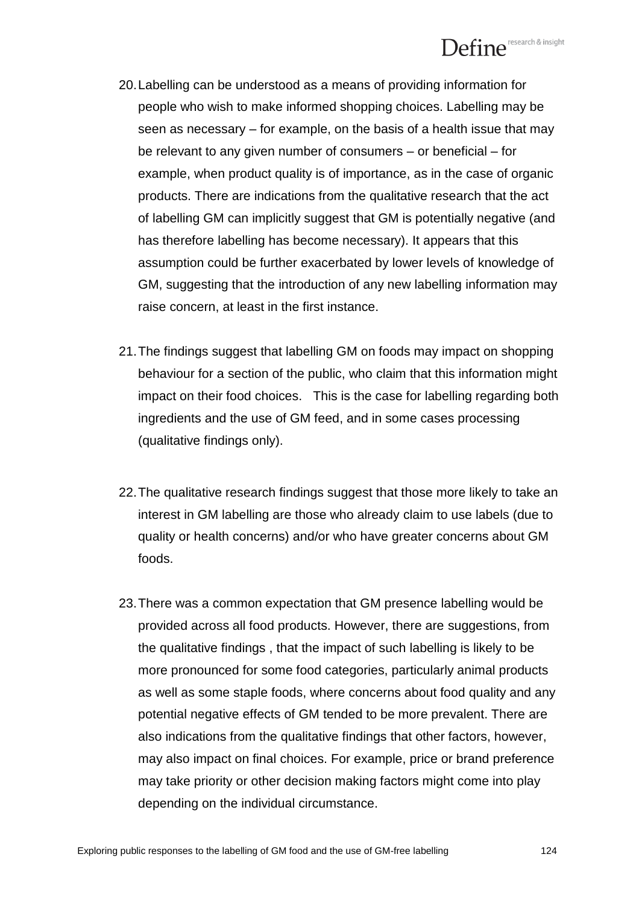20. Labelling can be understood as a means of providing information for people who wish to make informed shopping choices. Labelling may be seen as necessary – for example, on the basis of a health issue that may be relevant to any given number of consumers – or beneficial – for example, when product quality is of importance, as in the case of organic products. There are indications from the qualitative research that the act of labelling GM can implicitly suggest that GM is potentially negative (and has therefore labelling has become necessary). It appears that this assumption could be further exacerbated by lower levels of knowledge of GM, suggesting that the introduction of any new labelling information may raise concern, at least in the first instance.

21. The findings suggest that labelling GM on foods may impact on shopping behaviour for a section of the public, who claim that this information might impact on their food choices. This is the case for labelling regarding both ingredients and the use of GM feed, and in some cases processing (qualitative findings only).

22. The qualitative research findings suggest that those more likely to take an interest in GM labelling are those who already claim to use labels (due to quality or health concerns) and/or who have greater concerns about GM foods.

23. There was a common expectation that GM presence labelling would be provided across all food products. However, there are suggestions, from the qualitative findings , that the impact of such labelling is likely to be more pronounced for some food categories, particularly animal products as well as some staple foods, where concerns about food quality and any potential negative effects of GM tended to be more prevalent. There are also indications from the qualitative findings that other factors, however, may also impact on final choices. For example, price or brand preference may take priority or other decision making factors might come into play depending on the individual circumstance.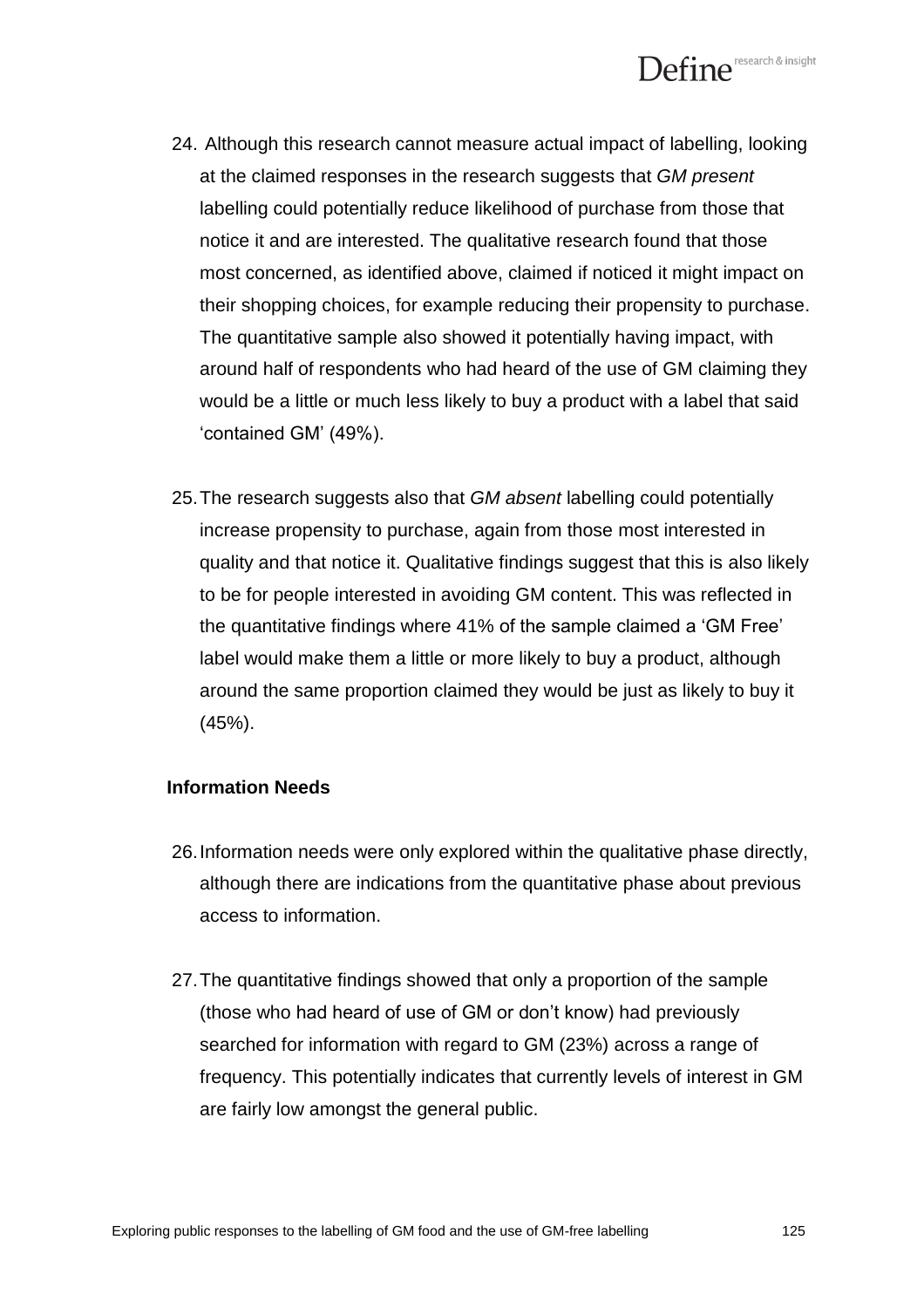24. Although this research cannot measure actual impact of labelling, looking at the claimed responses in the research suggests that *GM present* labelling could potentially reduce likelihood of purchase from those that notice it and are interested. The qualitative research found that those most concerned, as identified above, claimed if noticed it might impact on their shopping choices, for example reducing their propensity to purchase. The quantitative sample also showed it potentially having impact, with around half of respondents who had heard of the use of GM claiming they would be a little or much less likely to buy a product with a label that said 'contained GM' (49%).

25. The research suggests also that *GM absent* labelling could potentially increase propensity to purchase, again from those most interested in quality and that notice it. Qualitative findings suggest that this is also likely to be for people interested in avoiding GM content. This was reflected in the quantitative findings where 41% of the sample claimed a 'GM Free' label would make them a little or more likely to buy a product, although around the same proportion claimed they would be just as likely to buy it (45%).

**Information Needs**

26. Information needs were only explored within the qualitative phase directly, although there are indications from the quantitative phase about previous access to information.

27. The quantitative findings showed that only a proportion of the sample (those who had heard of use of GM or don't know) had previously searched for information with regard to GM (23%) across a range of frequency. This potentially indicates that currently levels of interest in GM are fairly low amongst the general public.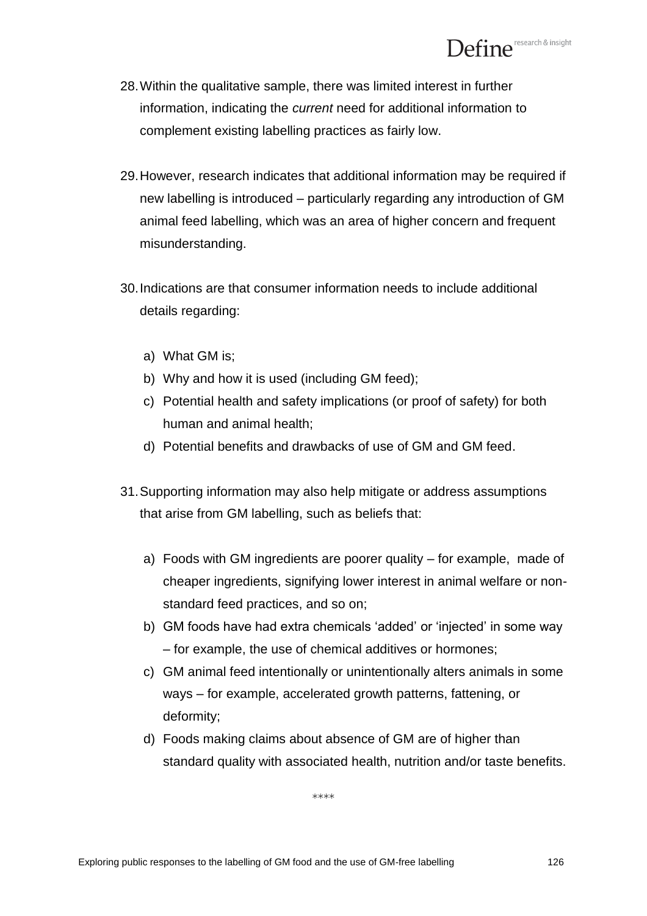28. Within the qualitative sample, there was limited interest in further information, indicating the *current* need for additional information to complement existing labelling practices as fairly low.

29. However, research indicates that additional information may be required if new labelling is introduced – particularly regarding any introduction of GM animal feed labelling, which was an area of higher concern and frequent misunderstanding.

30. Indications are that consumer information needs to include additional details regarding:

    a) What GM is;
    b) Why and how it is used (including GM feed);
    c) Potential health and safety implications (or proof of safety) for both human and animal health;
    d) Potential benefits and drawbacks of use of GM and GM feed.

31. Supporting information may also help mitigate or address assumptions that arise from GM labelling, such as beliefs that:

    a) Foods with GM ingredients are poorer quality – for example, made of cheaper ingredients, signifying lower interest in animal welfare or non-standard feed practices, and so on;
    b) GM foods have had extra chemicals 'added' or 'injected' in some way – for example, the use of chemical additives or hormones;
    c) GM animal feed intentionally or unintentionally alters animals in some ways – for example, accelerated growth patterns, fattening, or deformity;
    d) Foods making claims about absence of GM are of higher than standard quality with associated health, nutrition and/or taste benefits.

****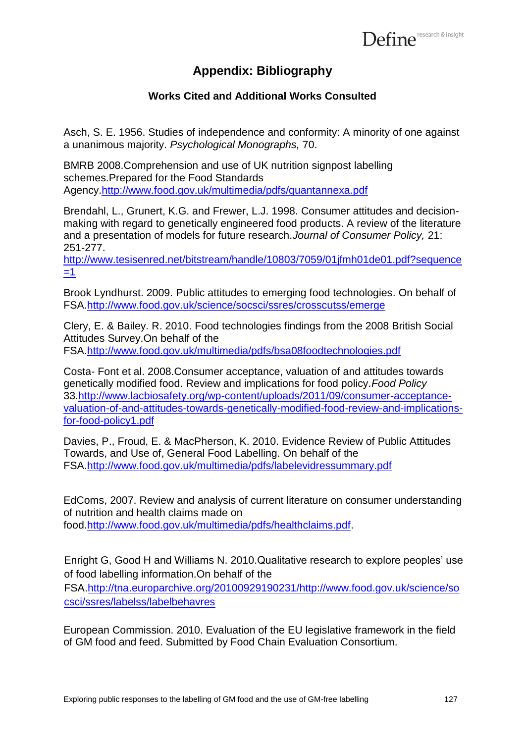# Appendix: Bibliography

### Works Cited and Additional Works Consulted

Asch, S. E. 1956. Studies of independence and conformity: A minority of one against a unanimous majority. *Psychological Monographs,* 70.

BMRB 2008.Comprehension and use of UK nutrition signpost labelling schemes.Prepared for the Food Standards Agency.http://www.food.gov.uk/multimedia/pdfs/quantannexa.pdf

Brendahl, L., Grunert, K.G. and Frewer, L.J. 1998. Consumer attitudes and decision-making with regard to genetically engineered food products. A review of the literature and a presentation of models for future research.*Journal of Consumer Policy,* 21: 251-277.
http://www.tesisenred.net/bitstream/handle/10803/7059/01jfmh01de01.pdf?sequence=1

Brook Lyndhurst. 2009. Public attitudes to emerging food technologies. On behalf of FSA.http://www.food.gov.uk/science/socsci/ssres/crosscutss/emerge

Clery, E. & Bailey. R. 2010. Food technologies findings from the 2008 British Social Attitudes Survey.On behalf of the FSA.http://www.food.gov.uk/multimedia/pdfs/bsa08foodtechnologies.pdf

Costa- Font et al. 2008.Consumer acceptance, valuation of and attitudes towards genetically modified food. Review and implications for food policy.*Food Policy* 33.http://www.lacbiosafety.org/wp-content/uploads/2011/09/consumer-acceptance-valuation-of-and-attitudes-towards-genetically-modified-food-review-and-implications-for-food-policy1.pdf

Davies, P., Froud, E. & MacPherson, K. 2010. Evidence Review of Public Attitudes Towards, and Use of, General Food Labelling. On behalf of the FSA.http://www.food.gov.uk/multimedia/pdfs/labelevidressummary.pdf

EdComs, 2007. Review and analysis of current literature on consumer understanding of nutrition and health claims made on food.http://www.food.gov.uk/multimedia/pdfs/healthclaims.pdf.

Enright G, Good H and Williams N. 2010.Qualitative research to explore peoples' use of food labelling information.On behalf of the FSA.http://tna.europarchive.org/20100929190231/http://www.food.gov.uk/science/socsci/ssres/labelss/labelbehavres

European Commission. 2010. Evaluation of the EU legislative framework in the field of GM food and feed. Submitted by Food Chain Evaluation Consortium.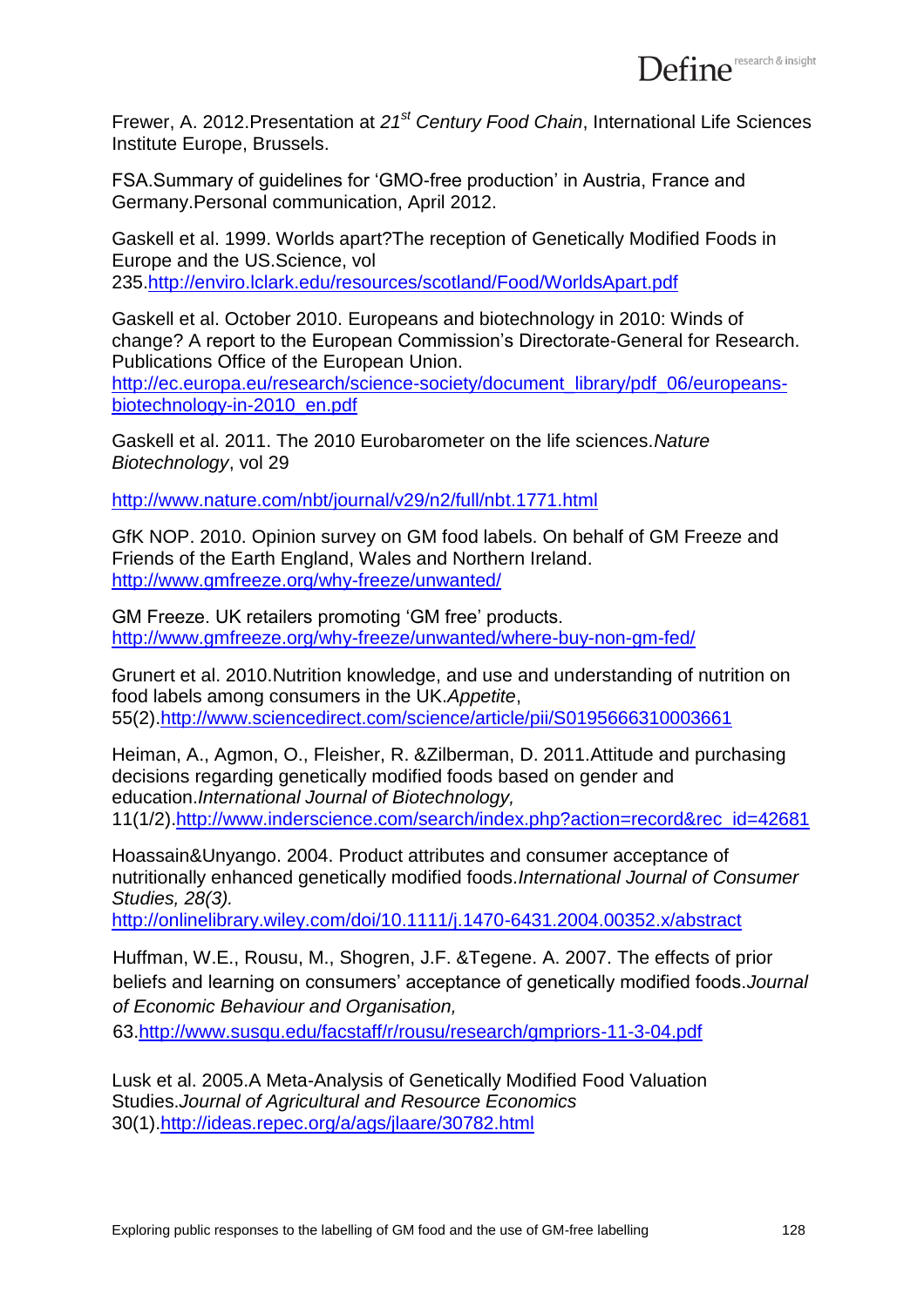Frewer, A. 2012.Presentation at *21st Century Food Chain*, International Life Sciences Institute Europe, Brussels.

FSA.Summary of guidelines for 'GMO-free production' in Austria, France and Germany.Personal communication, April 2012.

Gaskell et al. 1999. Worlds apart?The reception of Genetically Modified Foods in Europe and the US.Science, vol 235.http://enviro.lclark.edu/resources/scotland/Food/WorldsApart.pdf

Gaskell et al. October 2010. Europeans and biotechnology in 2010: Winds of change? A report to the European Commission's Directorate-General for Research. Publications Office of the European Union. http://ec.europa.eu/research/science-society/document_library/pdf_06/europeans-biotechnology-in-2010_en.pdf

Gaskell et al. 2011. The 2010 Eurobarometer on the life sciences.*Nature Biotechnology*, vol 29

http://www.nature.com/nbt/journal/v29/n2/full/nbt.1771.html

GfK NOP. 2010. Opinion survey on GM food labels. On behalf of GM Freeze and Friends of the Earth England, Wales and Northern Ireland. http://www.gmfreeze.org/why-freeze/unwanted/

GM Freeze. UK retailers promoting 'GM free' products. http://www.gmfreeze.org/why-freeze/unwanted/where-buy-non-gm-fed/

Grunert et al. 2010.Nutrition knowledge, and use and understanding of nutrition on food labels among consumers in the UK.*Appetite*, 55(2).http://www.sciencedirect.com/science/article/pii/S0195666310003661

Heiman, A., Agmon, O., Fleisher, R. &Zilberman, D. 2011.Attitude and purchasing decisions regarding genetically modified foods based on gender and education.*International Journal of Biotechnology,* 11(1/2).http://www.inderscience.com/search/index.php?action=record&rec_id=42681

Hoassain&Unyango. 2004. Product attributes and consumer acceptance of nutritionally enhanced genetically modified foods.*International Journal of Consumer Studies, 28(3).* http://onlinelibrary.wiley.com/doi/10.1111/j.1470-6431.2004.00352.x/abstract

Huffman, W.E., Rousu, M., Shogren, J.F. &Tegene. A. 2007. The effects of prior beliefs and learning on consumers' acceptance of genetically modified foods.*Journal of Economic Behaviour and Organisation,* 63.http://www.susqu.edu/facstaff/r/rousu/research/gmpriors-11-3-04.pdf

Lusk et al. 2005.A Meta-Analysis of Genetically Modified Food Valuation Studies.*Journal of Agricultural and Resource Economics* 30(1).http://ideas.repec.org/a/ags/jlaare/30782.html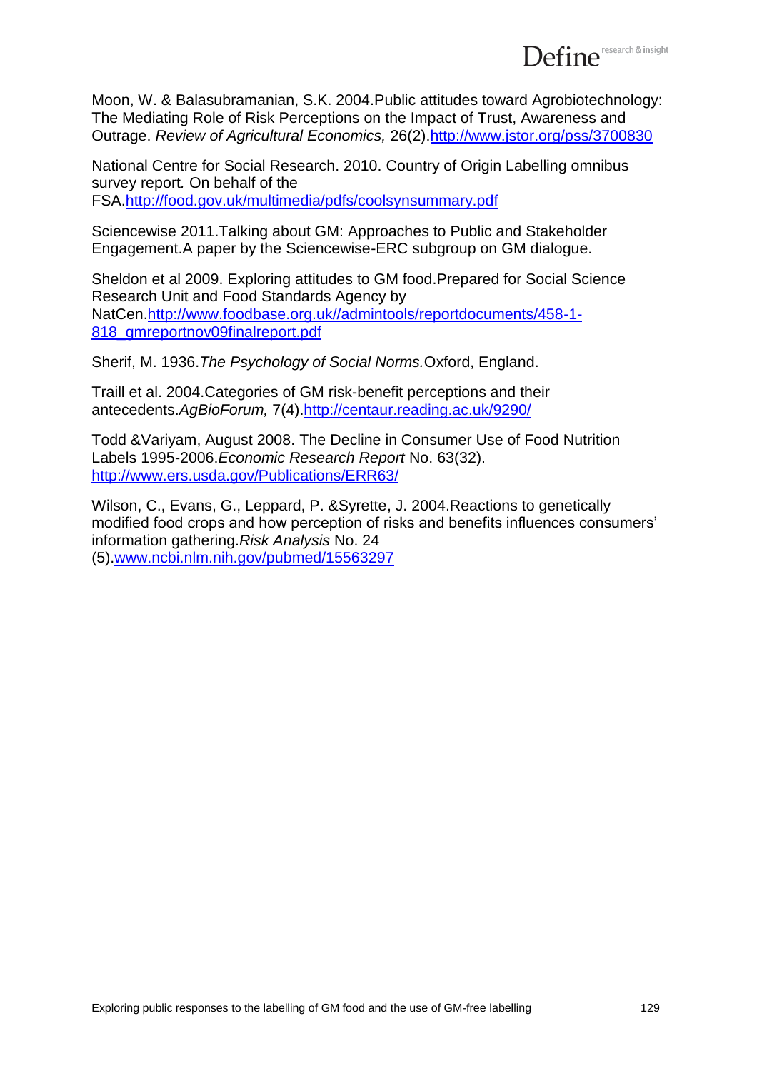Moon, W. & Balasubramanian, S.K. 2004.Public attitudes toward Agrobiotechnology: The Mediating Role of Risk Perceptions on the Impact of Trust, Awareness and Outrage. *Review of Agricultural Economics,* 26(2).http://www.jstor.org/pss/3700830

National Centre for Social Research. 2010. Country of Origin Labelling omnibus survey report*.* On behalf of the FSA.http://food.gov.uk/multimedia/pdfs/coolsynsummary.pdf

Sciencewise 2011.Talking about GM: Approaches to Public and Stakeholder Engagement.A paper by the Sciencewise-ERC subgroup on GM dialogue.

Sheldon et al 2009. Exploring attitudes to GM food.Prepared for Social Science Research Unit and Food Standards Agency by NatCen.http://www.foodbase.org.uk//admintools/reportdocuments/458-1-818_gmreportnov09finalreport.pdf

Sherif, M. 1936.*The Psychology of Social Norms.*Oxford, England.

Traill et al. 2004.Categories of GM risk-benefit perceptions and their antecedents.*AgBioForum,* 7(4).http://centaur.reading.ac.uk/9290/

Todd &Variyam, August 2008. The Decline in Consumer Use of Food Nutrition Labels 1995-2006.*Economic Research Report* No. 63(32). http://www.ers.usda.gov/Publications/ERR63/

Wilson, C., Evans, G., Leppard, P. &Syrette, J. 2004.Reactions to genetically modified food crops and how perception of risks and benefits influences consumers' information gathering.*Risk Analysis* No. 24 (5).www.ncbi.nlm.nih.gov/pubmed/15563297